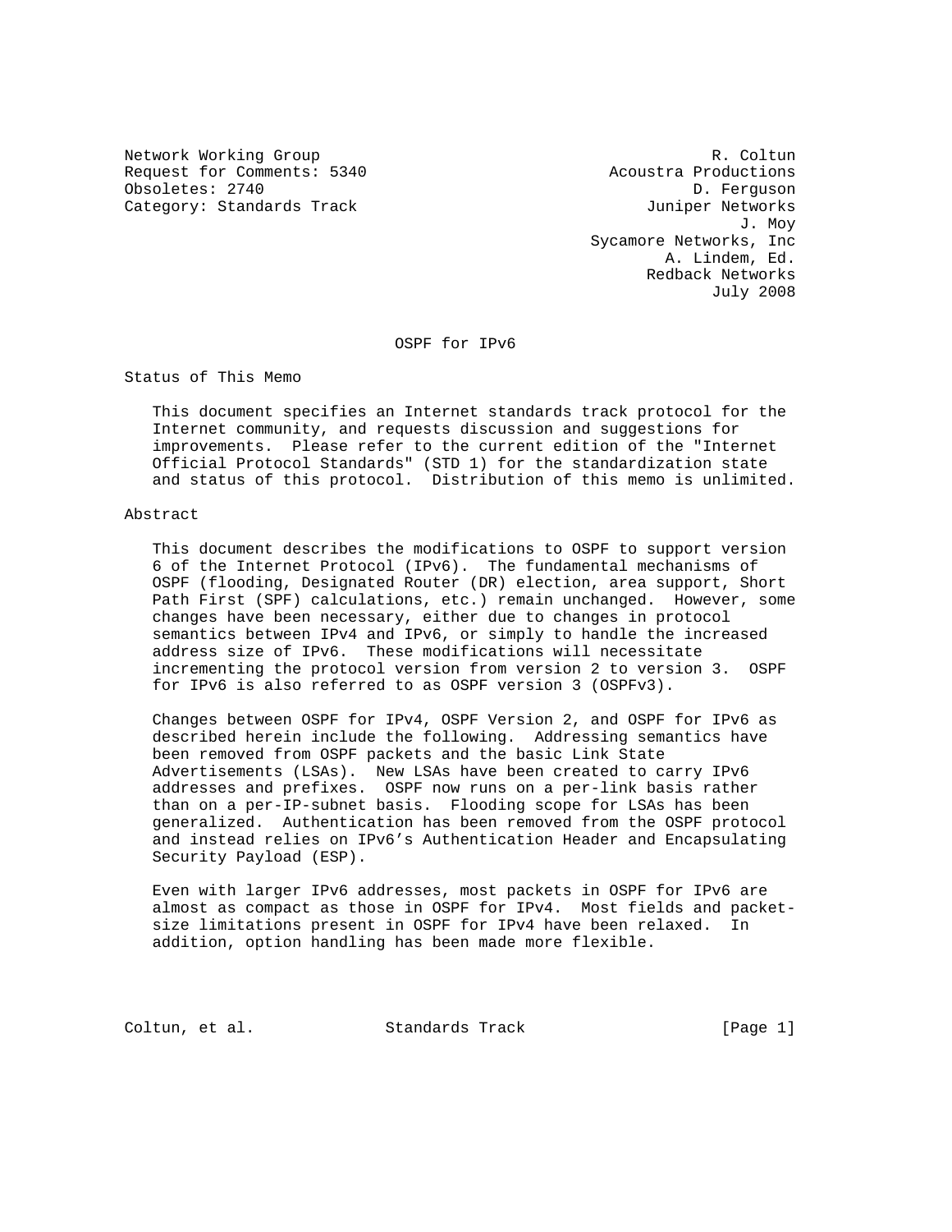Network Working Group R. Coltun
Request for Comments: 5340 Acoustra Productions
Obsoletes: 2740 D. Ferguson
Category: Standards Track Juniper Networks
J. Moy
Sycamore Networks, Inc
A. Lindem, Ed.
Redback Networks
July 2008

# OSPF for IPv6

## Status of This Memo

This document specifies an Internet standards track protocol for the Internet community, and requests discussion and suggestions for improvements. Please refer to the current edition of the "Internet Official Protocol Standards" (STD 1) for the standardization state and status of this protocol. Distribution of this memo is unlimited.

## Abstract

This document describes the modifications to OSPF to support version 6 of the Internet Protocol (IPv6). The fundamental mechanisms of OSPF (flooding, Designated Router (DR) election, area support, Short Path First (SPF) calculations, etc.) remain unchanged. However, some changes have been necessary, either due to changes in protocol semantics between IPv4 and IPv6, or simply to handle the increased address size of IPv6. These modifications will necessitate incrementing the protocol version from version 2 to version 3. OSPF for IPv6 is also referred to as OSPF version 3 (OSPFv3).

Changes between OSPF for IPv4, OSPF Version 2, and OSPF for IPv6 as described herein include the following. Addressing semantics have been removed from OSPF packets and the basic Link State Advertisements (LSAs). New LSAs have been created to carry IPv6 addresses and prefixes. OSPF now runs on a per-link basis rather than on a per-IP-subnet basis. Flooding scope for LSAs has been generalized. Authentication has been removed from the OSPF protocol and instead relies on IPv6's Authentication Header and Encapsulating Security Payload (ESP).

Even with larger IPv6 addresses, most packets in OSPF for IPv6 are almost as compact as those in OSPF for IPv4. Most fields and packet-size limitations present in OSPF for IPv4 have been relaxed. In addition, option handling has been made more flexible.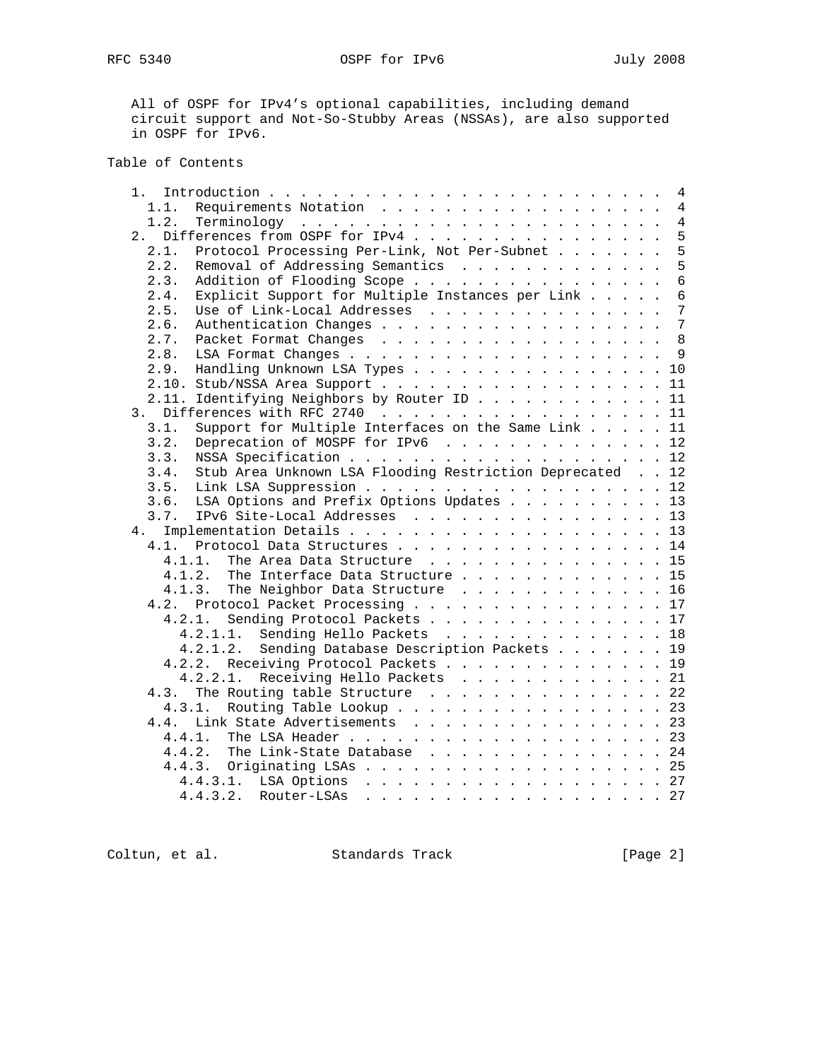All of OSPF for IPv4's optional capabilities, including demand circuit support and Not-So-Stubby Areas (NSSAs), are also supported in OSPF for IPv6.

Table of Contents

```
   1.  Introduction . . . . . . . . . . . . . . . . . . . . . . . . .  4
     1.1.  Requirements Notation  . . . . . . . . . . . . . . . . . .  4
     1.2.  Terminology  . . . . . . . . . . . . . . . . . . . . . . .  4
   2.  Differences from OSPF for IPv4 . . . . . . . . . . . . . . . .  5
     2.1.  Protocol Processing Per-Link, Not Per-Subnet . . . . . . .  5
     2.2.  Removal of Addressing Semantics  . . . . . . . . . . . . .  5
     2.3.  Addition of Flooding Scope . . . . . . . . . . . . . . . .  6
     2.4.  Explicit Support for Multiple Instances per Link . . . . .  6
     2.5.  Use of Link-Local Addresses  . . . . . . . . . . . . . . .  7
     2.6.  Authentication Changes . . . . . . . . . . . . . . . . . .  7
     2.7.  Packet Format Changes  . . . . . . . . . . . . . . . . . .  8
     2.8.  LSA Format Changes . . . . . . . . . . . . . . . . . . . .  9
     2.9.  Handling Unknown LSA Types . . . . . . . . . . . . . . . . 10
     2.10. Stub/NSSA Area Support . . . . . . . . . . . . . . . . . . 11
     2.11. Identifying Neighbors by Router ID . . . . . . . . . . . . 11
   3.  Differences with RFC 2740  . . . . . . . . . . . . . . . . . . 11
     3.1.  Support for Multiple Interfaces on the Same Link . . . . . 11
     3.2.  Deprecation of MOSPF for IPv6  . . . . . . . . . . . . . . 12
     3.3.  NSSA Specification . . . . . . . . . . . . . . . . . . . . 12
     3.4.  Stub Area Unknown LSA Flooding Restriction Deprecated  . . 12
     3.5.  Link LSA Suppression . . . . . . . . . . . . . . . . . . . 12
     3.6.  LSA Options and Prefix Options Updates . . . . . . . . . . 13
     3.7.  IPv6 Site-Local Addresses  . . . . . . . . . . . . . . . . 13
   4.  Implementation Details . . . . . . . . . . . . . . . . . . . . 13
     4.1.  Protocol Data Structures . . . . . . . . . . . . . . . . . 14
       4.1.1.  The Area Data Structure  . . . . . . . . . . . . . . . 15
       4.1.2.  The Interface Data Structure . . . . . . . . . . . . . 15
       4.1.3.  The Neighbor Data Structure  . . . . . . . . . . . . . 16
     4.2.  Protocol Packet Processing . . . . . . . . . . . . . . . . 17
       4.2.1.  Sending Protocol Packets . . . . . . . . . . . . . . . 17
         4.2.1.1.  Sending Hello Packets  . . . . . . . . . . . . . . 18
         4.2.1.2.  Sending Database Description Packets . . . . . . . 19
       4.2.2.  Receiving Protocol Packets . . . . . . . . . . . . . . 19
         4.2.2.1.  Receiving Hello Packets  . . . . . . . . . . . . . 21
     4.3.  The Routing table Structure  . . . . . . . . . . . . . . . 22
       4.3.1.  Routing Table Lookup . . . . . . . . . . . . . . . . . 23
     4.4.  Link State Advertisements  . . . . . . . . . . . . . . . . 23
       4.4.1.  The LSA Header . . . . . . . . . . . . . . . . . . . . 23
       4.4.2.  The Link-State Database  . . . . . . . . . . . . . . . 24
       4.4.3.  Originating LSAs . . . . . . . . . . . . . . . . . . . 25
         4.4.3.1.  LSA Options  . . . . . . . . . . . . . . . . . . . 27
         4.4.3.2.  Router-LSAs  . . . . . . . . . . . . . . . . . . . 27
```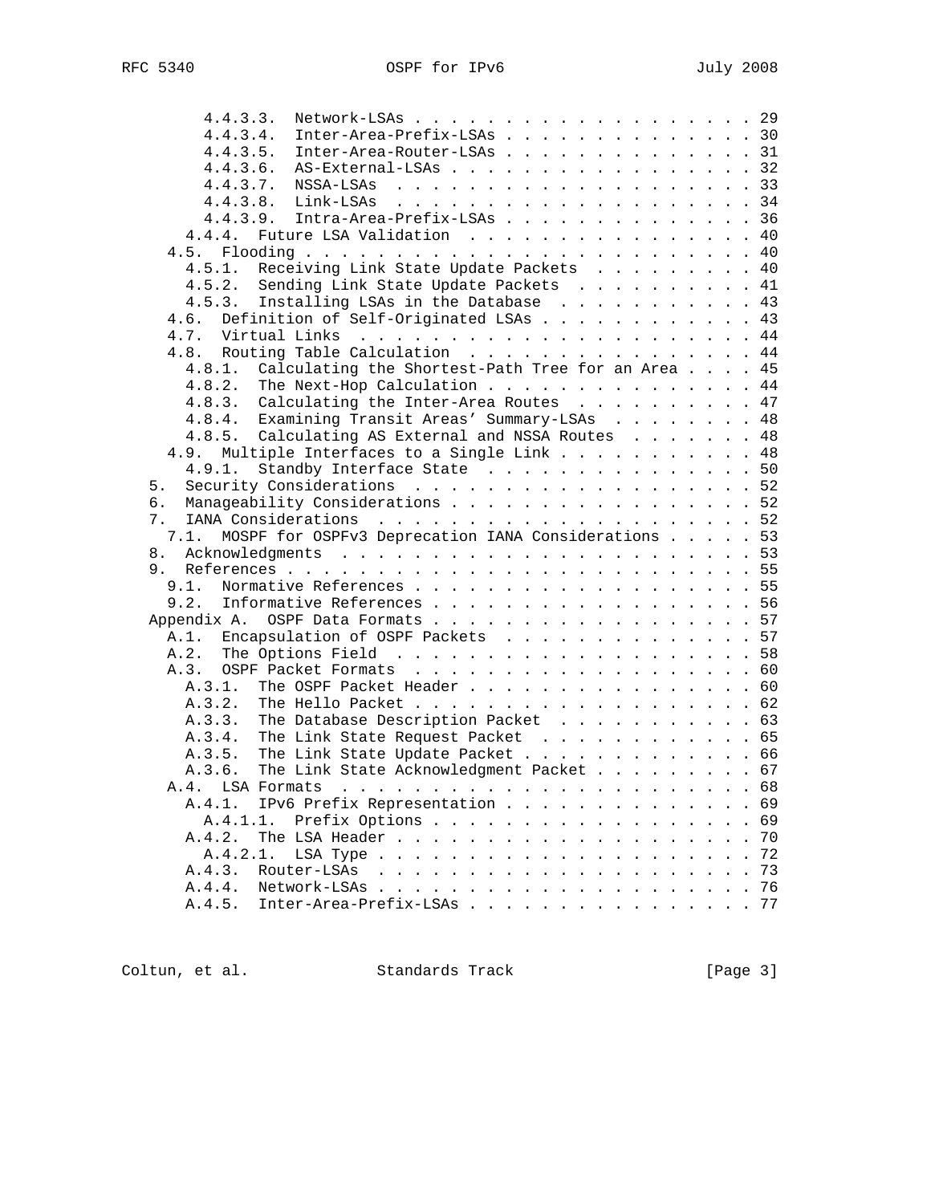```
         4.4.3.3.  Network-LSAs . . . . . . . . . . . . . . . . . . . 29
         4.4.3.4.  Inter-Area-Prefix-LSAs . . . . . . . . . . . . . . 30
         4.4.3.5.  Inter-Area-Router-LSAs . . . . . . . . . . . . . . 31
         4.4.3.6.  AS-External-LSAs . . . . . . . . . . . . . . . . . 32
         4.4.3.7.  NSSA-LSAs  . . . . . . . . . . . . . . . . . . . . 33
         4.4.3.8.  Link-LSAs  . . . . . . . . . . . . . . . . . . . . 34
         4.4.3.9.  Intra-Area-Prefix-LSAs . . . . . . . . . . . . . . 36
       4.4.4.  Future LSA Validation  . . . . . . . . . . . . . . . . 40
     4.5.  Flooding . . . . . . . . . . . . . . . . . . . . . . . . . 40
       4.5.1.  Receiving Link State Update Packets  . . . . . . . . . 40
       4.5.2.  Sending Link State Update Packets  . . . . . . . . . . 41
       4.5.3.  Installing LSAs in the Database  . . . . . . . . . . . 43
     4.6.  Definition of Self-Originated LSAs . . . . . . . . . . . . 43
     4.7.  Virtual Links  . . . . . . . . . . . . . . . . . . . . . . 44
     4.8.  Routing Table Calculation  . . . . . . . . . . . . . . . . 44
       4.8.1.  Calculating the Shortest-Path Tree for an Area . . . . 45
       4.8.2.  The Next-Hop Calculation . . . . . . . . . . . . . . . 44
       4.8.3.  Calculating the Inter-Area Routes  . . . . . . . . . . 47
       4.8.4.  Examining Transit Areas' Summary-LSAs  . . . . . . . . 48
       4.8.5.  Calculating AS External and NSSA Routes  . . . . . . . 48
     4.9.  Multiple Interfaces to a Single Link . . . . . . . . . . . 48
       4.9.1.  Standby Interface State  . . . . . . . . . . . . . . . 50
   5.  Security Considerations  . . . . . . . . . . . . . . . . . . . 52
   6.  Manageability Considerations . . . . . . . . . . . . . . . . . 52
   7.  IANA Considerations  . . . . . . . . . . . . . . . . . . . . . 52
     7.1.  MOSPF for OSPFv3 Deprecation IANA Considerations . . . . . 53
   8.  Acknowledgments  . . . . . . . . . . . . . . . . . . . . . . . 53
   9.  References . . . . . . . . . . . . . . . . . . . . . . . . . . 55
     9.1.  Normative References . . . . . . . . . . . . . . . . . . . 55
     9.2.  Informative References . . . . . . . . . . . . . . . . . . 56
   Appendix A.  OSPF Data Formats . . . . . . . . . . . . . . . . . . 57
     A.1.  Encapsulation of OSPF Packets  . . . . . . . . . . . . . . 57
     A.2.  The Options Field  . . . . . . . . . . . . . . . . . . . . 58
     A.3.  OSPF Packet Formats  . . . . . . . . . . . . . . . . . . . 60
       A.3.1.  The OSPF Packet Header . . . . . . . . . . . . . . . . 60
       A.3.2.  The Hello Packet . . . . . . . . . . . . . . . . . . . 62
       A.3.3.  The Database Description Packet  . . . . . . . . . . . 63
       A.3.4.  The Link State Request Packet  . . . . . . . . . . . . 65
       A.3.5.  The Link State Update Packet . . . . . . . . . . . . . 66
       A.3.6.  The Link State Acknowledgment Packet . . . . . . . . . 67
     A.4.  LSA Formats  . . . . . . . . . . . . . . . . . . . . . . . 68
       A.4.1.  IPv6 Prefix Representation . . . . . . . . . . . . . . 69
         A.4.1.1.  Prefix Options . . . . . . . . . . . . . . . . . . 69
       A.4.2.  The LSA Header . . . . . . . . . . . . . . . . . . . . 70
         A.4.2.1.  LSA Type . . . . . . . . . . . . . . . . . . . . . 72
       A.4.3.  Router-LSAs  . . . . . . . . . . . . . . . . . . . . . 73
       A.4.4.  Network-LSAs . . . . . . . . . . . . . . . . . . . . . 76
       A.4.5.  Inter-Area-Prefix-LSAs . . . . . . . . . . . . . . . . 77
```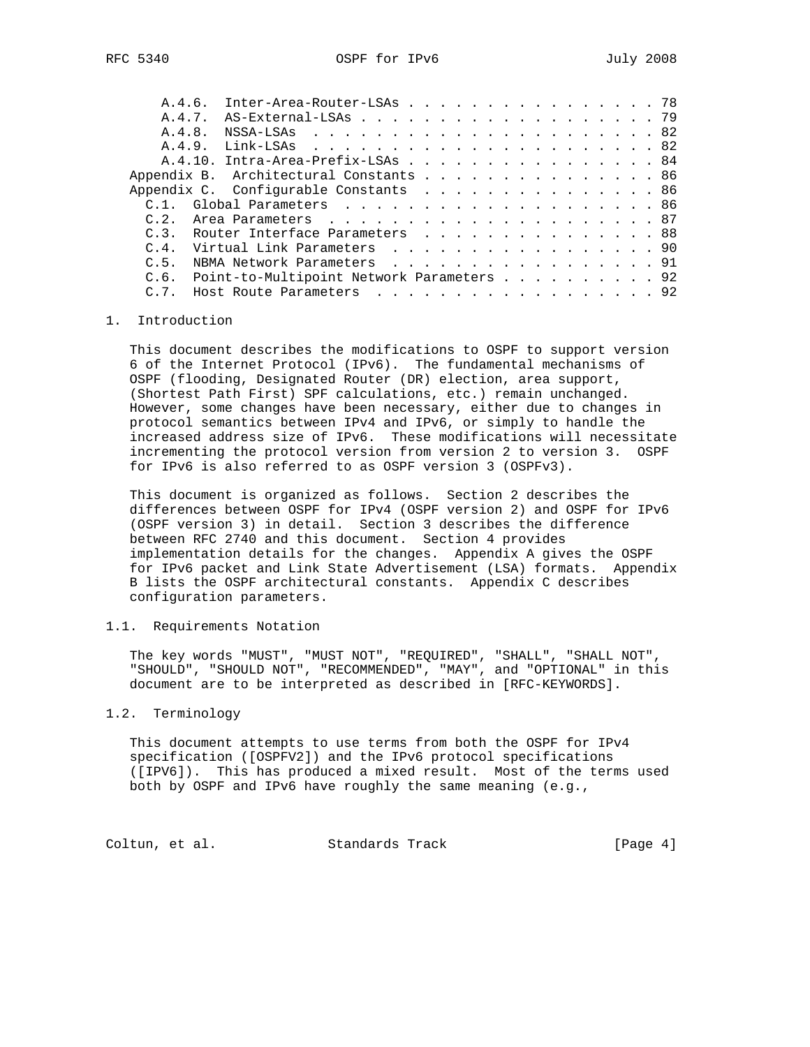A.4.6. Inter-Area-Router-LSAs . . . . . . . . . . . . . . . . . 78
A.4.7. AS-External-LSAs . . . . . . . . . . . . . . . . . . . . 79
A.4.8. NSSA-LSAs . . . . . . . . . . . . . . . . . . . . . . . . 82
A.4.9. Link-LSAs . . . . . . . . . . . . . . . . . . . . . . . . 82
A.4.10. Intra-Area-Prefix-LSAs . . . . . . . . . . . . . . . . . 84
Appendix B. Architectural Constants . . . . . . . . . . . . . . . . 86
Appendix C. Configurable Constants . . . . . . . . . . . . . . . . 86
C.1. Global Parameters . . . . . . . . . . . . . . . . . . . . . 86
C.2. Area Parameters . . . . . . . . . . . . . . . . . . . . . . 87
C.3. Router Interface Parameters . . . . . . . . . . . . . . . . 88
C.4. Virtual Link Parameters . . . . . . . . . . . . . . . . . . 90
C.5. NBMA Network Parameters . . . . . . . . . . . . . . . . . . 91
C.6. Point-to-Multipoint Network Parameters . . . . . . . . . . 92
C.7. Host Route Parameters . . . . . . . . . . . . . . . . . . . 92

# 1. Introduction

This document describes the modifications to OSPF to support version 6 of the Internet Protocol (IPv6). The fundamental mechanisms of OSPF (flooding, Designated Router (DR) election, area support, (Shortest Path First) SPF calculations, etc.) remain unchanged. However, some changes have been necessary, either due to changes in protocol semantics between IPv4 and IPv6, or simply to handle the increased address size of IPv6. These modifications will necessitate incrementing the protocol version from version 2 to version 3. OSPF for IPv6 is also referred to as OSPF version 3 (OSPFv3).

This document is organized as follows. Section 2 describes the differences between OSPF for IPv4 (OSPF version 2) and OSPF for IPv6 (OSPF version 3) in detail. Section 3 describes the difference between RFC 2740 and this document. Section 4 provides implementation details for the changes. Appendix A gives the OSPF for IPv6 packet and Link State Advertisement (LSA) formats. Appendix B lists the OSPF architectural constants. Appendix C describes configuration parameters.

## 1.1. Requirements Notation

The key words "MUST", "MUST NOT", "REQUIRED", "SHALL", "SHALL NOT", "SHOULD", "SHOULD NOT", "RECOMMENDED", "MAY", and "OPTIONAL" in this document are to be interpreted as described in [RFC-KEYWORDS].

## 1.2. Terminology

This document attempts to use terms from both the OSPF for IPv4 specification ([OSPFV2]) and the IPv6 protocol specifications ([IPV6]). This has produced a mixed result. Most of the terms used both by OSPF and IPv6 have roughly the same meaning (e.g.,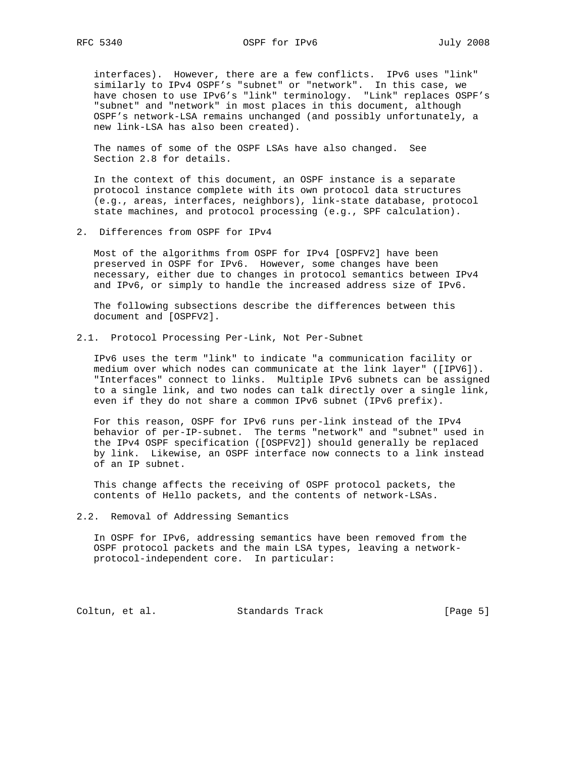interfaces). However, there are a few conflicts. IPv6 uses "link" similarly to IPv4 OSPF's "subnet" or "network". In this case, we have chosen to use IPv6's "link" terminology. "Link" replaces OSPF's "subnet" and "network" in most places in this document, although OSPF's network-LSA remains unchanged (and possibly unfortunately, a new link-LSA has also been created).

The names of some of the OSPF LSAs have also changed. See Section 2.8 for details.

In the context of this document, an OSPF instance is a separate protocol instance complete with its own protocol data structures (e.g., areas, interfaces, neighbors), link-state database, protocol state machines, and protocol processing (e.g., SPF calculation).

## 2. Differences from OSPF for IPv4

Most of the algorithms from OSPF for IPv4 [OSPFV2] have been preserved in OSPF for IPv6. However, some changes have been necessary, either due to changes in protocol semantics between IPv4 and IPv6, or simply to handle the increased address size of IPv6.

The following subsections describe the differences between this document and [OSPFV2].

### 2.1. Protocol Processing Per-Link, Not Per-Subnet

IPv6 uses the term "link" to indicate "a communication facility or medium over which nodes can communicate at the link layer" ([IPV6]). "Interfaces" connect to links. Multiple IPv6 subnets can be assigned to a single link, and two nodes can talk directly over a single link, even if they do not share a common IPv6 subnet (IPv6 prefix).

For this reason, OSPF for IPv6 runs per-link instead of the IPv4 behavior of per-IP-subnet. The terms "network" and "subnet" used in the IPv4 OSPF specification ([OSPFV2]) should generally be replaced by link. Likewise, an OSPF interface now connects to a link instead of an IP subnet.

This change affects the receiving of OSPF protocol packets, the contents of Hello packets, and the contents of network-LSAs.

### 2.2. Removal of Addressing Semantics

In OSPF for IPv6, addressing semantics have been removed from the OSPF protocol packets and the main LSA types, leaving a network-protocol-independent core. In particular: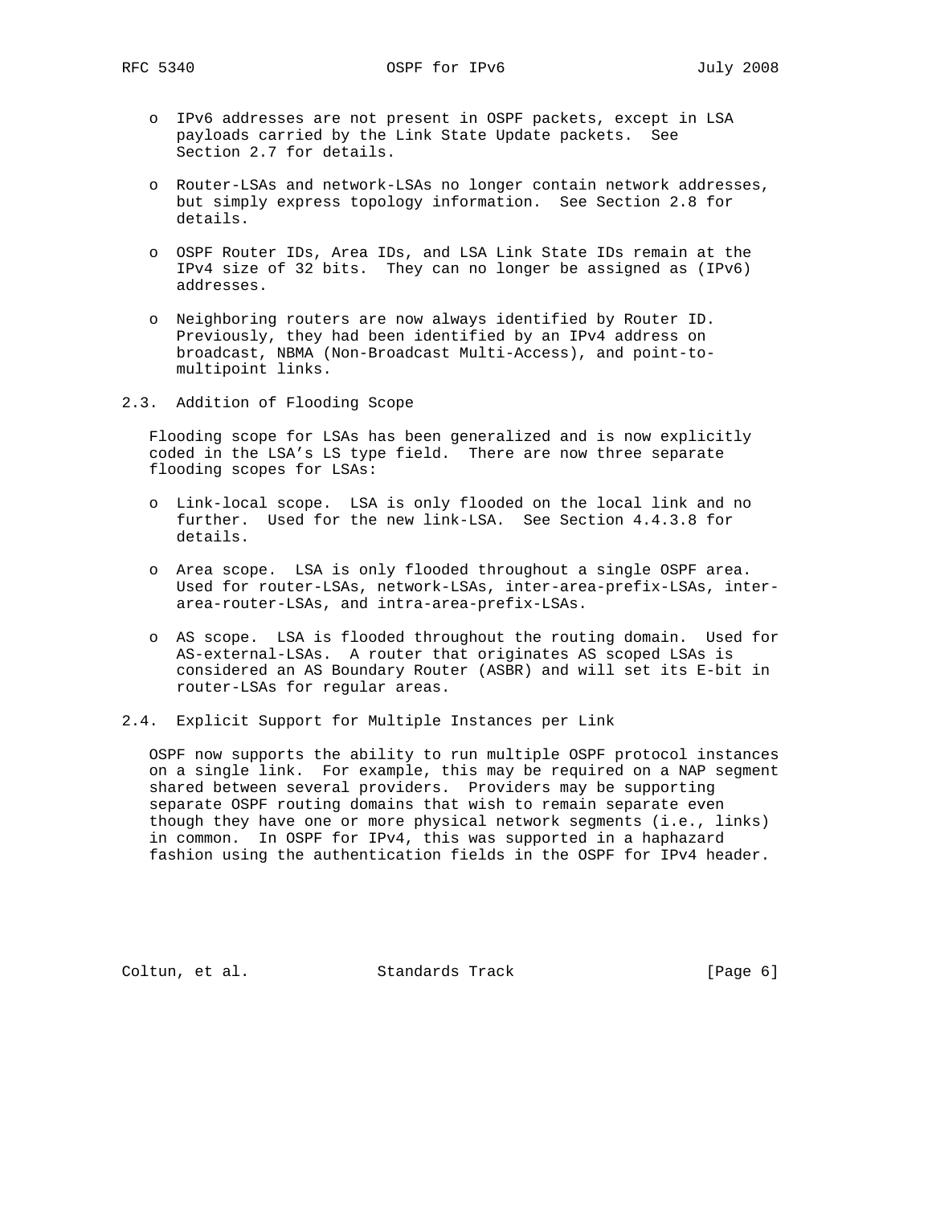- IPv6 addresses are not present in OSPF packets, except in LSA payloads carried by the Link State Update packets. See Section 2.7 for details.

- Router-LSAs and network-LSAs no longer contain network addresses, but simply express topology information. See Section 2.8 for details.

- OSPF Router IDs, Area IDs, and LSA Link State IDs remain at the IPv4 size of 32 bits. They can no longer be assigned as (IPv6) addresses.

- Neighboring routers are now always identified by Router ID. Previously, they had been identified by an IPv4 address on broadcast, NBMA (Non-Broadcast Multi-Access), and point-to-multipoint links.

## 2.3. Addition of Flooding Scope

Flooding scope for LSAs has been generalized and is now explicitly coded in the LSA's LS type field. There are now three separate flooding scopes for LSAs:

- Link-local scope. LSA is only flooded on the local link and no further. Used for the new link-LSA. See Section 4.4.3.8 for details.

- Area scope. LSA is only flooded throughout a single OSPF area. Used for router-LSAs, network-LSAs, inter-area-prefix-LSAs, inter-area-router-LSAs, and intra-area-prefix-LSAs.

- AS scope. LSA is flooded throughout the routing domain. Used for AS-external-LSAs. A router that originates AS scoped LSAs is considered an AS Boundary Router (ASBR) and will set its E-bit in router-LSAs for regular areas.

## 2.4. Explicit Support for Multiple Instances per Link

OSPF now supports the ability to run multiple OSPF protocol instances on a single link. For example, this may be required on a NAP segment shared between several providers. Providers may be supporting separate OSPF routing domains that wish to remain separate even though they have one or more physical network segments (i.e., links) in common. In OSPF for IPv4, this was supported in a haphazard fashion using the authentication fields in the OSPF for IPv4 header.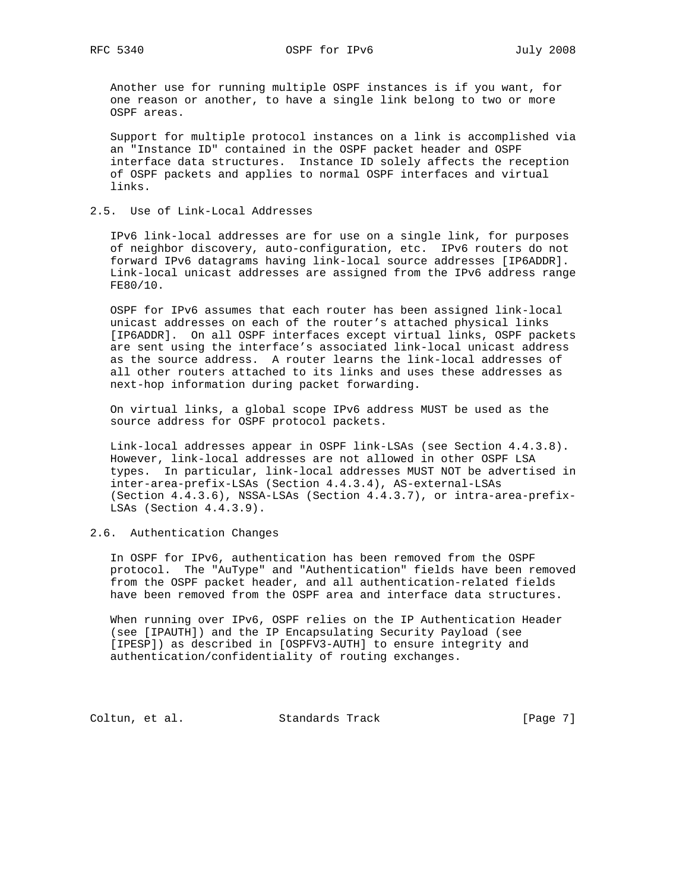Another use for running multiple OSPF instances is if you want, for one reason or another, to have a single link belong to two or more OSPF areas.

Support for multiple protocol instances on a link is accomplished via an "Instance ID" contained in the OSPF packet header and OSPF interface data structures. Instance ID solely affects the reception of OSPF packets and applies to normal OSPF interfaces and virtual links.

## 2.5. Use of Link-Local Addresses

IPv6 link-local addresses are for use on a single link, for purposes of neighbor discovery, auto-configuration, etc. IPv6 routers do not forward IPv6 datagrams having link-local source addresses [IP6ADDR]. Link-local unicast addresses are assigned from the IPv6 address range FE80/10.

OSPF for IPv6 assumes that each router has been assigned link-local unicast addresses on each of the router's attached physical links [IP6ADDR]. On all OSPF interfaces except virtual links, OSPF packets are sent using the interface's associated link-local unicast address as the source address. A router learns the link-local addresses of all other routers attached to its links and uses these addresses as next-hop information during packet forwarding.

On virtual links, a global scope IPv6 address MUST be used as the source address for OSPF protocol packets.

Link-local addresses appear in OSPF link-LSAs (see Section 4.4.3.8). However, link-local addresses are not allowed in other OSPF LSA types. In particular, link-local addresses MUST NOT be advertised in inter-area-prefix-LSAs (Section 4.4.3.4), AS-external-LSAs (Section 4.4.3.6), NSSA-LSAs (Section 4.4.3.7), or intra-area-prefix-LSAs (Section 4.4.3.9).

## 2.6. Authentication Changes

In OSPF for IPv6, authentication has been removed from the OSPF protocol. The "AuType" and "Authentication" fields have been removed from the OSPF packet header, and all authentication-related fields have been removed from the OSPF area and interface data structures.

When running over IPv6, OSPF relies on the IP Authentication Header (see [IPAUTH]) and the IP Encapsulating Security Payload (see [IPESP]) as described in [OSPFV3-AUTH] to ensure integrity and authentication/confidentiality of routing exchanges.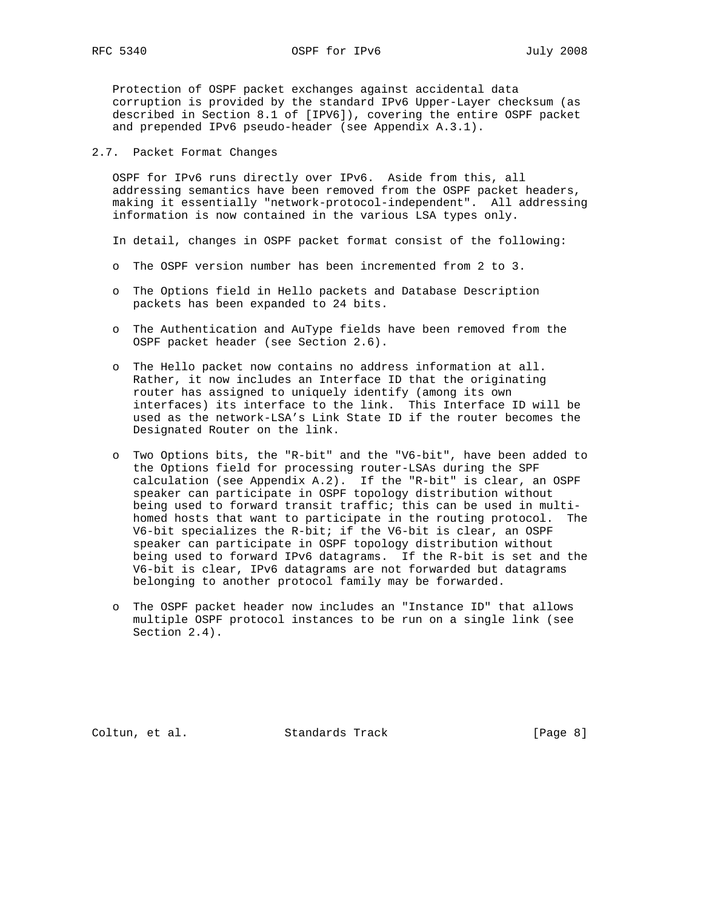Protection of OSPF packet exchanges against accidental data corruption is provided by the standard IPv6 Upper-Layer checksum (as described in Section 8.1 of [IPV6]), covering the entire OSPF packet and prepended IPv6 pseudo-header (see Appendix A.3.1).

## 2.7. Packet Format Changes

OSPF for IPv6 runs directly over IPv6. Aside from this, all addressing semantics have been removed from the OSPF packet headers, making it essentially "network-protocol-independent". All addressing information is now contained in the various LSA types only.

In detail, changes in OSPF packet format consist of the following:

- The OSPF version number has been incremented from 2 to 3.
- The Options field in Hello packets and Database Description packets has been expanded to 24 bits.
- The Authentication and AuType fields have been removed from the OSPF packet header (see Section 2.6).
- The Hello packet now contains no address information at all. Rather, it now includes an Interface ID that the originating router has assigned to uniquely identify (among its own interfaces) its interface to the link. This Interface ID will be used as the network-LSA's Link State ID if the router becomes the Designated Router on the link.
- Two Options bits, the "R-bit" and the "V6-bit", have been added to the Options field for processing router-LSAs during the SPF calculation (see Appendix A.2). If the "R-bit" is clear, an OSPF speaker can participate in OSPF topology distribution without being used to forward transit traffic; this can be used in multi-homed hosts that want to participate in the routing protocol. The V6-bit specializes the R-bit; if the V6-bit is clear, an OSPF speaker can participate in OSPF topology distribution without being used to forward IPv6 datagrams. If the R-bit is set and the V6-bit is clear, IPv6 datagrams are not forwarded but datagrams belonging to another protocol family may be forwarded.
- The OSPF packet header now includes an "Instance ID" that allows multiple OSPF protocol instances to be run on a single link (see Section 2.4).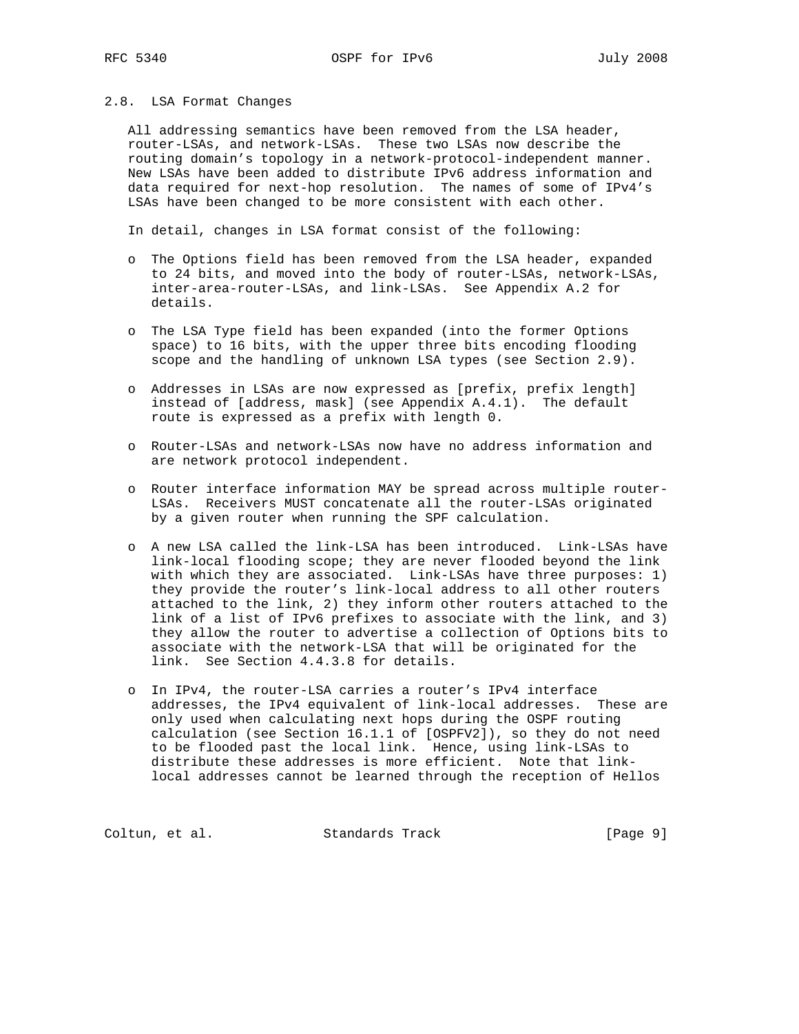### 2.8. LSA Format Changes

All addressing semantics have been removed from the LSA header, router-LSAs, and network-LSAs. These two LSAs now describe the routing domain's topology in a network-protocol-independent manner. New LSAs have been added to distribute IPv6 address information and data required for next-hop resolution. The names of some of IPv4's LSAs have been changed to be more consistent with each other.

In detail, changes in LSA format consist of the following:

- The Options field has been removed from the LSA header, expanded to 24 bits, and moved into the body of router-LSAs, network-LSAs, inter-area-router-LSAs, and link-LSAs. See Appendix A.2 for details.

- The LSA Type field has been expanded (into the former Options space) to 16 bits, with the upper three bits encoding flooding scope and the handling of unknown LSA types (see Section 2.9).

- Addresses in LSAs are now expressed as [prefix, prefix length] instead of [address, mask] (see Appendix A.4.1). The default route is expressed as a prefix with length 0.

- Router-LSAs and network-LSAs now have no address information and are network protocol independent.

- Router interface information MAY be spread across multiple router-LSAs. Receivers MUST concatenate all the router-LSAs originated by a given router when running the SPF calculation.

- A new LSA called the link-LSA has been introduced. Link-LSAs have link-local flooding scope; they are never flooded beyond the link with which they are associated. Link-LSAs have three purposes: 1) they provide the router's link-local address to all other routers attached to the link, 2) they inform other routers attached to the link of a list of IPv6 prefixes to associate with the link, and 3) they allow the router to advertise a collection of Options bits to associate with the network-LSA that will be originated for the link. See Section 4.4.3.8 for details.

- In IPv4, the router-LSA carries a router's IPv4 interface addresses, the IPv4 equivalent of link-local addresses. These are only used when calculating next hops during the OSPF routing calculation (see Section 16.1.1 of [OSPFV2]), so they do not need to be flooded past the local link. Hence, using link-LSAs to distribute these addresses is more efficient. Note that link-local addresses cannot be learned through the reception of Hellos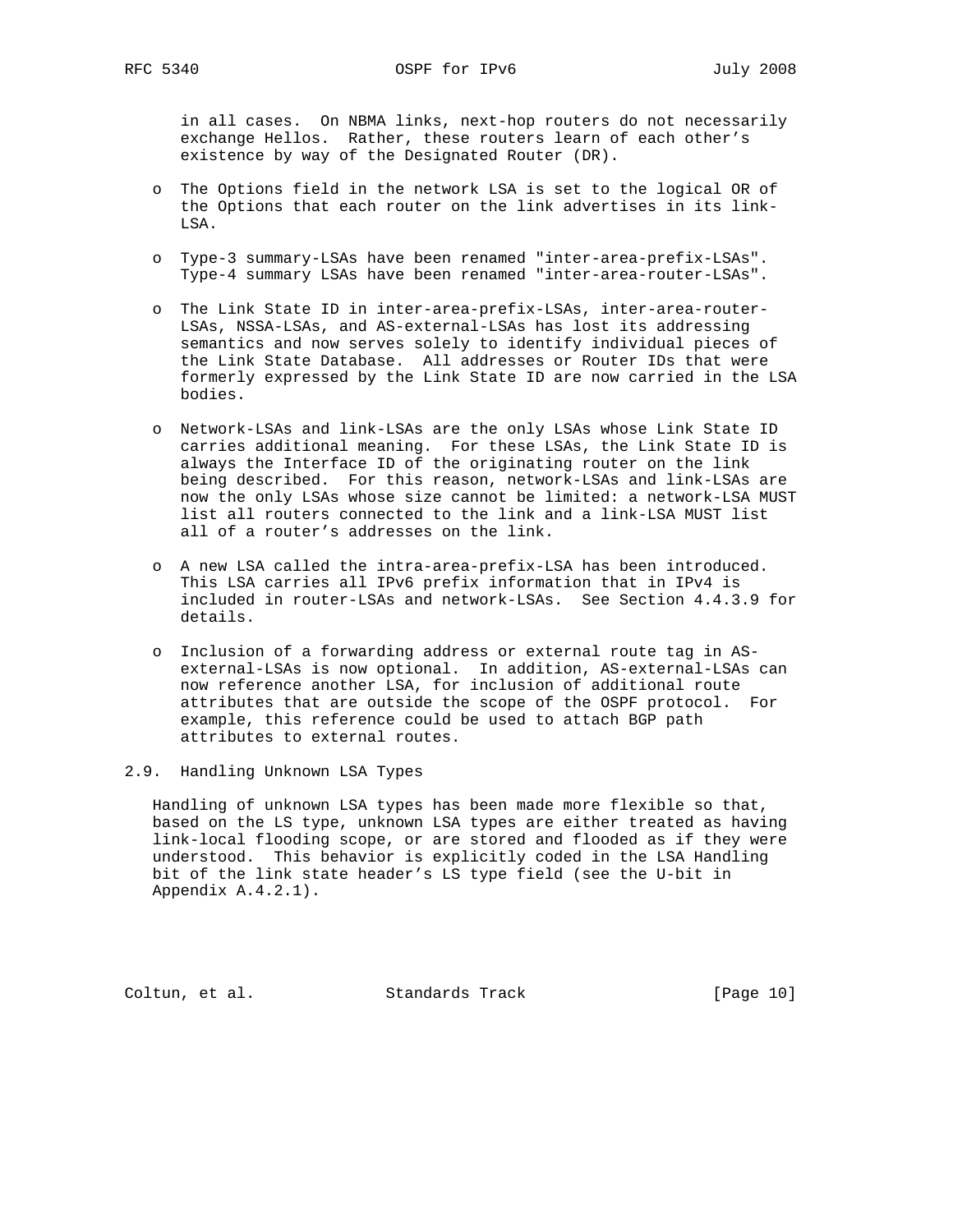in all cases. On NBMA links, next-hop routers do not necessarily exchange Hellos. Rather, these routers learn of each other's existence by way of the Designated Router (DR).

- The Options field in the network LSA is set to the logical OR of the Options that each router on the link advertises in its link-LSA.
- Type-3 summary-LSAs have been renamed "inter-area-prefix-LSAs". Type-4 summary LSAs have been renamed "inter-area-router-LSAs".
- The Link State ID in inter-area-prefix-LSAs, inter-area-router-LSAs, NSSA-LSAs, and AS-external-LSAs has lost its addressing semantics and now serves solely to identify individual pieces of the Link State Database. All addresses or Router IDs that were formerly expressed by the Link State ID are now carried in the LSA bodies.
- Network-LSAs and link-LSAs are the only LSAs whose Link State ID carries additional meaning. For these LSAs, the Link State ID is always the Interface ID of the originating router on the link being described. For this reason, network-LSAs and link-LSAs are now the only LSAs whose size cannot be limited: a network-LSA MUST list all routers connected to the link and a link-LSA MUST list all of a router's addresses on the link.
- A new LSA called the intra-area-prefix-LSA has been introduced. This LSA carries all IPv6 prefix information that in IPv4 is included in router-LSAs and network-LSAs. See Section 4.4.3.9 for details.
- Inclusion of a forwarding address or external route tag in AS-external-LSAs is now optional. In addition, AS-external-LSAs can now reference another LSA, for inclusion of additional route attributes that are outside the scope of the OSPF protocol. For example, this reference could be used to attach BGP path attributes to external routes.

## 2.9. Handling Unknown LSA Types

Handling of unknown LSA types has been made more flexible so that, based on the LS type, unknown LSA types are either treated as having link-local flooding scope, or are stored and flooded as if they were understood. This behavior is explicitly coded in the LSA Handling bit of the link state header's LS type field (see the U-bit in Appendix A.4.2.1).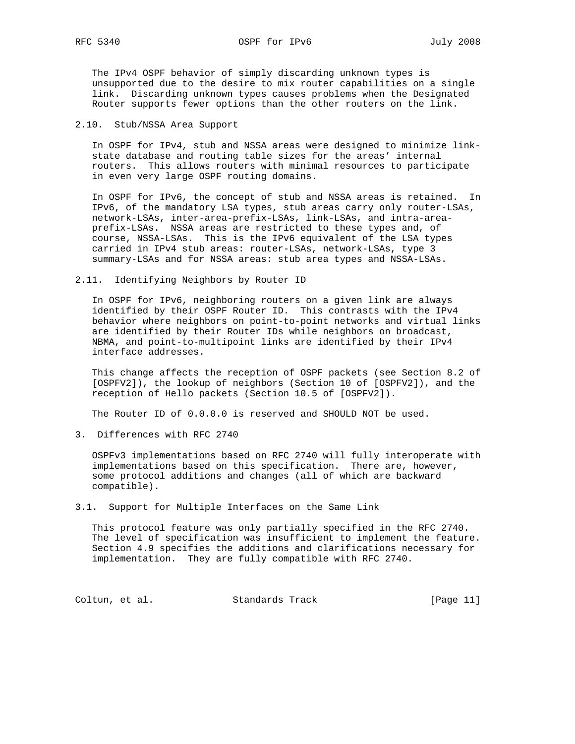The IPv4 OSPF behavior of simply discarding unknown types is unsupported due to the desire to mix router capabilities on a single link. Discarding unknown types causes problems when the Designated Router supports fewer options than the other routers on the link.

### 2.10. Stub/NSSA Area Support

In OSPF for IPv4, stub and NSSA areas were designed to minimize link-state database and routing table sizes for the areas' internal routers. This allows routers with minimal resources to participate in even very large OSPF routing domains.

In OSPF for IPv6, the concept of stub and NSSA areas is retained. In IPv6, of the mandatory LSA types, stub areas carry only router-LSAs, network-LSAs, inter-area-prefix-LSAs, link-LSAs, and intra-area-prefix-LSAs. NSSA areas are restricted to these types and, of course, NSSA-LSAs. This is the IPv6 equivalent of the LSA types carried in IPv4 stub areas: router-LSAs, network-LSAs, type 3 summary-LSAs and for NSSA areas: stub area types and NSSA-LSAs.

### 2.11. Identifying Neighbors by Router ID

In OSPF for IPv6, neighboring routers on a given link are always identified by their OSPF Router ID. This contrasts with the IPv4 behavior where neighbors on point-to-point networks and virtual links are identified by their Router IDs while neighbors on broadcast, NBMA, and point-to-multipoint links are identified by their IPv4 interface addresses.

This change affects the reception of OSPF packets (see Section 8.2 of [OSPFV2]), the lookup of neighbors (Section 10 of [OSPFV2]), and the reception of Hello packets (Section 10.5 of [OSPFV2]).

The Router ID of 0.0.0.0 is reserved and SHOULD NOT be used.

## 3. Differences with RFC 2740

OSPFv3 implementations based on RFC 2740 will fully interoperate with implementations based on this specification. There are, however, some protocol additions and changes (all of which are backward compatible).

### 3.1. Support for Multiple Interfaces on the Same Link

This protocol feature was only partially specified in the RFC 2740. The level of specification was insufficient to implement the feature. Section 4.9 specifies the additions and clarifications necessary for implementation. They are fully compatible with RFC 2740.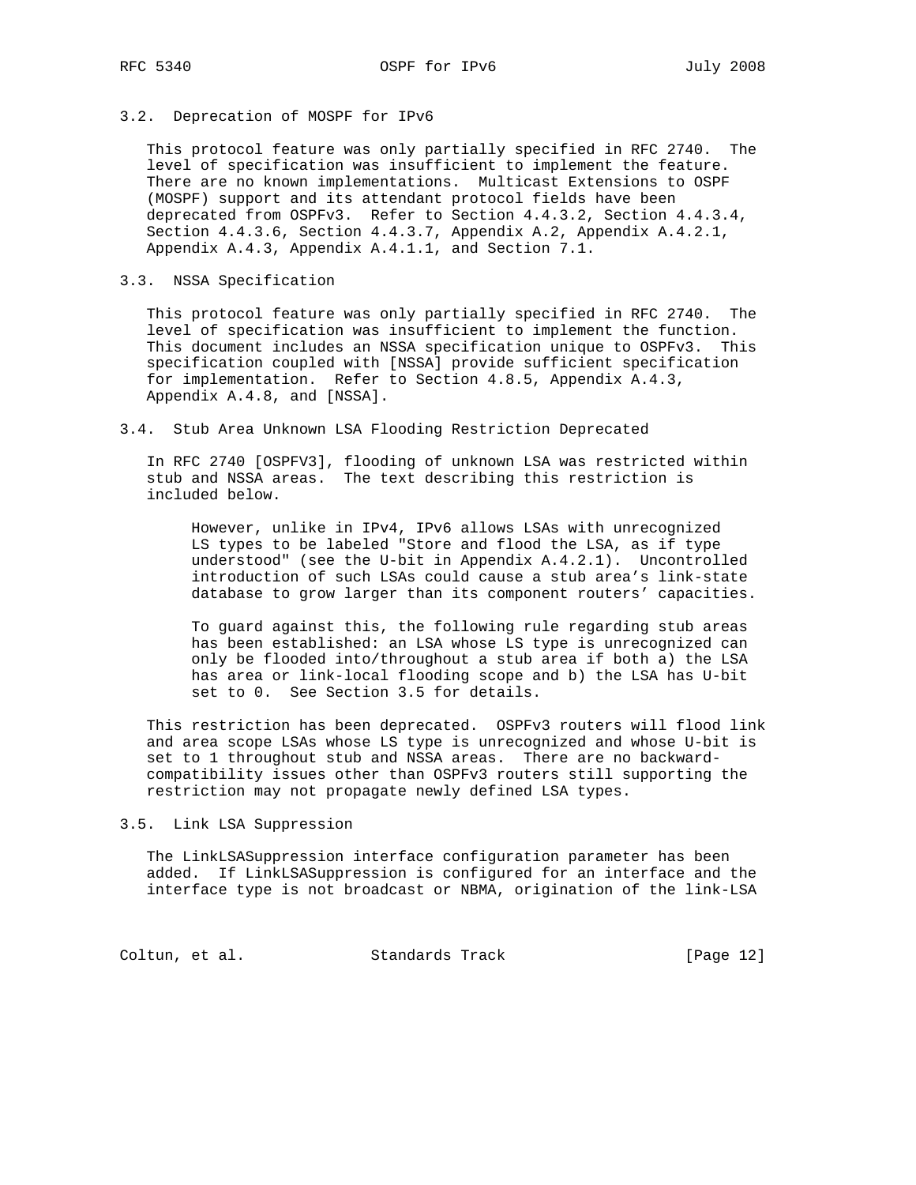### 3.2. Deprecation of MOSPF for IPv6

This protocol feature was only partially specified in RFC 2740. The level of specification was insufficient to implement the feature. There are no known implementations. Multicast Extensions to OSPF (MOSPF) support and its attendant protocol fields have been deprecated from OSPFv3. Refer to Section 4.4.3.2, Section 4.4.3.4, Section 4.4.3.6, Section 4.4.3.7, Appendix A.2, Appendix A.4.2.1, Appendix A.4.3, Appendix A.4.1.1, and Section 7.1.

### 3.3. NSSA Specification

This protocol feature was only partially specified in RFC 2740. The level of specification was insufficient to implement the function. This document includes an NSSA specification unique to OSPFv3. This specification coupled with [NSSA] provide sufficient specification for implementation. Refer to Section 4.8.5, Appendix A.4.3, Appendix A.4.8, and [NSSA].

### 3.4. Stub Area Unknown LSA Flooding Restriction Deprecated

In RFC 2740 [OSPFV3], flooding of unknown LSA was restricted within stub and NSSA areas. The text describing this restriction is included below.

> However, unlike in IPv4, IPv6 allows LSAs with unrecognized LS types to be labeled "Store and flood the LSA, as if type understood" (see the U-bit in Appendix A.4.2.1). Uncontrolled introduction of such LSAs could cause a stub area's link-state database to grow larger than its component routers' capacities.
>
> To guard against this, the following rule regarding stub areas has been established: an LSA whose LS type is unrecognized can only be flooded into/throughout a stub area if both a) the LSA has area or link-local flooding scope and b) the LSA has U-bit set to 0. See Section 3.5 for details.

This restriction has been deprecated. OSPFv3 routers will flood link and area scope LSAs whose LS type is unrecognized and whose U-bit is set to 1 throughout stub and NSSA areas. There are no backward-compatibility issues other than OSPFv3 routers still supporting the restriction may not propagate newly defined LSA types.

### 3.5. Link LSA Suppression

The LinkLSASuppression interface configuration parameter has been added. If LinkLSASuppression is configured for an interface and the interface type is not broadcast or NBMA, origination of the link-LSA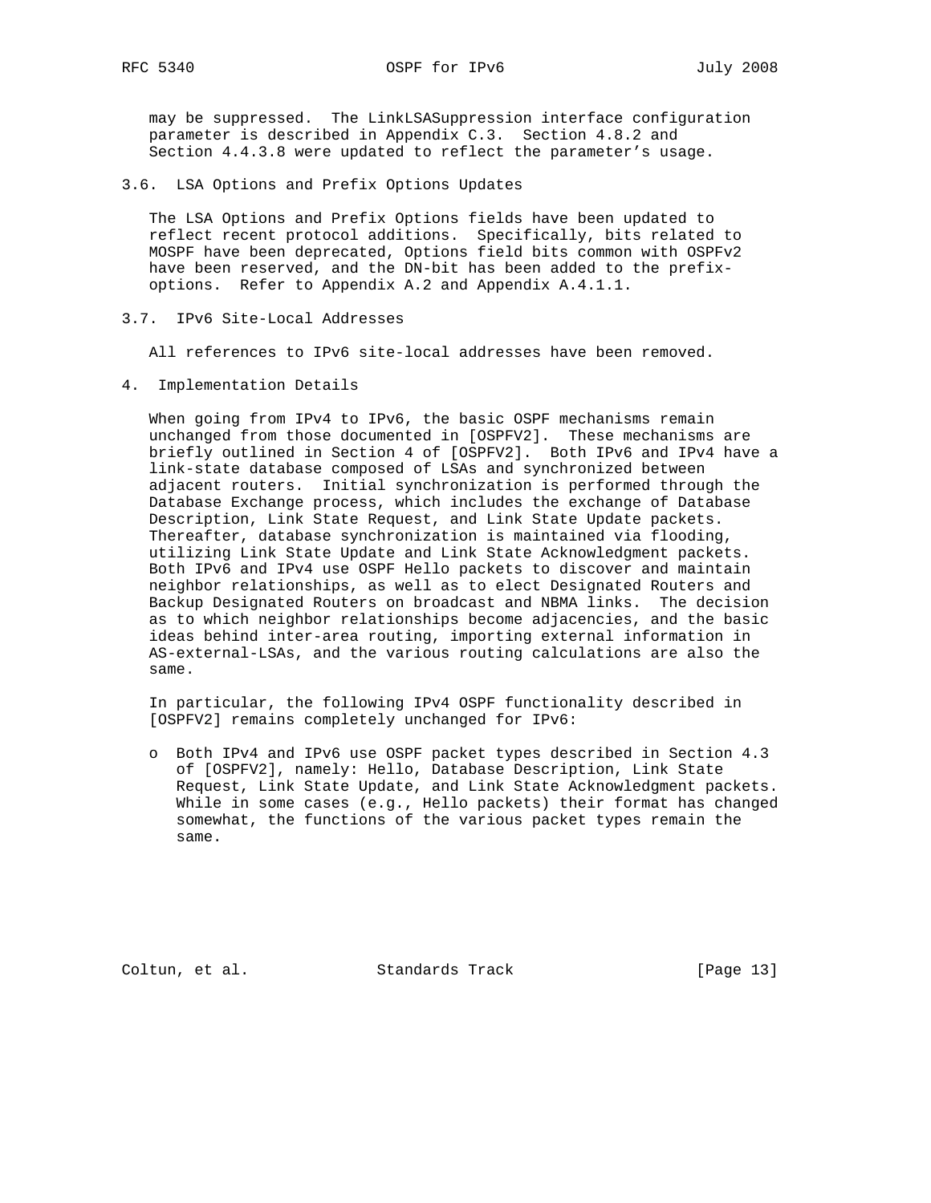may be suppressed. The LinkLSASuppression interface configuration parameter is described in Appendix C.3. Section 4.8.2 and Section 4.4.3.8 were updated to reflect the parameter's usage.

### 3.6. LSA Options and Prefix Options Updates

The LSA Options and Prefix Options fields have been updated to reflect recent protocol additions. Specifically, bits related to MOSPF have been deprecated, Options field bits common with OSPFv2 have been reserved, and the DN-bit has been added to the prefix-options. Refer to Appendix A.2 and Appendix A.4.1.1.

### 3.7. IPv6 Site-Local Addresses

All references to IPv6 site-local addresses have been removed.

## 4. Implementation Details

When going from IPv4 to IPv6, the basic OSPF mechanisms remain unchanged from those documented in [OSPFV2]. These mechanisms are briefly outlined in Section 4 of [OSPFV2]. Both IPv6 and IPv4 have a link-state database composed of LSAs and synchronized between adjacent routers. Initial synchronization is performed through the Database Exchange process, which includes the exchange of Database Description, Link State Request, and Link State Update packets. Thereafter, database synchronization is maintained via flooding, utilizing Link State Update and Link State Acknowledgment packets. Both IPv6 and IPv4 use OSPF Hello packets to discover and maintain neighbor relationships, as well as to elect Designated Routers and Backup Designated Routers on broadcast and NBMA links. The decision as to which neighbor relationships become adjacencies, and the basic ideas behind inter-area routing, importing external information in AS-external-LSAs, and the various routing calculations are also the same.

In particular, the following IPv4 OSPF functionality described in [OSPFV2] remains completely unchanged for IPv6:

- Both IPv4 and IPv6 use OSPF packet types described in Section 4.3 of [OSPFV2], namely: Hello, Database Description, Link State Request, Link State Update, and Link State Acknowledgment packets. While in some cases (e.g., Hello packets) their format has changed somewhat, the functions of the various packet types remain the same.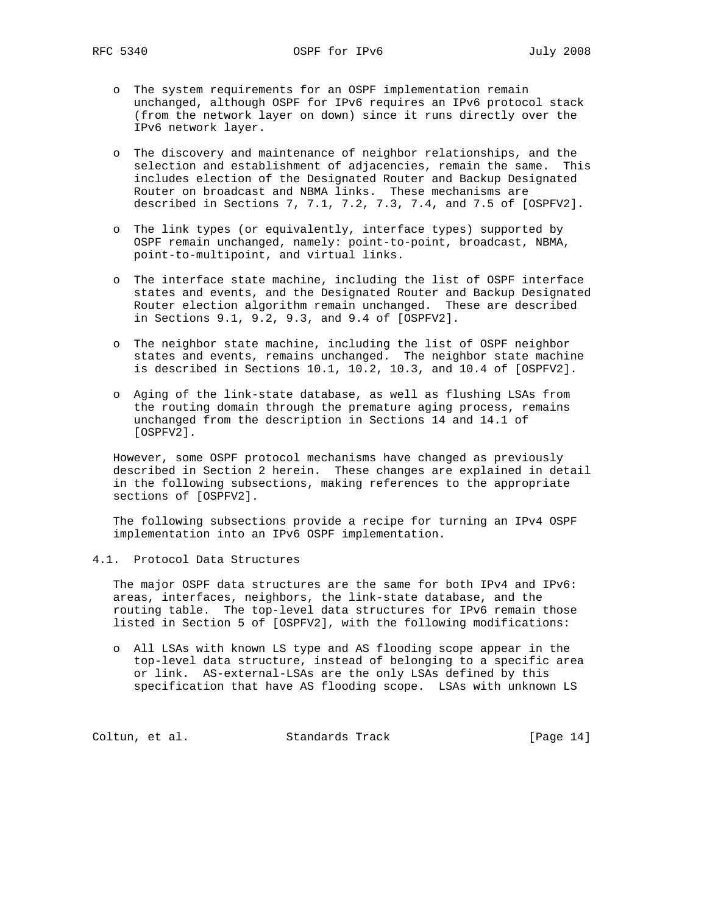- The system requirements for an OSPF implementation remain unchanged, although OSPF for IPv6 requires an IPv6 protocol stack (from the network layer on down) since it runs directly over the IPv6 network layer.

- The discovery and maintenance of neighbor relationships, and the selection and establishment of adjacencies, remain the same. This includes election of the Designated Router and Backup Designated Router on broadcast and NBMA links. These mechanisms are described in Sections 7, 7.1, 7.2, 7.3, 7.4, and 7.5 of [OSPFV2].

- The link types (or equivalently, interface types) supported by OSPF remain unchanged, namely: point-to-point, broadcast, NBMA, point-to-multipoint, and virtual links.

- The interface state machine, including the list of OSPF interface states and events, and the Designated Router and Backup Designated Router election algorithm remain unchanged. These are described in Sections 9.1, 9.2, 9.3, and 9.4 of [OSPFV2].

- The neighbor state machine, including the list of OSPF neighbor states and events, remains unchanged. The neighbor state machine is described in Sections 10.1, 10.2, 10.3, and 10.4 of [OSPFV2].

- Aging of the link-state database, as well as flushing LSAs from the routing domain through the premature aging process, remains unchanged from the description in Sections 14 and 14.1 of [OSPFV2].

However, some OSPF protocol mechanisms have changed as previously described in Section 2 herein. These changes are explained in detail in the following subsections, making references to the appropriate sections of [OSPFV2].

The following subsections provide a recipe for turning an IPv4 OSPF implementation into an IPv6 OSPF implementation.

## 4.1. Protocol Data Structures

The major OSPF data structures are the same for both IPv4 and IPv6: areas, interfaces, neighbors, the link-state database, and the routing table. The top-level data structures for IPv6 remain those listed in Section 5 of [OSPFV2], with the following modifications:

- All LSAs with known LS type and AS flooding scope appear in the top-level data structure, instead of belonging to a specific area or link. AS-external-LSAs are the only LSAs defined by this specification that have AS flooding scope. LSAs with unknown LS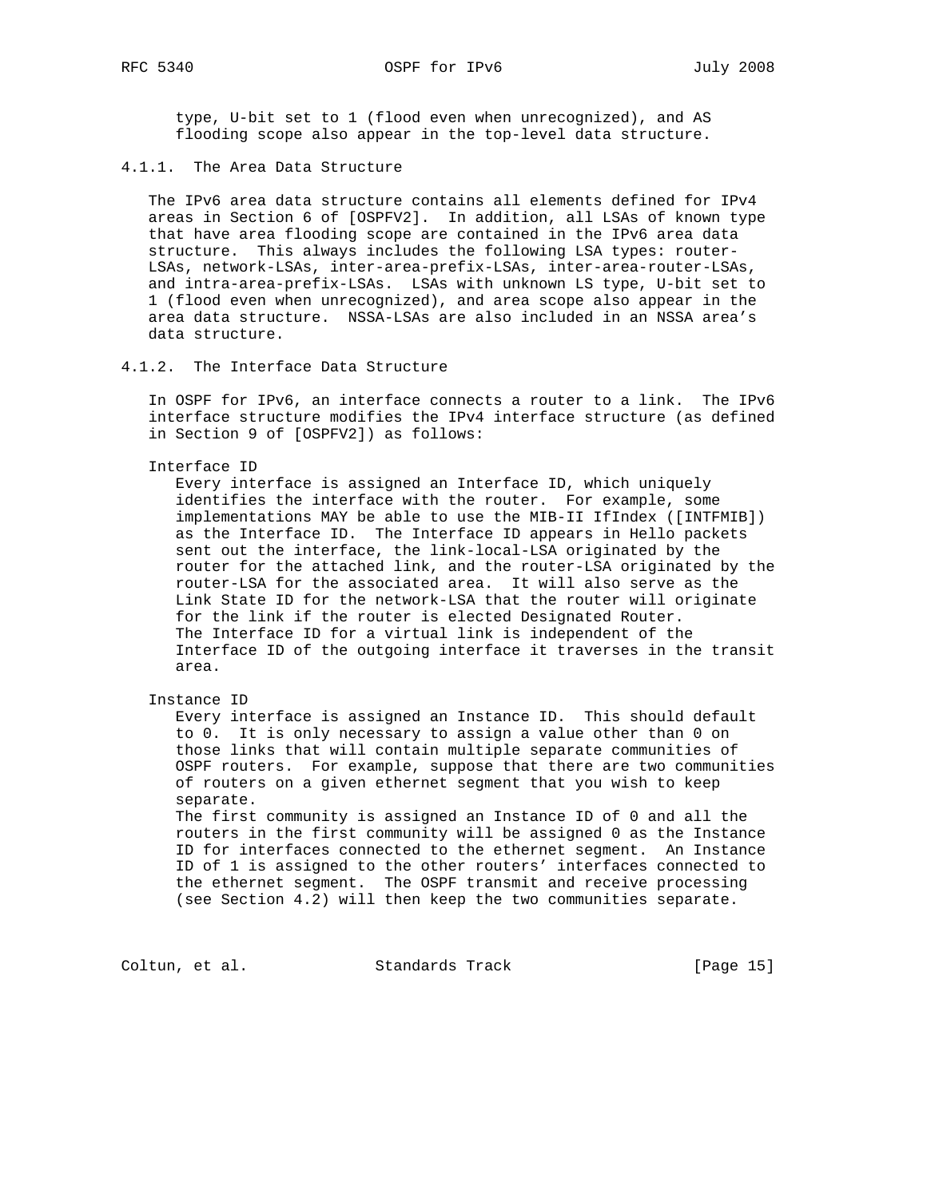type, U-bit set to 1 (flood even when unrecognized), and AS flooding scope also appear in the top-level data structure.

#### 4.1.1. The Area Data Structure

The IPv6 area data structure contains all elements defined for IPv4 areas in Section 6 of [OSPFV2]. In addition, all LSAs of known type that have area flooding scope are contained in the IPv6 area data structure. This always includes the following LSA types: router-LSAs, network-LSAs, inter-area-prefix-LSAs, inter-area-router-LSAs, and intra-area-prefix-LSAs. LSAs with unknown LS type, U-bit set to 1 (flood even when unrecognized), and area scope also appear in the area data structure. NSSA-LSAs are also included in an NSSA area's data structure.

#### 4.1.2. The Interface Data Structure

In OSPF for IPv6, an interface connects a router to a link. The IPv6 interface structure modifies the IPv4 interface structure (as defined in Section 9 of [OSPFV2]) as follows:

Interface ID
: Every interface is assigned an Interface ID, which uniquely identifies the interface with the router. For example, some implementations MAY be able to use the MIB-II IfIndex ([INTFMIB]) as the Interface ID. The Interface ID appears in Hello packets sent out the interface, the link-local-LSA originated by the router for the attached link, and the router-LSA originated by the router-LSA for the associated area. It will also serve as the Link State ID for the network-LSA that the router will originate for the link if the router is elected Designated Router. The Interface ID for a virtual link is independent of the Interface ID of the outgoing interface it traverses in the transit area.

Instance ID
: Every interface is assigned an Instance ID. This should default to 0. It is only necessary to assign a value other than 0 on those links that will contain multiple separate communities of OSPF routers. For example, suppose that there are two communities of routers on a given ethernet segment that you wish to keep separate.
The first community is assigned an Instance ID of 0 and all the routers in the first community will be assigned 0 as the Instance ID for interfaces connected to the ethernet segment. An Instance ID of 1 is assigned to the other routers' interfaces connected to the ethernet segment. The OSPF transmit and receive processing (see Section 4.2) will then keep the two communities separate.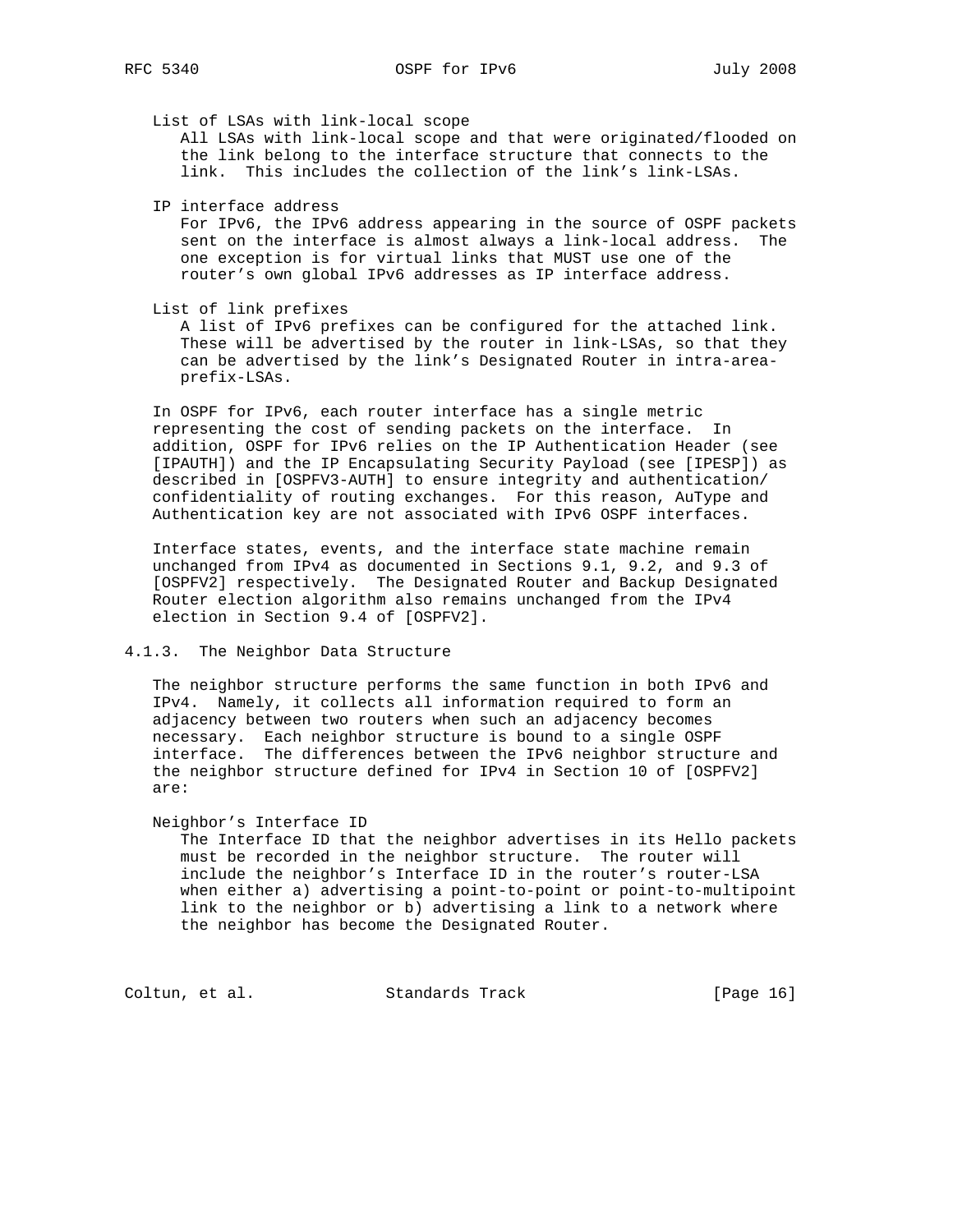List of LSAs with link-local scope
All LSAs with link-local scope and that were originated/flooded on the link belong to the interface structure that connects to the link. This includes the collection of the link's link-LSAs.

IP interface address
For IPv6, the IPv6 address appearing in the source of OSPF packets sent on the interface is almost always a link-local address. The one exception is for virtual links that MUST use one of the router's own global IPv6 addresses as IP interface address.

List of link prefixes
A list of IPv6 prefixes can be configured for the attached link. These will be advertised by the router in link-LSAs, so that they can be advertised by the link's Designated Router in intra-area-prefix-LSAs.

In OSPF for IPv6, each router interface has a single metric representing the cost of sending packets on the interface. In addition, OSPF for IPv6 relies on the IP Authentication Header (see [IPAUTH]) and the IP Encapsulating Security Payload (see [IPESP]) as described in [OSPFV3-AUTH] to ensure integrity and authentication/confidentiality of routing exchanges. For this reason, AuType and Authentication key are not associated with IPv6 OSPF interfaces.

Interface states, events, and the interface state machine remain unchanged from IPv4 as documented in Sections 9.1, 9.2, and 9.3 of [OSPFV2] respectively. The Designated Router and Backup Designated Router election algorithm also remains unchanged from the IPv4 election in Section 9.4 of [OSPFV2].

### 4.1.3. The Neighbor Data Structure

The neighbor structure performs the same function in both IPv6 and IPv4. Namely, it collects all information required to form an adjacency between two routers when such an adjacency becomes necessary. Each neighbor structure is bound to a single OSPF interface. The differences between the IPv6 neighbor structure and the neighbor structure defined for IPv4 in Section 10 of [OSPFV2] are:

Neighbor's Interface ID
The Interface ID that the neighbor advertises in its Hello packets must be recorded in the neighbor structure. The router will include the neighbor's Interface ID in the router's router-LSA when either a) advertising a point-to-point or point-to-multipoint link to the neighbor or b) advertising a link to a network where the neighbor has become the Designated Router.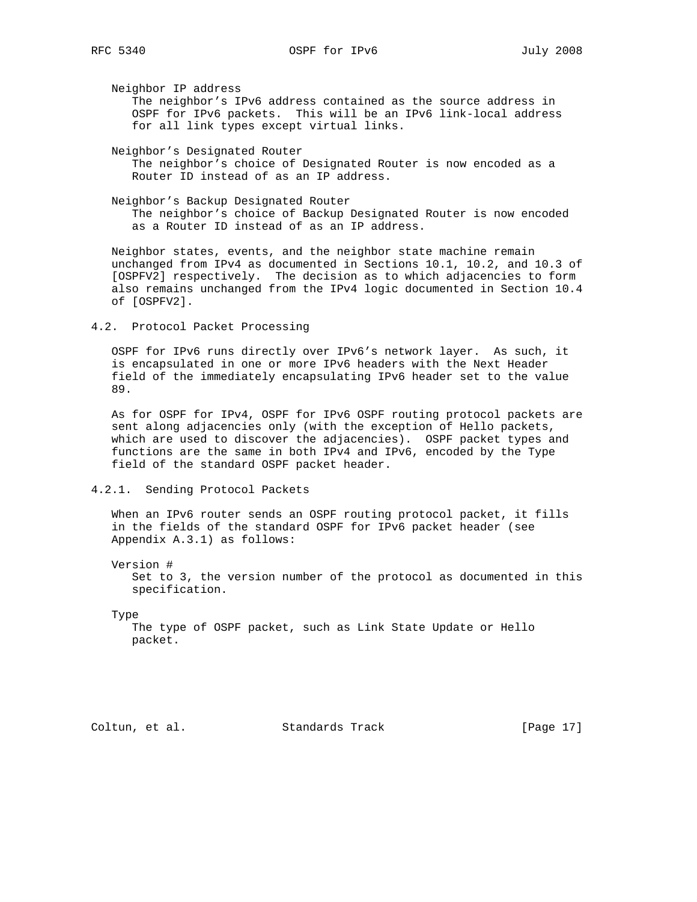Neighbor IP address
The neighbor's IPv6 address contained as the source address in OSPF for IPv6 packets. This will be an IPv6 link-local address for all link types except virtual links.

Neighbor's Designated Router
The neighbor's choice of Designated Router is now encoded as a Router ID instead of as an IP address.

Neighbor's Backup Designated Router
The neighbor's choice of Backup Designated Router is now encoded as a Router ID instead of as an IP address.

Neighbor states, events, and the neighbor state machine remain unchanged from IPv4 as documented in Sections 10.1, 10.2, and 10.3 of [OSPFV2] respectively. The decision as to which adjacencies to form also remains unchanged from the IPv4 logic documented in Section 10.4 of [OSPFV2].

### 4.2. Protocol Packet Processing

OSPF for IPv6 runs directly over IPv6's network layer. As such, it is encapsulated in one or more IPv6 headers with the Next Header field of the immediately encapsulating IPv6 header set to the value 89.

As for OSPF for IPv4, OSPF for IPv6 OSPF routing protocol packets are sent along adjacencies only (with the exception of Hello packets, which are used to discover the adjacencies). OSPF packet types and functions are the same in both IPv4 and IPv6, encoded by the Type field of the standard OSPF packet header.

#### 4.2.1. Sending Protocol Packets

When an IPv6 router sends an OSPF routing protocol packet, it fills in the fields of the standard OSPF for IPv6 packet header (see Appendix A.3.1) as follows:

Version #
Set to 3, the version number of the protocol as documented in this specification.

Type
The type of OSPF packet, such as Link State Update or Hello packet.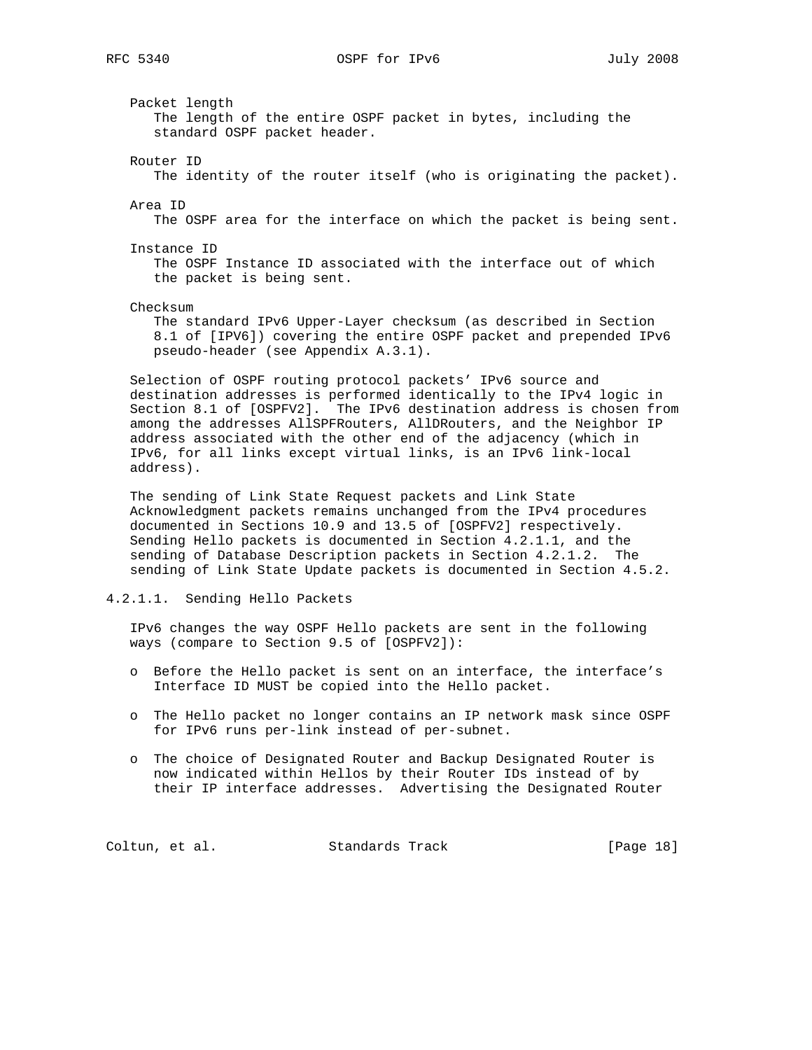Packet length
The length of the entire OSPF packet in bytes, including the standard OSPF packet header.

Router ID
The identity of the router itself (who is originating the packet).

Area ID
The OSPF area for the interface on which the packet is being sent.

Instance ID
The OSPF Instance ID associated with the interface out of which the packet is being sent.

Checksum
The standard IPv6 Upper-Layer checksum (as described in Section 8.1 of [IPV6]) covering the entire OSPF packet and prepended IPv6 pseudo-header (see Appendix A.3.1).

Selection of OSPF routing protocol packets' IPv6 source and destination addresses is performed identically to the IPv4 logic in Section 8.1 of [OSPFV2]. The IPv6 destination address is chosen from among the addresses AllSPFRouters, AllDRouters, and the Neighbor IP address associated with the other end of the adjacency (which in IPv6, for all links except virtual links, is an IPv6 link-local address).

The sending of Link State Request packets and Link State Acknowledgment packets remains unchanged from the IPv4 procedures documented in Sections 10.9 and 13.5 of [OSPFV2] respectively. Sending Hello packets is documented in Section 4.2.1.1, and the sending of Database Description packets in Section 4.2.1.2. The sending of Link State Update packets is documented in Section 4.5.2.

#### 4.2.1.1. Sending Hello Packets

IPv6 changes the way OSPF Hello packets are sent in the following ways (compare to Section 9.5 of [OSPFV2]):

- Before the Hello packet is sent on an interface, the interface's Interface ID MUST be copied into the Hello packet.

- The Hello packet no longer contains an IP network mask since OSPF for IPv6 runs per-link instead of per-subnet.

- The choice of Designated Router and Backup Designated Router is now indicated within Hellos by their Router IDs instead of by their IP interface addresses. Advertising the Designated Router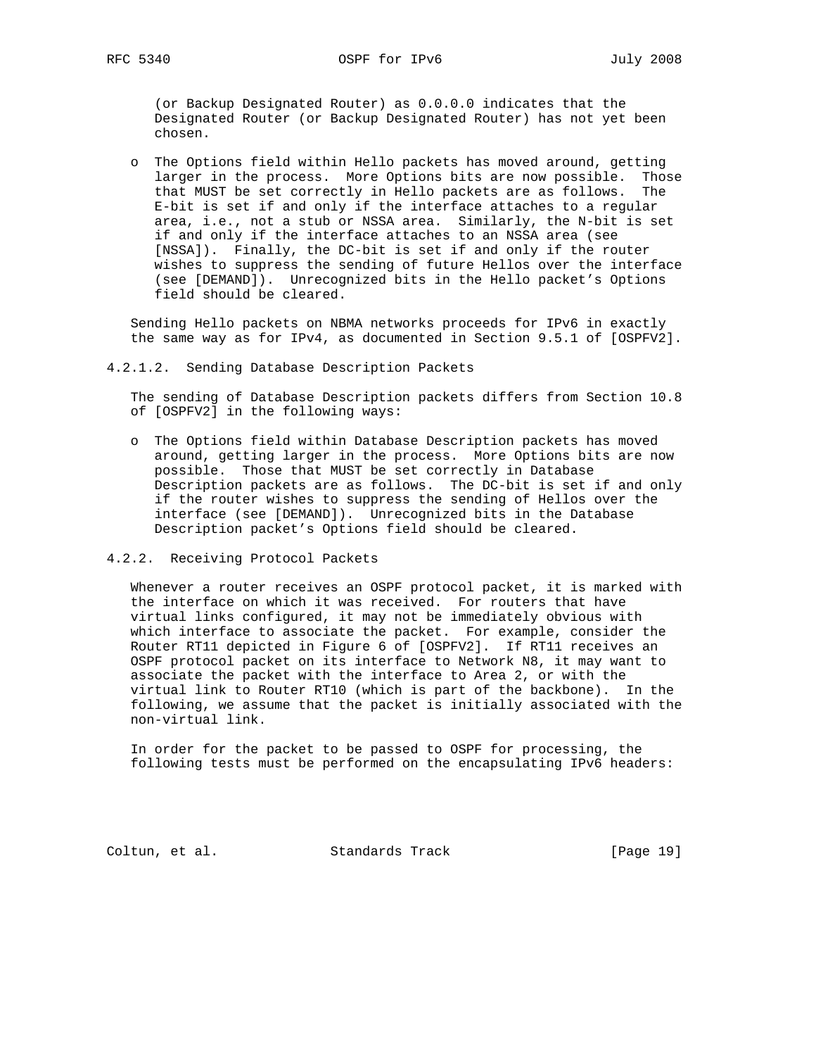(or Backup Designated Router) as 0.0.0.0 indicates that the Designated Router (or Backup Designated Router) has not yet been chosen.

- The Options field within Hello packets has moved around, getting larger in the process. More Options bits are now possible. Those that MUST be set correctly in Hello packets are as follows. The E-bit is set if and only if the interface attaches to a regular area, i.e., not a stub or NSSA area. Similarly, the N-bit is set if and only if the interface attaches to an NSSA area (see [NSSA]). Finally, the DC-bit is set if and only if the router wishes to suppress the sending of future Hellos over the interface (see [DEMAND]). Unrecognized bits in the Hello packet's Options field should be cleared.

Sending Hello packets on NBMA networks proceeds for IPv6 in exactly the same way as for IPv4, as documented in Section 9.5.1 of [OSPFV2].

#### 4.2.1.2. Sending Database Description Packets

The sending of Database Description packets differs from Section 10.8 of [OSPFV2] in the following ways:

- The Options field within Database Description packets has moved around, getting larger in the process. More Options bits are now possible. Those that MUST be set correctly in Database Description packets are as follows. The DC-bit is set if and only if the router wishes to suppress the sending of Hellos over the interface (see [DEMAND]). Unrecognized bits in the Database Description packet's Options field should be cleared.

### 4.2.2. Receiving Protocol Packets

Whenever a router receives an OSPF protocol packet, it is marked with the interface on which it was received. For routers that have virtual links configured, it may not be immediately obvious with which interface to associate the packet. For example, consider the Router RT11 depicted in Figure 6 of [OSPFV2]. If RT11 receives an OSPF protocol packet on its interface to Network N8, it may want to associate the packet with the interface to Area 2, or with the virtual link to Router RT10 (which is part of the backbone). In the following, we assume that the packet is initially associated with the non-virtual link.

In order for the packet to be passed to OSPF for processing, the following tests must be performed on the encapsulating IPv6 headers: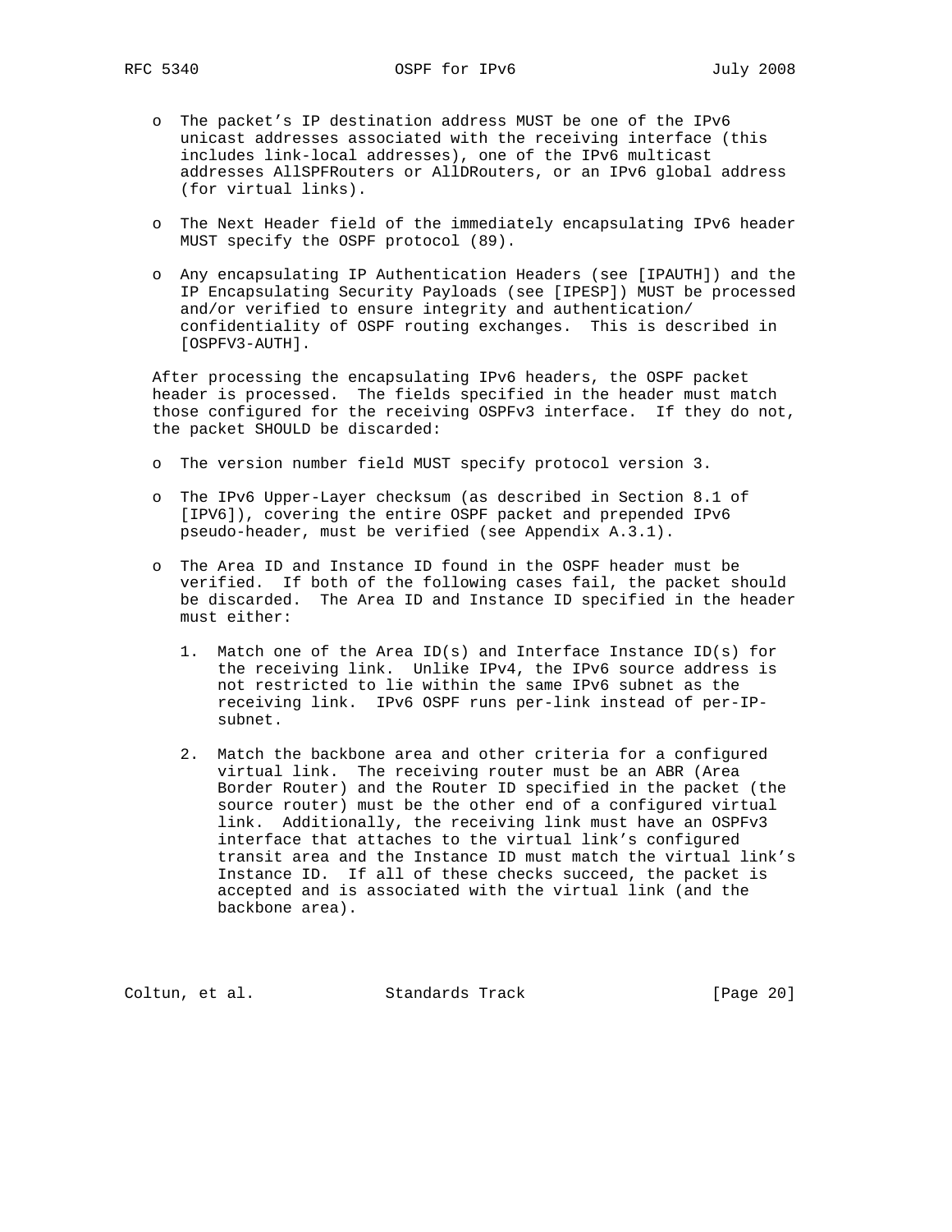- The packet's IP destination address MUST be one of the IPv6 unicast addresses associated with the receiving interface (this includes link-local addresses), one of the IPv6 multicast addresses AllSPFRouters or AllDRouters, or an IPv6 global address (for virtual links).

- The Next Header field of the immediately encapsulating IPv6 header MUST specify the OSPF protocol (89).

- Any encapsulating IP Authentication Headers (see [IPAUTH]) and the IP Encapsulating Security Payloads (see [IPESP]) MUST be processed and/or verified to ensure integrity and authentication/confidentiality of OSPF routing exchanges. This is described in [OSPFV3-AUTH].

After processing the encapsulating IPv6 headers, the OSPF packet header is processed. The fields specified in the header must match those configured for the receiving OSPFv3 interface. If they do not, the packet SHOULD be discarded:

- The version number field MUST specify protocol version 3.

- The IPv6 Upper-Layer checksum (as described in Section 8.1 of [IPV6]), covering the entire OSPF packet and prepended IPv6 pseudo-header, must be verified (see Appendix A.3.1).

- The Area ID and Instance ID found in the OSPF header must be verified. If both of the following cases fail, the packet should be discarded. The Area ID and Instance ID specified in the header must either:

  1. Match one of the Area ID(s) and Interface Instance ID(s) for the receiving link. Unlike IPv4, the IPv6 source address is not restricted to lie within the same IPv6 subnet as the receiving link. IPv6 OSPF runs per-link instead of per-IP-subnet.

  2. Match the backbone area and other criteria for a configured virtual link. The receiving router must be an ABR (Area Border Router) and the Router ID specified in the packet (the source router) must be the other end of a configured virtual link. Additionally, the receiving link must have an OSPFv3 interface that attaches to the virtual link's configured transit area and the Instance ID must match the virtual link's Instance ID. If all of these checks succeed, the packet is accepted and is associated with the virtual link (and the backbone area).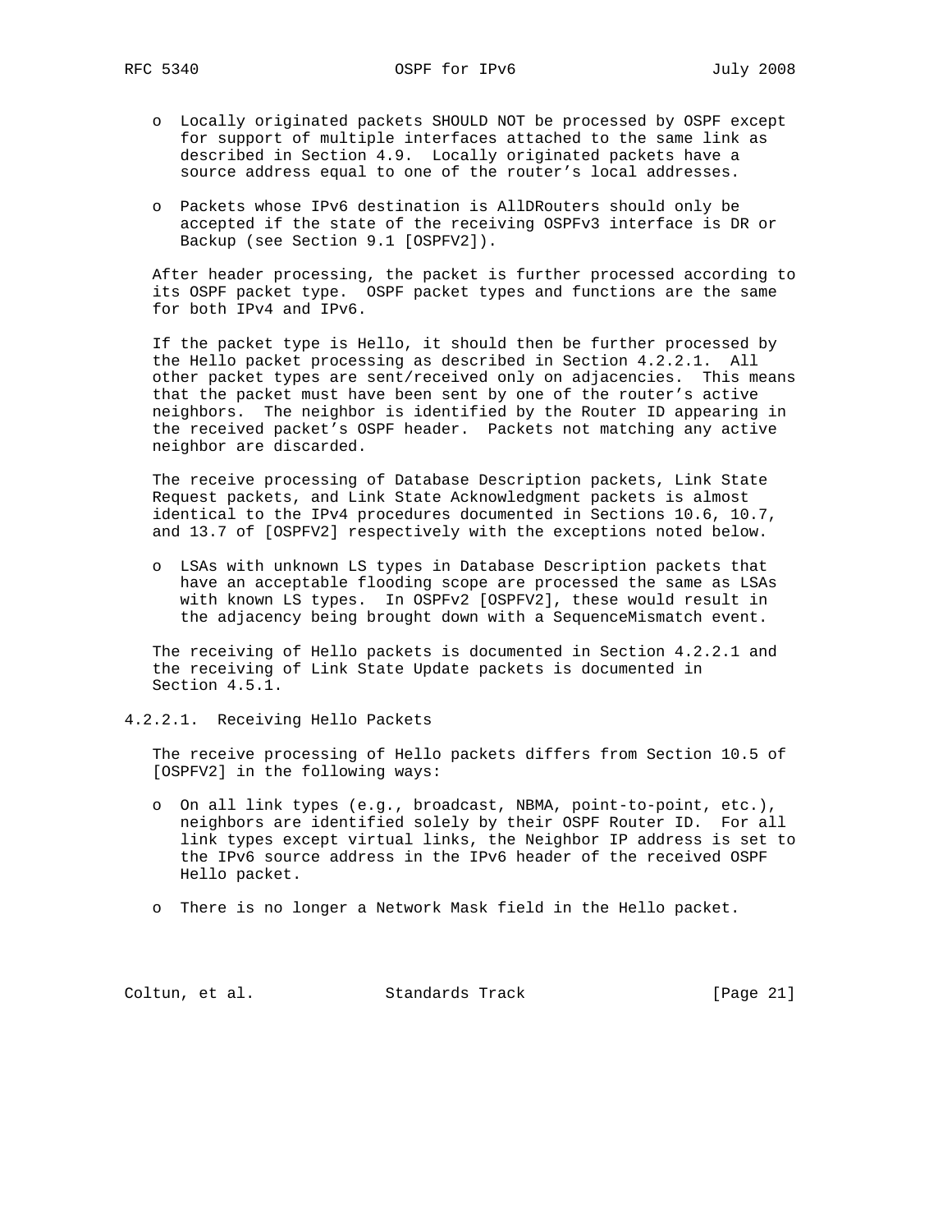- Locally originated packets SHOULD NOT be processed by OSPF except for support of multiple interfaces attached to the same link as described in Section 4.9. Locally originated packets have a source address equal to one of the router's local addresses.

- Packets whose IPv6 destination is AllDRouters should only be accepted if the state of the receiving OSPFv3 interface is DR or Backup (see Section 9.1 [OSPFV2]).

After header processing, the packet is further processed according to its OSPF packet type. OSPF packet types and functions are the same for both IPv4 and IPv6.

If the packet type is Hello, it should then be further processed by the Hello packet processing as described in Section 4.2.2.1. All other packet types are sent/received only on adjacencies. This means that the packet must have been sent by one of the router's active neighbors. The neighbor is identified by the Router ID appearing in the received packet's OSPF header. Packets not matching any active neighbor are discarded.

The receive processing of Database Description packets, Link State Request packets, and Link State Acknowledgment packets is almost identical to the IPv4 procedures documented in Sections 10.6, 10.7, and 13.7 of [OSPFV2] respectively with the exceptions noted below.

- LSAs with unknown LS types in Database Description packets that have an acceptable flooding scope are processed the same as LSAs with known LS types. In OSPFv2 [OSPFV2], these would result in the adjacency being brought down with a SequenceMismatch event.

The receiving of Hello packets is documented in Section 4.2.2.1 and the receiving of Link State Update packets is documented in Section 4.5.1.

#### 4.2.2.1. Receiving Hello Packets

The receive processing of Hello packets differs from Section 10.5 of [OSPFV2] in the following ways:

- On all link types (e.g., broadcast, NBMA, point-to-point, etc.), neighbors are identified solely by their OSPF Router ID. For all link types except virtual links, the Neighbor IP address is set to the IPv6 source address in the IPv6 header of the received OSPF Hello packet.

- There is no longer a Network Mask field in the Hello packet.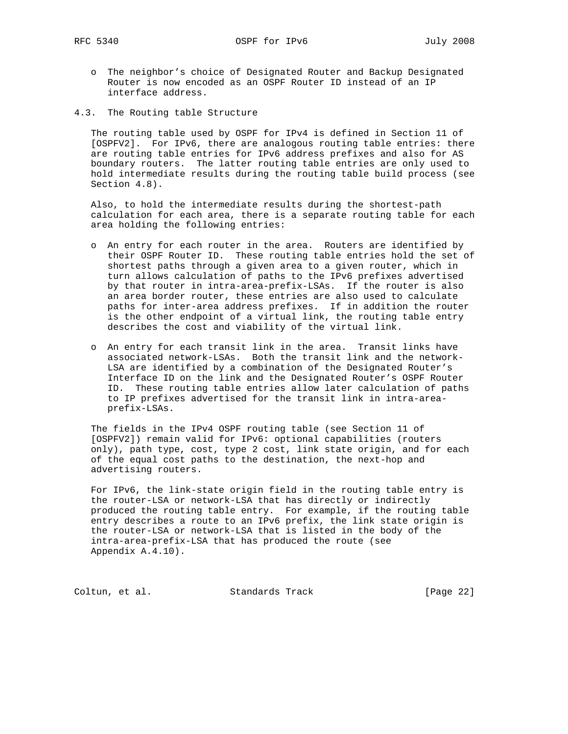- The neighbor's choice of Designated Router and Backup Designated Router is now encoded as an OSPF Router ID instead of an IP interface address.

### 4.3. The Routing table Structure

The routing table used by OSPF for IPv4 is defined in Section 11 of [OSPFV2]. For IPv6, there are analogous routing table entries: there are routing table entries for IPv6 address prefixes and also for AS boundary routers. The latter routing table entries are only used to hold intermediate results during the routing table build process (see Section 4.8).

Also, to hold the intermediate results during the shortest-path calculation for each area, there is a separate routing table for each area holding the following entries:

- An entry for each router in the area. Routers are identified by their OSPF Router ID. These routing table entries hold the set of shortest paths through a given area to a given router, which in turn allows calculation of paths to the IPv6 prefixes advertised by that router in intra-area-prefix-LSAs. If the router is also an area border router, these entries are also used to calculate paths for inter-area address prefixes. If in addition the router is the other endpoint of a virtual link, the routing table entry describes the cost and viability of the virtual link.

- An entry for each transit link in the area. Transit links have associated network-LSAs. Both the transit link and the network-LSA are identified by a combination of the Designated Router's Interface ID on the link and the Designated Router's OSPF Router ID. These routing table entries allow later calculation of paths to IP prefixes advertised for the transit link in intra-area-prefix-LSAs.

The fields in the IPv4 OSPF routing table (see Section 11 of [OSPFV2]) remain valid for IPv6: optional capabilities (routers only), path type, cost, type 2 cost, link state origin, and for each of the equal cost paths to the destination, the next-hop and advertising routers.

For IPv6, the link-state origin field in the routing table entry is the router-LSA or network-LSA that has directly or indirectly produced the routing table entry. For example, if the routing table entry describes a route to an IPv6 prefix, the link state origin is the router-LSA or network-LSA that is listed in the body of the intra-area-prefix-LSA that has produced the route (see Appendix A.4.10).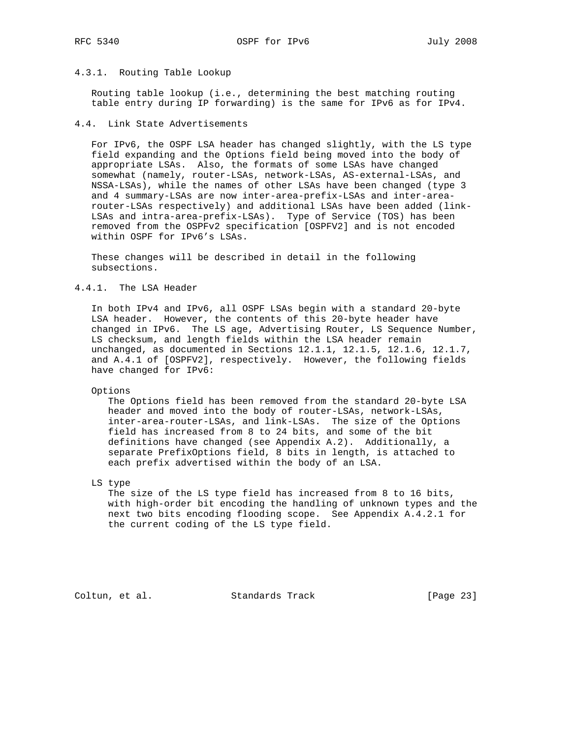#### 4.3.1. Routing Table Lookup

Routing table lookup (i.e., determining the best matching routing table entry during IP forwarding) is the same for IPv6 as for IPv4.

### 4.4. Link State Advertisements

For IPv6, the OSPF LSA header has changed slightly, with the LS type field expanding and the Options field being moved into the body of appropriate LSAs. Also, the formats of some LSAs have changed somewhat (namely, router-LSAs, network-LSAs, AS-external-LSAs, and NSSA-LSAs), while the names of other LSAs have been changed (type 3 and 4 summary-LSAs are now inter-area-prefix-LSAs and inter-area-router-LSAs respectively) and additional LSAs have been added (link-LSAs and intra-area-prefix-LSAs). Type of Service (TOS) has been removed from the OSPFv2 specification [OSPFV2] and is not encoded within OSPF for IPv6's LSAs.

These changes will be described in detail in the following subsections.

#### 4.4.1. The LSA Header

In both IPv4 and IPv6, all OSPF LSAs begin with a standard 20-byte LSA header. However, the contents of this 20-byte header have changed in IPv6. The LS age, Advertising Router, LS Sequence Number, LS checksum, and length fields within the LSA header remain unchanged, as documented in Sections 12.1.1, 12.1.5, 12.1.6, 12.1.7, and A.4.1 of [OSPFV2], respectively. However, the following fields have changed for IPv6:

Options
: The Options field has been removed from the standard 20-byte LSA header and moved into the body of router-LSAs, network-LSAs, inter-area-router-LSAs, and link-LSAs. The size of the Options field has increased from 8 to 24 bits, and some of the bit definitions have changed (see Appendix A.2). Additionally, a separate PrefixOptions field, 8 bits in length, is attached to each prefix advertised within the body of an LSA.

LS type
: The size of the LS type field has increased from 8 to 16 bits, with high-order bit encoding the handling of unknown types and the next two bits encoding flooding scope. See Appendix A.4.2.1 for the current coding of the LS type field.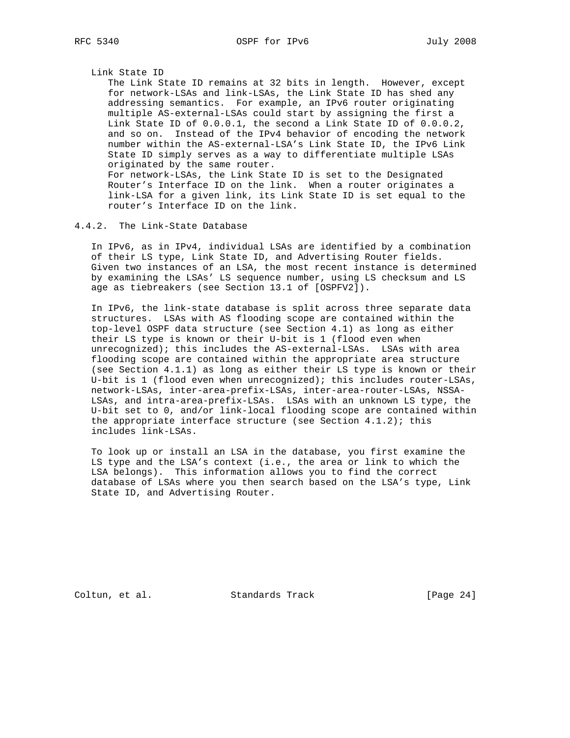Link State ID

The Link State ID remains at 32 bits in length. However, except for network-LSAs and link-LSAs, the Link State ID has shed any addressing semantics. For example, an IPv6 router originating multiple AS-external-LSAs could start by assigning the first a Link State ID of 0.0.0.1, the second a Link State ID of 0.0.0.2, and so on. Instead of the IPv4 behavior of encoding the network number within the AS-external-LSA's Link State ID, the IPv6 Link State ID simply serves as a way to differentiate multiple LSAs originated by the same router.

For network-LSAs, the Link State ID is set to the Designated Router's Interface ID on the link. When a router originates a link-LSA for a given link, its Link State ID is set equal to the router's Interface ID on the link.

### 4.4.2. The Link-State Database

In IPv6, as in IPv4, individual LSAs are identified by a combination of their LS type, Link State ID, and Advertising Router fields. Given two instances of an LSA, the most recent instance is determined by examining the LSAs' LS sequence number, using LS checksum and LS age as tiebreakers (see Section 13.1 of [OSPFV2]).

In IPv6, the link-state database is split across three separate data structures. LSAs with AS flooding scope are contained within the top-level OSPF data structure (see Section 4.1) as long as either their LS type is known or their U-bit is 1 (flood even when unrecognized); this includes the AS-external-LSAs. LSAs with area flooding scope are contained within the appropriate area structure (see Section 4.1.1) as long as either their LS type is known or their U-bit is 1 (flood even when unrecognized); this includes router-LSAs, network-LSAs, inter-area-prefix-LSAs, inter-area-router-LSAs, NSSA-LSAs, and intra-area-prefix-LSAs. LSAs with an unknown LS type, the U-bit set to 0, and/or link-local flooding scope are contained within the appropriate interface structure (see Section 4.1.2); this includes link-LSAs.

To look up or install an LSA in the database, you first examine the LS type and the LSA's context (i.e., the area or link to which the LSA belongs). This information allows you to find the correct database of LSAs where you then search based on the LSA's type, Link State ID, and Advertising Router.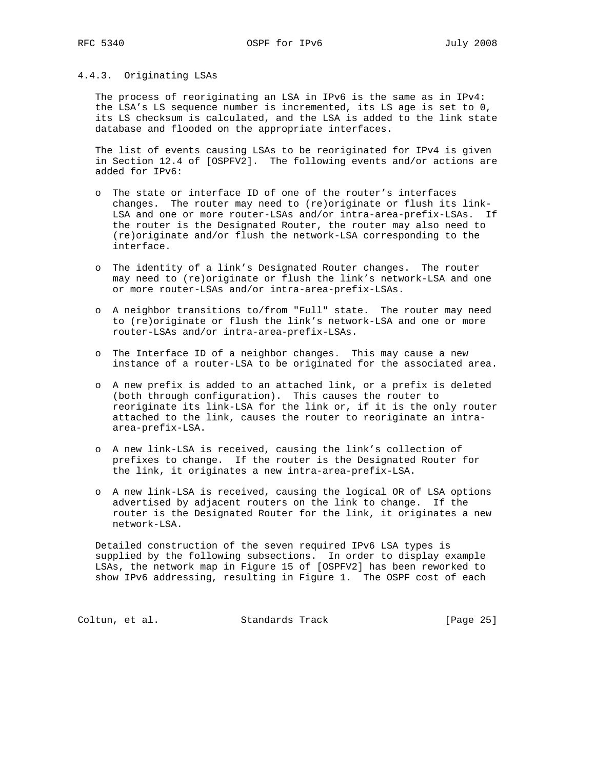### 4.4.3. Originating LSAs

The process of reoriginating an LSA in IPv6 is the same as in IPv4: the LSA's LS sequence number is incremented, its LS age is set to 0, its LS checksum is calculated, and the LSA is added to the link state database and flooded on the appropriate interfaces.

The list of events causing LSAs to be reoriginated for IPv4 is given in Section 12.4 of [OSPFV2]. The following events and/or actions are added for IPv6:

- The state or interface ID of one of the router's interfaces changes. The router may need to (re)originate or flush its link-LSA and one or more router-LSAs and/or intra-area-prefix-LSAs. If the router is the Designated Router, the router may also need to (re)originate and/or flush the network-LSA corresponding to the interface.

- The identity of a link's Designated Router changes. The router may need to (re)originate or flush the link's network-LSA and one or more router-LSAs and/or intra-area-prefix-LSAs.

- A neighbor transitions to/from "Full" state. The router may need to (re)originate or flush the link's network-LSA and one or more router-LSAs and/or intra-area-prefix-LSAs.

- The Interface ID of a neighbor changes. This may cause a new instance of a router-LSA to be originated for the associated area.

- A new prefix is added to an attached link, or a prefix is deleted (both through configuration). This causes the router to reoriginate its link-LSA for the link or, if it is the only router attached to the link, causes the router to reoriginate an intra-area-prefix-LSA.

- A new link-LSA is received, causing the link's collection of prefixes to change. If the router is the Designated Router for the link, it originates a new intra-area-prefix-LSA.

- A new link-LSA is received, causing the logical OR of LSA options advertised by adjacent routers on the link to change. If the router is the Designated Router for the link, it originates a new network-LSA.

Detailed construction of the seven required IPv6 LSA types is supplied by the following subsections. In order to display example LSAs, the network map in Figure 15 of [OSPFV2] has been reworked to show IPv6 addressing, resulting in Figure 1. The OSPF cost of each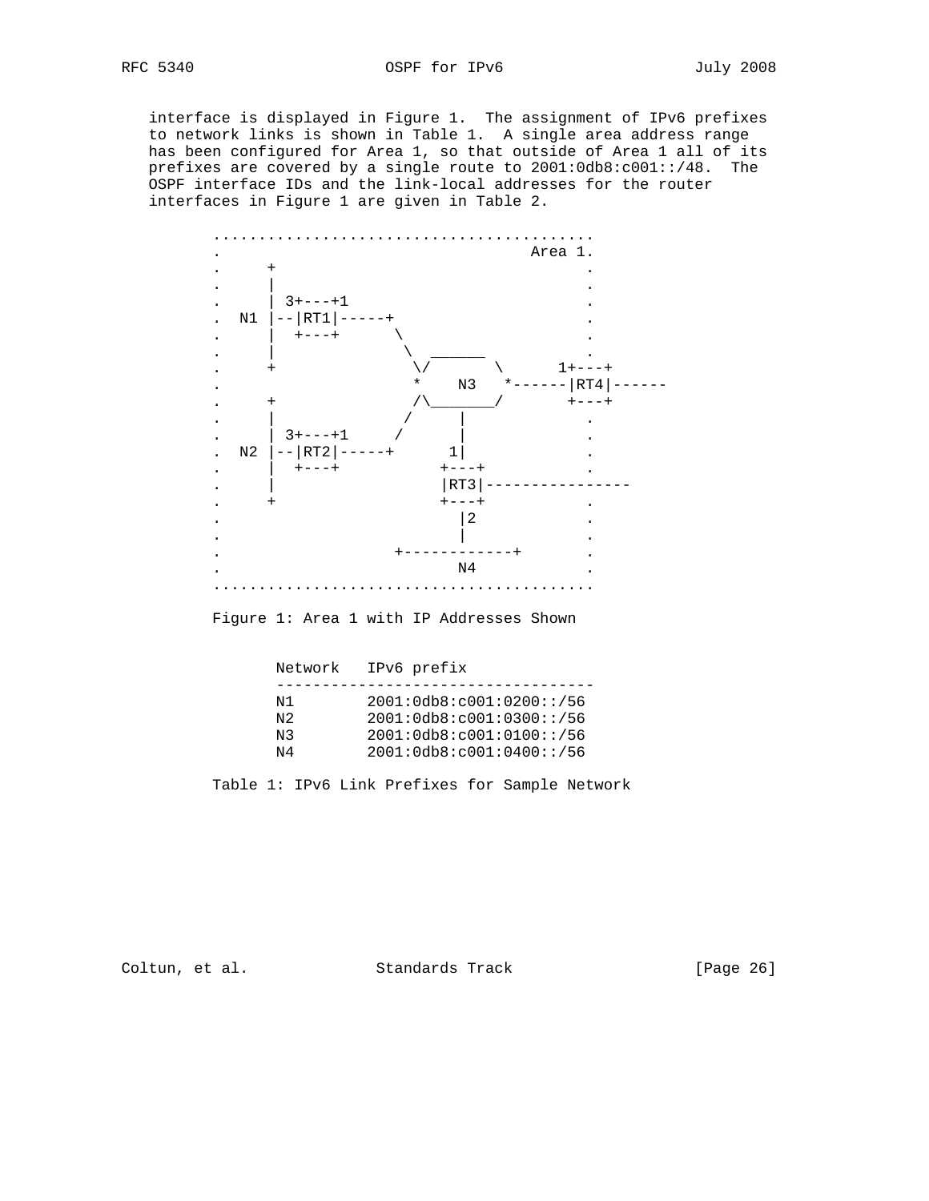interface is displayed in Figure 1. The assignment of IPv6 prefixes to network links is shown in Table 1. A single area address range has been configured for Area 1, so that outside of Area 1 all of its prefixes are covered by a single route to 2001:0db8:c001::/48. The OSPF interface IDs and the link-local addresses for the router interfaces in Figure 1 are given in Table 2.

```
..........................................
.                                  Area 1.
.     +                                  .
.     |                                  .
.     | 3+---+1                          .
.  N1 |--|RT1|-----+                     .
.     |  +---+      \                    .
.     |              \  ______           .
.     +               \/      \      1+---+
.                      *    N3   *------|RT4|------
.     +               /\_______/       +---+
.     |              /      |            .
.     | 3+---+1     /       |            .
.  N2 |--|RT2|-----+       1|            .
.     |  +---+            +---+          .
.     |                   |RT3|----------------
.     +                   +---+          .
.                           |2           .
.                           |            .
.                    +------------+      .
.                           N4           .
..........................................
```

Figure 1: Area 1 with IP Addresses Shown

| Network | IPv6 prefix |
|---|---|
| N1 | 2001:0db8:c001:0200::/56 |
| N2 | 2001:0db8:c001:0300::/56 |
| N3 | 2001:0db8:c001:0100::/56 |
| N4 | 2001:0db8:c001:0400::/56 |

Table 1: IPv6 Link Prefixes for Sample Network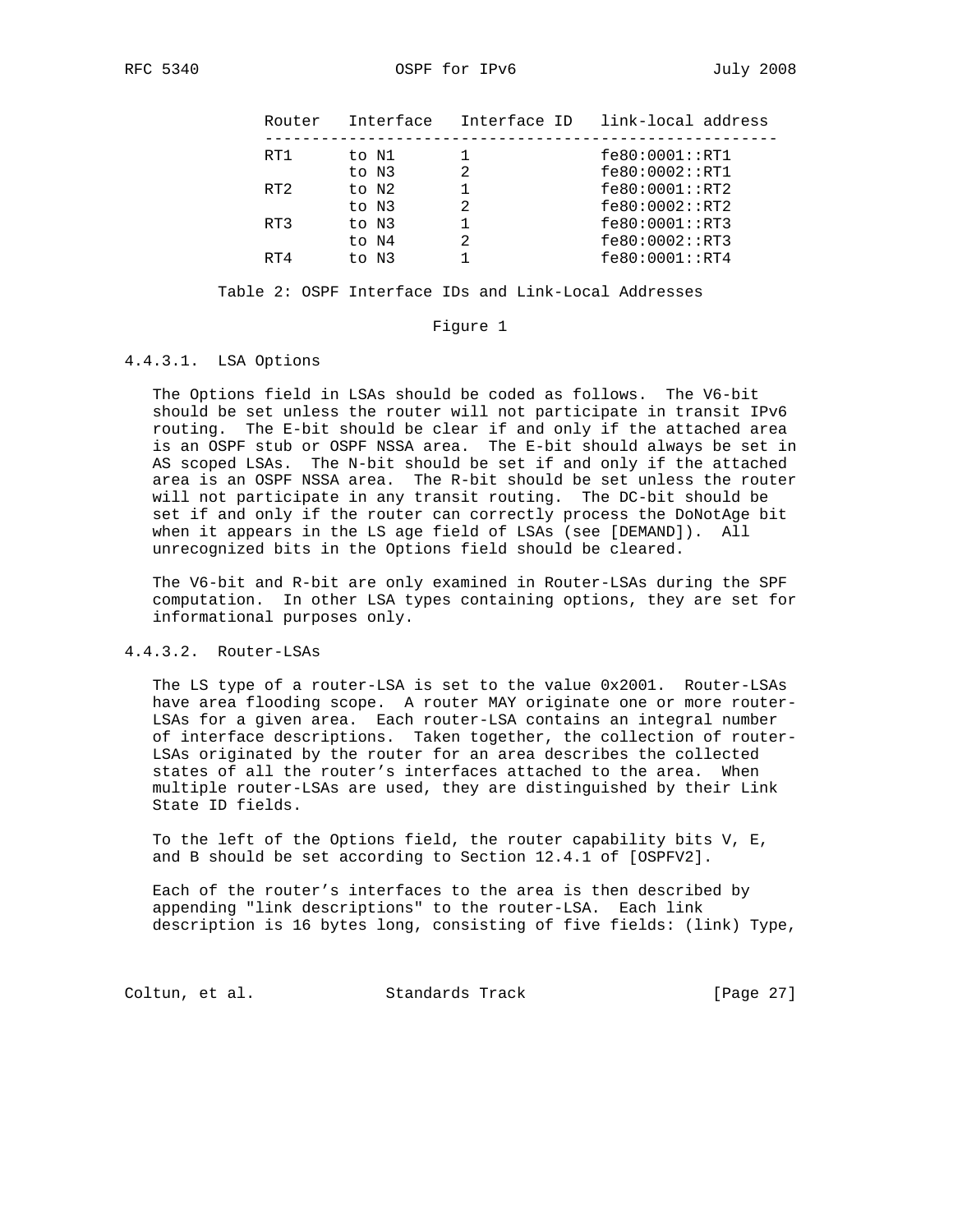| Router | Interface | Interface ID | link-local address |
|---|---|---|---|
| RT1 | to N1 | 1 | fe80:0001::RT1 |
| | to N3 | 2 | fe80:0002::RT1 |
| RT2 | to N2 | 1 | fe80:0001::RT2 |
| | to N3 | 2 | fe80:0002::RT2 |
| RT3 | to N3 | 1 | fe80:0001::RT3 |
| | to N4 | 2 | fe80:0002::RT3 |
| RT4 | to N3 | 1 | fe80:0001::RT4 |

Table 2: OSPF Interface IDs and Link-Local Addresses

Figure 1

#### 4.4.3.1. LSA Options

The Options field in LSAs should be coded as follows. The V6-bit should be set unless the router will not participate in transit IPv6 routing. The E-bit should be clear if and only if the attached area is an OSPF stub or OSPF NSSA area. The E-bit should always be set in AS scoped LSAs. The N-bit should be set if and only if the attached area is an OSPF NSSA area. The R-bit should be set unless the router will not participate in any transit routing. The DC-bit should be set if and only if the router can correctly process the DoNotAge bit when it appears in the LS age field of LSAs (see [DEMAND]). All unrecognized bits in the Options field should be cleared.

The V6-bit and R-bit are only examined in Router-LSAs during the SPF computation. In other LSA types containing options, they are set for informational purposes only.

#### 4.4.3.2. Router-LSAs

The LS type of a router-LSA is set to the value 0x2001. Router-LSAs have area flooding scope. A router MAY originate one or more router-LSAs for a given area. Each router-LSA contains an integral number of interface descriptions. Taken together, the collection of router-LSAs originated by the router for an area describes the collected states of all the router's interfaces attached to the area. When multiple router-LSAs are used, they are distinguished by their Link State ID fields.

To the left of the Options field, the router capability bits V, E, and B should be set according to Section 12.4.1 of [OSPFV2].

Each of the router's interfaces to the area is then described by appending "link descriptions" to the router-LSA. Each link description is 16 bytes long, consisting of five fields: (link) Type,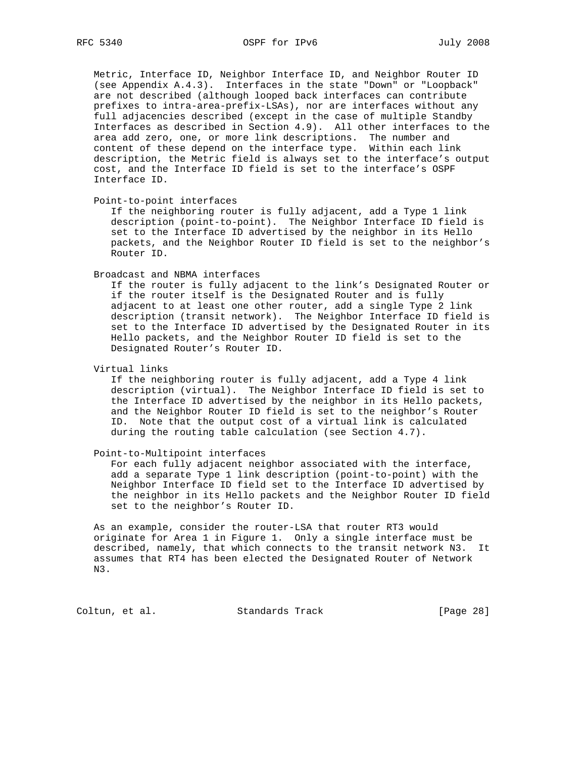Metric, Interface ID, Neighbor Interface ID, and Neighbor Router ID (see Appendix A.4.3). Interfaces in the state "Down" or "Loopback" are not described (although looped back interfaces can contribute prefixes to intra-area-prefix-LSAs), nor are interfaces without any full adjacencies described (except in the case of multiple Standby Interfaces as described in Section 4.9). All other interfaces to the area add zero, one, or more link descriptions. The number and content of these depend on the interface type. Within each link description, the Metric field is always set to the interface's output cost, and the Interface ID field is set to the interface's OSPF Interface ID.

Point-to-point interfaces
: If the neighboring router is fully adjacent, add a Type 1 link description (point-to-point). The Neighbor Interface ID field is set to the Interface ID advertised by the neighbor in its Hello packets, and the Neighbor Router ID field is set to the neighbor's Router ID.

Broadcast and NBMA interfaces
: If the router is fully adjacent to the link's Designated Router or if the router itself is the Designated Router and is fully adjacent to at least one other router, add a single Type 2 link description (transit network). The Neighbor Interface ID field is set to the Interface ID advertised by the Designated Router in its Hello packets, and the Neighbor Router ID field is set to the Designated Router's Router ID.

Virtual links
: If the neighboring router is fully adjacent, add a Type 4 link description (virtual). The Neighbor Interface ID field is set to the Interface ID advertised by the neighbor in its Hello packets, and the Neighbor Router ID field is set to the neighbor's Router ID. Note that the output cost of a virtual link is calculated during the routing table calculation (see Section 4.7).

Point-to-Multipoint interfaces
: For each fully adjacent neighbor associated with the interface, add a separate Type 1 link description (point-to-point) with the Neighbor Interface ID field set to the Interface ID advertised by the neighbor in its Hello packets and the Neighbor Router ID field set to the neighbor's Router ID.

As an example, consider the router-LSA that router RT3 would originate for Area 1 in Figure 1. Only a single interface must be described, namely, that which connects to the transit network N3. It assumes that RT4 has been elected the Designated Router of Network N3.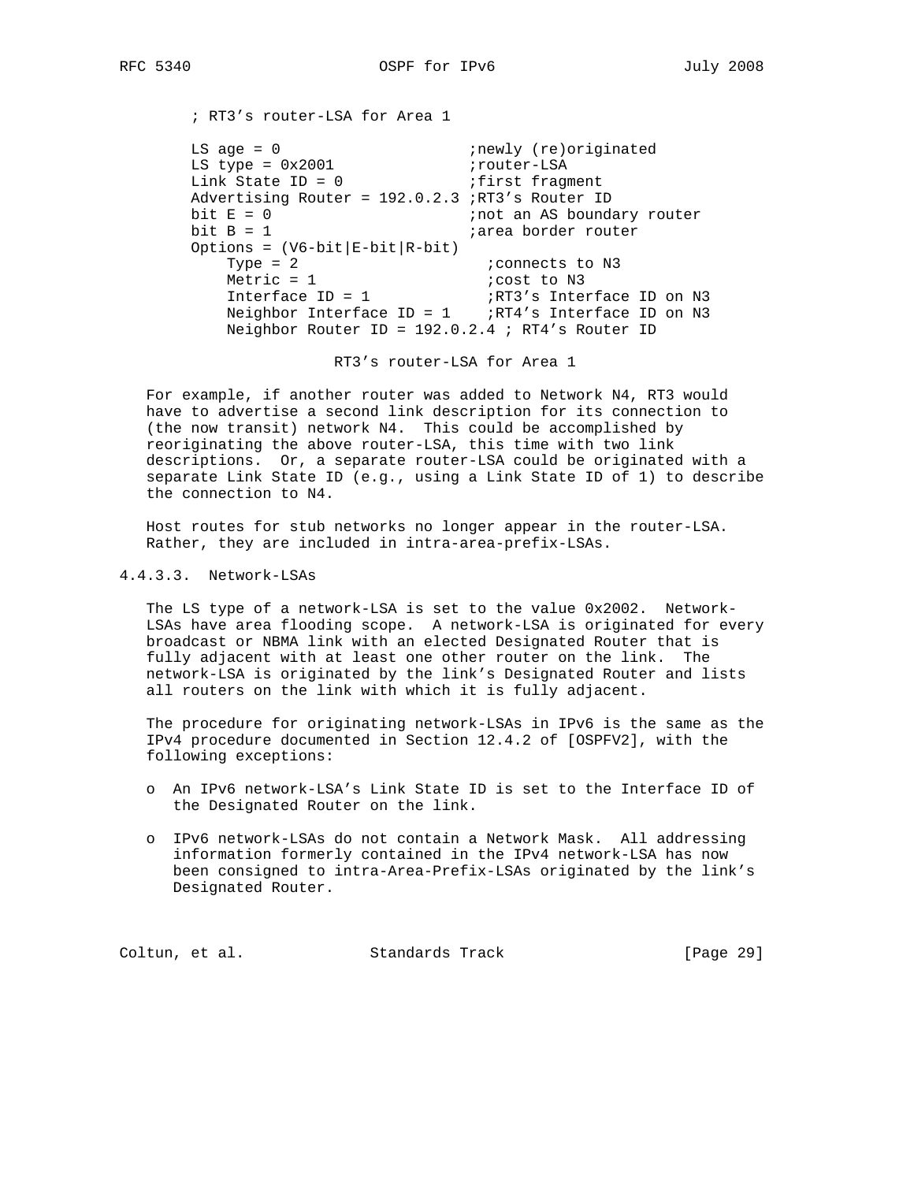```
; RT3's router-LSA for Area 1

LS age = 0                     ;newly (re)originated
LS type = 0x2001               ;router-LSA
Link State ID = 0              ;first fragment
Advertising Router = 192.0.2.3 ;RT3's Router ID
bit E = 0                      ;not an AS boundary router
bit B = 1                      ;area border router
Options = (V6-bit|E-bit|R-bit)
    Type = 2                     ;connects to N3
    Metric = 1                   ;cost to N3
    Interface ID = 1             ;RT3's Interface ID on N3
    Neighbor Interface ID = 1    ;RT4's Interface ID on N3
    Neighbor Router ID = 192.0.2.4 ; RT4's Router ID
```

RT3's router-LSA for Area 1

For example, if another router was added to Network N4, RT3 would have to advertise a second link description for its connection to (the now transit) network N4. This could be accomplished by reoriginating the above router-LSA, this time with two link descriptions. Or, a separate router-LSA could be originated with a separate Link State ID (e.g., using a Link State ID of 1) to describe the connection to N4.

Host routes for stub networks no longer appear in the router-LSA. Rather, they are included in intra-area-prefix-LSAs.

#### 4.4.3.3. Network-LSAs

The LS type of a network-LSA is set to the value 0x2002. Network-LSAs have area flooding scope. A network-LSA is originated for every broadcast or NBMA link with an elected Designated Router that is fully adjacent with at least one other router on the link. The network-LSA is originated by the link's Designated Router and lists all routers on the link with which it is fully adjacent.

The procedure for originating network-LSAs in IPv6 is the same as the IPv4 procedure documented in Section 12.4.2 of [OSPFV2], with the following exceptions:

- An IPv6 network-LSA's Link State ID is set to the Interface ID of the Designated Router on the link.
- IPv6 network-LSAs do not contain a Network Mask. All addressing information formerly contained in the IPv4 network-LSA has now been consigned to intra-Area-Prefix-LSAs originated by the link's Designated Router.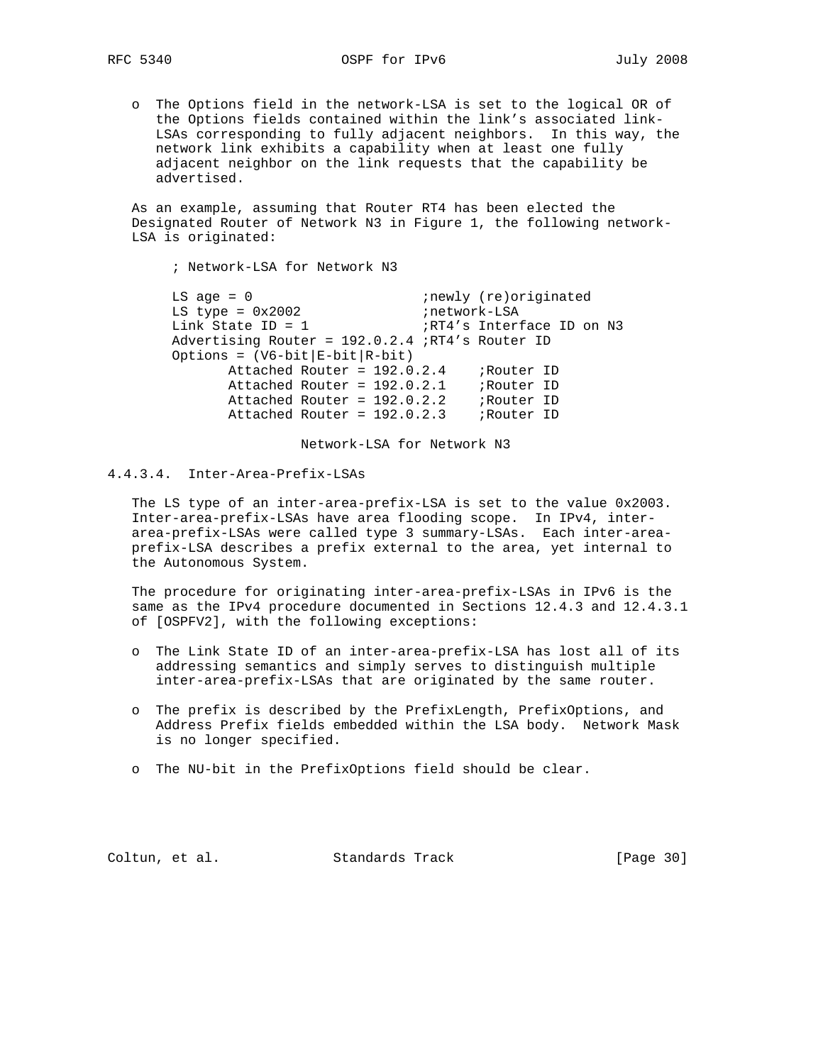- The Options field in the network-LSA is set to the logical OR of the Options fields contained within the link's associated link-LSAs corresponding to fully adjacent neighbors. In this way, the network link exhibits a capability when at least one fully adjacent neighbor on the link requests that the capability be advertised.

As an example, assuming that Router RT4 has been elected the Designated Router of Network N3 in Figure 1, the following network-LSA is originated:

```
; Network-LSA for Network N3

LS age = 0                      ;newly (re)originated
LS type = 0x2002                ;network-LSA
Link State ID = 1               ;RT4's Interface ID on N3
Advertising Router = 192.0.2.4 ;RT4's Router ID
Options = (V6-bit|E-bit|R-bit)
        Attached Router = 192.0.2.4    ;Router ID
        Attached Router = 192.0.2.1    ;Router ID
        Attached Router = 192.0.2.2    ;Router ID
        Attached Router = 192.0.2.3    ;Router ID
```

Network-LSA for Network N3

#### 4.4.3.4. Inter-Area-Prefix-LSAs

The LS type of an inter-area-prefix-LSA is set to the value 0x2003. Inter-area-prefix-LSAs have area flooding scope. In IPv4, inter-area-prefix-LSAs were called type 3 summary-LSAs. Each inter-area-prefix-LSA describes a prefix external to the area, yet internal to the Autonomous System.

The procedure for originating inter-area-prefix-LSAs in IPv6 is the same as the IPv4 procedure documented in Sections 12.4.3 and 12.4.3.1 of [OSPFV2], with the following exceptions:

- The Link State ID of an inter-area-prefix-LSA has lost all of its addressing semantics and simply serves to distinguish multiple inter-area-prefix-LSAs that are originated by the same router.
- The prefix is described by the PrefixLength, PrefixOptions, and Address Prefix fields embedded within the LSA body. Network Mask is no longer specified.
- The NU-bit in the PrefixOptions field should be clear.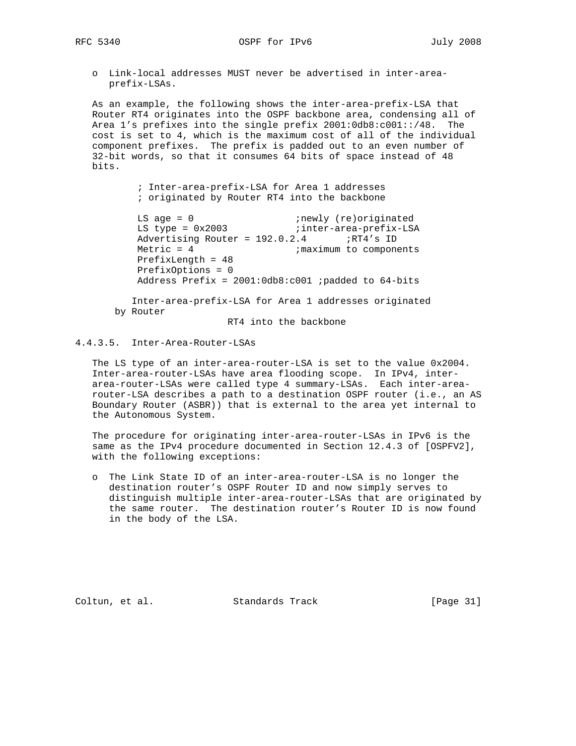- Link-local addresses MUST never be advertised in inter-area-prefix-LSAs.

As an example, the following shows the inter-area-prefix-LSA that Router RT4 originates into the OSPF backbone area, condensing all of Area 1's prefixes into the single prefix 2001:0db8:c001::/48. The cost is set to 4, which is the maximum cost of all of the individual component prefixes. The prefix is padded out to an even number of 32-bit words, so that it consumes 64 bits of space instead of 48 bits.

```
; Inter-area-prefix-LSA for Area 1 addresses
; originated by Router RT4 into the backbone

LS age = 0                  ;newly (re)originated
LS type = 0x2003            ;inter-area-prefix-LSA
Advertising Router = 192.0.2.4       ;RT4's ID
Metric = 4                  ;maximum to components
PrefixLength = 48
PrefixOptions = 0
Address Prefix = 2001:0db8:c001 ;padded to 64-bits
```

Inter-area-prefix-LSA for Area 1 addresses originated by Router RT4 into the backbone

### 4.4.3.5. Inter-Area-Router-LSAs

The LS type of an inter-area-router-LSA is set to the value 0x2004. Inter-area-router-LSAs have area flooding scope. In IPv4, inter-area-router-LSAs were called type 4 summary-LSAs. Each inter-area-router-LSA describes a path to a destination OSPF router (i.e., an AS Boundary Router (ASBR)) that is external to the area yet internal to the Autonomous System.

The procedure for originating inter-area-router-LSAs in IPv6 is the same as the IPv4 procedure documented in Section 12.4.3 of [OSPFV2], with the following exceptions:

- The Link State ID of an inter-area-router-LSA is no longer the destination router's OSPF Router ID and now simply serves to distinguish multiple inter-area-router-LSAs that are originated by the same router. The destination router's Router ID is now found in the body of the LSA.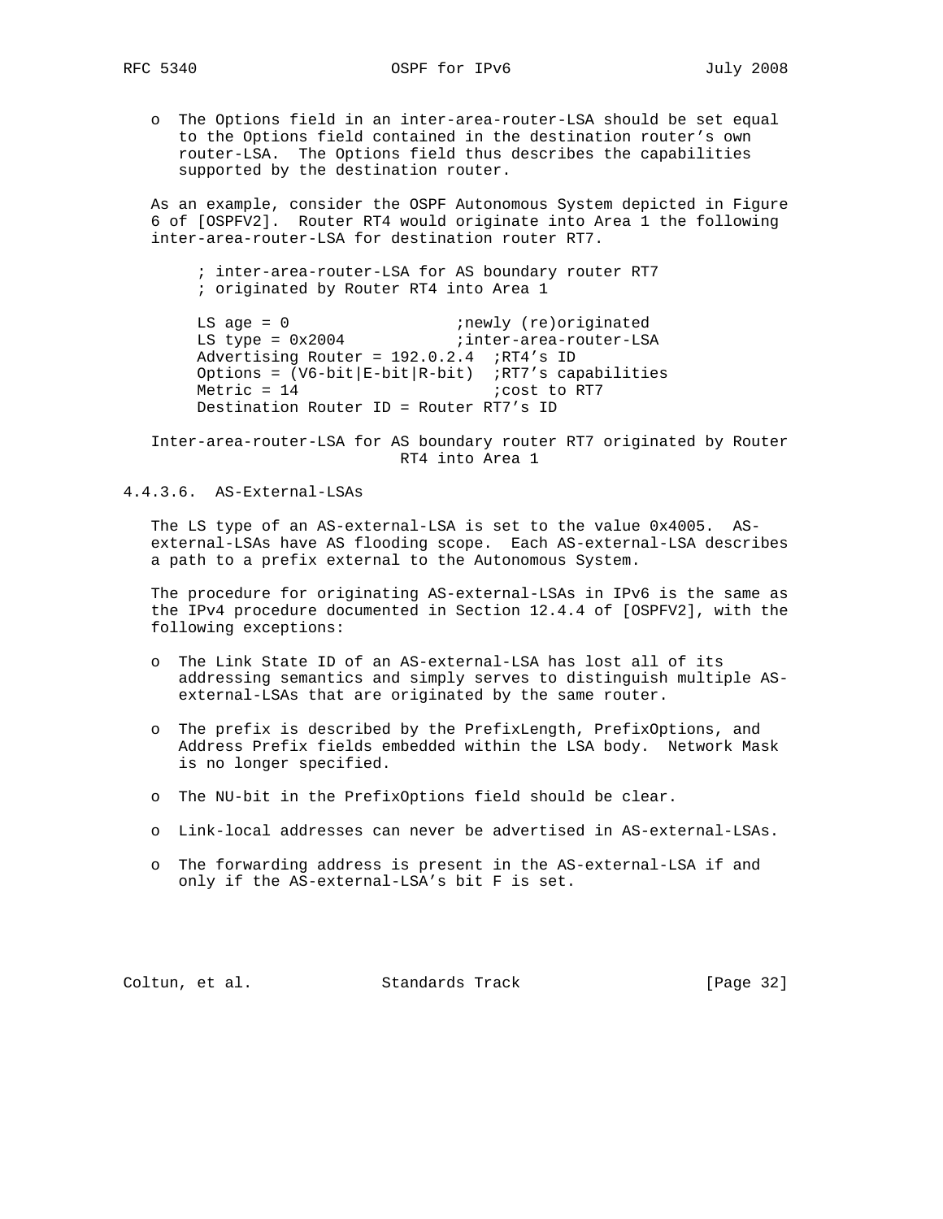- The Options field in an inter-area-router-LSA should be set equal to the Options field contained in the destination router's own router-LSA. The Options field thus describes the capabilities supported by the destination router.

As an example, consider the OSPF Autonomous System depicted in Figure 6 of [OSPFV2]. Router RT4 would originate into Area 1 the following inter-area-router-LSA for destination router RT7.

```
; inter-area-router-LSA for AS boundary router RT7
; originated by Router RT4 into Area 1

LS age = 0                    ;newly (re)originated
LS type = 0x2004              ;inter-area-router-LSA
Advertising Router = 192.0.2.4  ;RT4's ID
Options = (V6-bit|E-bit|R-bit)  ;RT7's capabilities
Metric = 14                     ;cost to RT7
Destination Router ID = Router RT7's ID
```

Inter-area-router-LSA for AS boundary router RT7 originated by Router RT4 into Area 1

#### 4.4.3.6. AS-External-LSAs

The LS type of an AS-external-LSA is set to the value 0x4005. AS-external-LSAs have AS flooding scope. Each AS-external-LSA describes a path to a prefix external to the Autonomous System.

The procedure for originating AS-external-LSAs in IPv6 is the same as the IPv4 procedure documented in Section 12.4.4 of [OSPFV2], with the following exceptions:

- The Link State ID of an AS-external-LSA has lost all of its addressing semantics and simply serves to distinguish multiple AS-external-LSAs that are originated by the same router.
- The prefix is described by the PrefixLength, PrefixOptions, and Address Prefix fields embedded within the LSA body. Network Mask is no longer specified.
- The NU-bit in the PrefixOptions field should be clear.
- Link-local addresses can never be advertised in AS-external-LSAs.
- The forwarding address is present in the AS-external-LSA if and only if the AS-external-LSA's bit F is set.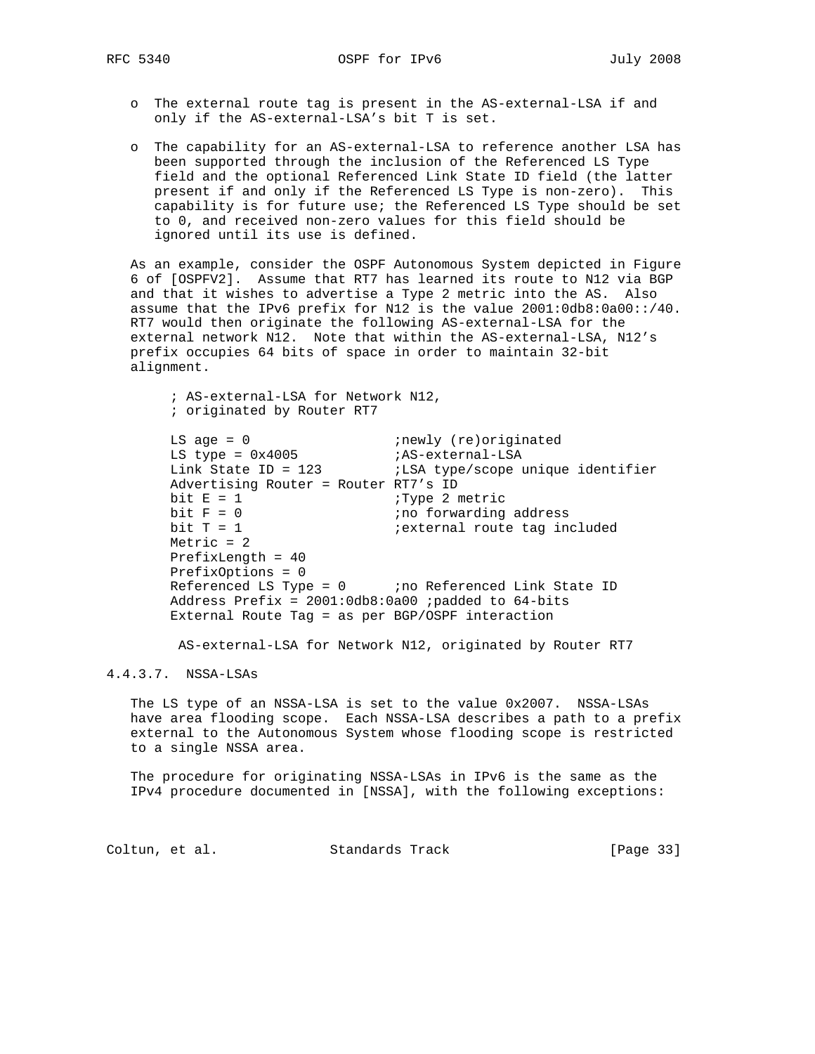- The external route tag is present in the AS-external-LSA if and only if the AS-external-LSA's bit T is set.

- The capability for an AS-external-LSA to reference another LSA has been supported through the inclusion of the Referenced LS Type field and the optional Referenced Link State ID field (the latter present if and only if the Referenced LS Type is non-zero). This capability is for future use; the Referenced LS Type should be set to 0, and received non-zero values for this field should be ignored until its use is defined.

As an example, consider the OSPF Autonomous System depicted in Figure 6 of [OSPFV2]. Assume that RT7 has learned its route to N12 via BGP and that it wishes to advertise a Type 2 metric into the AS. Also assume that the IPv6 prefix for N12 is the value 2001:0db8:0a00::/40. RT7 would then originate the following AS-external-LSA for the external network N12. Note that within the AS-external-LSA, N12's prefix occupies 64 bits of space in order to maintain 32-bit alignment.

```
; AS-external-LSA for Network N12,
; originated by Router RT7

LS age = 0                  ;newly (re)originated
LS type = 0x4005            ;AS-external-LSA
Link State ID = 123         ;LSA type/scope unique identifier
Advertising Router = Router RT7's ID
bit E = 1                   ;Type 2 metric
bit F = 0                   ;no forwarding address
bit T = 1                   ;external route tag included
Metric = 2
PrefixLength = 40
PrefixOptions = 0
Referenced LS Type = 0      ;no Referenced Link State ID
Address Prefix = 2001:0db8:0a00 ;padded to 64-bits
External Route Tag = as per BGP/OSPF interaction
```

AS-external-LSA for Network N12, originated by Router RT7

#### 4.4.3.7. NSSA-LSAs

The LS type of an NSSA-LSA is set to the value 0x2007. NSSA-LSAs have area flooding scope. Each NSSA-LSA describes a path to a prefix external to the Autonomous System whose flooding scope is restricted to a single NSSA area.

The procedure for originating NSSA-LSAs in IPv6 is the same as the IPv4 procedure documented in [NSSA], with the following exceptions: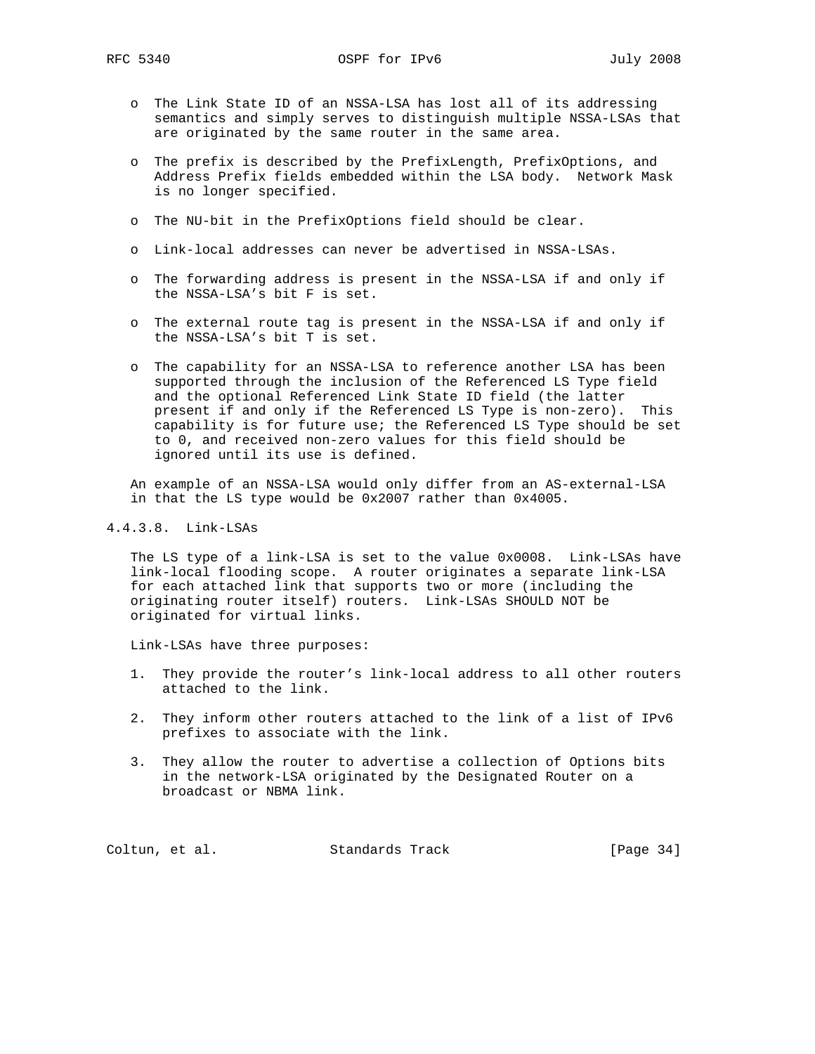- The Link State ID of an NSSA-LSA has lost all of its addressing semantics and simply serves to distinguish multiple NSSA-LSAs that are originated by the same router in the same area.

- The prefix is described by the PrefixLength, PrefixOptions, and Address Prefix fields embedded within the LSA body. Network Mask is no longer specified.

- The NU-bit in the PrefixOptions field should be clear.

- Link-local addresses can never be advertised in NSSA-LSAs.

- The forwarding address is present in the NSSA-LSA if and only if the NSSA-LSA's bit F is set.

- The external route tag is present in the NSSA-LSA if and only if the NSSA-LSA's bit T is set.

- The capability for an NSSA-LSA to reference another LSA has been supported through the inclusion of the Referenced LS Type field and the optional Referenced Link State ID field (the latter present if and only if the Referenced LS Type is non-zero). This capability is for future use; the Referenced LS Type should be set to 0, and received non-zero values for this field should be ignored until its use is defined.

An example of an NSSA-LSA would only differ from an AS-external-LSA in that the LS type would be 0x2007 rather than 0x4005.

#### 4.4.3.8. Link-LSAs

The LS type of a link-LSA is set to the value 0x0008. Link-LSAs have link-local flooding scope. A router originates a separate link-LSA for each attached link that supports two or more (including the originating router itself) routers. Link-LSAs SHOULD NOT be originated for virtual links.

Link-LSAs have three purposes:

1. They provide the router's link-local address to all other routers attached to the link.

2. They inform other routers attached to the link of a list of IPv6 prefixes to associate with the link.

3. They allow the router to advertise a collection of Options bits in the network-LSA originated by the Designated Router on a broadcast or NBMA link.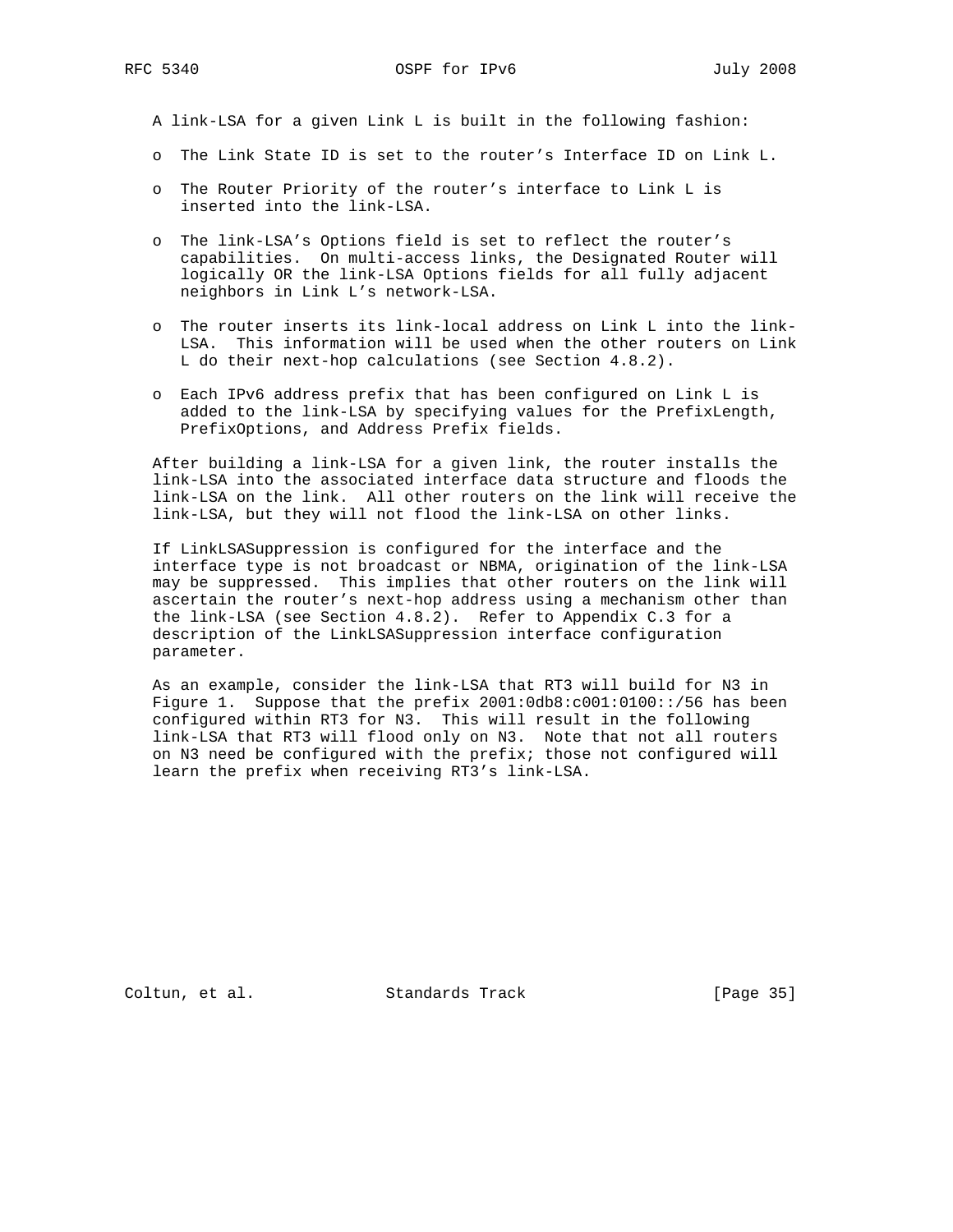A link-LSA for a given Link L is built in the following fashion:

- The Link State ID is set to the router's Interface ID on Link L.

- The Router Priority of the router's interface to Link L is inserted into the link-LSA.

- The link-LSA's Options field is set to reflect the router's capabilities. On multi-access links, the Designated Router will logically OR the link-LSA Options fields for all fully adjacent neighbors in Link L's network-LSA.

- The router inserts its link-local address on Link L into the link-LSA. This information will be used when the other routers on Link L do their next-hop calculations (see Section 4.8.2).

- Each IPv6 address prefix that has been configured on Link L is added to the link-LSA by specifying values for the PrefixLength, PrefixOptions, and Address Prefix fields.

After building a link-LSA for a given link, the router installs the link-LSA into the associated interface data structure and floods the link-LSA on the link. All other routers on the link will receive the link-LSA, but they will not flood the link-LSA on other links.

If LinkLSASuppression is configured for the interface and the interface type is not broadcast or NBMA, origination of the link-LSA may be suppressed. This implies that other routers on the link will ascertain the router's next-hop address using a mechanism other than the link-LSA (see Section 4.8.2). Refer to Appendix C.3 for a description of the LinkLSASuppression interface configuration parameter.

As an example, consider the link-LSA that RT3 will build for N3 in Figure 1. Suppose that the prefix 2001:0db8:c001:0100::/56 has been configured within RT3 for N3. This will result in the following link-LSA that RT3 will flood only on N3. Note that not all routers on N3 need be configured with the prefix; those not configured will learn the prefix when receiving RT3's link-LSA.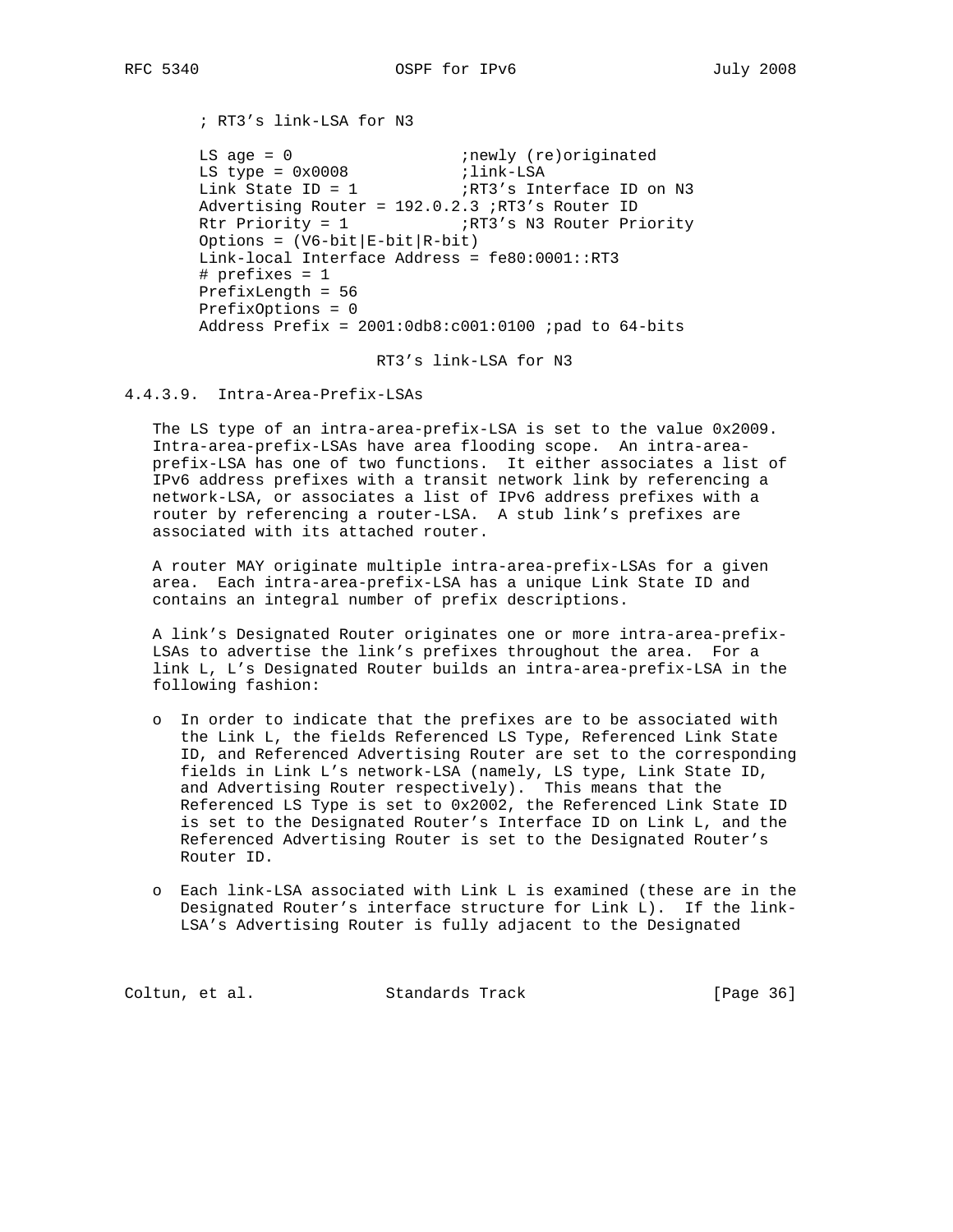```
; RT3's link-LSA for N3

LS age = 0                    ;newly (re)originated
LS type = 0x0008              ;link-LSA
Link State ID = 1             ;RT3's Interface ID on N3
Advertising Router = 192.0.2.3 ;RT3's Router ID
Rtr Priority = 1              ;RT3's N3 Router Priority
Options = (V6-bit|E-bit|R-bit)
Link-local Interface Address = fe80:0001::RT3
# prefixes = 1
PrefixLength = 56
PrefixOptions = 0
Address Prefix = 2001:0db8:c001:0100 ;pad to 64-bits
```

RT3's link-LSA for N3

#### 4.4.3.9. Intra-Area-Prefix-LSAs

The LS type of an intra-area-prefix-LSA is set to the value 0x2009. Intra-area-prefix-LSAs have area flooding scope. An intra-area-prefix-LSA has one of two functions. It either associates a list of IPv6 address prefixes with a transit network link by referencing a network-LSA, or associates a list of IPv6 address prefixes with a router by referencing a router-LSA. A stub link's prefixes are associated with its attached router.

A router MAY originate multiple intra-area-prefix-LSAs for a given area. Each intra-area-prefix-LSA has a unique Link State ID and contains an integral number of prefix descriptions.

A link's Designated Router originates one or more intra-area-prefix-LSAs to advertise the link's prefixes throughout the area. For a link L, L's Designated Router builds an intra-area-prefix-LSA in the following fashion:

- In order to indicate that the prefixes are to be associated with the Link L, the fields Referenced LS Type, Referenced Link State ID, and Referenced Advertising Router are set to the corresponding fields in Link L's network-LSA (namely, LS type, Link State ID, and Advertising Router respectively). This means that the Referenced LS Type is set to 0x2002, the Referenced Link State ID is set to the Designated Router's Interface ID on Link L, and the Referenced Advertising Router is set to the Designated Router's Router ID.

- Each link-LSA associated with Link L is examined (these are in the Designated Router's interface structure for Link L). If the link-LSA's Advertising Router is fully adjacent to the Designated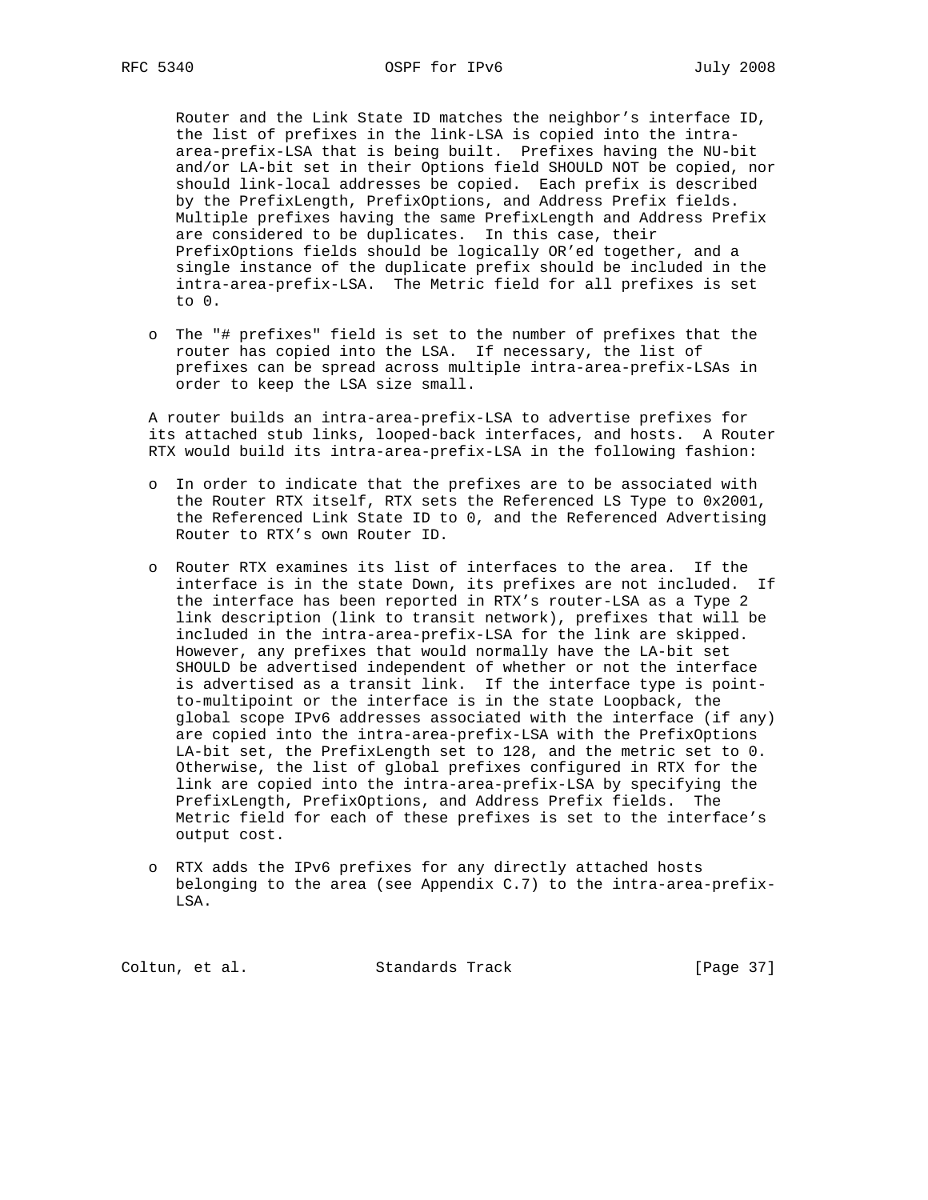Router and the Link State ID matches the neighbor's interface ID, the list of prefixes in the link-LSA is copied into the intra-area-prefix-LSA that is being built. Prefixes having the NU-bit and/or LA-bit set in their Options field SHOULD NOT be copied, nor should link-local addresses be copied. Each prefix is described by the PrefixLength, PrefixOptions, and Address Prefix fields. Multiple prefixes having the same PrefixLength and Address Prefix are considered to be duplicates. In this case, their PrefixOptions fields should be logically OR'ed together, and a single instance of the duplicate prefix should be included in the intra-area-prefix-LSA. The Metric field for all prefixes is set to 0.

- The "# prefixes" field is set to the number of prefixes that the router has copied into the LSA. If necessary, the list of prefixes can be spread across multiple intra-area-prefix-LSAs in order to keep the LSA size small.

A router builds an intra-area-prefix-LSA to advertise prefixes for its attached stub links, looped-back interfaces, and hosts. A Router RTX would build its intra-area-prefix-LSA in the following fashion:

- In order to indicate that the prefixes are to be associated with the Router RTX itself, RTX sets the Referenced LS Type to 0x2001, the Referenced Link State ID to 0, and the Referenced Advertising Router to RTX's own Router ID.

- Router RTX examines its list of interfaces to the area. If the interface is in the state Down, its prefixes are not included. If the interface has been reported in RTX's router-LSA as a Type 2 link description (link to transit network), prefixes that will be included in the intra-area-prefix-LSA for the link are skipped. However, any prefixes that would normally have the LA-bit set SHOULD be advertised independent of whether or not the interface is advertised as a transit link. If the interface type is point-to-multipoint or the interface is in the state Loopback, the global scope IPv6 addresses associated with the interface (if any) are copied into the intra-area-prefix-LSA with the PrefixOptions LA-bit set, the PrefixLength set to 128, and the metric set to 0. Otherwise, the list of global prefixes configured in RTX for the link are copied into the intra-area-prefix-LSA by specifying the PrefixLength, PrefixOptions, and Address Prefix fields. The Metric field for each of these prefixes is set to the interface's output cost.

- RTX adds the IPv6 prefixes for any directly attached hosts belonging to the area (see Appendix C.7) to the intra-area-prefix-LSA.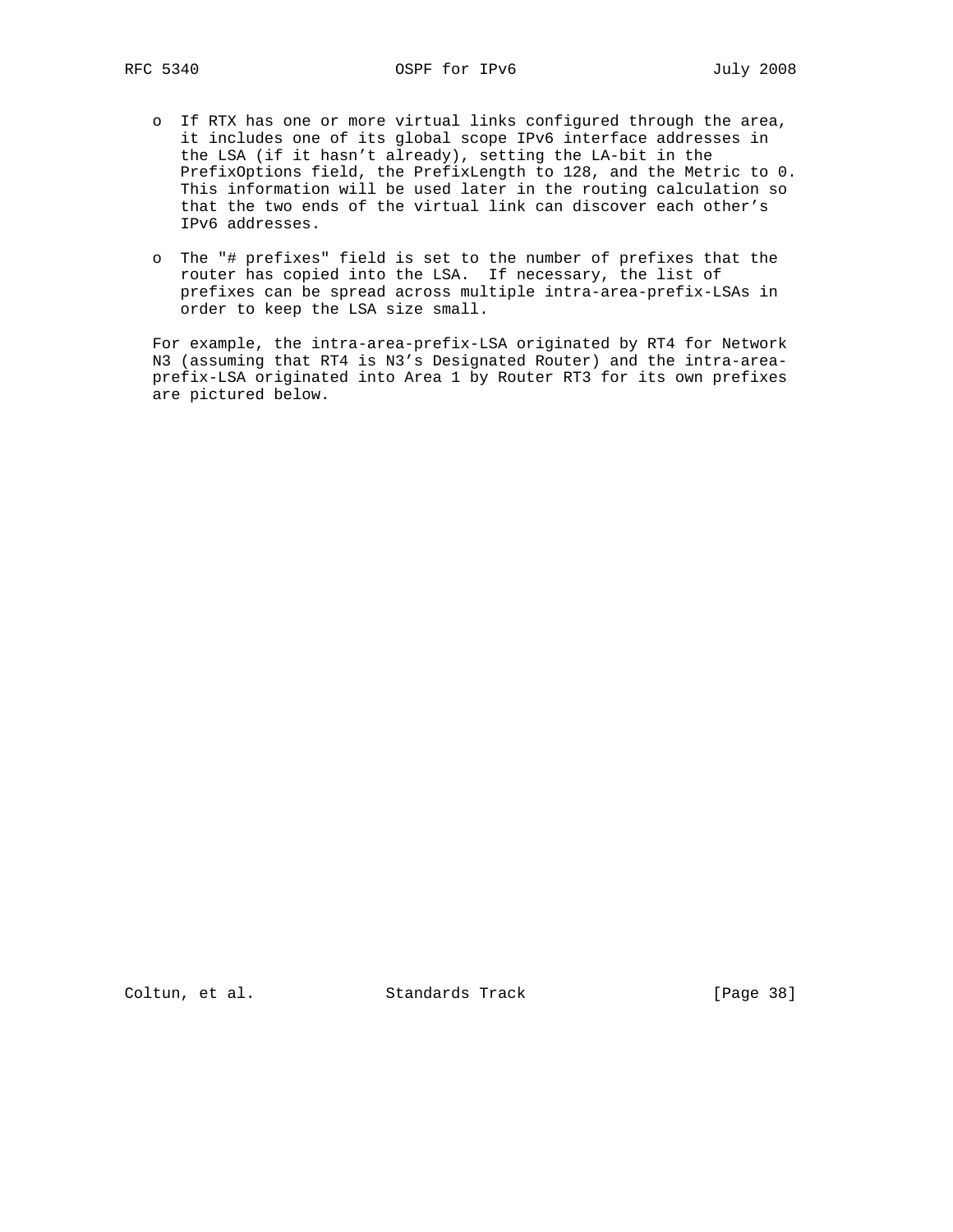- If RTX has one or more virtual links configured through the area, it includes one of its global scope IPv6 interface addresses in the LSA (if it hasn't already), setting the LA-bit in the PrefixOptions field, the PrefixLength to 128, and the Metric to 0. This information will be used later in the routing calculation so that the two ends of the virtual link can discover each other's IPv6 addresses.

- The "# prefixes" field is set to the number of prefixes that the router has copied into the LSA. If necessary, the list of prefixes can be spread across multiple intra-area-prefix-LSAs in order to keep the LSA size small.

For example, the intra-area-prefix-LSA originated by RT4 for Network N3 (assuming that RT4 is N3's Designated Router) and the intra-area-prefix-LSA originated into Area 1 by Router RT3 for its own prefixes are pictured below.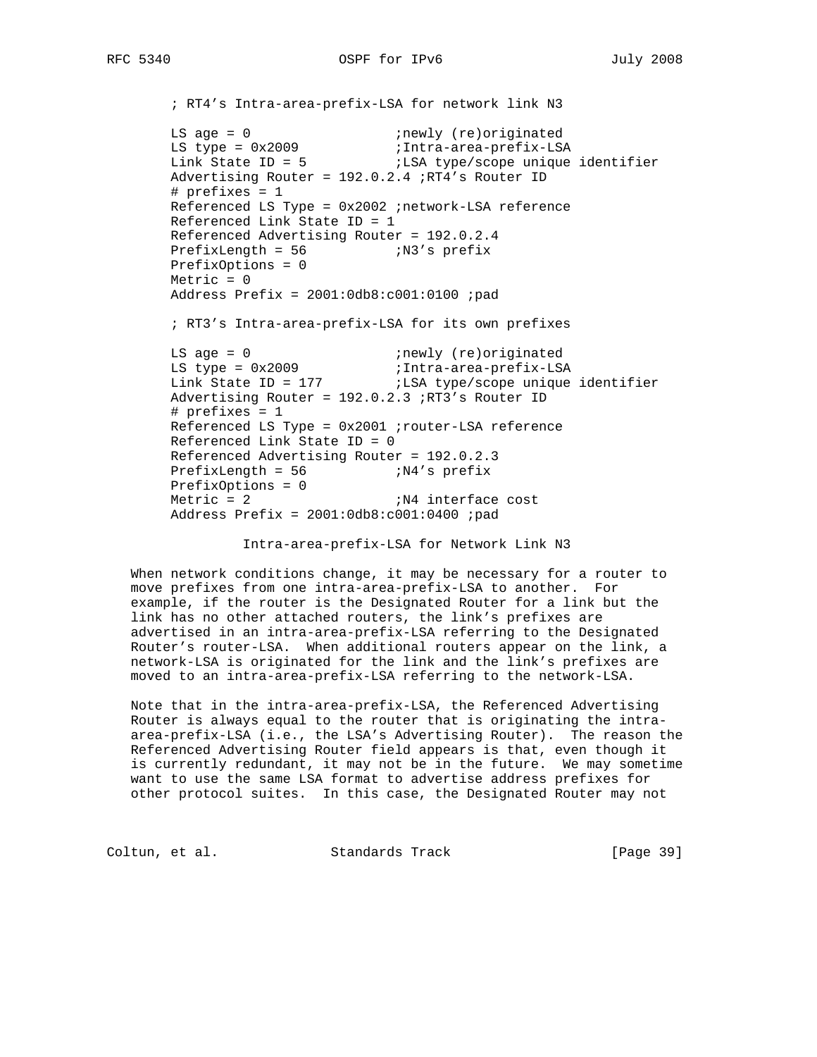```
; RT4's Intra-area-prefix-LSA for network link N3

LS age = 0                  ;newly (re)originated
LS type = 0x2009            ;Intra-area-prefix-LSA
Link State ID = 5           ;LSA type/scope unique identifier
Advertising Router = 192.0.2.4 ;RT4's Router ID
# prefixes = 1
Referenced LS Type = 0x2002 ;network-LSA reference
Referenced Link State ID = 1
Referenced Advertising Router = 192.0.2.4
PrefixLength = 56           ;N3's prefix
PrefixOptions = 0
Metric = 0
Address Prefix = 2001:0db8:c001:0100 ;pad

; RT3's Intra-area-prefix-LSA for its own prefixes

LS age = 0                  ;newly (re)originated
LS type = 0x2009            ;Intra-area-prefix-LSA
Link State ID = 177         ;LSA type/scope unique identifier
Advertising Router = 192.0.2.3 ;RT3's Router ID
# prefixes = 1
Referenced LS Type = 0x2001 ;router-LSA reference
Referenced Link State ID = 0
Referenced Advertising Router = 192.0.2.3
PrefixLength = 56           ;N4's prefix
PrefixOptions = 0
Metric = 2                  ;N4 interface cost
Address Prefix = 2001:0db8:c001:0400 ;pad
```

Intra-area-prefix-LSA for Network Link N3

When network conditions change, it may be necessary for a router to move prefixes from one intra-area-prefix-LSA to another. For example, if the router is the Designated Router for a link but the link has no other attached routers, the link's prefixes are advertised in an intra-area-prefix-LSA referring to the Designated Router's router-LSA. When additional routers appear on the link, a network-LSA is originated for the link and the link's prefixes are moved to an intra-area-prefix-LSA referring to the network-LSA.

Note that in the intra-area-prefix-LSA, the Referenced Advertising Router is always equal to the router that is originating the intra-area-prefix-LSA (i.e., the LSA's Advertising Router). The reason the Referenced Advertising Router field appears is that, even though it is currently redundant, it may not be in the future. We may sometime want to use the same LSA format to advertise address prefixes for other protocol suites. In this case, the Designated Router may not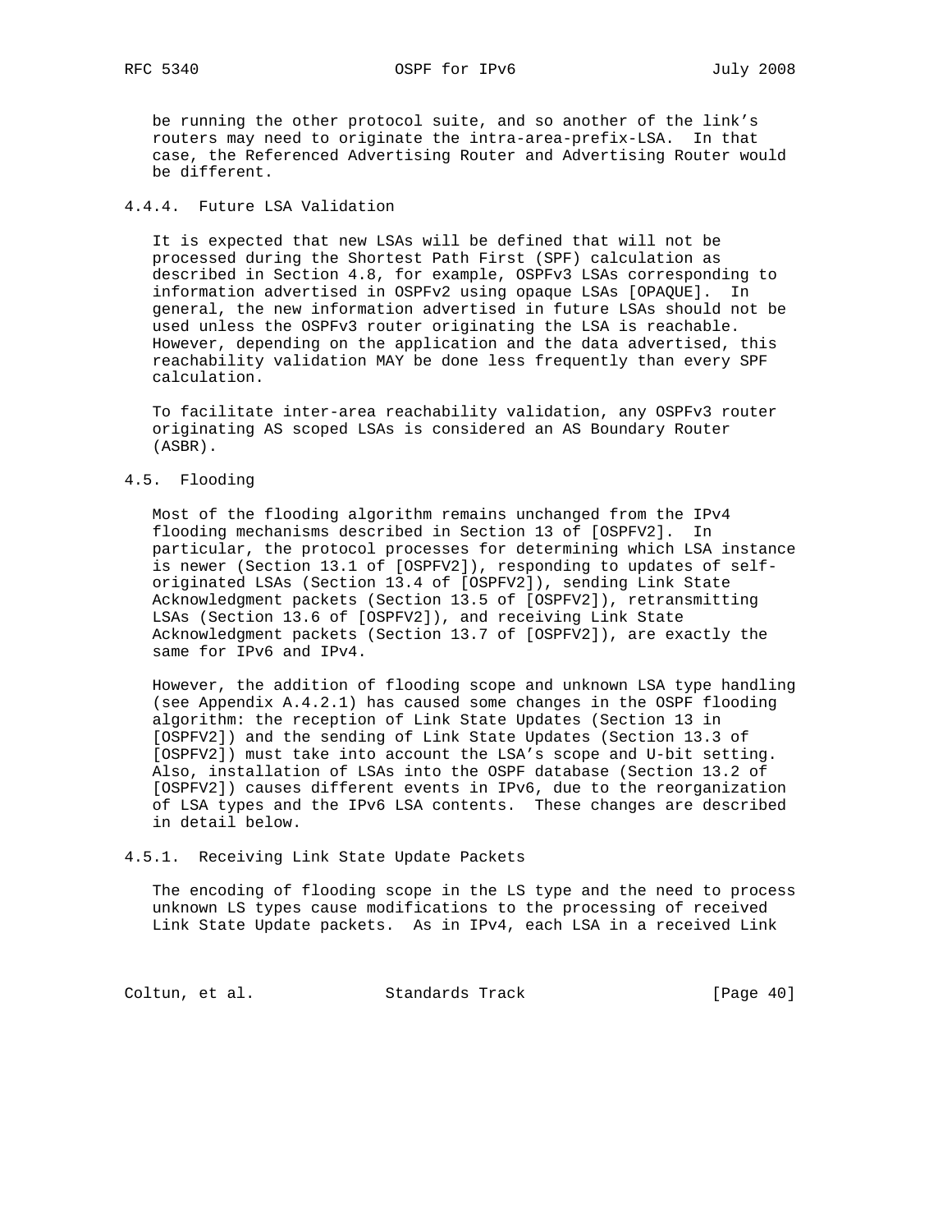be running the other protocol suite, and so another of the link's routers may need to originate the intra-area-prefix-LSA. In that case, the Referenced Advertising Router and Advertising Router would be different.

#### 4.4.4. Future LSA Validation

It is expected that new LSAs will be defined that will not be processed during the Shortest Path First (SPF) calculation as described in Section 4.8, for example, OSPFv3 LSAs corresponding to information advertised in OSPFv2 using opaque LSAs [OPAQUE]. In general, the new information advertised in future LSAs should not be used unless the OSPFv3 router originating the LSA is reachable. However, depending on the application and the data advertised, this reachability validation MAY be done less frequently than every SPF calculation.

To facilitate inter-area reachability validation, any OSPFv3 router originating AS scoped LSAs is considered an AS Boundary Router (ASBR).

### 4.5. Flooding

Most of the flooding algorithm remains unchanged from the IPv4 flooding mechanisms described in Section 13 of [OSPFV2]. In particular, the protocol processes for determining which LSA instance is newer (Section 13.1 of [OSPFV2]), responding to updates of self-originated LSAs (Section 13.4 of [OSPFV2]), sending Link State Acknowledgment packets (Section 13.5 of [OSPFV2]), retransmitting LSAs (Section 13.6 of [OSPFV2]), and receiving Link State Acknowledgment packets (Section 13.7 of [OSPFV2]), are exactly the same for IPv6 and IPv4.

However, the addition of flooding scope and unknown LSA type handling (see Appendix A.4.2.1) has caused some changes in the OSPF flooding algorithm: the reception of Link State Updates (Section 13 in [OSPFV2]) and the sending of Link State Updates (Section 13.3 of [OSPFV2]) must take into account the LSA's scope and U-bit setting. Also, installation of LSAs into the OSPF database (Section 13.2 of [OSPFV2]) causes different events in IPv6, due to the reorganization of LSA types and the IPv6 LSA contents. These changes are described in detail below.

#### 4.5.1. Receiving Link State Update Packets

The encoding of flooding scope in the LS type and the need to process unknown LS types cause modifications to the processing of received Link State Update packets. As in IPv4, each LSA in a received Link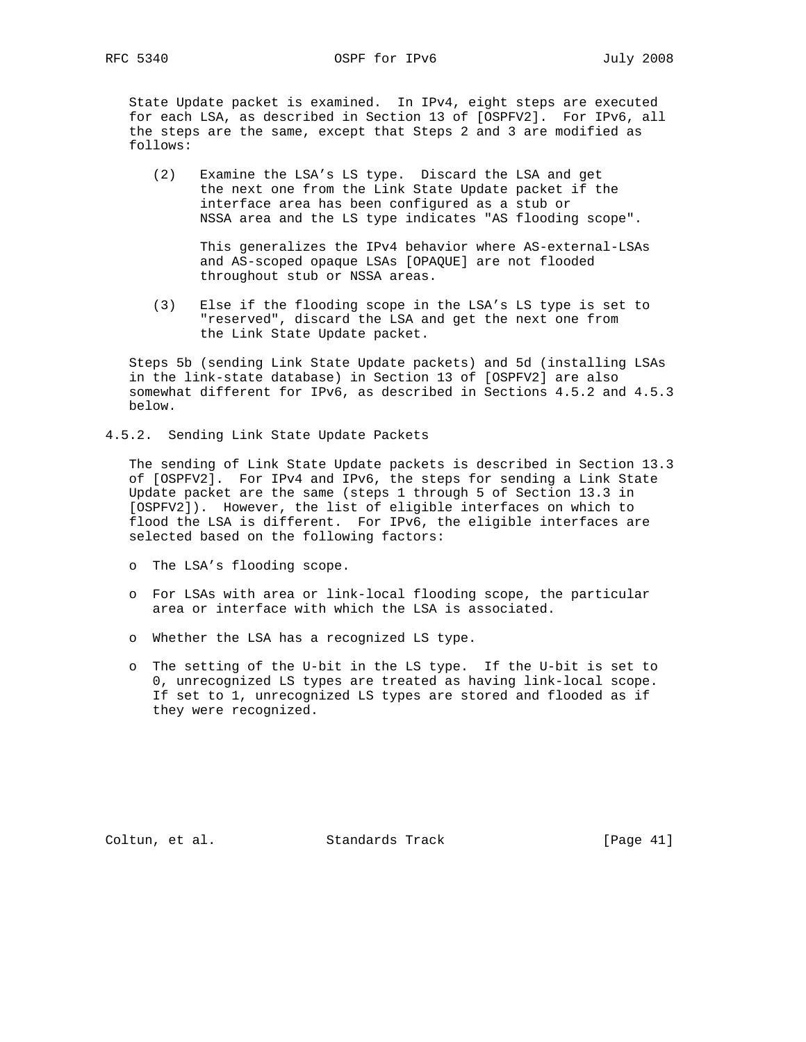State Update packet is examined. In IPv4, eight steps are executed for each LSA, as described in Section 13 of [OSPFV2]. For IPv6, all the steps are the same, except that Steps 2 and 3 are modified as follows:

(2) Examine the LSA's LS type. Discard the LSA and get the next one from the Link State Update packet if the interface area has been configured as a stub or NSSA area and the LS type indicates "AS flooding scope".

This generalizes the IPv4 behavior where AS-external-LSAs and AS-scoped opaque LSAs [OPAQUE] are not flooded throughout stub or NSSA areas.

(3) Else if the flooding scope in the LSA's LS type is set to "reserved", discard the LSA and get the next one from the Link State Update packet.

Steps 5b (sending Link State Update packets) and 5d (installing LSAs in the link-state database) in Section 13 of [OSPFV2] are also somewhat different for IPv6, as described in Sections 4.5.2 and 4.5.3 below.

### 4.5.2. Sending Link State Update Packets

The sending of Link State Update packets is described in Section 13.3 of [OSPFV2]. For IPv4 and IPv6, the steps for sending a Link State Update packet are the same (steps 1 through 5 of Section 13.3 in [OSPFV2]). However, the list of eligible interfaces on which to flood the LSA is different. For IPv6, the eligible interfaces are selected based on the following factors:

- The LSA's flooding scope.
- For LSAs with area or link-local flooding scope, the particular area or interface with which the LSA is associated.
- Whether the LSA has a recognized LS type.
- The setting of the U-bit in the LS type. If the U-bit is set to 0, unrecognized LS types are treated as having link-local scope. If set to 1, unrecognized LS types are stored and flooded as if they were recognized.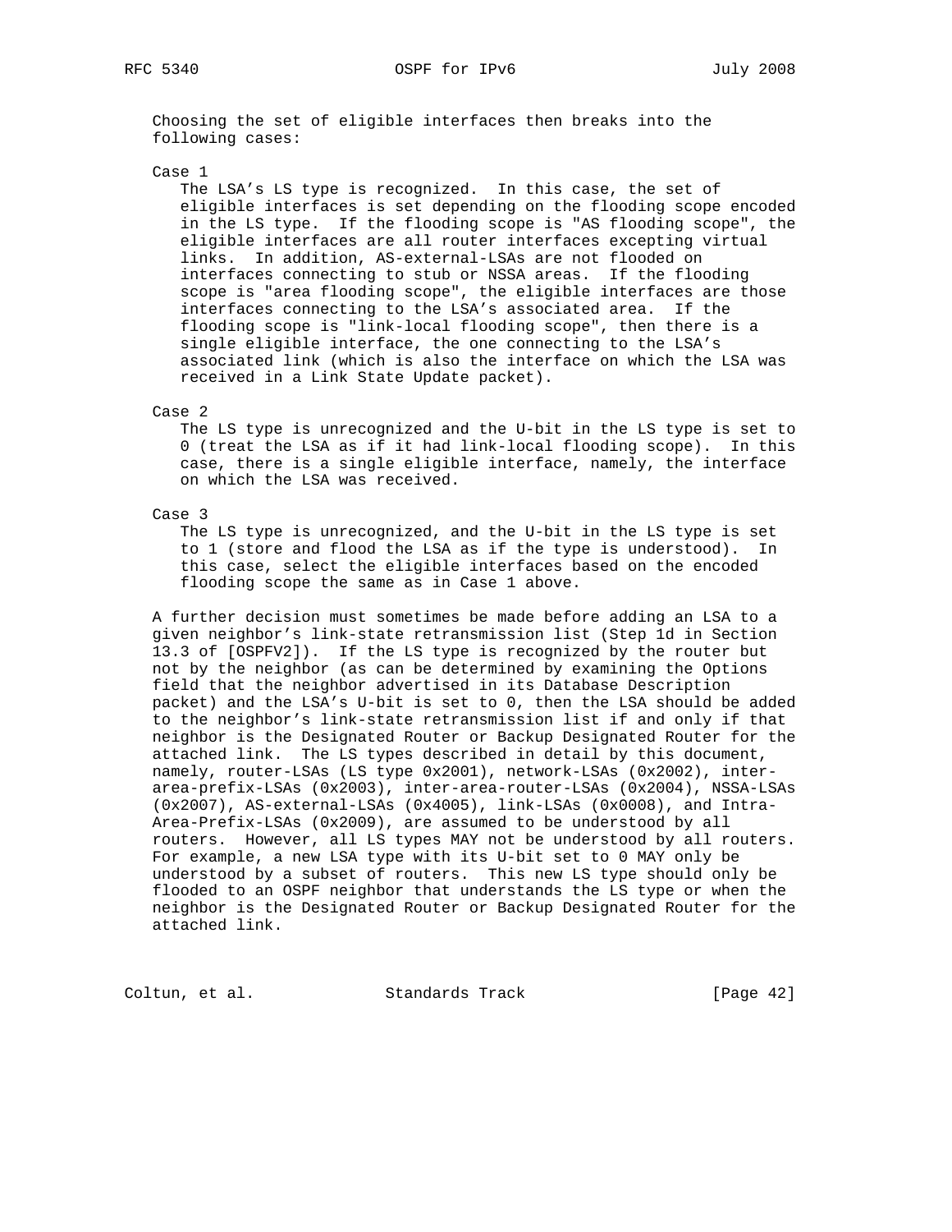Choosing the set of eligible interfaces then breaks into the following cases:

Case 1
The LSA's LS type is recognized. In this case, the set of eligible interfaces is set depending on the flooding scope encoded in the LS type. If the flooding scope is "AS flooding scope", the eligible interfaces are all router interfaces excepting virtual links. In addition, AS-external-LSAs are not flooded on interfaces connecting to stub or NSSA areas. If the flooding scope is "area flooding scope", the eligible interfaces are those interfaces connecting to the LSA's associated area. If the flooding scope is "link-local flooding scope", then there is a single eligible interface, the one connecting to the LSA's associated link (which is also the interface on which the LSA was received in a Link State Update packet).

Case 2
The LS type is unrecognized and the U-bit in the LS type is set to 0 (treat the LSA as if it had link-local flooding scope). In this case, there is a single eligible interface, namely, the interface on which the LSA was received.

Case 3
The LS type is unrecognized, and the U-bit in the LS type is set to 1 (store and flood the LSA as if the type is understood). In this case, select the eligible interfaces based on the encoded flooding scope the same as in Case 1 above.

A further decision must sometimes be made before adding an LSA to a given neighbor's link-state retransmission list (Step 1d in Section 13.3 of [OSPFV2]). If the LS type is recognized by the router but not by the neighbor (as can be determined by examining the Options field that the neighbor advertised in its Database Description packet) and the LSA's U-bit is set to 0, then the LSA should be added to the neighbor's link-state retransmission list if and only if that neighbor is the Designated Router or Backup Designated Router for the attached link. The LS types described in detail by this document, namely, router-LSAs (LS type 0x2001), network-LSAs (0x2002), inter-area-prefix-LSAs (0x2003), inter-area-router-LSAs (0x2004), NSSA-LSAs (0x2007), AS-external-LSAs (0x4005), link-LSAs (0x0008), and Intra-Area-Prefix-LSAs (0x2009), are assumed to be understood by all routers. However, all LS types MAY not be understood by all routers. For example, a new LSA type with its U-bit set to 0 MAY only be understood by a subset of routers. This new LS type should only be flooded to an OSPF neighbor that understands the LS type or when the neighbor is the Designated Router or Backup Designated Router for the attached link.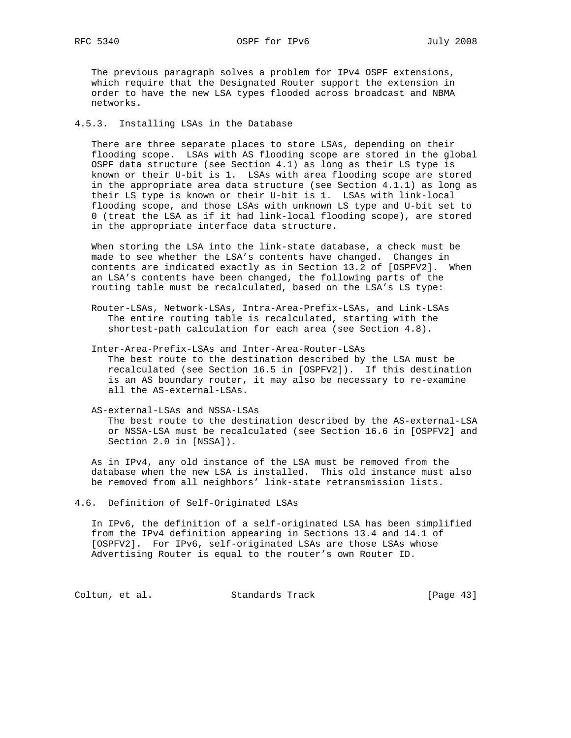The previous paragraph solves a problem for IPv4 OSPF extensions, which require that the Designated Router support the extension in order to have the new LSA types flooded across broadcast and NBMA networks.

### 4.5.3. Installing LSAs in the Database

There are three separate places to store LSAs, depending on their flooding scope. LSAs with AS flooding scope are stored in the global OSPF data structure (see Section 4.1) as long as their LS type is known or their U-bit is 1. LSAs with area flooding scope are stored in the appropriate area data structure (see Section 4.1.1) as long as their LS type is known or their U-bit is 1. LSAs with link-local flooding scope, and those LSAs with unknown LS type and U-bit set to 0 (treat the LSA as if it had link-local flooding scope), are stored in the appropriate interface data structure.

When storing the LSA into the link-state database, a check must be made to see whether the LSA's contents have changed. Changes in contents are indicated exactly as in Section 13.2 of [OSPFV2]. When an LSA's contents have been changed, the following parts of the routing table must be recalculated, based on the LSA's LS type:

Router-LSAs, Network-LSAs, Intra-Area-Prefix-LSAs, and Link-LSAs
: The entire routing table is recalculated, starting with the shortest-path calculation for each area (see Section 4.8).

Inter-Area-Prefix-LSAs and Inter-Area-Router-LSAs
: The best route to the destination described by the LSA must be recalculated (see Section 16.5 in [OSPFV2]). If this destination is an AS boundary router, it may also be necessary to re-examine all the AS-external-LSAs.

AS-external-LSAs and NSSA-LSAs
: The best route to the destination described by the AS-external-LSA or NSSA-LSA must be recalculated (see Section 16.6 in [OSPFV2] and Section 2.0 in [NSSA]).

As in IPv4, any old instance of the LSA must be removed from the database when the new LSA is installed. This old instance must also be removed from all neighbors' link-state retransmission lists.

## 4.6. Definition of Self-Originated LSAs

In IPv6, the definition of a self-originated LSA has been simplified from the IPv4 definition appearing in Sections 13.4 and 14.1 of [OSPFV2]. For IPv6, self-originated LSAs are those LSAs whose Advertising Router is equal to the router's own Router ID.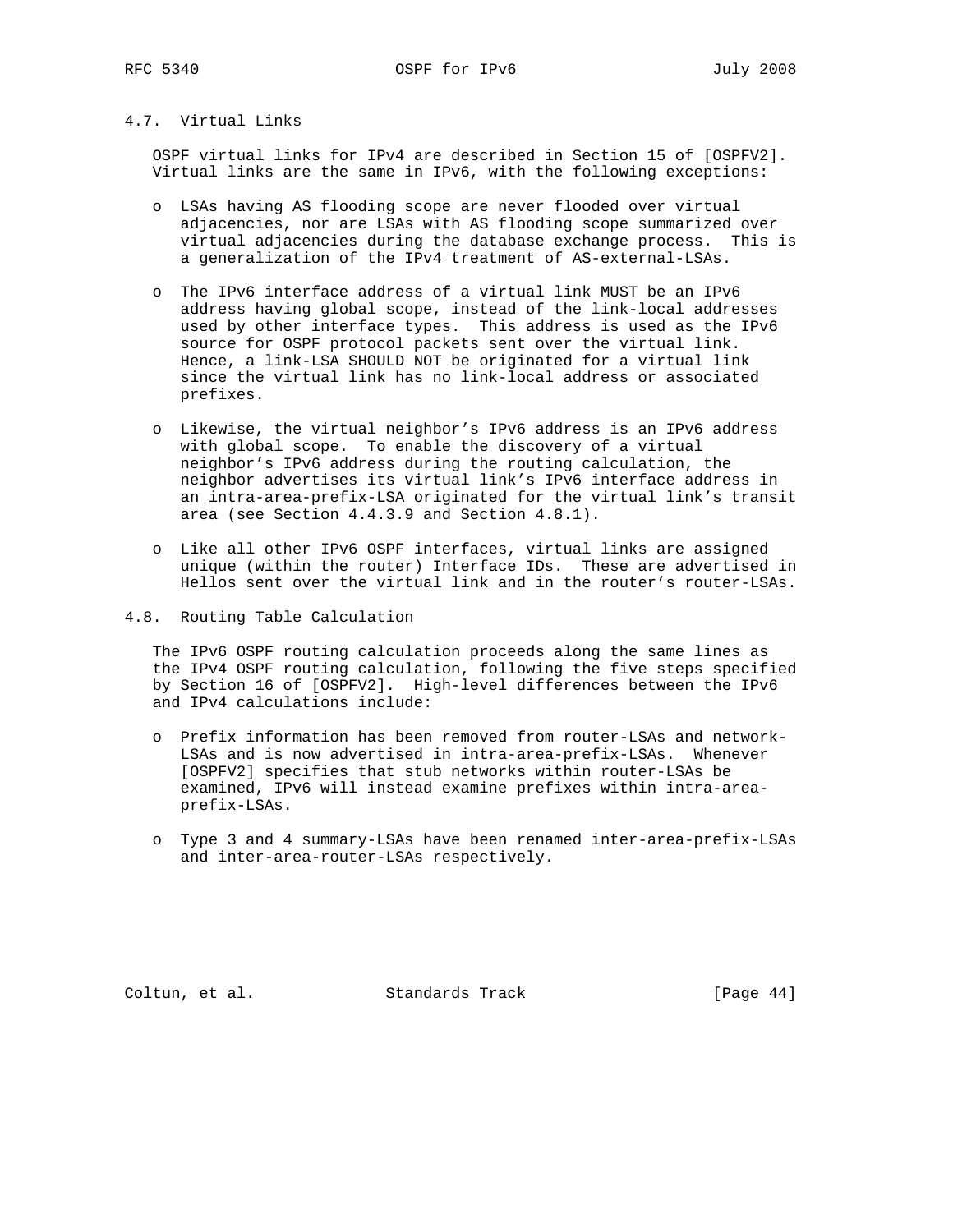### 4.7. Virtual Links

OSPF virtual links for IPv4 are described in Section 15 of [OSPFV2]. Virtual links are the same in IPv6, with the following exceptions:

- LSAs having AS flooding scope are never flooded over virtual adjacencies, nor are LSAs with AS flooding scope summarized over virtual adjacencies during the database exchange process. This is a generalization of the IPv4 treatment of AS-external-LSAs.

- The IPv6 interface address of a virtual link MUST be an IPv6 address having global scope, instead of the link-local addresses used by other interface types. This address is used as the IPv6 source for OSPF protocol packets sent over the virtual link. Hence, a link-LSA SHOULD NOT be originated for a virtual link since the virtual link has no link-local address or associated prefixes.

- Likewise, the virtual neighbor's IPv6 address is an IPv6 address with global scope. To enable the discovery of a virtual neighbor's IPv6 address during the routing calculation, the neighbor advertises its virtual link's IPv6 interface address in an intra-area-prefix-LSA originated for the virtual link's transit area (see Section 4.4.3.9 and Section 4.8.1).

- Like all other IPv6 OSPF interfaces, virtual links are assigned unique (within the router) Interface IDs. These are advertised in Hellos sent over the virtual link and in the router's router-LSAs.

### 4.8. Routing Table Calculation

The IPv6 OSPF routing calculation proceeds along the same lines as the IPv4 OSPF routing calculation, following the five steps specified by Section 16 of [OSPFV2]. High-level differences between the IPv6 and IPv4 calculations include:

- Prefix information has been removed from router-LSAs and network-LSAs and is now advertised in intra-area-prefix-LSAs. Whenever [OSPFV2] specifies that stub networks within router-LSAs be examined, IPv6 will instead examine prefixes within intra-area-prefix-LSAs.

- Type 3 and 4 summary-LSAs have been renamed inter-area-prefix-LSAs and inter-area-router-LSAs respectively.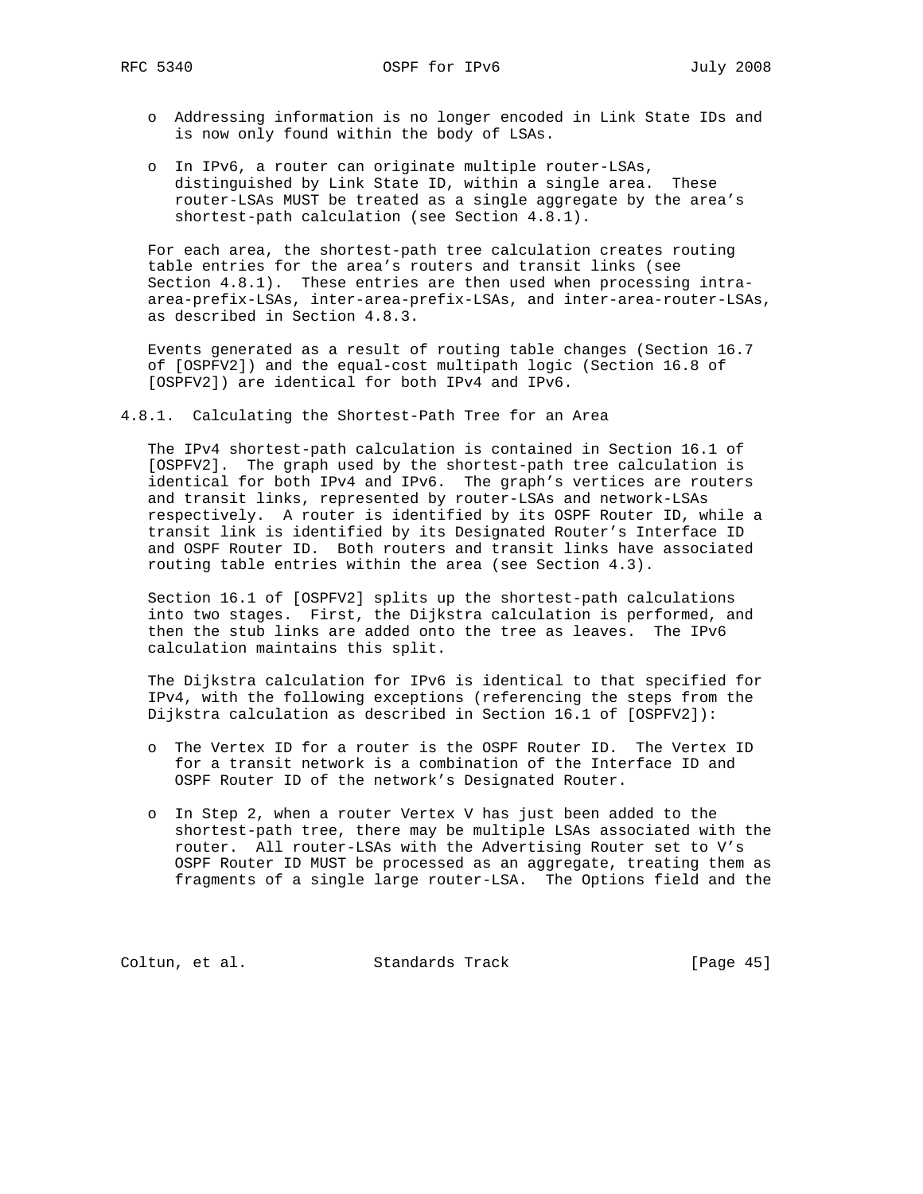- Addressing information is no longer encoded in Link State IDs and is now only found within the body of LSAs.

- In IPv6, a router can originate multiple router-LSAs, distinguished by Link State ID, within a single area. These router-LSAs MUST be treated as a single aggregate by the area's shortest-path calculation (see Section 4.8.1).

For each area, the shortest-path tree calculation creates routing table entries for the area's routers and transit links (see Section 4.8.1). These entries are then used when processing intra-area-prefix-LSAs, inter-area-prefix-LSAs, and inter-area-router-LSAs, as described in Section 4.8.3.

Events generated as a result of routing table changes (Section 16.7 of [OSPFV2]) and the equal-cost multipath logic (Section 16.8 of [OSPFV2]) are identical for both IPv4 and IPv6.

### 4.8.1. Calculating the Shortest-Path Tree for an Area

The IPv4 shortest-path calculation is contained in Section 16.1 of [OSPFV2]. The graph used by the shortest-path tree calculation is identical for both IPv4 and IPv6. The graph's vertices are routers and transit links, represented by router-LSAs and network-LSAs respectively. A router is identified by its OSPF Router ID, while a transit link is identified by its Designated Router's Interface ID and OSPF Router ID. Both routers and transit links have associated routing table entries within the area (see Section 4.3).

Section 16.1 of [OSPFV2] splits up the shortest-path calculations into two stages. First, the Dijkstra calculation is performed, and then the stub links are added onto the tree as leaves. The IPv6 calculation maintains this split.

The Dijkstra calculation for IPv6 is identical to that specified for IPv4, with the following exceptions (referencing the steps from the Dijkstra calculation as described in Section 16.1 of [OSPFV2]):

- The Vertex ID for a router is the OSPF Router ID. The Vertex ID for a transit network is a combination of the Interface ID and OSPF Router ID of the network's Designated Router.

- In Step 2, when a router Vertex V has just been added to the shortest-path tree, there may be multiple LSAs associated with the router. All router-LSAs with the Advertising Router set to V's OSPF Router ID MUST be processed as an aggregate, treating them as fragments of a single large router-LSA. The Options field and the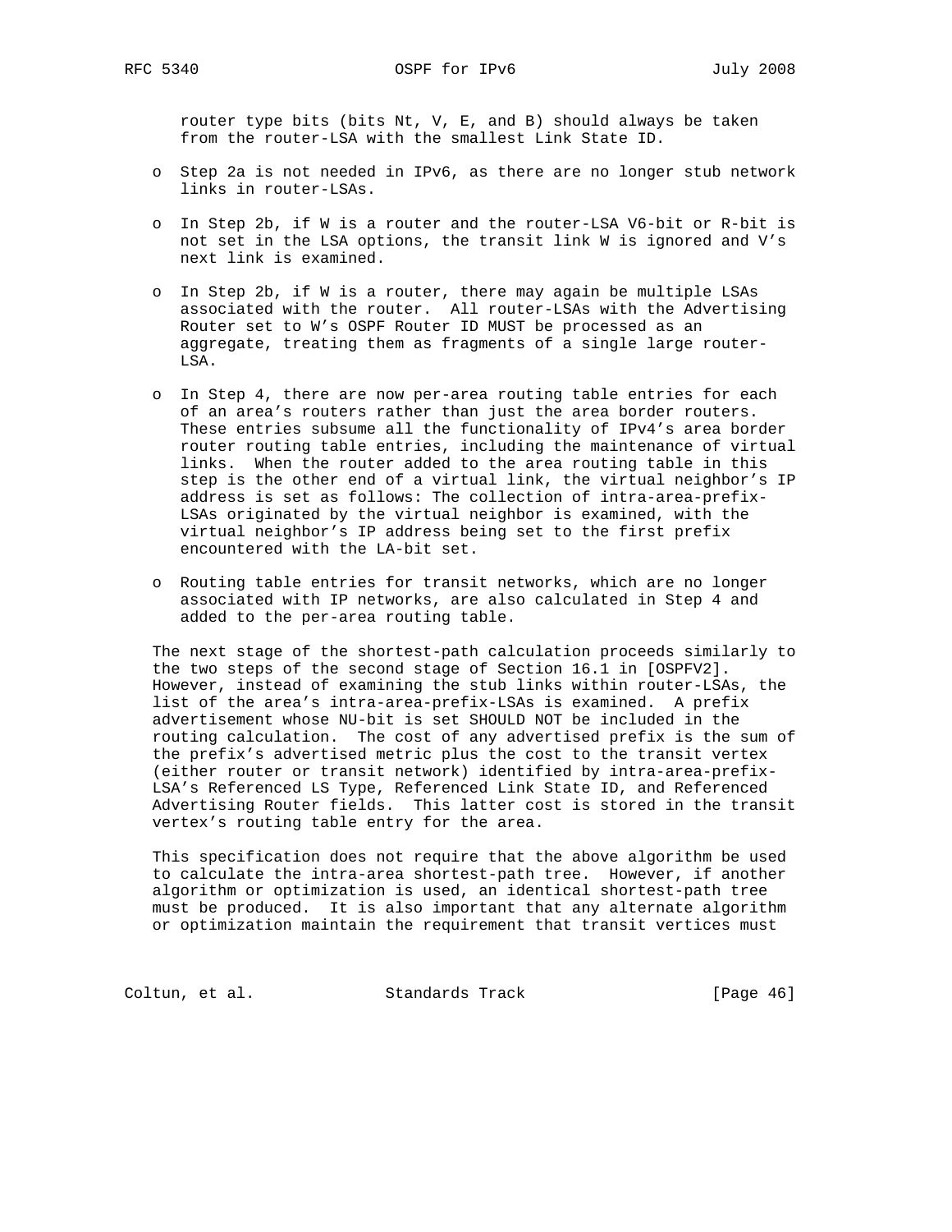router type bits (bits Nt, V, E, and B) should always be taken from the router-LSA with the smallest Link State ID.

- Step 2a is not needed in IPv6, as there are no longer stub network links in router-LSAs.

- In Step 2b, if W is a router and the router-LSA V6-bit or R-bit is not set in the LSA options, the transit link W is ignored and V's next link is examined.

- In Step 2b, if W is a router, there may again be multiple LSAs associated with the router. All router-LSAs with the Advertising Router set to W's OSPF Router ID MUST be processed as an aggregate, treating them as fragments of a single large router-LSA.

- In Step 4, there are now per-area routing table entries for each of an area's routers rather than just the area border routers. These entries subsume all the functionality of IPv4's area border router routing table entries, including the maintenance of virtual links. When the router added to the area routing table in this step is the other end of a virtual link, the virtual neighbor's IP address is set as follows: The collection of intra-area-prefix-LSAs originated by the virtual neighbor is examined, with the virtual neighbor's IP address being set to the first prefix encountered with the LA-bit set.

- Routing table entries for transit networks, which are no longer associated with IP networks, are also calculated in Step 4 and added to the per-area routing table.

The next stage of the shortest-path calculation proceeds similarly to the two steps of the second stage of Section 16.1 in [OSPFV2]. However, instead of examining the stub links within router-LSAs, the list of the area's intra-area-prefix-LSAs is examined. A prefix advertisement whose NU-bit is set SHOULD NOT be included in the routing calculation. The cost of any advertised prefix is the sum of the prefix's advertised metric plus the cost to the transit vertex (either router or transit network) identified by intra-area-prefix-LSA's Referenced LS Type, Referenced Link State ID, and Referenced Advertising Router fields. This latter cost is stored in the transit vertex's routing table entry for the area.

This specification does not require that the above algorithm be used to calculate the intra-area shortest-path tree. However, if another algorithm or optimization is used, an identical shortest-path tree must be produced. It is also important that any alternate algorithm or optimization maintain the requirement that transit vertices must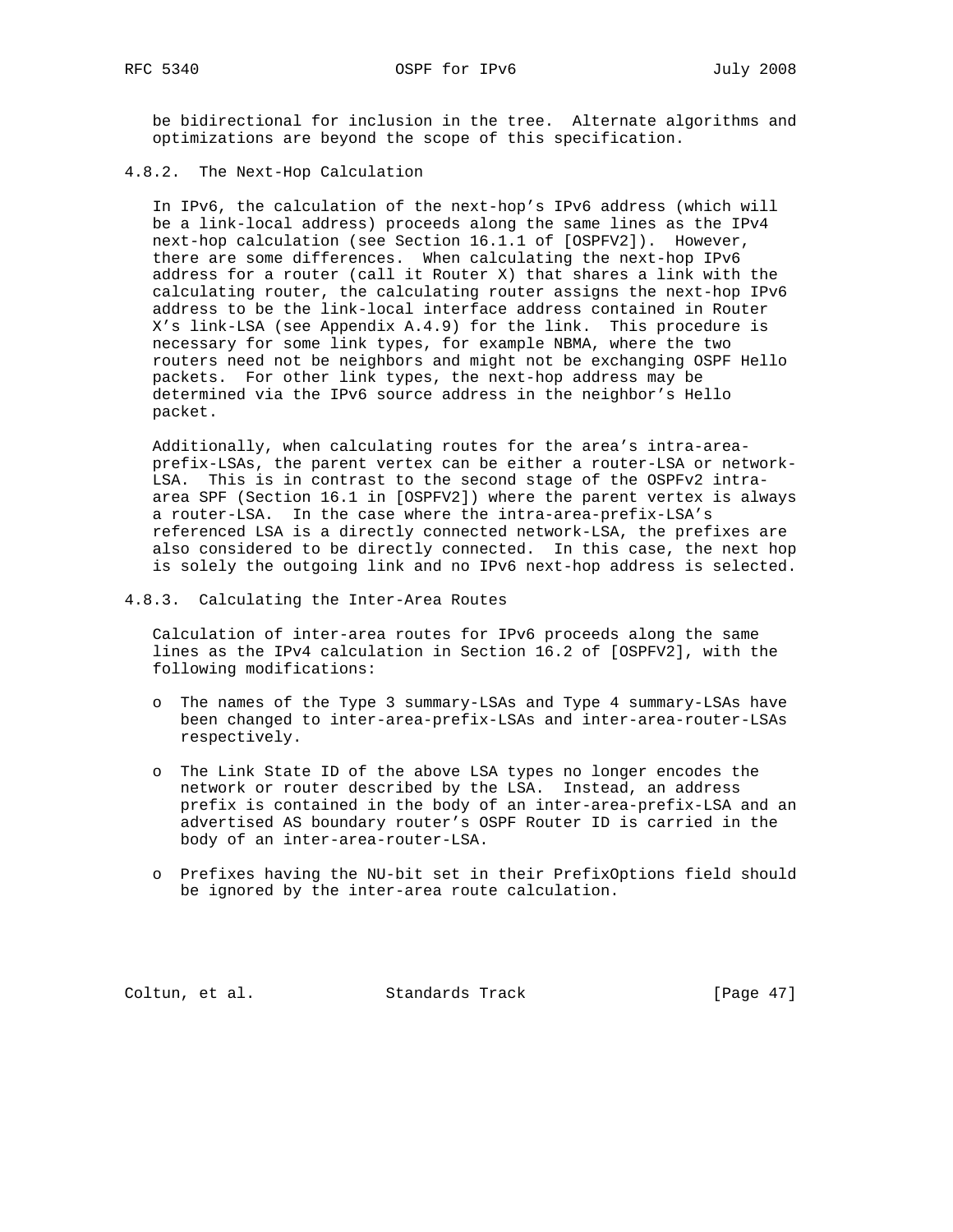be bidirectional for inclusion in the tree. Alternate algorithms and optimizations are beyond the scope of this specification.

### 4.8.2. The Next-Hop Calculation

In IPv6, the calculation of the next-hop's IPv6 address (which will be a link-local address) proceeds along the same lines as the IPv4 next-hop calculation (see Section 16.1.1 of [OSPFV2]). However, there are some differences. When calculating the next-hop IPv6 address for a router (call it Router X) that shares a link with the calculating router, the calculating router assigns the next-hop IPv6 address to be the link-local interface address contained in Router X's link-LSA (see Appendix A.4.9) for the link. This procedure is necessary for some link types, for example NBMA, where the two routers need not be neighbors and might not be exchanging OSPF Hello packets. For other link types, the next-hop address may be determined via the IPv6 source address in the neighbor's Hello packet.

Additionally, when calculating routes for the area's intra-area-prefix-LSAs, the parent vertex can be either a router-LSA or network-LSA. This is in contrast to the second stage of the OSPFv2 intra-area SPF (Section 16.1 in [OSPFV2]) where the parent vertex is always a router-LSA. In the case where the intra-area-prefix-LSA's referenced LSA is a directly connected network-LSA, the prefixes are also considered to be directly connected. In this case, the next hop is solely the outgoing link and no IPv6 next-hop address is selected.

### 4.8.3. Calculating the Inter-Area Routes

Calculation of inter-area routes for IPv6 proceeds along the same lines as the IPv4 calculation in Section 16.2 of [OSPFV2], with the following modifications:

- The names of the Type 3 summary-LSAs and Type 4 summary-LSAs have been changed to inter-area-prefix-LSAs and inter-area-router-LSAs respectively.

- The Link State ID of the above LSA types no longer encodes the network or router described by the LSA. Instead, an address prefix is contained in the body of an inter-area-prefix-LSA and an advertised AS boundary router's OSPF Router ID is carried in the body of an inter-area-router-LSA.

- Prefixes having the NU-bit set in their PrefixOptions field should be ignored by the inter-area route calculation.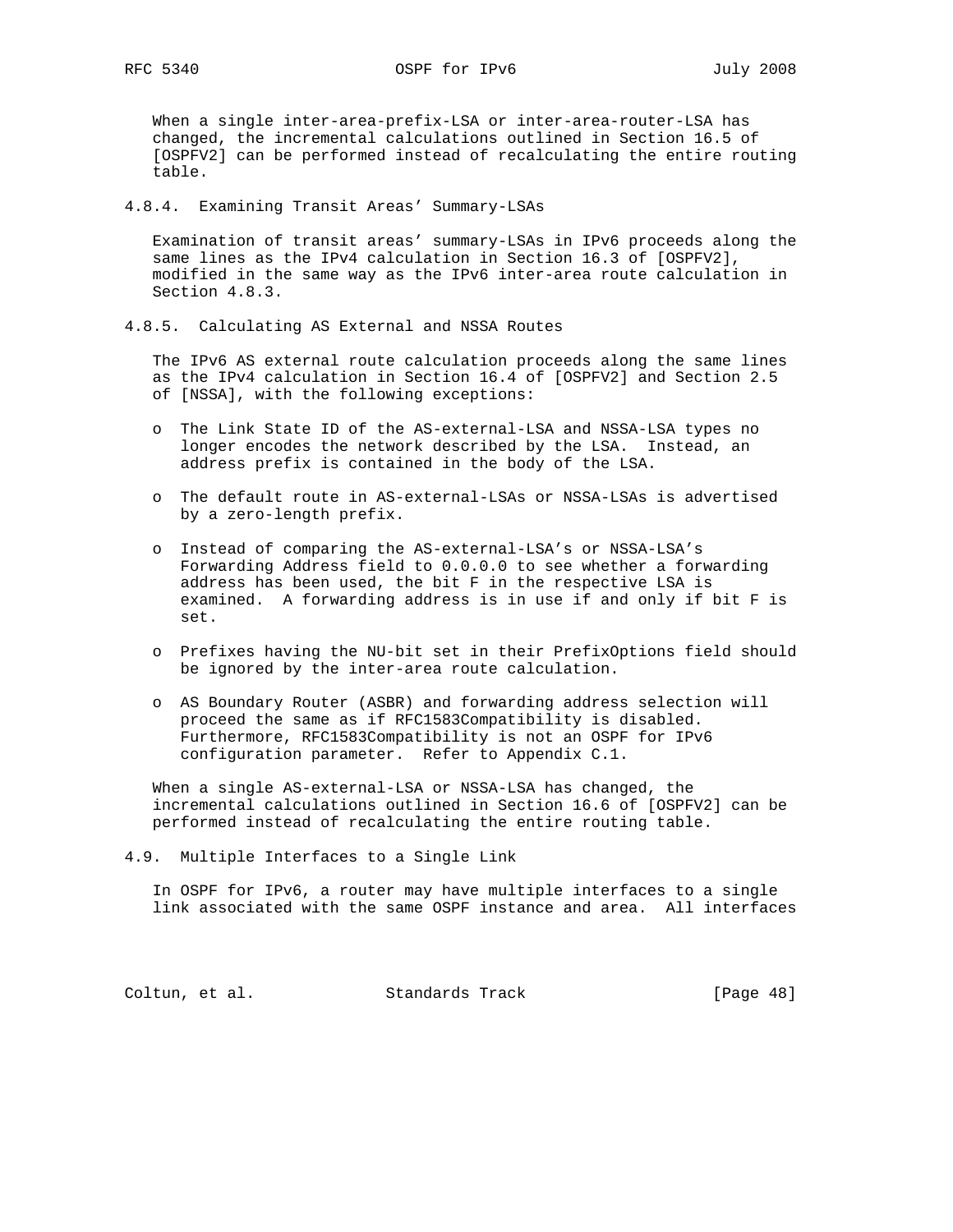When a single inter-area-prefix-LSA or inter-area-router-LSA has changed, the incremental calculations outlined in Section 16.5 of [OSPFV2] can be performed instead of recalculating the entire routing table.

### 4.8.4. Examining Transit Areas' Summary-LSAs

Examination of transit areas' summary-LSAs in IPv6 proceeds along the same lines as the IPv4 calculation in Section 16.3 of [OSPFV2], modified in the same way as the IPv6 inter-area route calculation in Section 4.8.3.

### 4.8.5. Calculating AS External and NSSA Routes

The IPv6 AS external route calculation proceeds along the same lines as the IPv4 calculation in Section 16.4 of [OSPFV2] and Section 2.5 of [NSSA], with the following exceptions:

- The Link State ID of the AS-external-LSA and NSSA-LSA types no longer encodes the network described by the LSA. Instead, an address prefix is contained in the body of the LSA.

- The default route in AS-external-LSAs or NSSA-LSAs is advertised by a zero-length prefix.

- Instead of comparing the AS-external-LSA's or NSSA-LSA's Forwarding Address field to 0.0.0.0 to see whether a forwarding address has been used, the bit F in the respective LSA is examined. A forwarding address is in use if and only if bit F is set.

- Prefixes having the NU-bit set in their PrefixOptions field should be ignored by the inter-area route calculation.

- AS Boundary Router (ASBR) and forwarding address selection will proceed the same as if RFC1583Compatibility is disabled. Furthermore, RFC1583Compatibility is not an OSPF for IPv6 configuration parameter. Refer to Appendix C.1.

When a single AS-external-LSA or NSSA-LSA has changed, the incremental calculations outlined in Section 16.6 of [OSPFV2] can be performed instead of recalculating the entire routing table.

## 4.9. Multiple Interfaces to a Single Link

In OSPF for IPv6, a router may have multiple interfaces to a single link associated with the same OSPF instance and area. All interfaces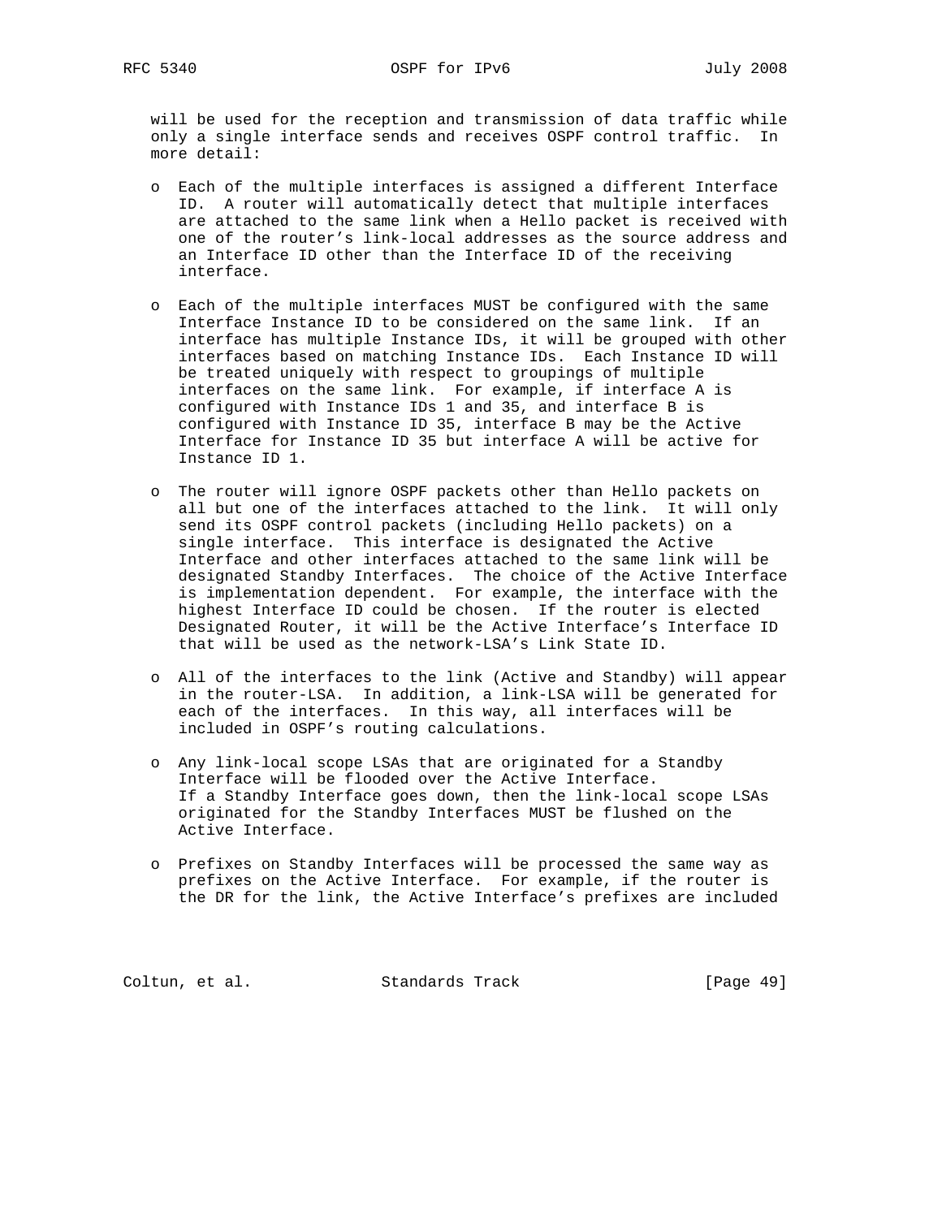will be used for the reception and transmission of data traffic while only a single interface sends and receives OSPF control traffic. In more detail:

- Each of the multiple interfaces is assigned a different Interface ID. A router will automatically detect that multiple interfaces are attached to the same link when a Hello packet is received with one of the router's link-local addresses as the source address and an Interface ID other than the Interface ID of the receiving interface.

- Each of the multiple interfaces MUST be configured with the same Interface Instance ID to be considered on the same link. If an interface has multiple Instance IDs, it will be grouped with other interfaces based on matching Instance IDs. Each Instance ID will be treated uniquely with respect to groupings of multiple interfaces on the same link. For example, if interface A is configured with Instance IDs 1 and 35, and interface B is configured with Instance ID 35, interface B may be the Active Interface for Instance ID 35 but interface A will be active for Instance ID 1.

- The router will ignore OSPF packets other than Hello packets on all but one of the interfaces attached to the link. It will only send its OSPF control packets (including Hello packets) on a single interface. This interface is designated the Active Interface and other interfaces attached to the same link will be designated Standby Interfaces. The choice of the Active Interface is implementation dependent. For example, the interface with the highest Interface ID could be chosen. If the router is elected Designated Router, it will be the Active Interface's Interface ID that will be used as the network-LSA's Link State ID.

- All of the interfaces to the link (Active and Standby) will appear in the router-LSA. In addition, a link-LSA will be generated for each of the interfaces. In this way, all interfaces will be included in OSPF's routing calculations.

- Any link-local scope LSAs that are originated for a Standby Interface will be flooded over the Active Interface. If a Standby Interface goes down, then the link-local scope LSAs originated for the Standby Interfaces MUST be flushed on the Active Interface.

- Prefixes on Standby Interfaces will be processed the same way as prefixes on the Active Interface. For example, if the router is the DR for the link, the Active Interface's prefixes are included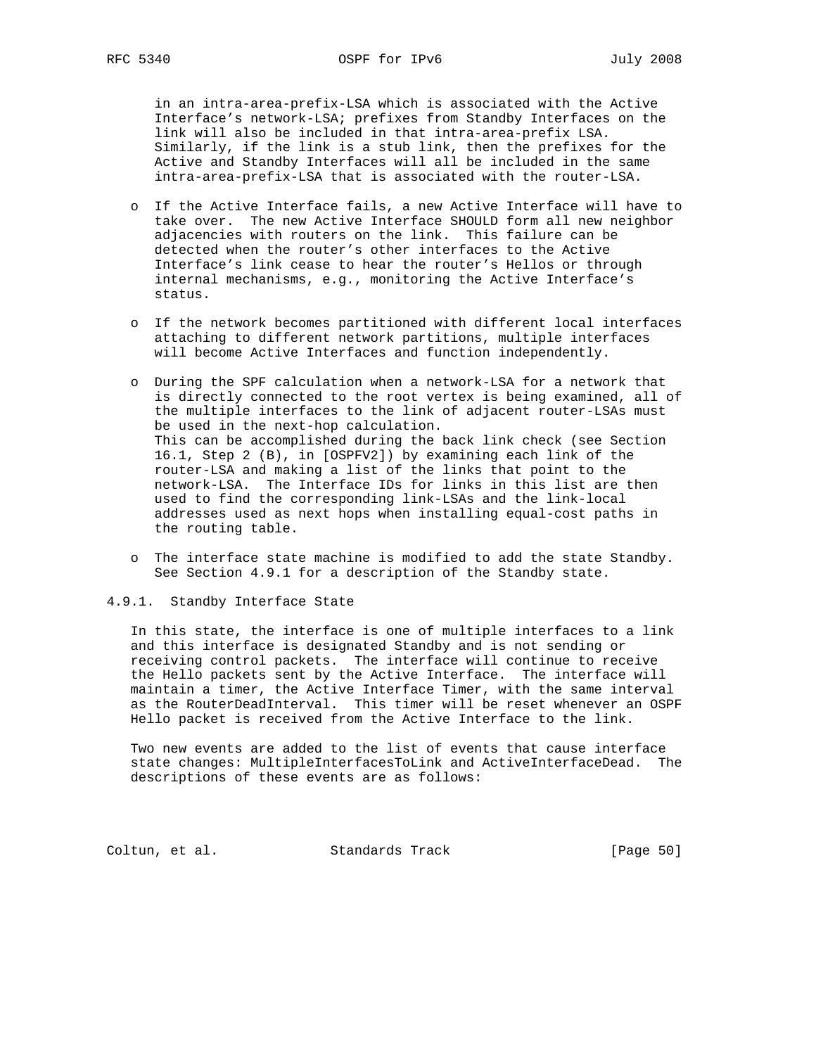in an intra-area-prefix-LSA which is associated with the Active Interface's network-LSA; prefixes from Standby Interfaces on the link will also be included in that intra-area-prefix LSA. Similarly, if the link is a stub link, then the prefixes for the Active and Standby Interfaces will all be included in the same intra-area-prefix-LSA that is associated with the router-LSA.

- If the Active Interface fails, a new Active Interface will have to take over. The new Active Interface SHOULD form all new neighbor adjacencies with routers on the link. This failure can be detected when the router's other interfaces to the Active Interface's link cease to hear the router's Hellos or through internal mechanisms, e.g., monitoring the Active Interface's status.

- If the network becomes partitioned with different local interfaces attaching to different network partitions, multiple interfaces will become Active Interfaces and function independently.

- During the SPF calculation when a network-LSA for a network that is directly connected to the root vertex is being examined, all of the multiple interfaces to the link of adjacent router-LSAs must be used in the next-hop calculation.
  This can be accomplished during the back link check (see Section 16.1, Step 2 (B), in [OSPFV2]) by examining each link of the router-LSA and making a list of the links that point to the network-LSA. The Interface IDs for links in this list are then used to find the corresponding link-LSAs and the link-local addresses used as next hops when installing equal-cost paths in the routing table.

- The interface state machine is modified to add the state Standby. See Section 4.9.1 for a description of the Standby state.

### 4.9.1. Standby Interface State

In this state, the interface is one of multiple interfaces to a link and this interface is designated Standby and is not sending or receiving control packets. The interface will continue to receive the Hello packets sent by the Active Interface. The interface will maintain a timer, the Active Interface Timer, with the same interval as the RouterDeadInterval. This timer will be reset whenever an OSPF Hello packet is received from the Active Interface to the link.

Two new events are added to the list of events that cause interface state changes: MultipleInterfacesToLink and ActiveInterfaceDead. The descriptions of these events are as follows: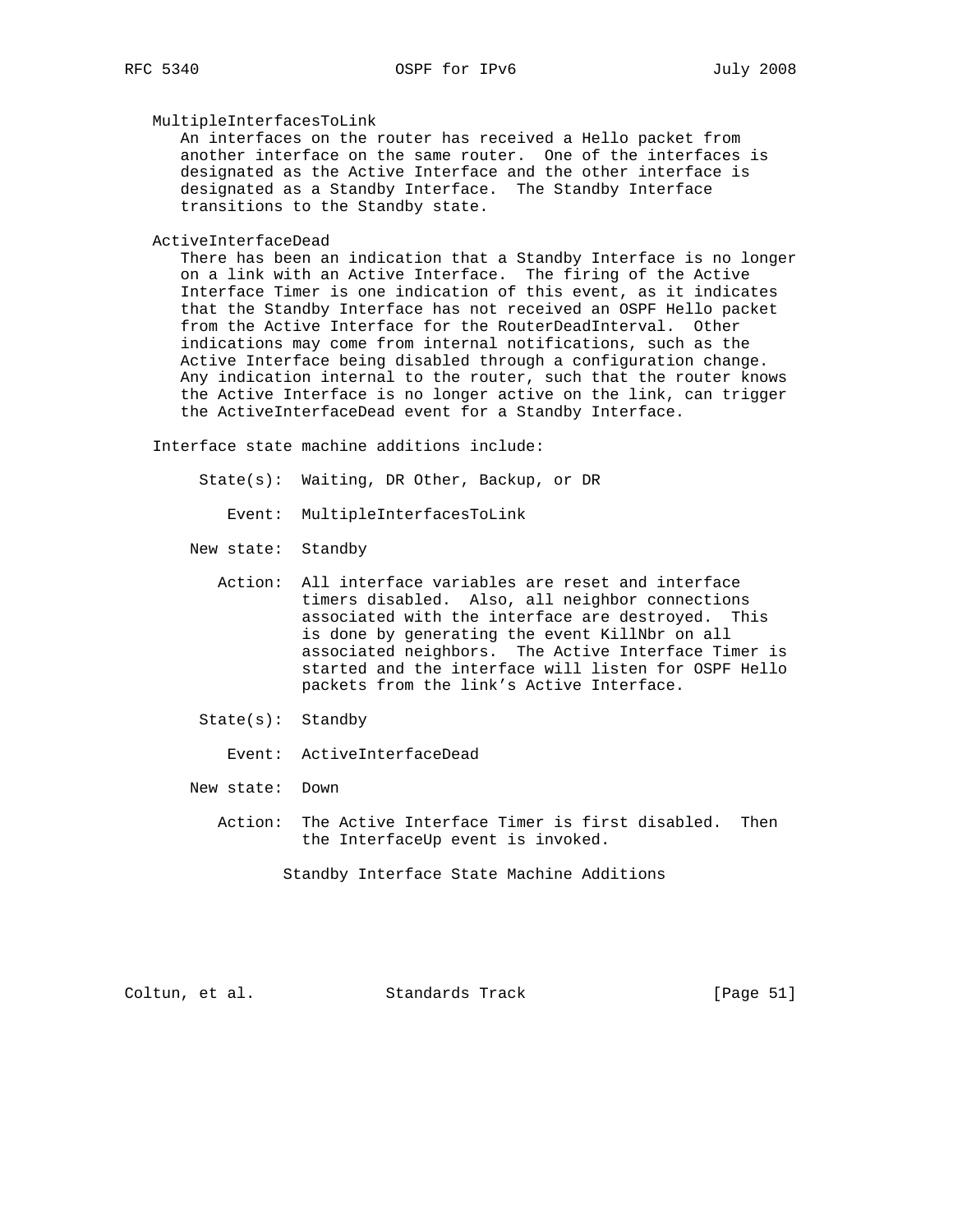MultipleInterfacesToLink

An interfaces on the router has received a Hello packet from another interface on the same router. One of the interfaces is designated as the Active Interface and the other interface is designated as a Standby Interface. The Standby Interface transitions to the Standby state.

ActiveInterfaceDead

There has been an indication that a Standby Interface is no longer on a link with an Active Interface. The firing of the Active Interface Timer is one indication of this event, as it indicates that the Standby Interface has not received an OSPF Hello packet from the Active Interface for the RouterDeadInterval. Other indications may come from internal notifications, such as the Active Interface being disabled through a configuration change. Any indication internal to the router, such that the router knows the Active Interface is no longer active on the link, can trigger the ActiveInterfaceDead event for a Standby Interface.

Interface state machine additions include:

```
     State(s):  Waiting, DR Other, Backup, or DR

        Event:  MultipleInterfacesToLink

    New state:  Standby

       Action:  All interface variables are reset and interface
                timers disabled.  Also, all neighbor connections
                associated with the interface are destroyed.  This
                is done by generating the event KillNbr on all
                associated neighbors.  The Active Interface Timer is
                started and the interface will listen for OSPF Hello
                packets from the link's Active Interface.

     State(s):  Standby

        Event:  ActiveInterfaceDead

    New state:  Down

       Action:  The Active Interface Timer is first disabled.  Then
                the InterfaceUp event is invoked.
```

Standby Interface State Machine Additions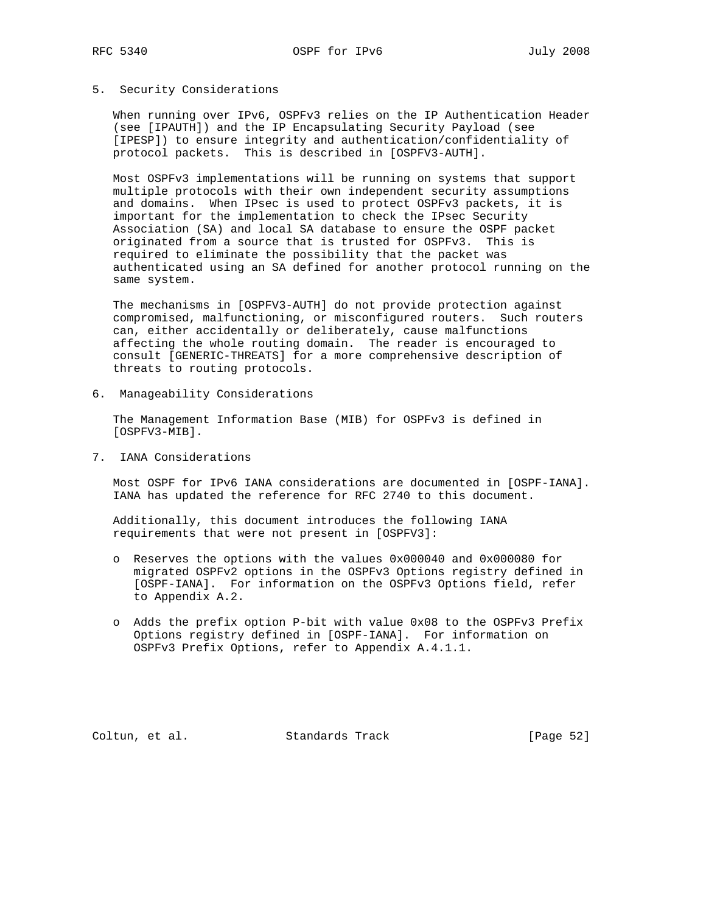## 5. Security Considerations

When running over IPv6, OSPFv3 relies on the IP Authentication Header (see [IPAUTH]) and the IP Encapsulating Security Payload (see [IPESP]) to ensure integrity and authentication/confidentiality of protocol packets. This is described in [OSPFV3-AUTH].

Most OSPFv3 implementations will be running on systems that support multiple protocols with their own independent security assumptions and domains. When IPsec is used to protect OSPFv3 packets, it is important for the implementation to check the IPsec Security Association (SA) and local SA database to ensure the OSPF packet originated from a source that is trusted for OSPFv3. This is required to eliminate the possibility that the packet was authenticated using an SA defined for another protocol running on the same system.

The mechanisms in [OSPFV3-AUTH] do not provide protection against compromised, malfunctioning, or misconfigured routers. Such routers can, either accidentally or deliberately, cause malfunctions affecting the whole routing domain. The reader is encouraged to consult [GENERIC-THREATS] for a more comprehensive description of threats to routing protocols.

## 6. Manageability Considerations

The Management Information Base (MIB) for OSPFv3 is defined in [OSPFV3-MIB].

## 7. IANA Considerations

Most OSPF for IPv6 IANA considerations are documented in [OSPF-IANA]. IANA has updated the reference for RFC 2740 to this document.

Additionally, this document introduces the following IANA requirements that were not present in [OSPFV3]:

- Reserves the options with the values 0x000040 and 0x000080 for migrated OSPFv2 options in the OSPFv3 Options registry defined in [OSPF-IANA]. For information on the OSPFv3 Options field, refer to Appendix A.2.

- Adds the prefix option P-bit with value 0x08 to the OSPFv3 Prefix Options registry defined in [OSPF-IANA]. For information on OSPFv3 Prefix Options, refer to Appendix A.4.1.1.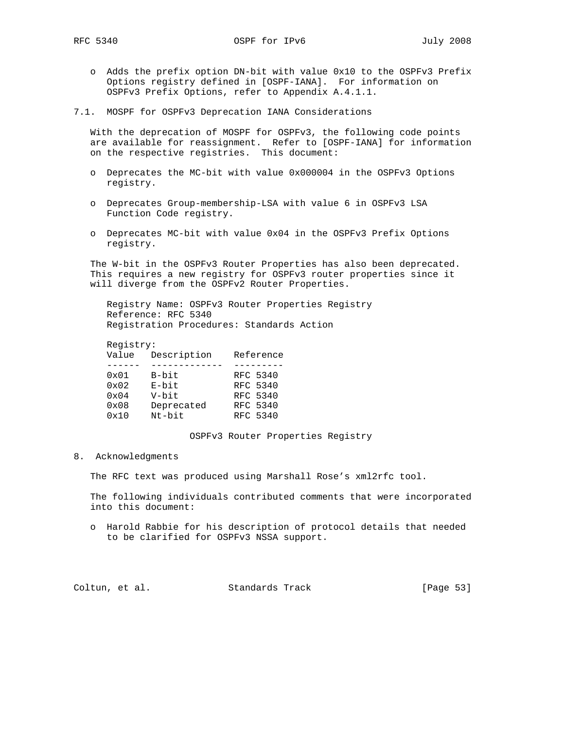- Adds the prefix option DN-bit with value 0x10 to the OSPFv3 Prefix Options registry defined in [OSPF-IANA]. For information on OSPFv3 Prefix Options, refer to Appendix A.4.1.1.

### 7.1. MOSPF for OSPFv3 Deprecation IANA Considerations

With the deprecation of MOSPF for OSPFv3, the following code points are available for reassignment. Refer to [OSPF-IANA] for information on the respective registries. This document:

- Deprecates the MC-bit with value 0x000004 in the OSPFv3 Options registry.
- Deprecates Group-membership-LSA with value 6 in OSPFv3 LSA Function Code registry.
- Deprecates MC-bit with value 0x04 in the OSPFv3 Prefix Options registry.

The W-bit in the OSPFv3 Router Properties has also been deprecated. This requires a new registry for OSPFv3 router properties since it will diverge from the OSPFv2 Router Properties.

Registry Name: OSPFv3 Router Properties Registry
Reference: RFC 5340
Registration Procedures: Standards Action

Registry:

| Value | Description | Reference |
|---|---|---|
| 0x01 | B-bit | RFC 5340 |
| 0x02 | E-bit | RFC 5340 |
| 0x04 | V-bit | RFC 5340 |
| 0x08 | Deprecated | RFC 5340 |
| 0x10 | Nt-bit | RFC 5340 |

OSPFv3 Router Properties Registry

## 8. Acknowledgments

The RFC text was produced using Marshall Rose's xml2rfc tool.

The following individuals contributed comments that were incorporated into this document:

- Harold Rabbie for his description of protocol details that needed to be clarified for OSPFv3 NSSA support.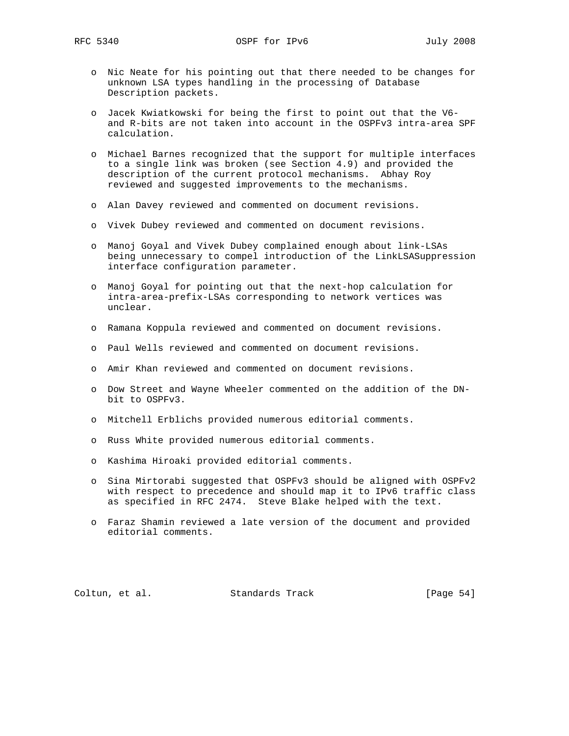- Nic Neate for his pointing out that there needed to be changes for unknown LSA types handling in the processing of Database Description packets.

- Jacek Kwiatkowski for being the first to point out that the V6- and R-bits are not taken into account in the OSPFv3 intra-area SPF calculation.

- Michael Barnes recognized that the support for multiple interfaces to a single link was broken (see Section 4.9) and provided the description of the current protocol mechanisms. Abhay Roy reviewed and suggested improvements to the mechanisms.

- Alan Davey reviewed and commented on document revisions.

- Vivek Dubey reviewed and commented on document revisions.

- Manoj Goyal and Vivek Dubey complained enough about link-LSAs being unnecessary to compel introduction of the LinkLSASuppression interface configuration parameter.

- Manoj Goyal for pointing out that the next-hop calculation for intra-area-prefix-LSAs corresponding to network vertices was unclear.

- Ramana Koppula reviewed and commented on document revisions.

- Paul Wells reviewed and commented on document revisions.

- Amir Khan reviewed and commented on document revisions.

- Dow Street and Wayne Wheeler commented on the addition of the DN-bit to OSPFv3.

- Mitchell Erblichs provided numerous editorial comments.

- Russ White provided numerous editorial comments.

- Kashima Hiroaki provided editorial comments.

- Sina Mirtorabi suggested that OSPFv3 should be aligned with OSPFv2 with respect to precedence and should map it to IPv6 traffic class as specified in RFC 2474. Steve Blake helped with the text.

- Faraz Shamin reviewed a late version of the document and provided editorial comments.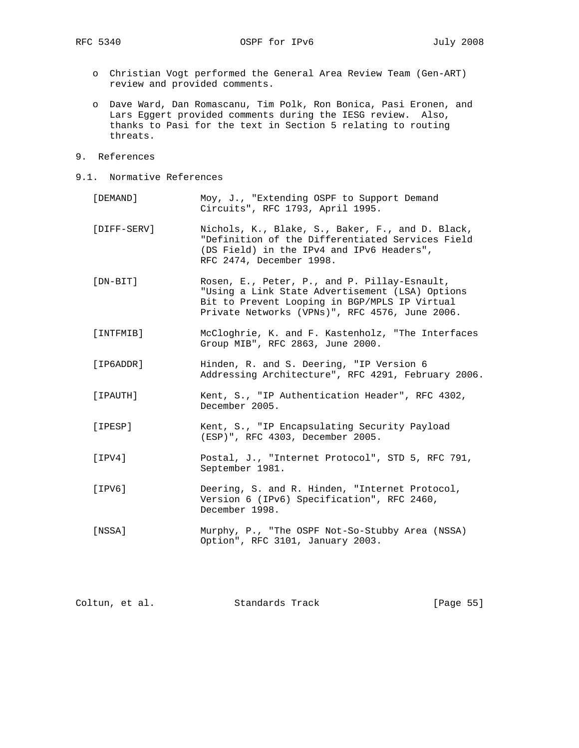- Christian Vogt performed the General Area Review Team (Gen-ART) review and provided comments.

- Dave Ward, Dan Romascanu, Tim Polk, Ron Bonica, Pasi Eronen, and Lars Eggert provided comments during the IESG review. Also, thanks to Pasi for the text in Section 5 relating to routing threats.

# 9. References

## 9.1. Normative References

[DEMAND] Moy, J., "Extending OSPF to Support Demand Circuits", RFC 1793, April 1995.

[DIFF-SERV] Nichols, K., Blake, S., Baker, F., and D. Black, "Definition of the Differentiated Services Field (DS Field) in the IPv4 and IPv6 Headers", RFC 2474, December 1998.

[DN-BIT] Rosen, E., Peter, P., and P. Pillay-Esnault, "Using a Link State Advertisement (LSA) Options Bit to Prevent Looping in BGP/MPLS IP Virtual Private Networks (VPNs)", RFC 4576, June 2006.

[INTFMIB] McCloghrie, K. and F. Kastenholz, "The Interfaces Group MIB", RFC 2863, June 2000.

[IP6ADDR] Hinden, R. and S. Deering, "IP Version 6 Addressing Architecture", RFC 4291, February 2006.

[IPAUTH] Kent, S., "IP Authentication Header", RFC 4302, December 2005.

[IPESP] Kent, S., "IP Encapsulating Security Payload (ESP)", RFC 4303, December 2005.

[IPV4] Postal, J., "Internet Protocol", STD 5, RFC 791, September 1981.

[IPV6] Deering, S. and R. Hinden, "Internet Protocol, Version 6 (IPv6) Specification", RFC 2460, December 1998.

[NSSA] Murphy, P., "The OSPF Not-So-Stubby Area (NSSA) Option", RFC 3101, January 2003.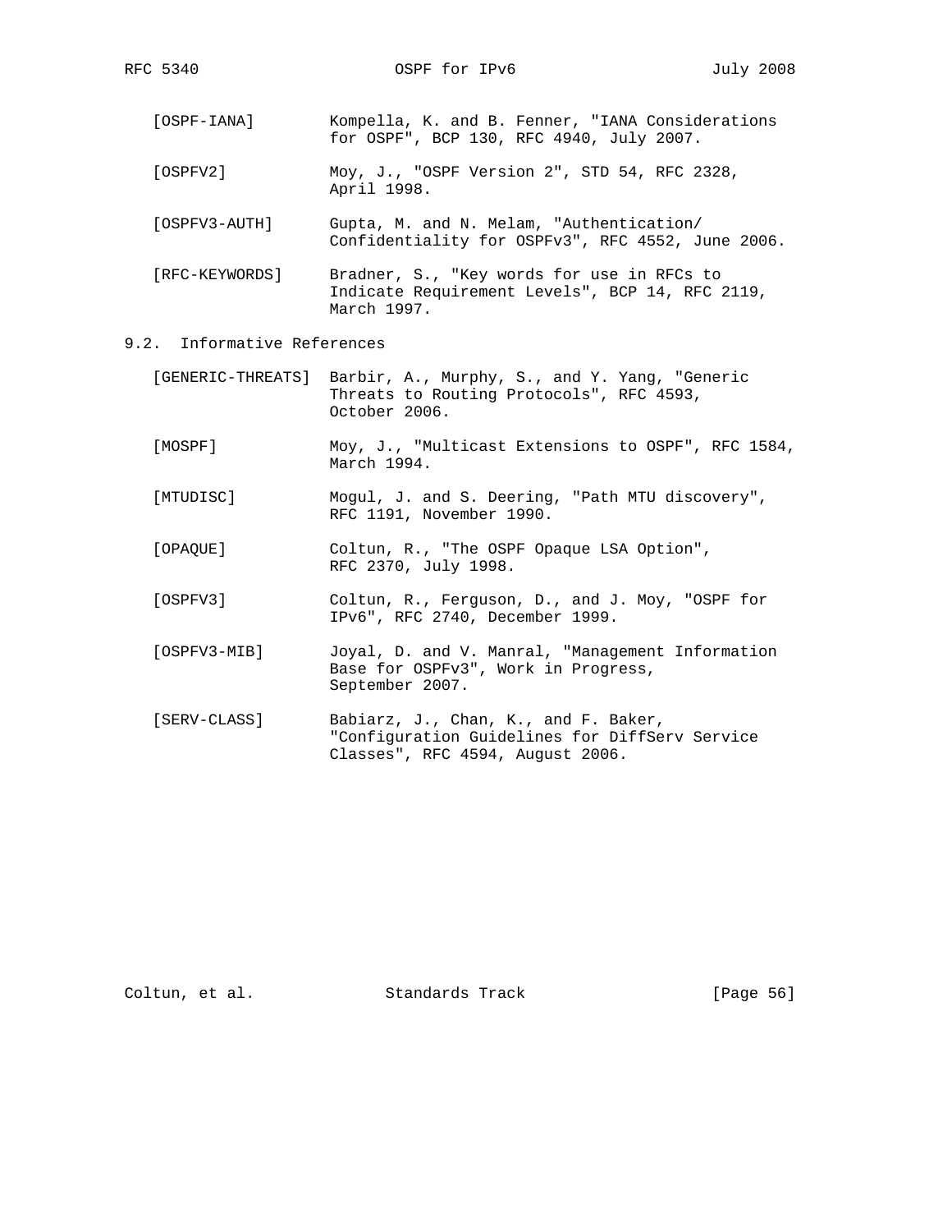[OSPF-IANA] Kompella, K. and B. Fenner, "IANA Considerations for OSPF", BCP 130, RFC 4940, July 2007.

[OSPFV2] Moy, J., "OSPF Version 2", STD 54, RFC 2328, April 1998.

[OSPFV3-AUTH] Gupta, M. and N. Melam, "Authentication/ Confidentiality for OSPFv3", RFC 4552, June 2006.

[RFC-KEYWORDS] Bradner, S., "Key words for use in RFCs to Indicate Requirement Levels", BCP 14, RFC 2119, March 1997.

### 9.2. Informative References

[GENERIC-THREATS] Barbir, A., Murphy, S., and Y. Yang, "Generic Threats to Routing Protocols", RFC 4593, October 2006.

[MOSPF] Moy, J., "Multicast Extensions to OSPF", RFC 1584, March 1994.

[MTUDISC] Mogul, J. and S. Deering, "Path MTU discovery", RFC 1191, November 1990.

[OPAQUE] Coltun, R., "The OSPF Opaque LSA Option", RFC 2370, July 1998.

[OSPFV3] Coltun, R., Ferguson, D., and J. Moy, "OSPF for IPv6", RFC 2740, December 1999.

[OSPFV3-MIB] Joyal, D. and V. Manral, "Management Information Base for OSPFv3", Work in Progress, September 2007.

[SERV-CLASS] Babiarz, J., Chan, K., and F. Baker, "Configuration Guidelines for DiffServ Service Classes", RFC 4594, August 2006.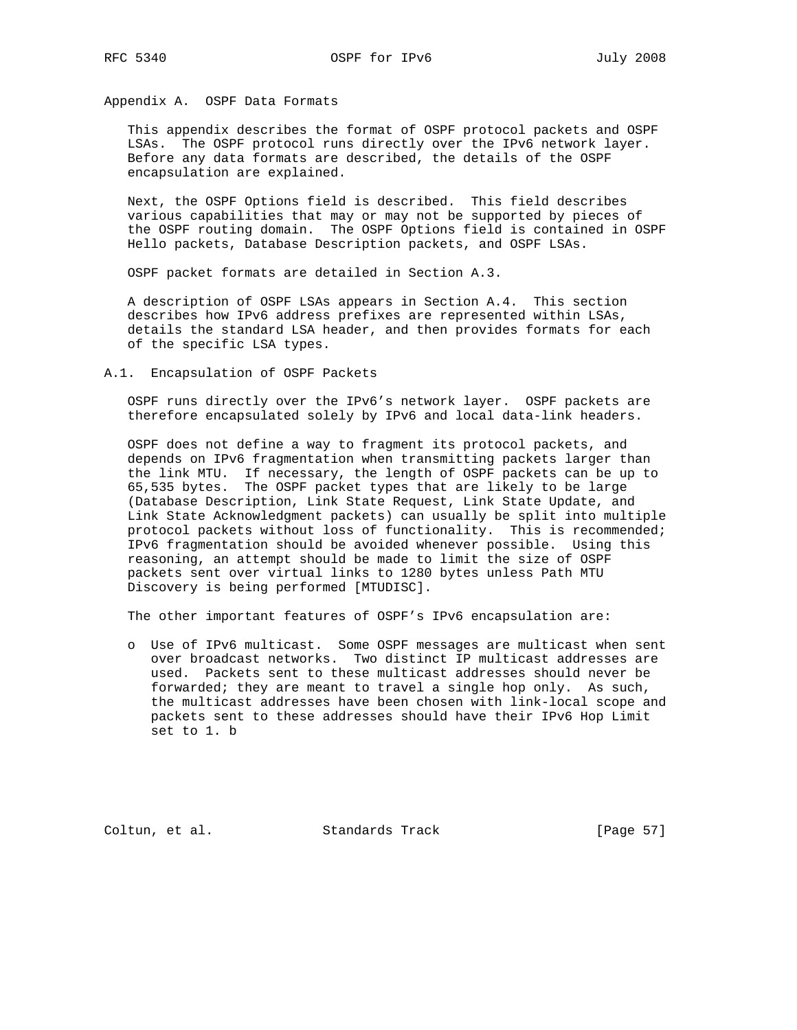# Appendix A. OSPF Data Formats

This appendix describes the format of OSPF protocol packets and OSPF LSAs. The OSPF protocol runs directly over the IPv6 network layer. Before any data formats are described, the details of the OSPF encapsulation are explained.

Next, the OSPF Options field is described. This field describes various capabilities that may or may not be supported by pieces of the OSPF routing domain. The OSPF Options field is contained in OSPF Hello packets, Database Description packets, and OSPF LSAs.

OSPF packet formats are detailed in Section A.3.

A description of OSPF LSAs appears in Section A.4. This section describes how IPv6 address prefixes are represented within LSAs, details the standard LSA header, and then provides formats for each of the specific LSA types.

## A.1. Encapsulation of OSPF Packets

OSPF runs directly over the IPv6's network layer. OSPF packets are therefore encapsulated solely by IPv6 and local data-link headers.

OSPF does not define a way to fragment its protocol packets, and depends on IPv6 fragmentation when transmitting packets larger than the link MTU. If necessary, the length of OSPF packets can be up to 65,535 bytes. The OSPF packet types that are likely to be large (Database Description, Link State Request, Link State Update, and Link State Acknowledgment packets) can usually be split into multiple protocol packets without loss of functionality. This is recommended; IPv6 fragmentation should be avoided whenever possible. Using this reasoning, an attempt should be made to limit the size of OSPF packets sent over virtual links to 1280 bytes unless Path MTU Discovery is being performed [MTUDISC].

The other important features of OSPF's IPv6 encapsulation are:

- Use of IPv6 multicast. Some OSPF messages are multicast when sent over broadcast networks. Two distinct IP multicast addresses are used. Packets sent to these multicast addresses should never be forwarded; they are meant to travel a single hop only. As such, the multicast addresses have been chosen with link-local scope and packets sent to these addresses should have their IPv6 Hop Limit set to 1. b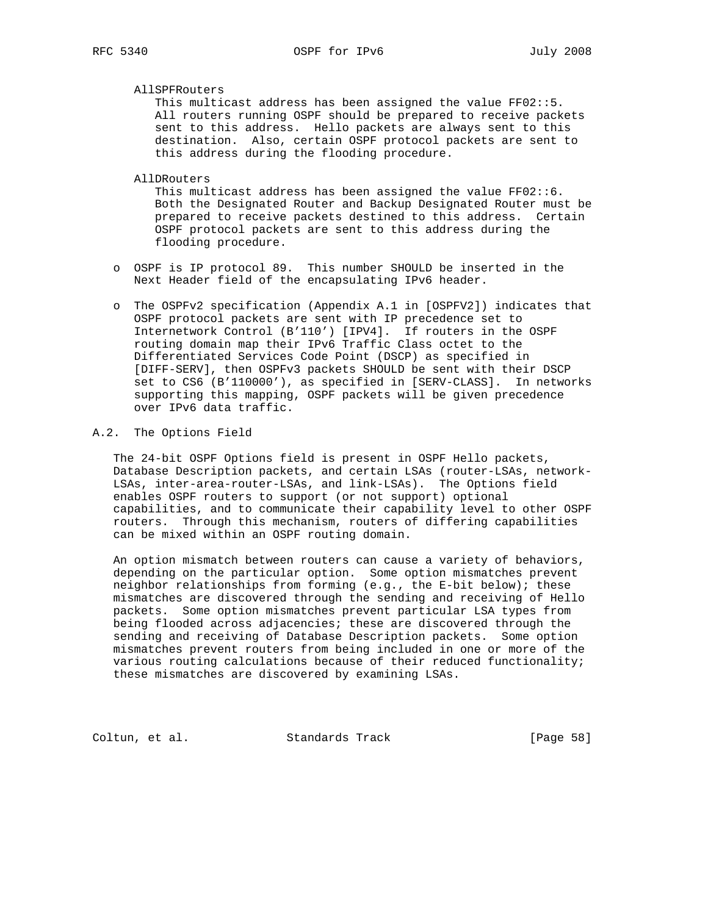AllSPFRouters

This multicast address has been assigned the value FF02::5. All routers running OSPF should be prepared to receive packets sent to this address. Hello packets are always sent to this destination. Also, certain OSPF protocol packets are sent to this address during the flooding procedure.

AllDRouters

This multicast address has been assigned the value FF02::6. Both the Designated Router and Backup Designated Router must be prepared to receive packets destined to this address. Certain OSPF protocol packets are sent to this address during the flooding procedure.

- o OSPF is IP protocol 89. This number SHOULD be inserted in the Next Header field of the encapsulating IPv6 header.

- o The OSPFv2 specification (Appendix A.1 in [OSPFV2]) indicates that OSPF protocol packets are sent with IP precedence set to Internetwork Control (B'110') [IPV4]. If routers in the OSPF routing domain map their IPv6 Traffic Class octet to the Differentiated Services Code Point (DSCP) as specified in [DIFF-SERV], then OSPFv3 packets SHOULD be sent with their DSCP set to CS6 (B'110000'), as specified in [SERV-CLASS]. In networks supporting this mapping, OSPF packets will be given precedence over IPv6 data traffic.

## A.2. The Options Field

The 24-bit OSPF Options field is present in OSPF Hello packets, Database Description packets, and certain LSAs (router-LSAs, network-LSAs, inter-area-router-LSAs, and link-LSAs). The Options field enables OSPF routers to support (or not support) optional capabilities, and to communicate their capability level to other OSPF routers. Through this mechanism, routers of differing capabilities can be mixed within an OSPF routing domain.

An option mismatch between routers can cause a variety of behaviors, depending on the particular option. Some option mismatches prevent neighbor relationships from forming (e.g., the E-bit below); these mismatches are discovered through the sending and receiving of Hello packets. Some option mismatches prevent particular LSA types from being flooded across adjacencies; these are discovered through the sending and receiving of Database Description packets. Some option mismatches prevent routers from being included in one or more of the various routing calculations because of their reduced functionality; these mismatches are discovered by examining LSAs.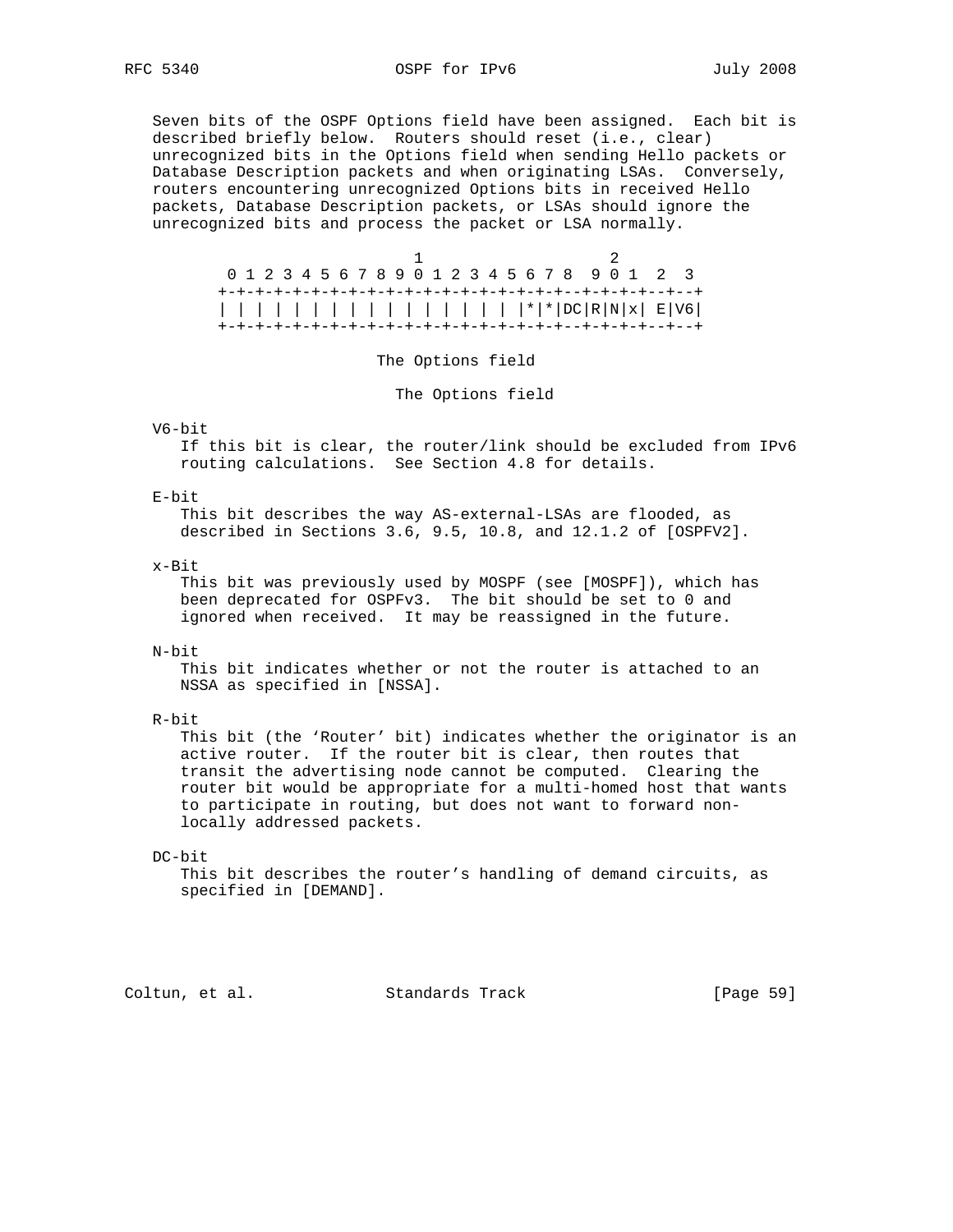Seven bits of the OSPF Options field have been assigned. Each bit is described briefly below. Routers should reset (i.e., clear) unrecognized bits in the Options field when sending Hello packets or Database Description packets and when originating LSAs. Conversely, routers encountering unrecognized Options bits in received Hello packets, Database Description packets, or LSAs should ignore the unrecognized bits and process the packet or LSA normally.

```
                           1                     2
 0 1 2 3 4 5 6 7 8 9 0 1 2 3 4 5 6 7 8  9 0 1  2  3
+-+-+-+-+-+-+-+-+-+-+-+-+-+-+-+-+-+-+--+-+-+-+--+--+
| | | | | | | | | | | | | | | | | |*|*|DC|R|N|x| E|V6|
+-+-+-+-+-+-+-+-+-+-+-+-+-+-+-+-+-+-+--+-+-+-+--+--+
```

The Options field

The Options field

V6-bit
: If this bit is clear, the router/link should be excluded from IPv6 routing calculations. See Section 4.8 for details.

E-bit
: This bit describes the way AS-external-LSAs are flooded, as described in Sections 3.6, 9.5, 10.8, and 12.1.2 of [OSPFV2].

x-Bit
: This bit was previously used by MOSPF (see [MOSPF]), which has been deprecated for OSPFv3. The bit should be set to 0 and ignored when received. It may be reassigned in the future.

N-bit
: This bit indicates whether or not the router is attached to an NSSA as specified in [NSSA].

R-bit
: This bit (the 'Router' bit) indicates whether the originator is an active router. If the router bit is clear, then routes that transit the advertising node cannot be computed. Clearing the router bit would be appropriate for a multi-homed host that wants to participate in routing, but does not want to forward non-locally addressed packets.

DC-bit
: This bit describes the router's handling of demand circuits, as specified in [DEMAND].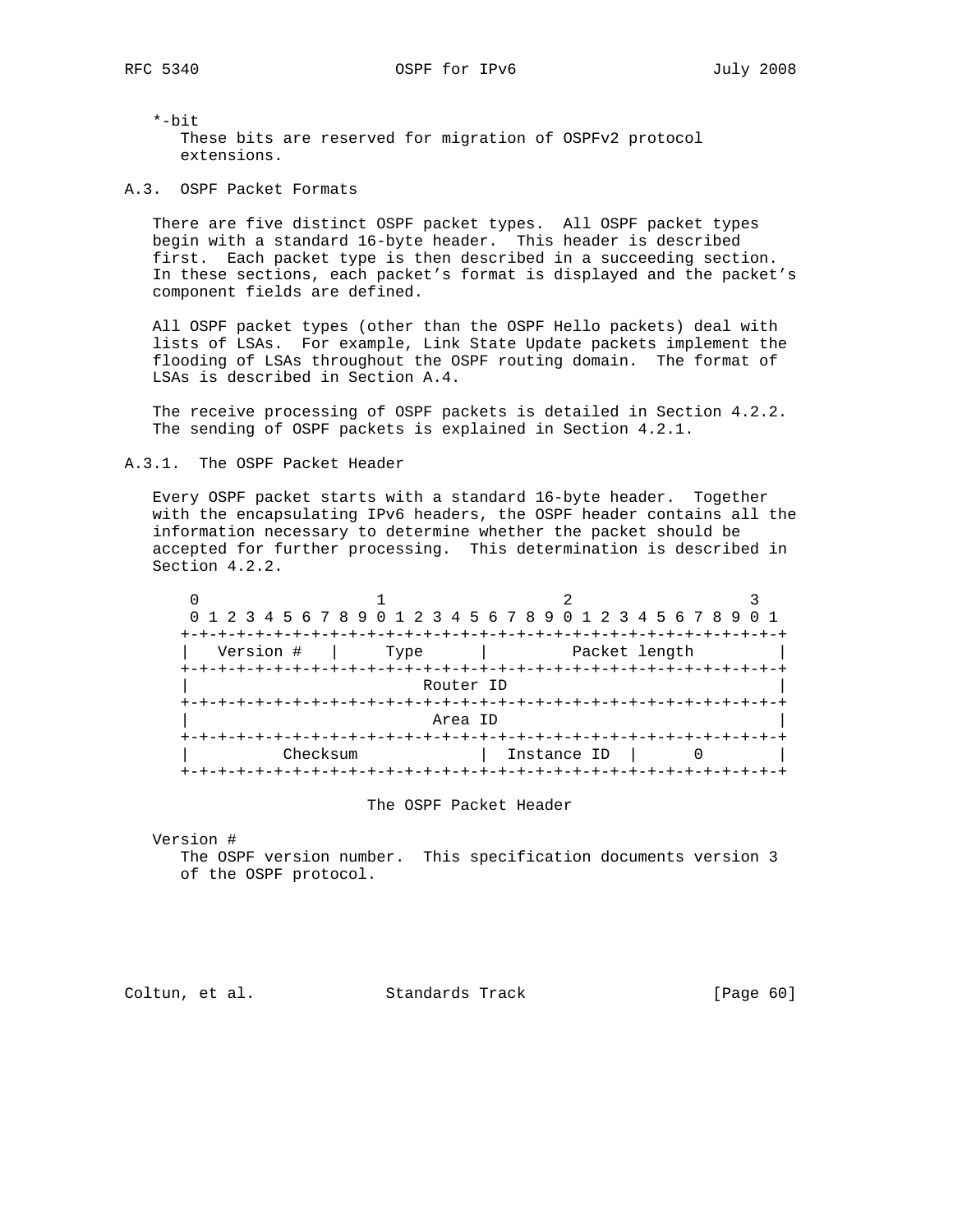*-bit
These bits are reserved for migration of OSPFv2 protocol extensions.

### A.3. OSPF Packet Formats

There are five distinct OSPF packet types. All OSPF packet types begin with a standard 16-byte header. This header is described first. Each packet type is then described in a succeeding section. In these sections, each packet's format is displayed and the packet's component fields are defined.

All OSPF packet types (other than the OSPF Hello packets) deal with lists of LSAs. For example, Link State Update packets implement the flooding of LSAs throughout the OSPF routing domain. The format of LSAs is described in Section A.4.

The receive processing of OSPF packets is detailed in Section 4.2.2. The sending of OSPF packets is explained in Section 4.2.1.

#### A.3.1. The OSPF Packet Header

Every OSPF packet starts with a standard 16-byte header. Together with the encapsulating IPv6 headers, the OSPF header contains all the information necessary to determine whether the packet should be accepted for further processing. This determination is described in Section 4.2.2.

```
 0                   1                   2                   3
 0 1 2 3 4 5 6 7 8 9 0 1 2 3 4 5 6 7 8 9 0 1 2 3 4 5 6 7 8 9 0 1
+-+-+-+-+-+-+-+-+-+-+-+-+-+-+-+-+-+-+-+-+-+-+-+-+-+-+-+-+-+-+-+-+
|   Version #   |     Type      |         Packet length         |
+-+-+-+-+-+-+-+-+-+-+-+-+-+-+-+-+-+-+-+-+-+-+-+-+-+-+-+-+-+-+-+-+
|                         Router ID                             |
+-+-+-+-+-+-+-+-+-+-+-+-+-+-+-+-+-+-+-+-+-+-+-+-+-+-+-+-+-+-+-+-+
|                          Area ID                              |
+-+-+-+-+-+-+-+-+-+-+-+-+-+-+-+-+-+-+-+-+-+-+-+-+-+-+-+-+-+-+-+-+
|          Checksum             |  Instance ID  |      0        |
+-+-+-+-+-+-+-+-+-+-+-+-+-+-+-+-+-+-+-+-+-+-+-+-+-+-+-+-+-+-+-+-+
```

The OSPF Packet Header

Version #
The OSPF version number. This specification documents version 3 of the OSPF protocol.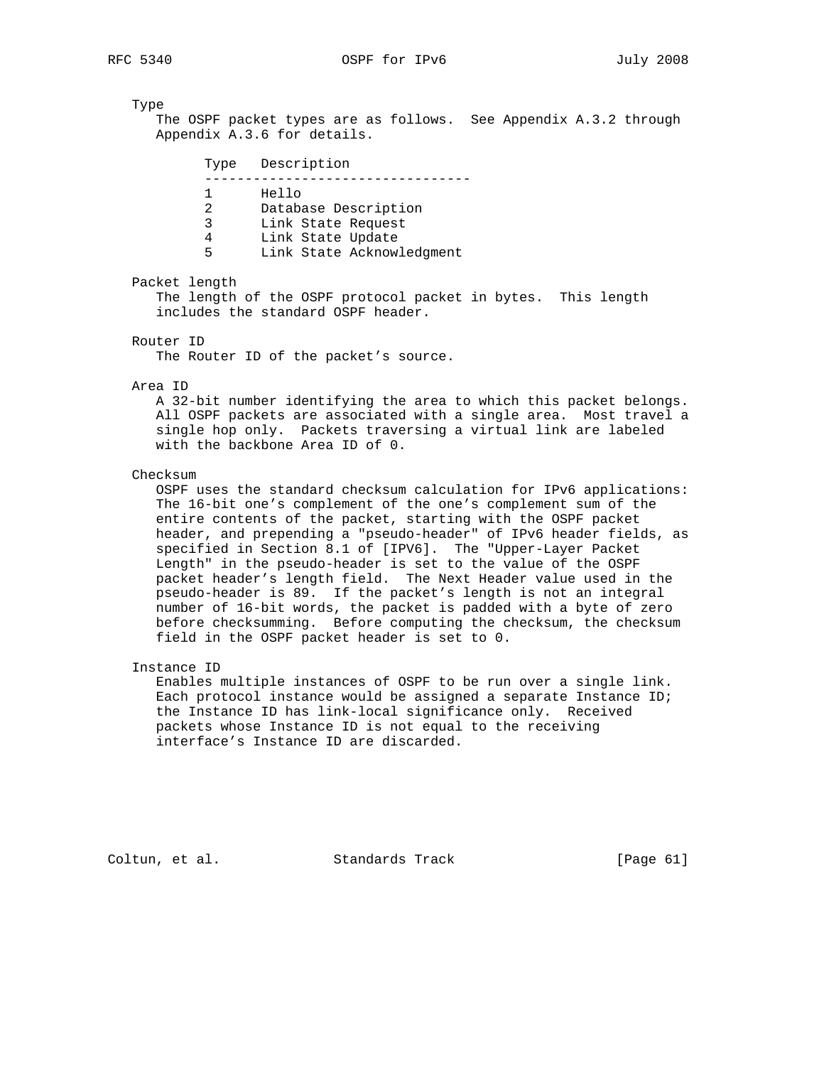Type
The OSPF packet types are as follows. See Appendix A.3.2 through Appendix A.3.6 for details.

| Type | Description |
| --- | --- |
| 1 | Hello |
| 2 | Database Description |
| 3 | Link State Request |
| 4 | Link State Update |
| 5 | Link State Acknowledgment |

Packet length
The length of the OSPF protocol packet in bytes. This length includes the standard OSPF header.

Router ID
The Router ID of the packet's source.

Area ID
A 32-bit number identifying the area to which this packet belongs. All OSPF packets are associated with a single area. Most travel a single hop only. Packets traversing a virtual link are labeled with the backbone Area ID of 0.

Checksum
OSPF uses the standard checksum calculation for IPv6 applications: The 16-bit one's complement of the one's complement sum of the entire contents of the packet, starting with the OSPF packet header, and prepending a "pseudo-header" of IPv6 header fields, as specified in Section 8.1 of [IPV6]. The "Upper-Layer Packet Length" in the pseudo-header is set to the value of the OSPF packet header's length field. The Next Header value used in the pseudo-header is 89. If the packet's length is not an integral number of 16-bit words, the packet is padded with a byte of zero before checksumming. Before computing the checksum, the checksum field in the OSPF packet header is set to 0.

Instance ID
Enables multiple instances of OSPF to be run over a single link. Each protocol instance would be assigned a separate Instance ID; the Instance ID has link-local significance only. Received packets whose Instance ID is not equal to the receiving interface's Instance ID are discarded.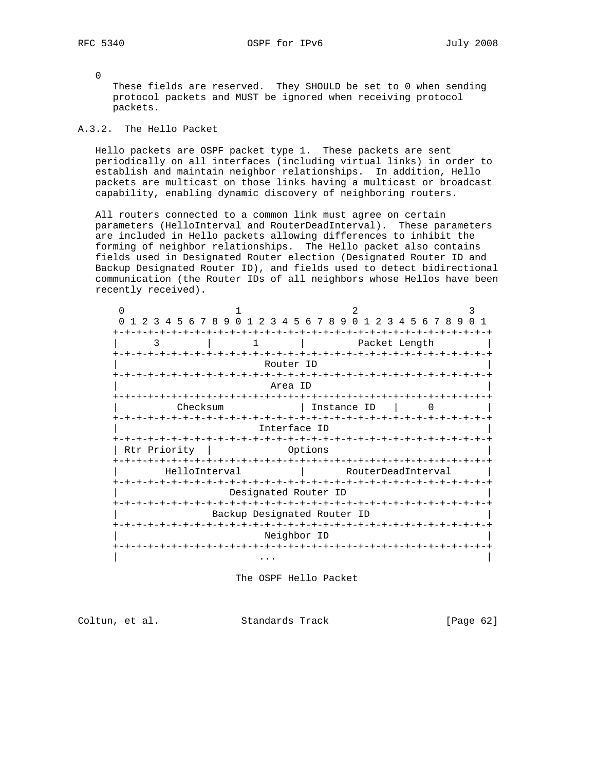0

These fields are reserved. They SHOULD be set to 0 when sending protocol packets and MUST be ignored when receiving protocol packets.

### A.3.2. The Hello Packet

Hello packets are OSPF packet type 1. These packets are sent periodically on all interfaces (including virtual links) in order to establish and maintain neighbor relationships. In addition, Hello packets are multicast on those links having a multicast or broadcast capability, enabling dynamic discovery of neighboring routers.

All routers connected to a common link must agree on certain parameters (HelloInterval and RouterDeadInterval). These parameters are included in Hello packets allowing differences to inhibit the forming of neighbor relationships. The Hello packet also contains fields used in Designated Router election (Designated Router ID and Backup Designated Router ID), and fields used to detect bidirectional communication (the Router IDs of all neighbors whose Hellos have been recently received).

```
 0                   1                   2                   3
 0 1 2 3 4 5 6 7 8 9 0 1 2 3 4 5 6 7 8 9 0 1 2 3 4 5 6 7 8 9 0 1
+-+-+-+-+-+-+-+-+-+-+-+-+-+-+-+-+-+-+-+-+-+-+-+-+-+-+-+-+-+-+-+-+
|      3        |       1       |         Packet Length         |
+-+-+-+-+-+-+-+-+-+-+-+-+-+-+-+-+-+-+-+-+-+-+-+-+-+-+-+-+-+-+-+-+
|                          Router ID                            |
+-+-+-+-+-+-+-+-+-+-+-+-+-+-+-+-+-+-+-+-+-+-+-+-+-+-+-+-+-+-+-+-+
|                           Area ID                             |
+-+-+-+-+-+-+-+-+-+-+-+-+-+-+-+-+-+-+-+-+-+-+-+-+-+-+-+-+-+-+-+-+
|          Checksum             | Instance ID   |      0        |
+-+-+-+-+-+-+-+-+-+-+-+-+-+-+-+-+-+-+-+-+-+-+-+-+-+-+-+-+-+-+-+-+
|                         Interface ID                          |
+-+-+-+-+-+-+-+-+-+-+-+-+-+-+-+-+-+-+-+-+-+-+-+-+-+-+-+-+-+-+-+-+
| Rtr Priority  |             Options                           |
+-+-+-+-+-+-+-+-+-+-+-+-+-+-+-+-+-+-+-+-+-+-+-+-+-+-+-+-+-+-+-+-+
|        HelloInterval          |       RouterDeadInterval      |
+-+-+-+-+-+-+-+-+-+-+-+-+-+-+-+-+-+-+-+-+-+-+-+-+-+-+-+-+-+-+-+-+
|                   Designated Router ID                        |
+-+-+-+-+-+-+-+-+-+-+-+-+-+-+-+-+-+-+-+-+-+-+-+-+-+-+-+-+-+-+-+-+
|                Backup Designated Router ID                    |
+-+-+-+-+-+-+-+-+-+-+-+-+-+-+-+-+-+-+-+-+-+-+-+-+-+-+-+-+-+-+-+-+
|                          Neighbor ID                          |
+-+-+-+-+-+-+-+-+-+-+-+-+-+-+-+-+-+-+-+-+-+-+-+-+-+-+-+-+-+-+-+-+
|                        ...                                    |
```

The OSPF Hello Packet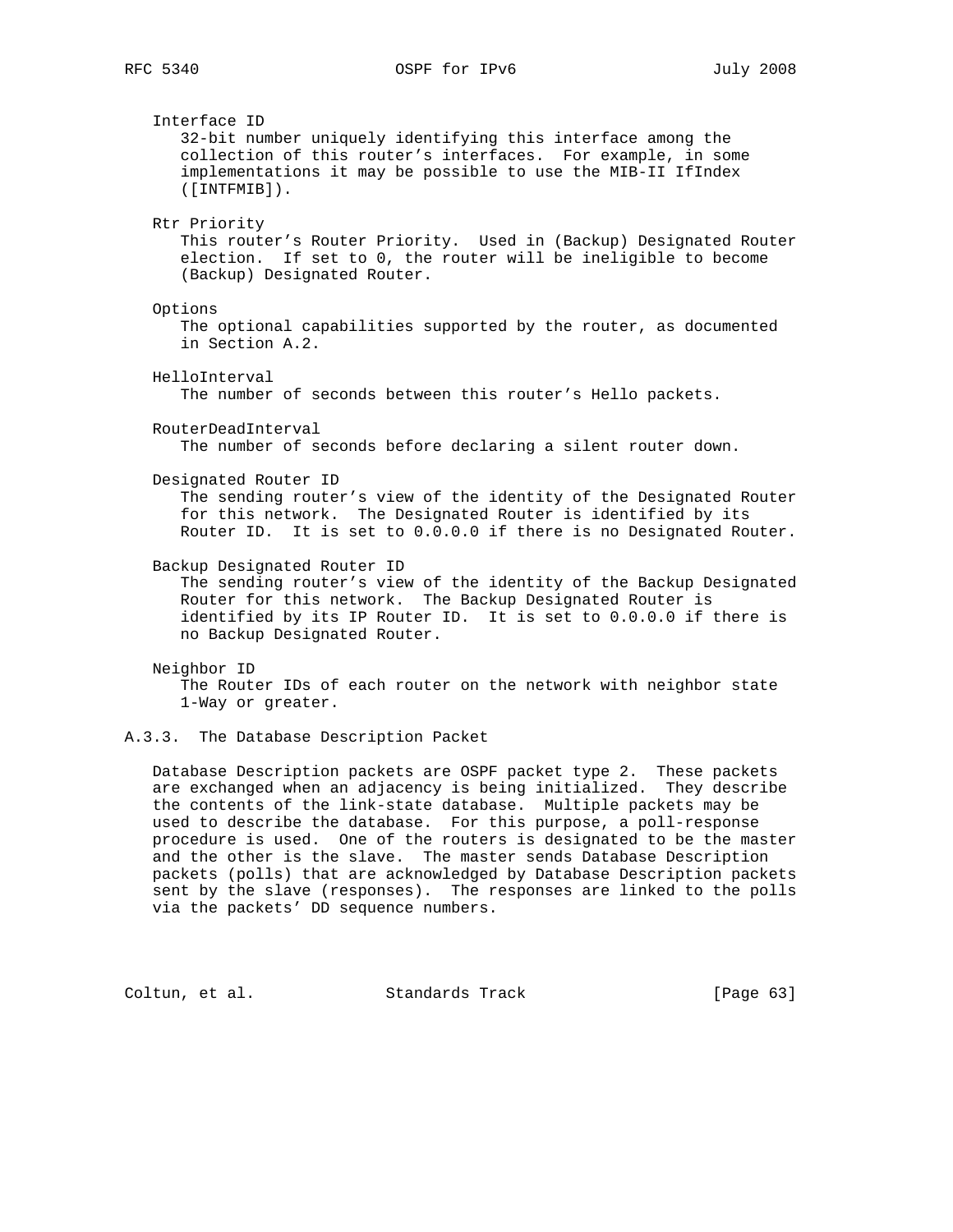Interface ID
32-bit number uniquely identifying this interface among the collection of this router's interfaces. For example, in some implementations it may be possible to use the MIB-II IfIndex ([INTFMIB]).

Rtr Priority
This router's Router Priority. Used in (Backup) Designated Router election. If set to 0, the router will be ineligible to become (Backup) Designated Router.

Options
The optional capabilities supported by the router, as documented in Section A.2.

HelloInterval
The number of seconds between this router's Hello packets.

RouterDeadInterval
The number of seconds before declaring a silent router down.

Designated Router ID
The sending router's view of the identity of the Designated Router for this network. The Designated Router is identified by its Router ID. It is set to 0.0.0.0 if there is no Designated Router.

Backup Designated Router ID
The sending router's view of the identity of the Backup Designated Router for this network. The Backup Designated Router is identified by its IP Router ID. It is set to 0.0.0.0 if there is no Backup Designated Router.

Neighbor ID
The Router IDs of each router on the network with neighbor state 1-Way or greater.

### A.3.3. The Database Description Packet

Database Description packets are OSPF packet type 2. These packets are exchanged when an adjacency is being initialized. They describe the contents of the link-state database. Multiple packets may be used to describe the database. For this purpose, a poll-response procedure is used. One of the routers is designated to be the master and the other is the slave. The master sends Database Description packets (polls) that are acknowledged by Database Description packets sent by the slave (responses). The responses are linked to the polls via the packets' DD sequence numbers.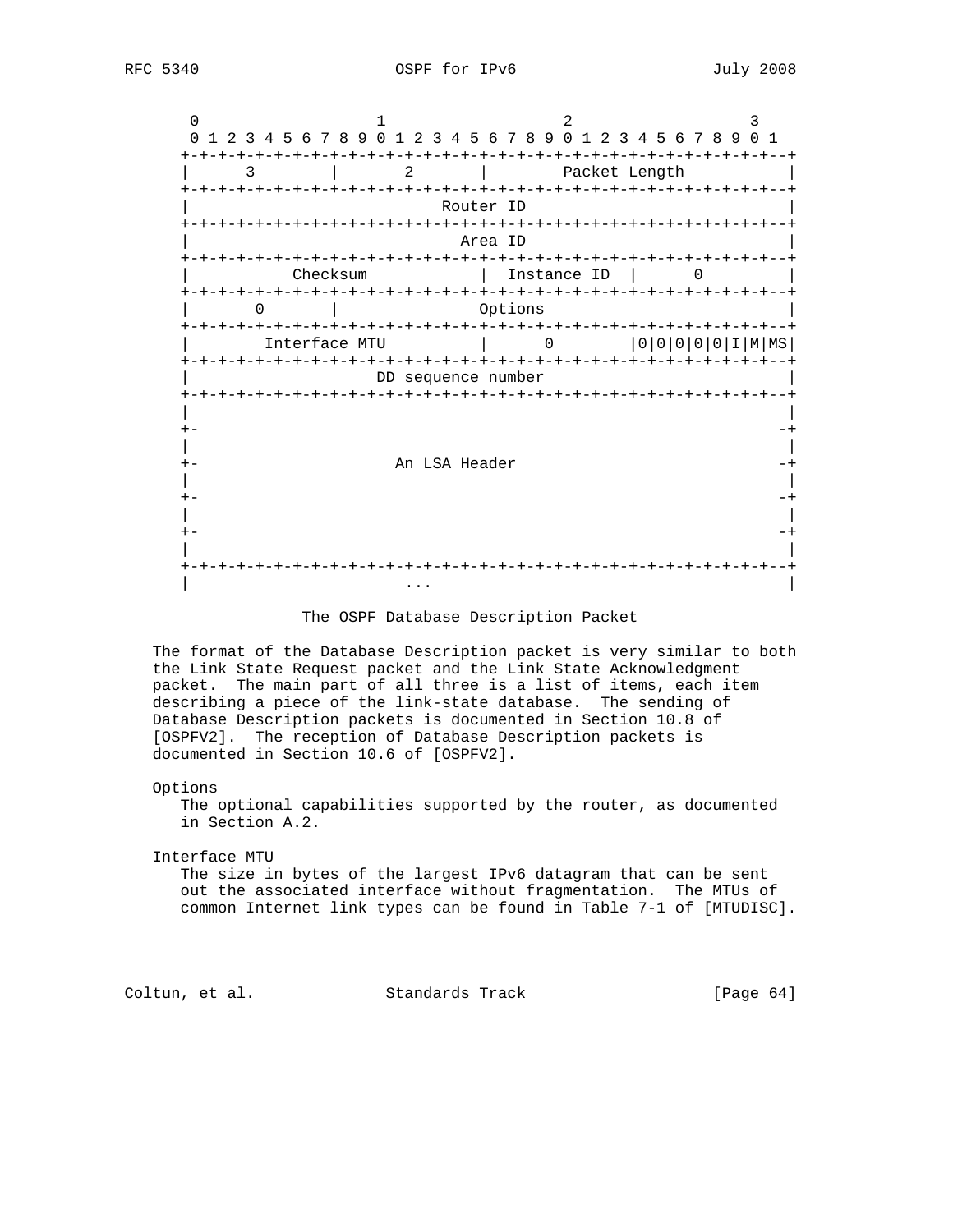```
 0                   1                   2                   3
 0 1 2 3 4 5 6 7 8 9 0 1 2 3 4 5 6 7 8 9 0 1 2 3 4 5 6 7 8 9 0 1
+-+-+-+-+-+-+-+-+-+-+-+-+-+-+-+-+-+-+-+-+-+-+-+-+-+-+-+-+-+-+-+--+
|       3       |       2       |         Packet Length           |
+-+-+-+-+-+-+-+-+-+-+-+-+-+-+-+-+-+-+-+-+-+-+-+-+-+-+-+-+-+-+-+--+
|                              Router ID                          |
+-+-+-+-+-+-+-+-+-+-+-+-+-+-+-+-+-+-+-+-+-+-+-+-+-+-+-+-+-+-+-+--+
|                               Area ID                           |
+-+-+-+-+-+-+-+-+-+-+-+-+-+-+-+-+-+-+-+-+-+-+-+-+-+-+-+-+-+-+-+--+
|           Checksum            |  Instance ID  |      0          |
+-+-+-+-+-+-+-+-+-+-+-+-+-+-+-+-+-+-+-+-+-+-+-+-+-+-+-+-+-+-+-+--+
|       0       |               Options                           |
+-+-+-+-+-+-+-+-+-+-+-+-+-+-+-+-+-+-+-+-+-+-+-+-+-+-+-+-+-+-+-+--+
|        Interface MTU          |      0        |0|0|0|0|0|I|M|MS|
+-+-+-+-+-+-+-+-+-+-+-+-+-+-+-+-+-+-+-+-+-+-+-+-+-+-+-+-+-+-+-+--+
|                         DD sequence number                      |
+-+-+-+-+-+-+-+-+-+-+-+-+-+-+-+-+-+-+-+-+-+-+-+-+-+-+-+-+-+-+-+--+
|                                                                 |
+-                                                               -+
|                                                                 |
+-                          An LSA Header                        -+
|                                                                 |
+-                                                               -+
|                                                                 |
+-                                                               -+
|                                                                 |
+-+-+-+-+-+-+-+-+-+-+-+-+-+-+-+-+-+-+-+-+-+-+-+-+-+-+-+-+-+-+-+--+
|                       ...                                       |
```

The OSPF Database Description Packet

The format of the Database Description packet is very similar to both the Link State Request packet and the Link State Acknowledgment packet. The main part of all three is a list of items, each item describing a piece of the link-state database. The sending of Database Description packets is documented in Section 10.8 of [OSPFV2]. The reception of Database Description packets is documented in Section 10.6 of [OSPFV2].

Options
   The optional capabilities supported by the router, as documented in Section A.2.

Interface MTU
   The size in bytes of the largest IPv6 datagram that can be sent out the associated interface without fragmentation. The MTUs of common Internet link types can be found in Table 7-1 of [MTUDISC].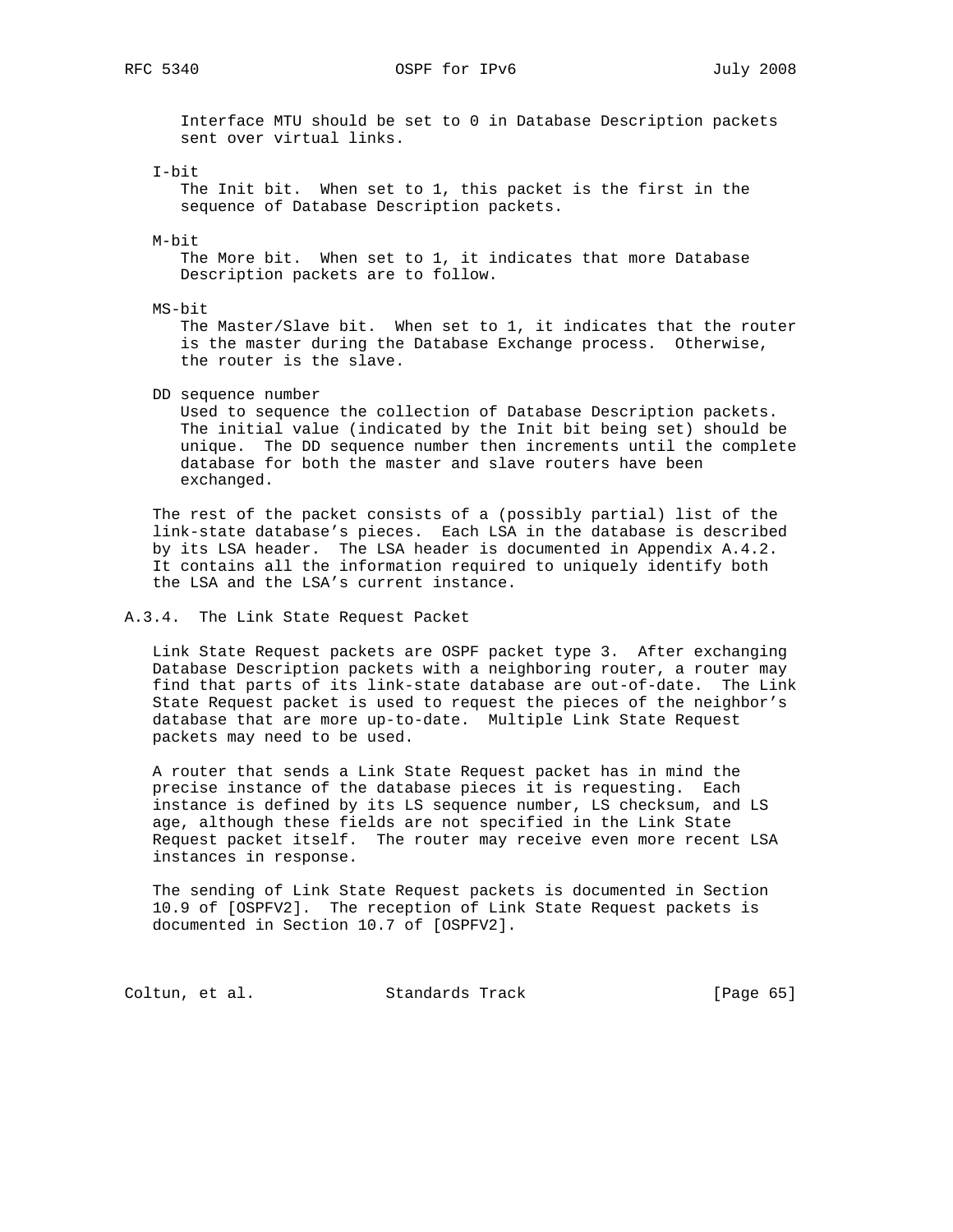Interface MTU should be set to 0 in Database Description packets sent over virtual links.

I-bit
: The Init bit. When set to 1, this packet is the first in the sequence of Database Description packets.

M-bit
: The More bit. When set to 1, it indicates that more Database Description packets are to follow.

MS-bit
: The Master/Slave bit. When set to 1, it indicates that the router is the master during the Database Exchange process. Otherwise, the router is the slave.

DD sequence number
: Used to sequence the collection of Database Description packets. The initial value (indicated by the Init bit being set) should be unique. The DD sequence number then increments until the complete database for both the master and slave routers have been exchanged.

The rest of the packet consists of a (possibly partial) list of the link-state database's pieces. Each LSA in the database is described by its LSA header. The LSA header is documented in Appendix A.4.2. It contains all the information required to uniquely identify both the LSA and the LSA's current instance.

### A.3.4. The Link State Request Packet

Link State Request packets are OSPF packet type 3. After exchanging Database Description packets with a neighboring router, a router may find that parts of its link-state database are out-of-date. The Link State Request packet is used to request the pieces of the neighbor's database that are more up-to-date. Multiple Link State Request packets may need to be used.

A router that sends a Link State Request packet has in mind the precise instance of the database pieces it is requesting. Each instance is defined by its LS sequence number, LS checksum, and LS age, although these fields are not specified in the Link State Request packet itself. The router may receive even more recent LSA instances in response.

The sending of Link State Request packets is documented in Section 10.9 of [OSPFV2]. The reception of Link State Request packets is documented in Section 10.7 of [OSPFV2].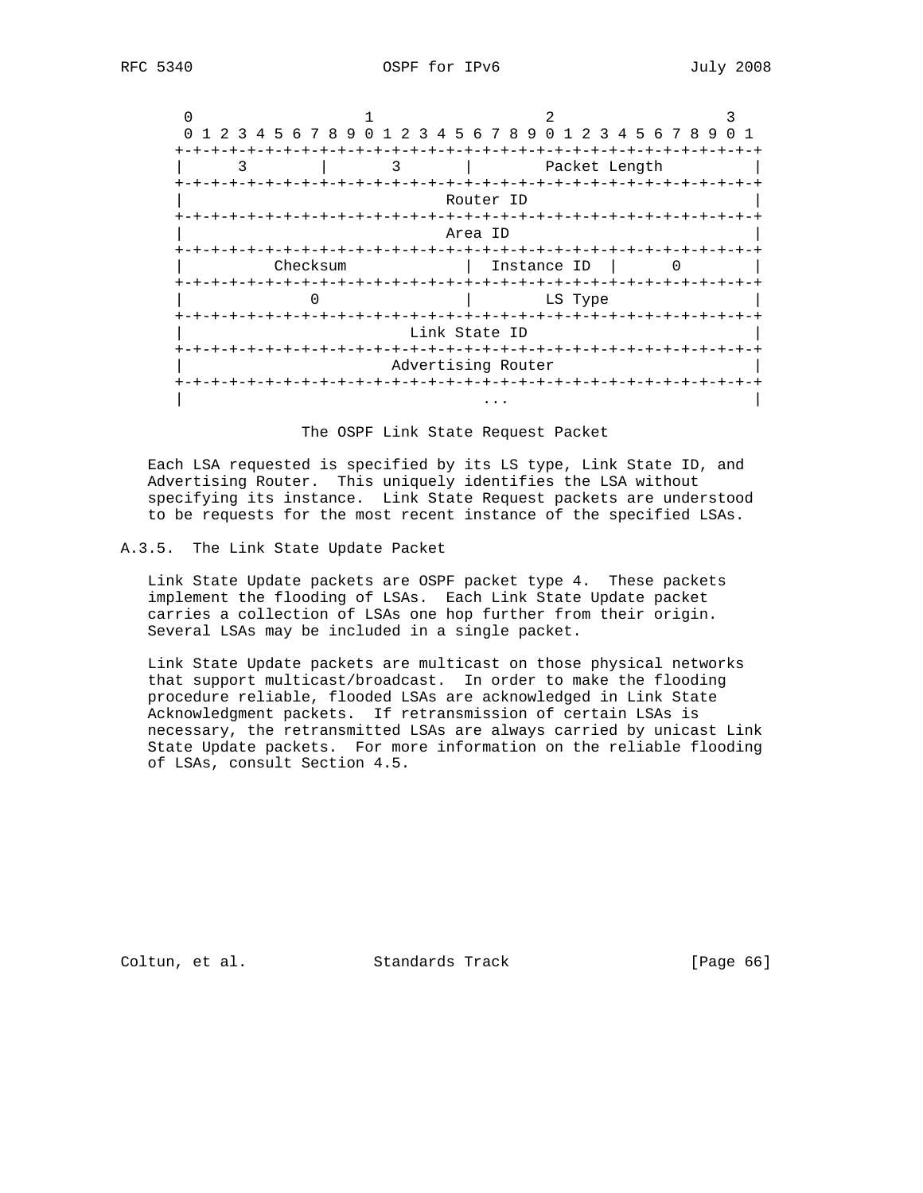```
        0                   1                   2                   3
        0 1 2 3 4 5 6 7 8 9 0 1 2 3 4 5 6 7 8 9 0 1 2 3 4 5 6 7 8 9 0 1
       +-+-+-+-+-+-+-+-+-+-+-+-+-+-+-+-+-+-+-+-+-+-+-+-+-+-+-+-+-+-+-+-+
       |       3       |       3       |        Packet Length          |
       +-+-+-+-+-+-+-+-+-+-+-+-+-+-+-+-+-+-+-+-+-+-+-+-+-+-+-+-+-+-+-+-+
       |                          Router ID                            |
       +-+-+-+-+-+-+-+-+-+-+-+-+-+-+-+-+-+-+-+-+-+-+-+-+-+-+-+-+-+-+-+-+
       |                           Area ID                             |
       +-+-+-+-+-+-+-+-+-+-+-+-+-+-+-+-+-+-+-+-+-+-+-+-+-+-+-+-+-+-+-+-+
       |           Checksum            |  Instance ID  |      0        |
       +-+-+-+-+-+-+-+-+-+-+-+-+-+-+-+-+-+-+-+-+-+-+-+-+-+-+-+-+-+-+-+-+
       |              0                |        LS Type                |
       +-+-+-+-+-+-+-+-+-+-+-+-+-+-+-+-+-+-+-+-+-+-+-+-+-+-+-+-+-+-+-+-+
       |                       Link State ID                           |
       +-+-+-+-+-+-+-+-+-+-+-+-+-+-+-+-+-+-+-+-+-+-+-+-+-+-+-+-+-+-+-+-+
       |                     Advertising Router                        |
       +-+-+-+-+-+-+-+-+-+-+-+-+-+-+-+-+-+-+-+-+-+-+-+-+-+-+-+-+-+-+-+-+
       |                              ...                              |
```

The OSPF Link State Request Packet

Each LSA requested is specified by its LS type, Link State ID, and Advertising Router. This uniquely identifies the LSA without specifying its instance. Link State Request packets are understood to be requests for the most recent instance of the specified LSAs.

### A.3.5. The Link State Update Packet

Link State Update packets are OSPF packet type 4. These packets implement the flooding of LSAs. Each Link State Update packet carries a collection of LSAs one hop further from their origin. Several LSAs may be included in a single packet.

Link State Update packets are multicast on those physical networks that support multicast/broadcast. In order to make the flooding procedure reliable, flooded LSAs are acknowledged in Link State Acknowledgment packets. If retransmission of certain LSAs is necessary, the retransmitted LSAs are always carried by unicast Link State Update packets. For more information on the reliable flooding of LSAs, consult Section 4.5.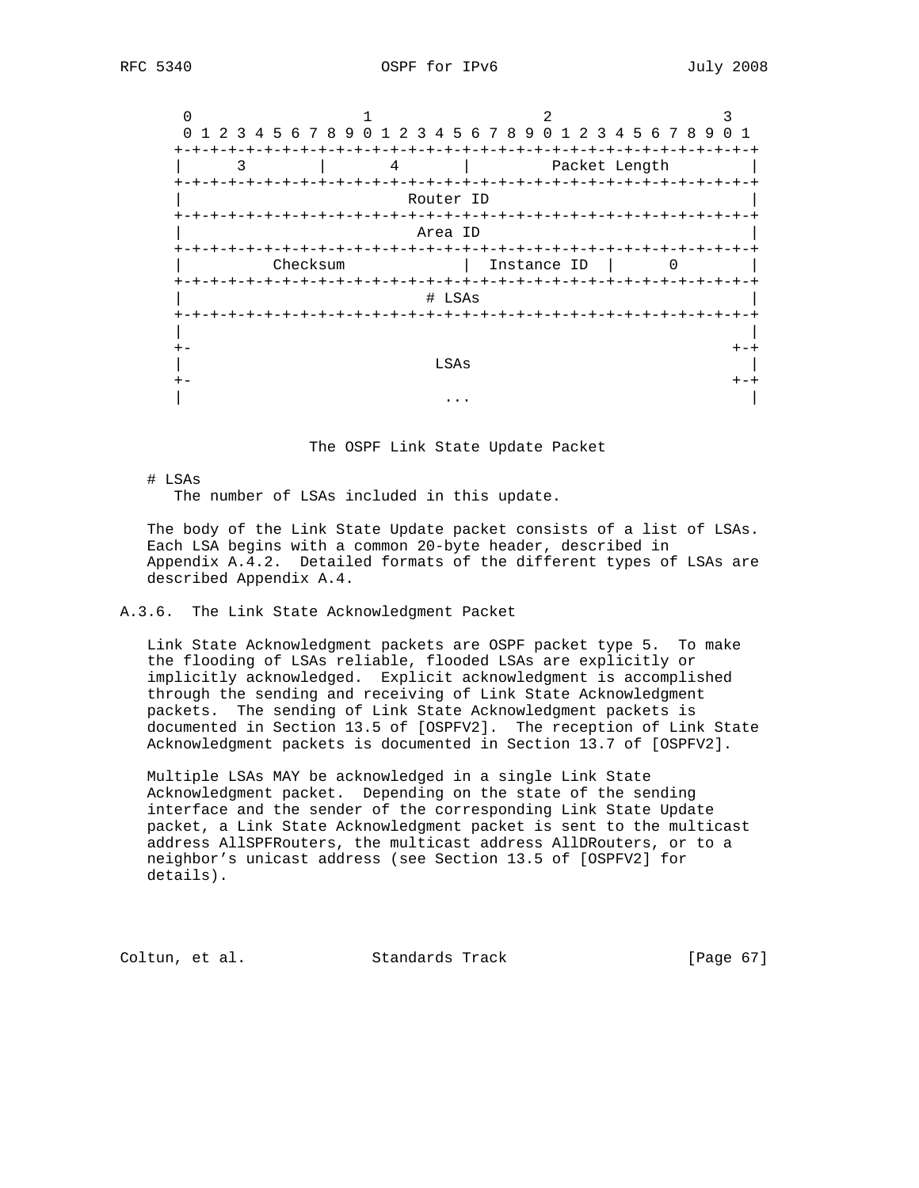```
        0                   1                   2                   3
        0 1 2 3 4 5 6 7 8 9 0 1 2 3 4 5 6 7 8 9 0 1 2 3 4 5 6 7 8 9 0 1
       +-+-+-+-+-+-+-+-+-+-+-+-+-+-+-+-+-+-+-+-+-+-+-+-+-+-+-+-+-+-+-+-+
       |       3       |       4       |         Packet Length         |
       +-+-+-+-+-+-+-+-+-+-+-+-+-+-+-+-+-+-+-+-+-+-+-+-+-+-+-+-+-+-+-+-+
       |                          Router ID                            |
       +-+-+-+-+-+-+-+-+-+-+-+-+-+-+-+-+-+-+-+-+-+-+-+-+-+-+-+-+-+-+-+-+
       |                           Area ID                             |
       +-+-+-+-+-+-+-+-+-+-+-+-+-+-+-+-+-+-+-+-+-+-+-+-+-+-+-+-+-+-+-+-+
       |          Checksum             |  Instance ID  |      0        |
       +-+-+-+-+-+-+-+-+-+-+-+-+-+-+-+-+-+-+-+-+-+-+-+-+-+-+-+-+-+-+-+-+
       |                            # LSAs                             |
       +-+-+-+-+-+-+-+-+-+-+-+-+-+-+-+-+-+-+-+-+-+-+-+-+-+-+-+-+-+-+-+-+
       |                                                               |
       +-                                                            +-+
       |                             LSAs                              |
       +-                                                            +-+
       |                              ...                              |
```

The OSPF Link State Update Packet

# LSAs
The number of LSAs included in this update.

The body of the Link State Update packet consists of a list of LSAs. Each LSA begins with a common 20-byte header, described in Appendix A.4.2. Detailed formats of the different types of LSAs are described Appendix A.4.

### A.3.6. The Link State Acknowledgment Packet

Link State Acknowledgment packets are OSPF packet type 5. To make the flooding of LSAs reliable, flooded LSAs are explicitly or implicitly acknowledged. Explicit acknowledgment is accomplished through the sending and receiving of Link State Acknowledgment packets. The sending of Link State Acknowledgment packets is documented in Section 13.5 of [OSPFV2]. The reception of Link State Acknowledgment packets is documented in Section 13.7 of [OSPFV2].

Multiple LSAs MAY be acknowledged in a single Link State Acknowledgment packet. Depending on the state of the sending interface and the sender of the corresponding Link State Update packet, a Link State Acknowledgment packet is sent to the multicast address AllSPFRouters, the multicast address AllDRouters, or to a neighbor's unicast address (see Section 13.5 of [OSPFV2] for details).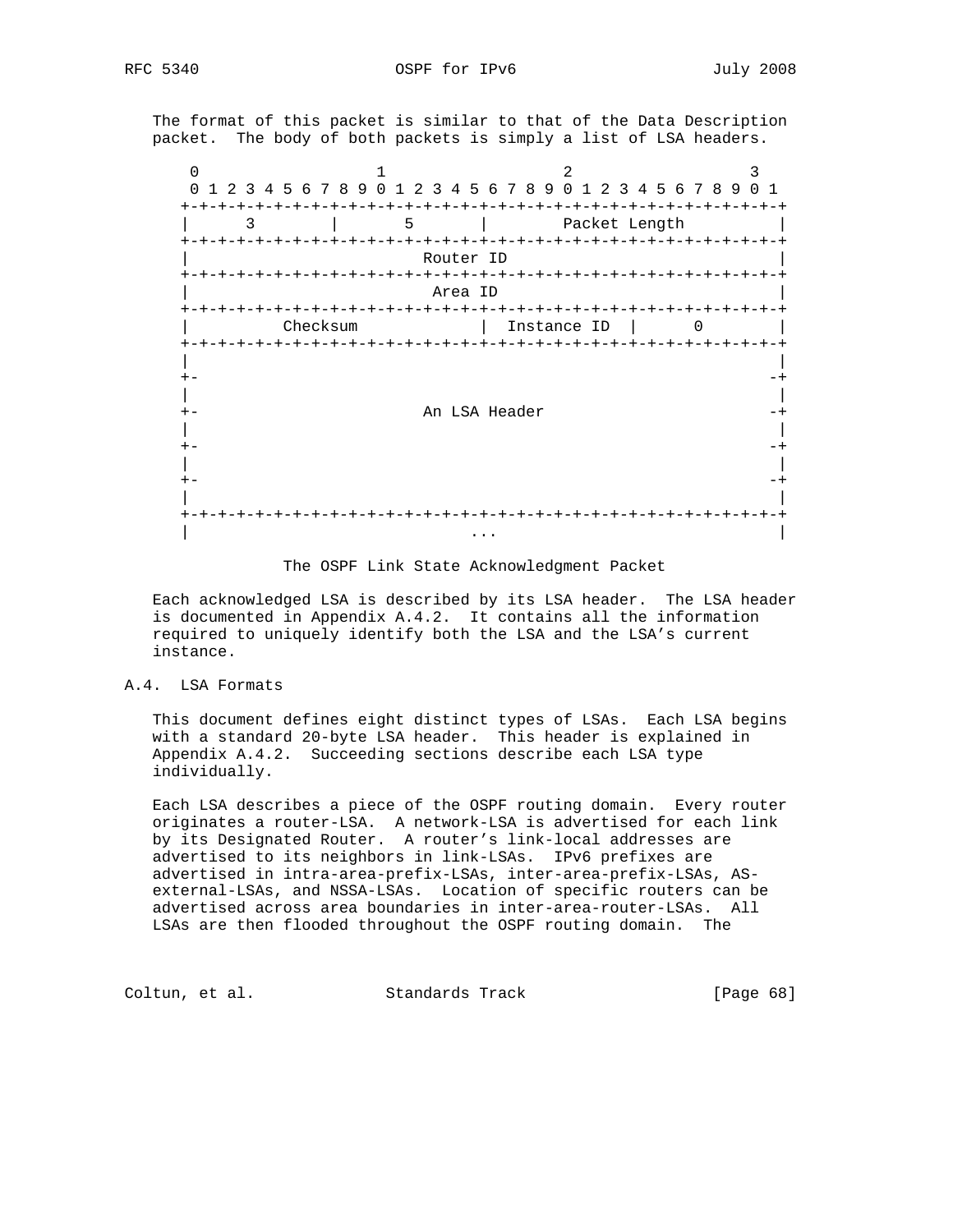The format of this packet is similar to that of the Data Description packet. The body of both packets is simply a list of LSA headers.

```
    0                   1                   2                   3
    0 1 2 3 4 5 6 7 8 9 0 1 2 3 4 5 6 7 8 9 0 1 2 3 4 5 6 7 8 9 0 1
   +-+-+-+-+-+-+-+-+-+-+-+-+-+-+-+-+-+-+-+-+-+-+-+-+-+-+-+-+-+-+-+-+
   |      3        |       5       |        Packet Length          |
   +-+-+-+-+-+-+-+-+-+-+-+-+-+-+-+-+-+-+-+-+-+-+-+-+-+-+-+-+-+-+-+-+
   |                         Router ID                             |
   +-+-+-+-+-+-+-+-+-+-+-+-+-+-+-+-+-+-+-+-+-+-+-+-+-+-+-+-+-+-+-+-+
   |                          Area ID                              |
   +-+-+-+-+-+-+-+-+-+-+-+-+-+-+-+-+-+-+-+-+-+-+-+-+-+-+-+-+-+-+-+-+
   |          Checksum             |  Instance ID  |      0        |
   +-+-+-+-+-+-+-+-+-+-+-+-+-+-+-+-+-+-+-+-+-+-+-+-+-+-+-+-+-+-+-+-+
   |                                                               |
   +-                                                             -+
   |                                                               |
   +-                         An LSA Header                       -+
   |                                                               |
   +-                                                             -+
   |                                                               |
   +-                                                             -+
   |                                                               |
   +-+-+-+-+-+-+-+-+-+-+-+-+-+-+-+-+-+-+-+-+-+-+-+-+-+-+-+-+-+-+-+-+
   |                              ...                              |
```

The OSPF Link State Acknowledgment Packet

Each acknowledged LSA is described by its LSA header. The LSA header is documented in Appendix A.4.2. It contains all the information required to uniquely identify both the LSA and the LSA's current instance.

## A.4. LSA Formats

This document defines eight distinct types of LSAs. Each LSA begins with a standard 20-byte LSA header. This header is explained in Appendix A.4.2. Succeeding sections describe each LSA type individually.

Each LSA describes a piece of the OSPF routing domain. Every router originates a router-LSA. A network-LSA is advertised for each link by its Designated Router. A router's link-local addresses are advertised to its neighbors in link-LSAs. IPv6 prefixes are advertised in intra-area-prefix-LSAs, inter-area-prefix-LSAs, AS-external-LSAs, and NSSA-LSAs. Location of specific routers can be advertised across area boundaries in inter-area-router-LSAs. All LSAs are then flooded throughout the OSPF routing domain. The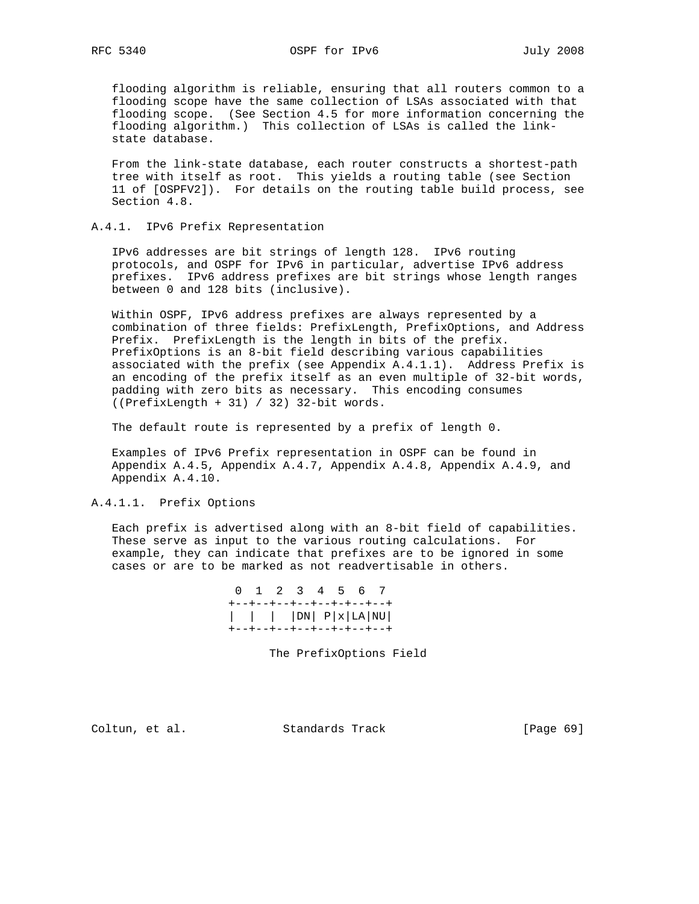flooding algorithm is reliable, ensuring that all routers common to a flooding scope have the same collection of LSAs associated with that flooding scope. (See Section 4.5 for more information concerning the flooding algorithm.) This collection of LSAs is called the link-state database.

From the link-state database, each router constructs a shortest-path tree with itself as root. This yields a routing table (see Section 11 of [OSPFV2]). For details on the routing table build process, see Section 4.8.

### A.4.1. IPv6 Prefix Representation

IPv6 addresses are bit strings of length 128. IPv6 routing protocols, and OSPF for IPv6 in particular, advertise IPv6 address prefixes. IPv6 address prefixes are bit strings whose length ranges between 0 and 128 bits (inclusive).

Within OSPF, IPv6 address prefixes are always represented by a combination of three fields: PrefixLength, PrefixOptions, and Address Prefix. PrefixLength is the length in bits of the prefix. PrefixOptions is an 8-bit field describing various capabilities associated with the prefix (see Appendix A.4.1.1). Address Prefix is an encoding of the prefix itself as an even multiple of 32-bit words, padding with zero bits as necessary. This encoding consumes ((PrefixLength + 31) / 32) 32-bit words.

The default route is represented by a prefix of length 0.

Examples of IPv6 Prefix representation in OSPF can be found in Appendix A.4.5, Appendix A.4.7, Appendix A.4.8, Appendix A.4.9, and Appendix A.4.10.

#### A.4.1.1. Prefix Options

Each prefix is advertised along with an 8-bit field of capabilities. These serve as input to the various routing calculations. For example, they can indicate that prefixes are to be ignored in some cases or are to be marked as not readvertisable in others.

```
  0  1  2  3  4  5  6  7
 +--+--+--+--+--+--+--+--+
 |  |  |  |DN| P|x|LA|NU|
 +--+--+--+--+--+--+--+--+

      The PrefixOptions Field
```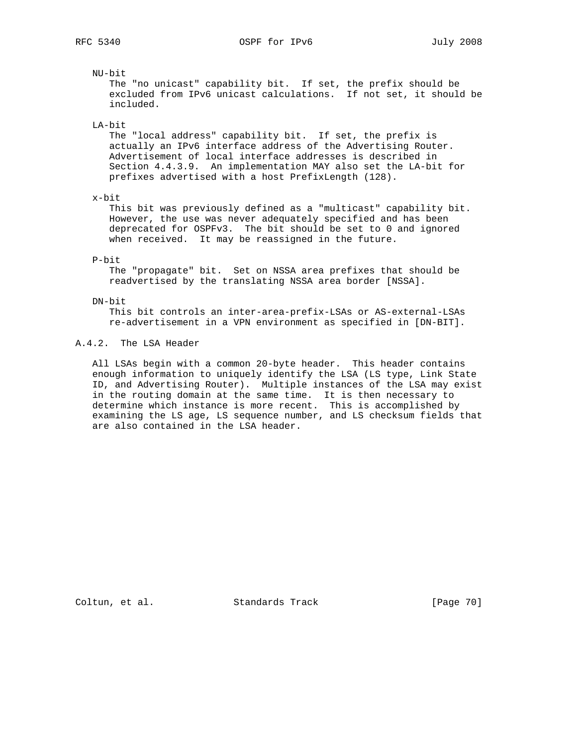NU-bit
The "no unicast" capability bit. If set, the prefix should be excluded from IPv6 unicast calculations. If not set, it should be included.

LA-bit
The "local address" capability bit. If set, the prefix is actually an IPv6 interface address of the Advertising Router. Advertisement of local interface addresses is described in Section 4.4.3.9. An implementation MAY also set the LA-bit for prefixes advertised with a host PrefixLength (128).

x-bit
This bit was previously defined as a "multicast" capability bit. However, the use was never adequately specified and has been deprecated for OSPFv3. The bit should be set to 0 and ignored when received. It may be reassigned in the future.

P-bit
The "propagate" bit. Set on NSSA area prefixes that should be readvertised by the translating NSSA area border [NSSA].

DN-bit
This bit controls an inter-area-prefix-LSAs or AS-external-LSAs re-advertisement in a VPN environment as specified in [DN-BIT].

### A.4.2. The LSA Header

All LSAs begin with a common 20-byte header. This header contains enough information to uniquely identify the LSA (LS type, Link State ID, and Advertising Router). Multiple instances of the LSA may exist in the routing domain at the same time. It is then necessary to determine which instance is more recent. This is accomplished by examining the LS age, LS sequence number, and LS checksum fields that are also contained in the LSA header.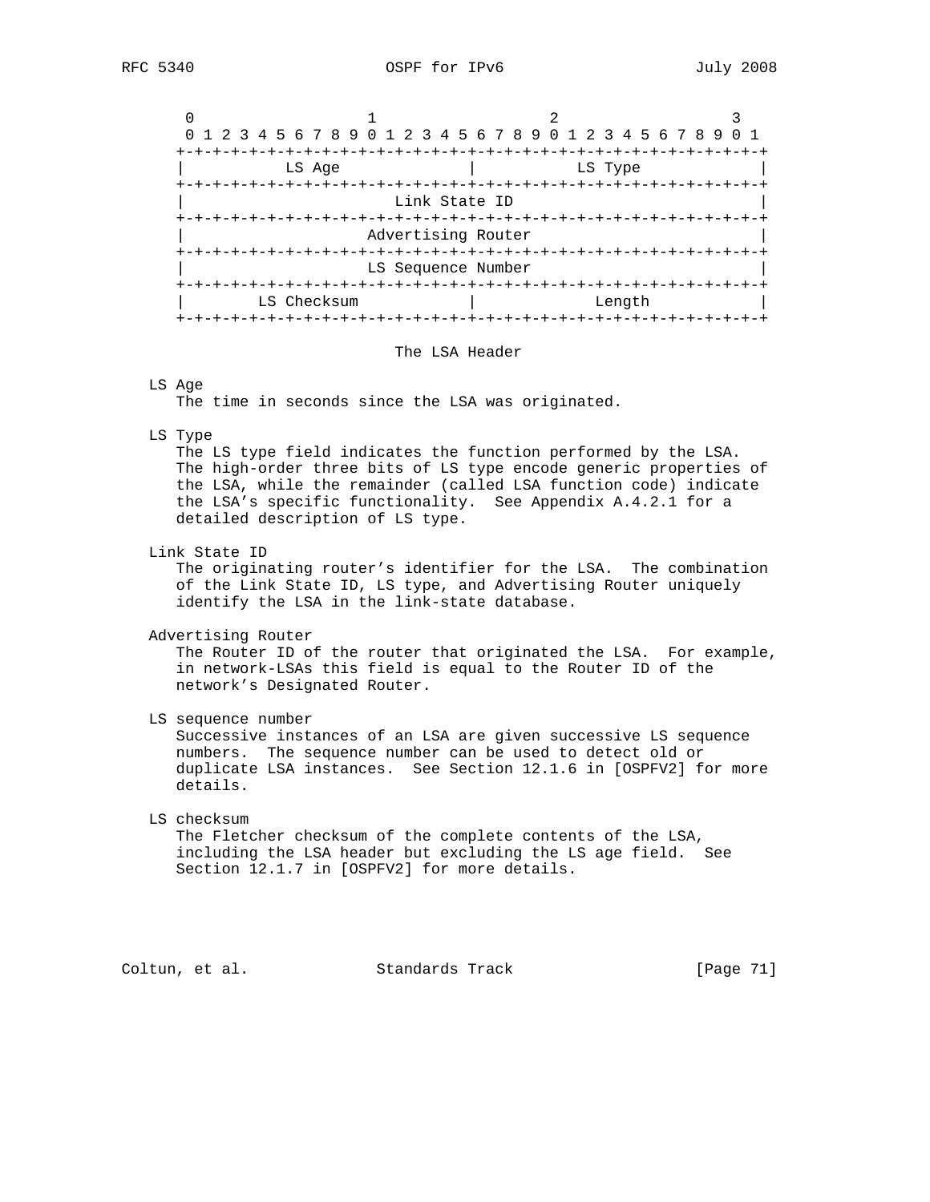```
 0                   1                   2                   3
 0 1 2 3 4 5 6 7 8 9 0 1 2 3 4 5 6 7 8 9 0 1 2 3 4 5 6 7 8 9 0 1
+-+-+-+-+-+-+-+-+-+-+-+-+-+-+-+-+-+-+-+-+-+-+-+-+-+-+-+-+-+-+-+-+
|           LS Age              |           LS Type             |
+-+-+-+-+-+-+-+-+-+-+-+-+-+-+-+-+-+-+-+-+-+-+-+-+-+-+-+-+-+-+-+-+
|                       Link State ID                           |
+-+-+-+-+-+-+-+-+-+-+-+-+-+-+-+-+-+-+-+-+-+-+-+-+-+-+-+-+-+-+-+-+
|                    Advertising Router                         |
+-+-+-+-+-+-+-+-+-+-+-+-+-+-+-+-+-+-+-+-+-+-+-+-+-+-+-+-+-+-+-+-+
|                    LS Sequence Number                         |
+-+-+-+-+-+-+-+-+-+-+-+-+-+-+-+-+-+-+-+-+-+-+-+-+-+-+-+-+-+-+-+-+
|        LS Checksum            |             Length            |
+-+-+-+-+-+-+-+-+-+-+-+-+-+-+-+-+-+-+-+-+-+-+-+-+-+-+-+-+-+-+-+-+
```

The LSA Header

LS Age
  The time in seconds since the LSA was originated.

LS Type
  The LS type field indicates the function performed by the LSA. The high-order three bits of LS type encode generic properties of the LSA, while the remainder (called LSA function code) indicate the LSA's specific functionality. See Appendix A.4.2.1 for a detailed description of LS type.

Link State ID
  The originating router's identifier for the LSA. The combination of the Link State ID, LS type, and Advertising Router uniquely identify the LSA in the link-state database.

Advertising Router
  The Router ID of the router that originated the LSA. For example, in network-LSAs this field is equal to the Router ID of the network's Designated Router.

LS sequence number
  Successive instances of an LSA are given successive LS sequence numbers. The sequence number can be used to detect old or duplicate LSA instances. See Section 12.1.6 in [OSPFV2] for more details.

LS checksum
  The Fletcher checksum of the complete contents of the LSA, including the LSA header but excluding the LS age field. See Section 12.1.7 in [OSPFV2] for more details.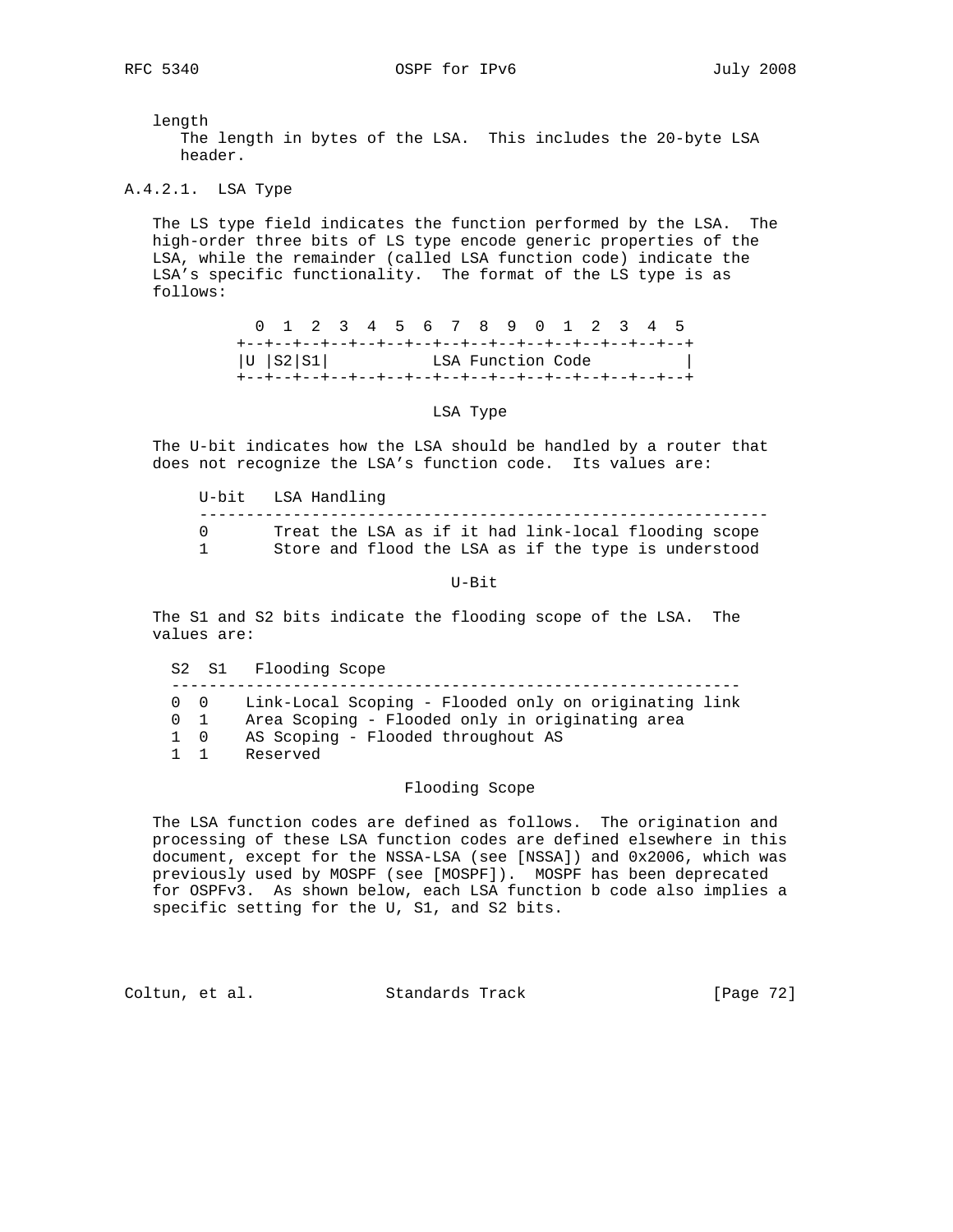length
  The length in bytes of the LSA. This includes the 20-byte LSA header.

#### A.4.2.1. LSA Type

The LS type field indicates the function performed by the LSA. The high-order three bits of LS type encode generic properties of the LSA, while the remainder (called LSA function code) indicate the LSA's specific functionality. The format of the LS type is as follows:

```
  0  1  2  3  4  5  6  7  8  9  0  1  2  3  4  5
+--+--+--+--+--+--+--+--+--+--+--+--+--+--+--+--+
|U |S2|S1|           LSA Function Code          |
+--+--+--+--+--+--+--+--+--+--+--+--+--+--+--+--+
```

LSA Type

The U-bit indicates how the LSA should be handled by a router that does not recognize the LSA's function code. Its values are:

| U-bit | LSA Handling |
|---|---|
| 0 | Treat the LSA as if it had link-local flooding scope |
| 1 | Store and flood the LSA as if the type is understood |

U-Bit

The S1 and S2 bits indicate the flooding scope of the LSA. The values are:

| S2 | S1 | Flooding Scope |
|---|---|---|
| 0 | 0 | Link-Local Scoping - Flooded only on originating link |
| 0 | 1 | Area Scoping - Flooded only in originating area |
| 1 | 0 | AS Scoping - Flooded throughout AS |
| 1 | 1 | Reserved |

Flooding Scope

The LSA function codes are defined as follows. The origination and processing of these LSA function codes are defined elsewhere in this document, except for the NSSA-LSA (see [NSSA]) and 0x2006, which was previously used by MOSPF (see [MOSPF]). MOSPF has been deprecated for OSPFv3. As shown below, each LSA function b code also implies a specific setting for the U, S1, and S2 bits.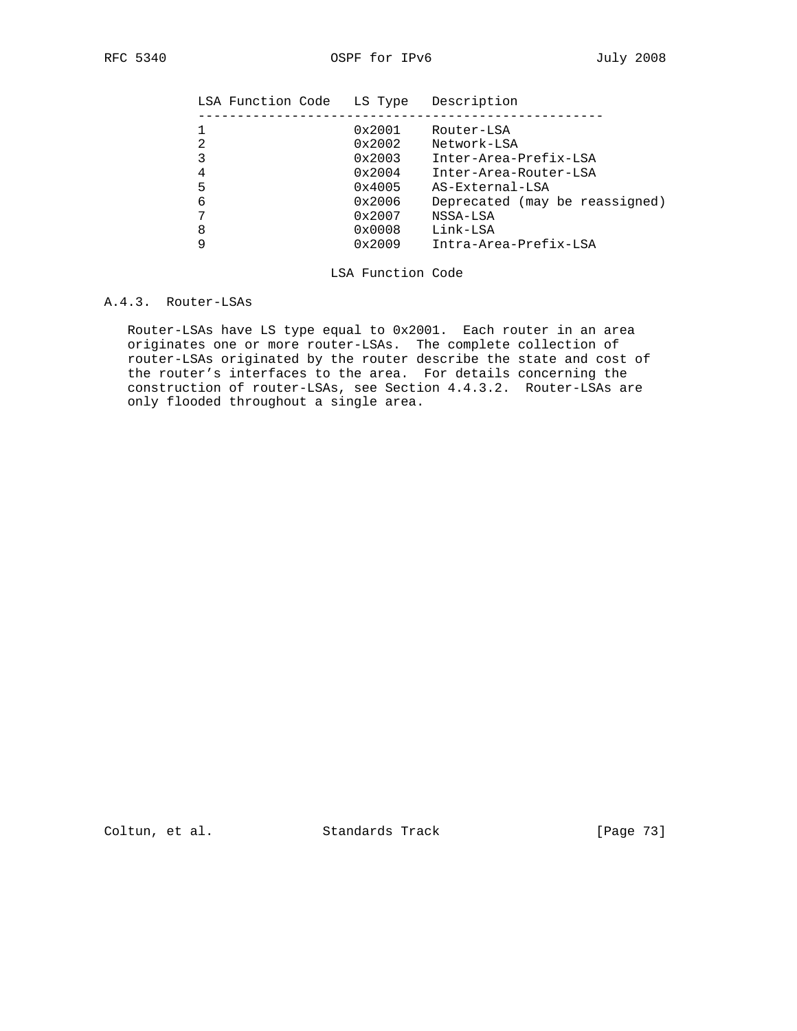| LSA Function Code | LS Type | Description |
|---|---|---|
| 1 | 0x2001 | Router-LSA |
| 2 | 0x2002 | Network-LSA |
| 3 | 0x2003 | Inter-Area-Prefix-LSA |
| 4 | 0x2004 | Inter-Area-Router-LSA |
| 5 | 0x4005 | AS-External-LSA |
| 6 | 0x2006 | Deprecated (may be reassigned) |
| 7 | 0x2007 | NSSA-LSA |
| 8 | 0x0008 | Link-LSA |
| 9 | 0x2009 | Intra-Area-Prefix-LSA |

LSA Function Code

### A.4.3. Router-LSAs

Router-LSAs have LS type equal to 0x2001. Each router in an area originates one or more router-LSAs. The complete collection of router-LSAs originated by the router describe the state and cost of the router's interfaces to the area. For details concerning the construction of router-LSAs, see Section 4.4.3.2. Router-LSAs are only flooded throughout a single area.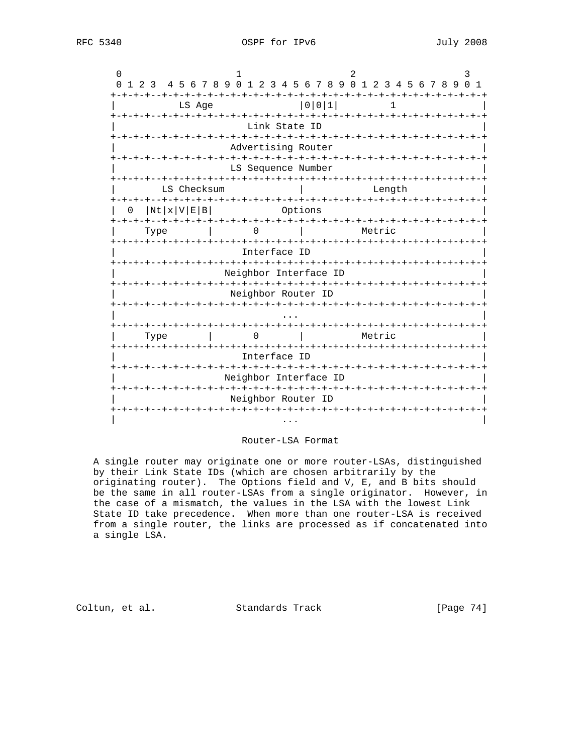```
 0                   1                   2                   3
 0 1 2 3  4 5 6 7 8 9 0 1 2 3 4 5 6 7 8 9 0 1 2 3 4 5 6 7 8 9 0 1
+-+-+-+--+-+-+-+-+-+-+-+-+-+-+-+-+-+-+-+-+-+-+-+-+-+-+-+-+-+-+-+-+
|           LS Age              |0|0|1|         1               |
+-+-+-+--+-+-+-+-+-+-+-+-+-+-+-+-+-+-+-+-+-+-+-+-+-+-+-+-+-+-+-+-+
|                       Link State ID                           |
+-+-+-+--+-+-+-+-+-+-+-+-+-+-+-+-+-+-+-+-+-+-+-+-+-+-+-+-+-+-+-+-+
|                    Advertising Router                         |
+-+-+-+--+-+-+-+-+-+-+-+-+-+-+-+-+-+-+-+-+-+-+-+-+-+-+-+-+-+-+-+-+
|                    LS Sequence Number                         |
+-+-+-+--+-+-+-+-+-+-+-+-+-+-+-+-+-+-+-+-+-+-+-+-+-+-+-+-+-+-+-+-+
|        LS Checksum            |            Length             |
+-+-+-+--+-+-+-+-+-+-+-+-+-+-+-+-+-+-+-+-+-+-+-+-+-+-+-+-+-+-+-+-+
|  0  |Nt|x|V|E|B|            Options                           |
+-+-+-+--+-+-+-+-+-+-+-+-+-+-+-+-+-+-+-+-+-+-+-+-+-+-+-+-+-+-+-+-+
|     Type       |       0       |          Metric              |
+-+-+-+--+-+-+-+-+-+-+-+-+-+-+-+-+-+-+-+-+-+-+-+-+-+-+-+-+-+-+-+-+
|                      Interface ID                             |
+-+-+-+--+-+-+-+-+-+-+-+-+-+-+-+-+-+-+-+-+-+-+-+-+-+-+-+-+-+-+-+-+
|                   Neighbor Interface ID                       |
+-+-+-+--+-+-+-+-+-+-+-+-+-+-+-+-+-+-+-+-+-+-+-+-+-+-+-+-+-+-+-+-+
|                    Neighbor Router ID                         |
+-+-+-+--+-+-+-+-+-+-+-+-+-+-+-+-+-+-+-+-+-+-+-+-+-+-+-+-+-+-+-+-+
|                             ...                               |
+-+-+-+--+-+-+-+-+-+-+-+-+-+-+-+-+-+-+-+-+-+-+-+-+-+-+-+-+-+-+-+-+
|     Type       |       0       |          Metric              |
+-+-+-+--+-+-+-+-+-+-+-+-+-+-+-+-+-+-+-+-+-+-+-+-+-+-+-+-+-+-+-+-+
|                      Interface ID                             |
+-+-+-+--+-+-+-+-+-+-+-+-+-+-+-+-+-+-+-+-+-+-+-+-+-+-+-+-+-+-+-+-+
|                   Neighbor Interface ID                       |
+-+-+-+--+-+-+-+-+-+-+-+-+-+-+-+-+-+-+-+-+-+-+-+-+-+-+-+-+-+-+-+-+
|                    Neighbor Router ID                         |
+-+-+-+--+-+-+-+-+-+-+-+-+-+-+-+-+-+-+-+-+-+-+-+-+-+-+-+-+-+-+-+-+
|                             ...                               |
```

Router-LSA Format

A single router may originate one or more router-LSAs, distinguished by their Link State IDs (which are chosen arbitrarily by the originating router). The Options field and V, E, and B bits should be the same in all router-LSAs from a single originator. However, in the case of a mismatch, the values in the LSA with the lowest Link State ID take precedence. When more than one router-LSA is received from a single router, the links are processed as if concatenated into a single LSA.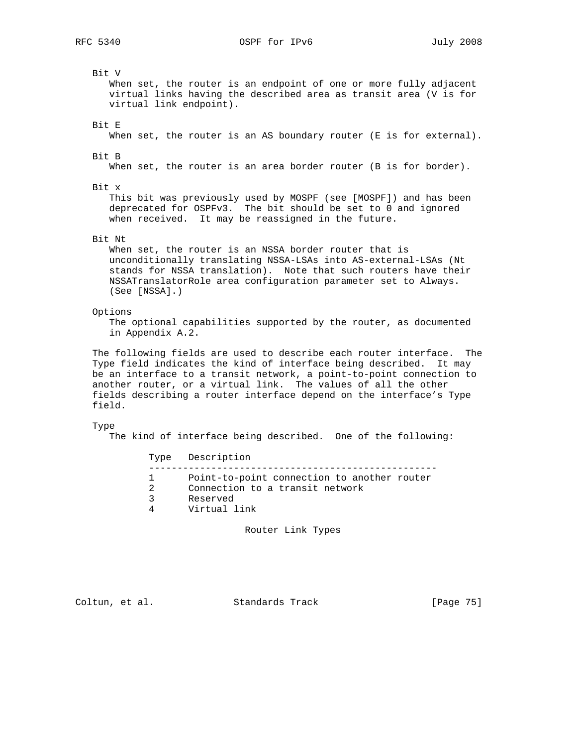Bit V

When set, the router is an endpoint of one or more fully adjacent virtual links having the described area as transit area (V is for virtual link endpoint).

Bit E

When set, the router is an AS boundary router (E is for external).

Bit B

When set, the router is an area border router (B is for border).

Bit x

This bit was previously used by MOSPF (see [MOSPF]) and has been deprecated for OSPFv3. The bit should be set to 0 and ignored when received. It may be reassigned in the future.

Bit Nt

When set, the router is an NSSA border router that is unconditionally translating NSSA-LSAs into AS-external-LSAs (Nt stands for NSSA translation). Note that such routers have their NSSATranslatorRole area configuration parameter set to Always. (See [NSSA].)

Options

The optional capabilities supported by the router, as documented in Appendix A.2.

The following fields are used to describe each router interface. The Type field indicates the kind of interface being described. It may be an interface to a transit network, a point-to-point connection to another router, or a virtual link. The values of all the other fields describing a router interface depend on the interface's Type field.

Type

The kind of interface being described. One of the following:

| Type | Description |
|---|---|
| 1 | Point-to-point connection to another router |
| 2 | Connection to a transit network |
| 3 | Reserved |
| 4 | Virtual link |

Router Link Types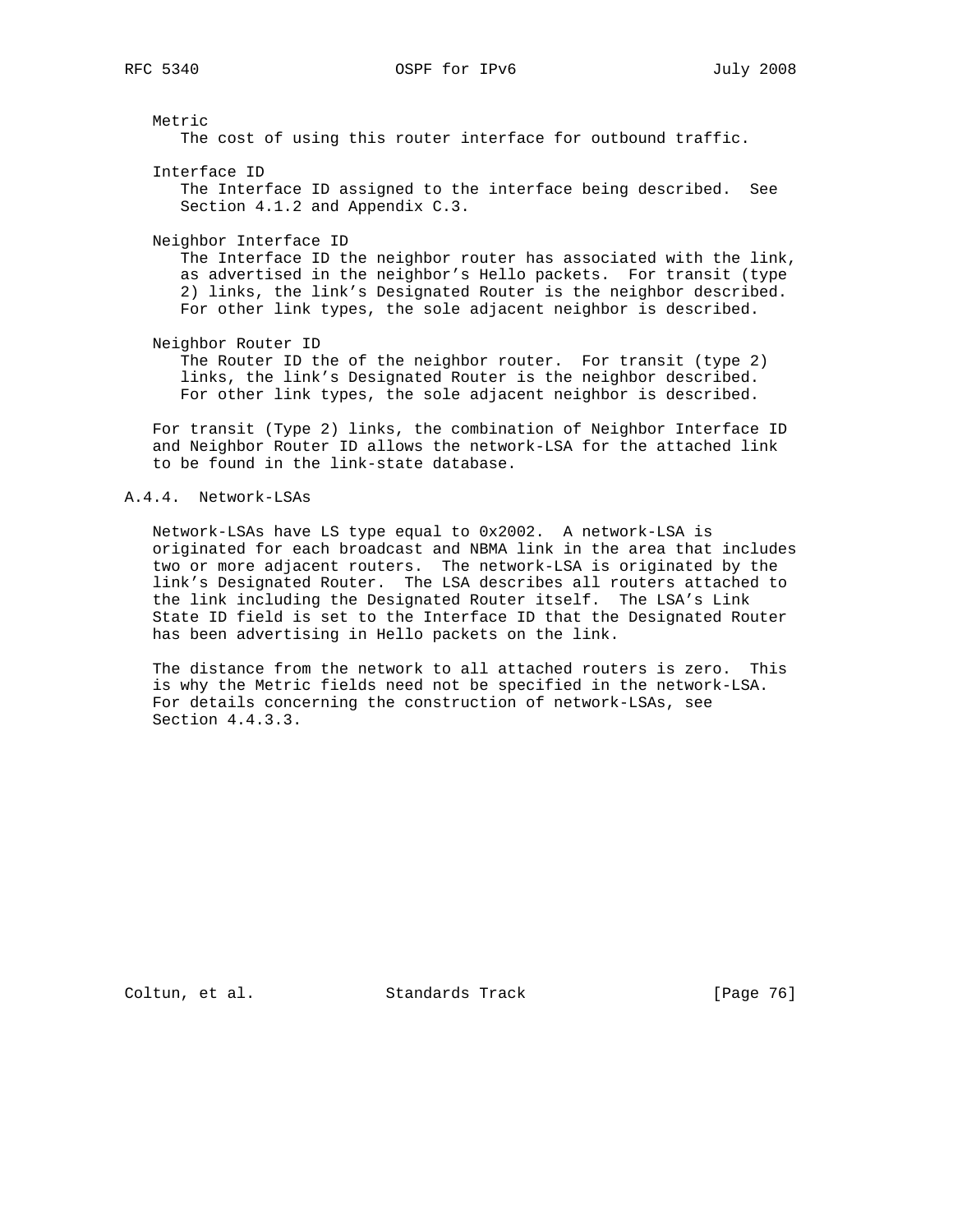Metric
The cost of using this router interface for outbound traffic.

Interface ID
The Interface ID assigned to the interface being described. See Section 4.1.2 and Appendix C.3.

Neighbor Interface ID
The Interface ID the neighbor router has associated with the link, as advertised in the neighbor's Hello packets. For transit (type 2) links, the link's Designated Router is the neighbor described. For other link types, the sole adjacent neighbor is described.

Neighbor Router ID
The Router ID the of the neighbor router. For transit (type 2) links, the link's Designated Router is the neighbor described. For other link types, the sole adjacent neighbor is described.

For transit (Type 2) links, the combination of Neighbor Interface ID and Neighbor Router ID allows the network-LSA for the attached link to be found in the link-state database.

### A.4.4. Network-LSAs

Network-LSAs have LS type equal to 0x2002. A network-LSA is originated for each broadcast and NBMA link in the area that includes two or more adjacent routers. The network-LSA is originated by the link's Designated Router. The LSA describes all routers attached to the link including the Designated Router itself. The LSA's Link State ID field is set to the Interface ID that the Designated Router has been advertising in Hello packets on the link.

The distance from the network to all attached routers is zero. This is why the Metric fields need not be specified in the network-LSA. For details concerning the construction of network-LSAs, see Section 4.4.3.3.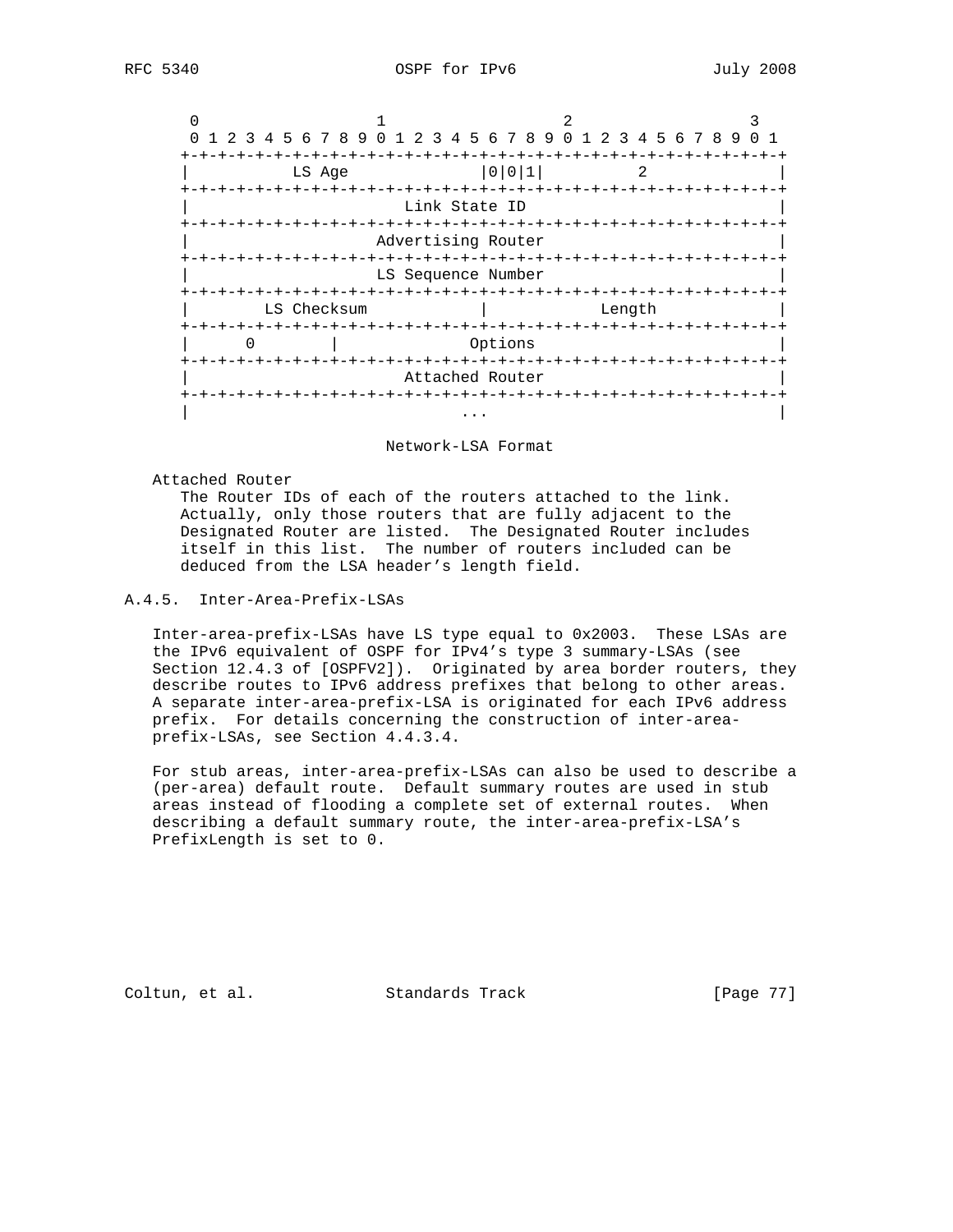```
     0                   1                   2                   3
     0 1 2 3 4 5 6 7 8 9 0 1 2 3 4 5 6 7 8 9 0 1 2 3 4 5 6 7 8 9 0 1
    +-+-+-+-+-+-+-+-+-+-+-+-+-+-+-+-+-+-+-+-+-+-+-+-+-+-+-+-+-+-+-+-+
    |           LS Age              |0|0|1|         2               |
    +-+-+-+-+-+-+-+-+-+-+-+-+-+-+-+-+-+-+-+-+-+-+-+-+-+-+-+-+-+-+-+-+
    |                       Link State ID                           |
    +-+-+-+-+-+-+-+-+-+-+-+-+-+-+-+-+-+-+-+-+-+-+-+-+-+-+-+-+-+-+-+-+
    |                    Advertising Router                         |
    +-+-+-+-+-+-+-+-+-+-+-+-+-+-+-+-+-+-+-+-+-+-+-+-+-+-+-+-+-+-+-+-+
    |                    LS Sequence Number                         |
    +-+-+-+-+-+-+-+-+-+-+-+-+-+-+-+-+-+-+-+-+-+-+-+-+-+-+-+-+-+-+-+-+
    |        LS Checksum            |             Length            |
    +-+-+-+-+-+-+-+-+-+-+-+-+-+-+-+-+-+-+-+-+-+-+-+-+-+-+-+-+-+-+-+-+
    |      0        |              Options                          |
    +-+-+-+-+-+-+-+-+-+-+-+-+-+-+-+-+-+-+-+-+-+-+-+-+-+-+-+-+-+-+-+-+
    |                       Attached Router                         |
    +-+-+-+-+-+-+-+-+-+-+-+-+-+-+-+-+-+-+-+-+-+-+-+-+-+-+-+-+-+-+-+-+
    |                             ...                               |
```

Network-LSA Format

Attached Router
: The Router IDs of each of the routers attached to the link. Actually, only those routers that are fully adjacent to the Designated Router are listed. The Designated Router includes itself in this list. The number of routers included can be deduced from the LSA header's length field.

### A.4.5. Inter-Area-Prefix-LSAs

Inter-area-prefix-LSAs have LS type equal to 0x2003. These LSAs are the IPv6 equivalent of OSPF for IPv4's type 3 summary-LSAs (see Section 12.4.3 of [OSPFV2]). Originated by area border routers, they describe routes to IPv6 address prefixes that belong to other areas. A separate inter-area-prefix-LSA is originated for each IPv6 address prefix. For details concerning the construction of inter-area-prefix-LSAs, see Section 4.4.3.4.

For stub areas, inter-area-prefix-LSAs can also be used to describe a (per-area) default route. Default summary routes are used in stub areas instead of flooding a complete set of external routes. When describing a default summary route, the inter-area-prefix-LSA's PrefixLength is set to 0.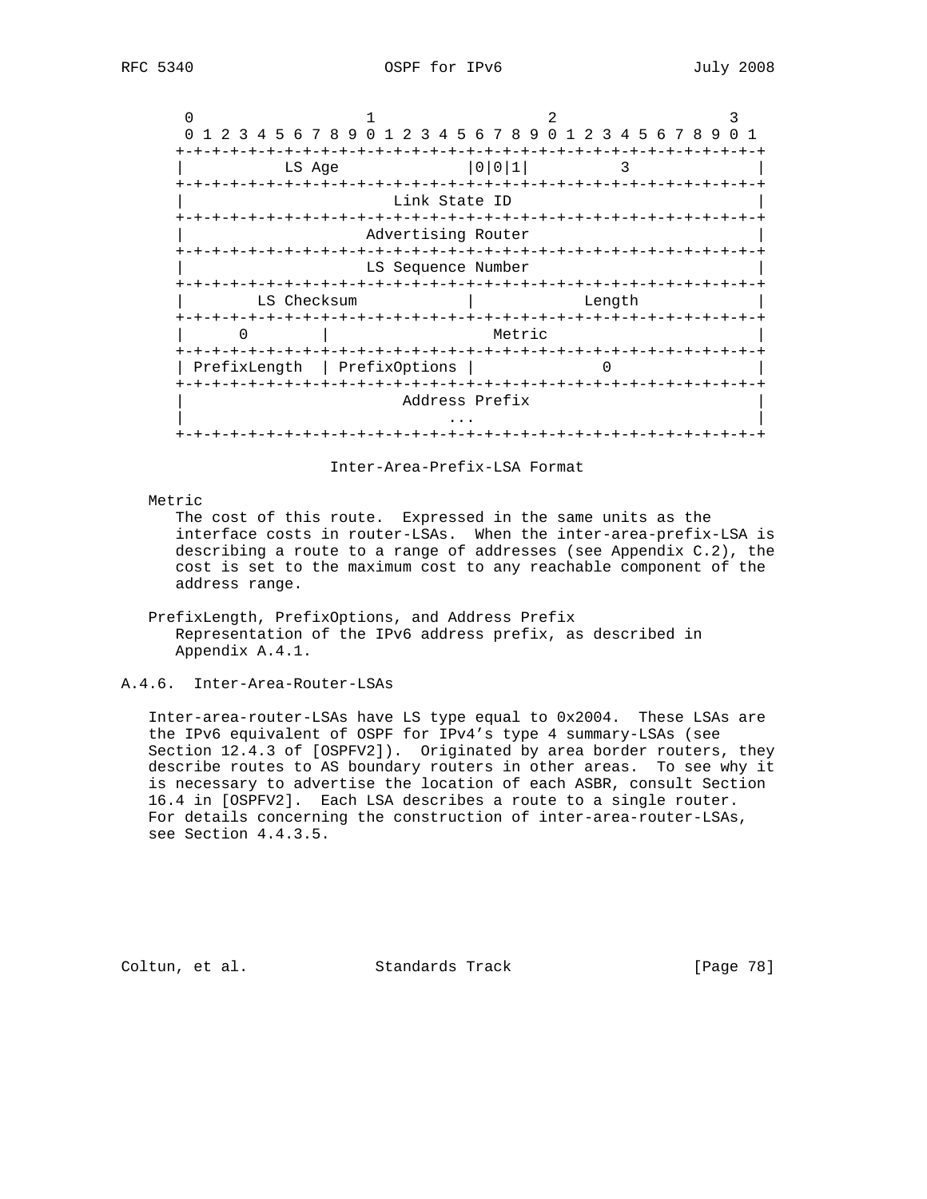```
 0                   1                   2                   3
 0 1 2 3 4 5 6 7 8 9 0 1 2 3 4 5 6 7 8 9 0 1 2 3 4 5 6 7 8 9 0 1
+-+-+-+-+-+-+-+-+-+-+-+-+-+-+-+-+-+-+-+-+-+-+-+-+-+-+-+-+-+-+-+-+
|           LS Age             |0|0|1|          3              |
+-+-+-+-+-+-+-+-+-+-+-+-+-+-+-+-+-+-+-+-+-+-+-+-+-+-+-+-+-+-+-+-+
|                       Link State ID                           |
+-+-+-+-+-+-+-+-+-+-+-+-+-+-+-+-+-+-+-+-+-+-+-+-+-+-+-+-+-+-+-+-+
|                    Advertising Router                         |
+-+-+-+-+-+-+-+-+-+-+-+-+-+-+-+-+-+-+-+-+-+-+-+-+-+-+-+-+-+-+-+-+
|                    LS Sequence Number                         |
+-+-+-+-+-+-+-+-+-+-+-+-+-+-+-+-+-+-+-+-+-+-+-+-+-+-+-+-+-+-+-+-+
|        LS Checksum           |            Length              |
+-+-+-+-+-+-+-+-+-+-+-+-+-+-+-+-+-+-+-+-+-+-+-+-+-+-+-+-+-+-+-+-+
|      0        |                  Metric                       |
+-+-+-+-+-+-+-+-+-+-+-+-+-+-+-+-+-+-+-+-+-+-+-+-+-+-+-+-+-+-+-+-+
| PrefixLength  | PrefixOptions |             0                 |
+-+-+-+-+-+-+-+-+-+-+-+-+-+-+-+-+-+-+-+-+-+-+-+-+-+-+-+-+-+-+-+-+
|                        Address Prefix                         |
|                             ...                               |
+-+-+-+-+-+-+-+-+-+-+-+-+-+-+-+-+-+-+-+-+-+-+-+-+-+-+-+-+-+-+-+-+
```

Inter-Area-Prefix-LSA Format

Metric
The cost of this route. Expressed in the same units as the interface costs in router-LSAs. When the inter-area-prefix-LSA is describing a route to a range of addresses (see Appendix C.2), the cost is set to the maximum cost to any reachable component of the address range.

PrefixLength, PrefixOptions, and Address Prefix
Representation of the IPv6 address prefix, as described in Appendix A.4.1.

### A.4.6. Inter-Area-Router-LSAs

Inter-area-router-LSAs have LS type equal to 0x2004. These LSAs are the IPv6 equivalent of OSPF for IPv4's type 4 summary-LSAs (see Section 12.4.3 of [OSPFV2]). Originated by area border routers, they describe routes to AS boundary routers in other areas. To see why it is necessary to advertise the location of each ASBR, consult Section 16.4 in [OSPFV2]. Each LSA describes a route to a single router. For details concerning the construction of inter-area-router-LSAs, see Section 4.4.3.5.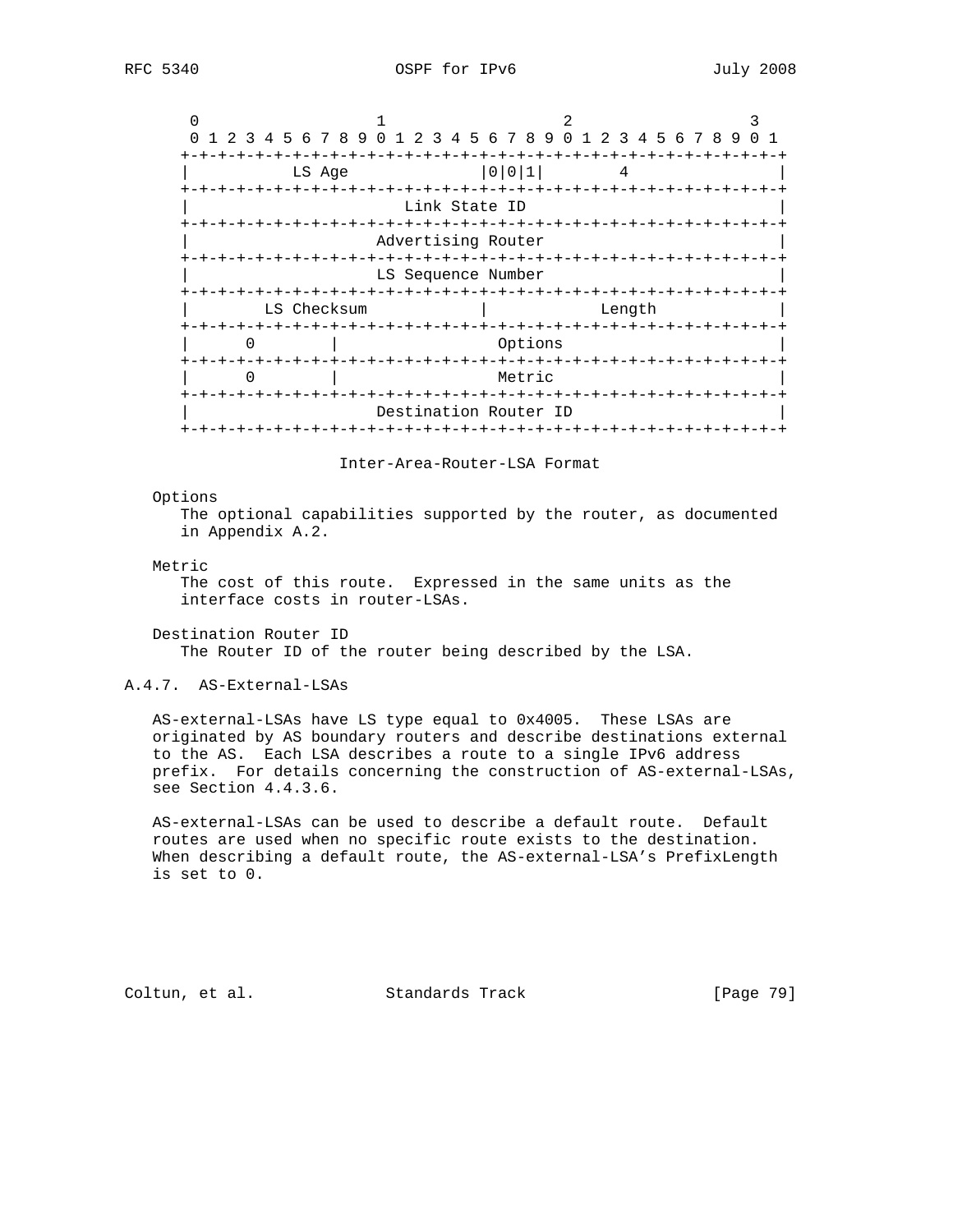```
        0                   1                   2                   3
        0 1 2 3 4 5 6 7 8 9 0 1 2 3 4 5 6 7 8 9 0 1 2 3 4 5 6 7 8 9 0 1
       +-+-+-+-+-+-+-+-+-+-+-+-+-+-+-+-+-+-+-+-+-+-+-+-+-+-+-+-+-+-+-+-+
       |           LS Age              |0|0|1|         4               |
       +-+-+-+-+-+-+-+-+-+-+-+-+-+-+-+-+-+-+-+-+-+-+-+-+-+-+-+-+-+-+-+-+
       |                       Link State ID                           |
       +-+-+-+-+-+-+-+-+-+-+-+-+-+-+-+-+-+-+-+-+-+-+-+-+-+-+-+-+-+-+-+-+
       |                    Advertising Router                         |
       +-+-+-+-+-+-+-+-+-+-+-+-+-+-+-+-+-+-+-+-+-+-+-+-+-+-+-+-+-+-+-+-+
       |                    LS Sequence Number                         |
       +-+-+-+-+-+-+-+-+-+-+-+-+-+-+-+-+-+-+-+-+-+-+-+-+-+-+-+-+-+-+-+-+
       |        LS Checksum            |             Length            |
       +-+-+-+-+-+-+-+-+-+-+-+-+-+-+-+-+-+-+-+-+-+-+-+-+-+-+-+-+-+-+-+-+
       |      0        |                 Options                       |
       +-+-+-+-+-+-+-+-+-+-+-+-+-+-+-+-+-+-+-+-+-+-+-+-+-+-+-+-+-+-+-+-+
       |      0        |                 Metric                        |
       +-+-+-+-+-+-+-+-+-+-+-+-+-+-+-+-+-+-+-+-+-+-+-+-+-+-+-+-+-+-+-+-+
       |                    Destination Router ID                      |
       +-+-+-+-+-+-+-+-+-+-+-+-+-+-+-+-+-+-+-+-+-+-+-+-+-+-+-+-+-+-+-+-+
```

Inter-Area-Router-LSA Format

Options
The optional capabilities supported by the router, as documented in Appendix A.2.

Metric
The cost of this route. Expressed in the same units as the interface costs in router-LSAs.

Destination Router ID
The Router ID of the router being described by the LSA.

### A.4.7. AS-External-LSAs

AS-external-LSAs have LS type equal to 0x4005. These LSAs are originated by AS boundary routers and describe destinations external to the AS. Each LSA describes a route to a single IPv6 address prefix. For details concerning the construction of AS-external-LSAs, see Section 4.4.3.6.

AS-external-LSAs can be used to describe a default route. Default routes are used when no specific route exists to the destination. When describing a default route, the AS-external-LSA's PrefixLength is set to 0.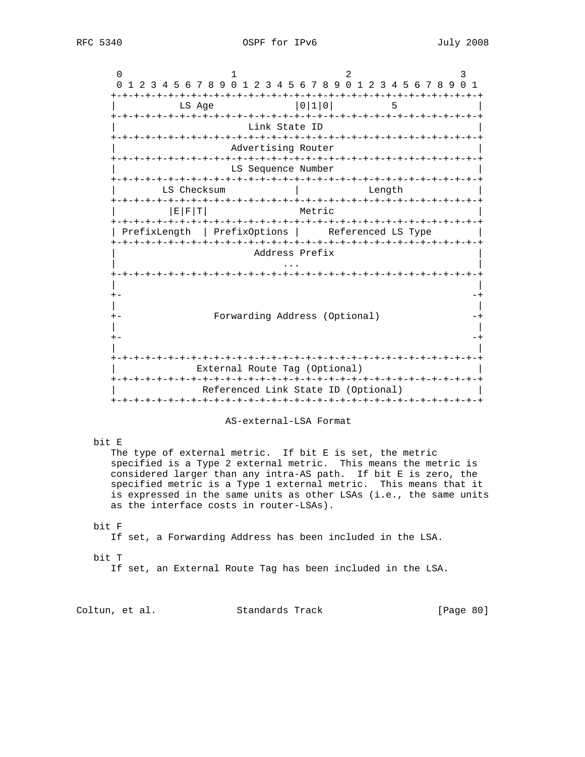```
   0                   1                   2                   3
   0 1 2 3 4 5 6 7 8 9 0 1 2 3 4 5 6 7 8 9 0 1 2 3 4 5 6 7 8 9 0 1
  +-+-+-+-+-+-+-+-+-+-+-+-+-+-+-+-+-+-+-+-+-+-+-+-+-+-+-+-+-+-+-+-+
  |           LS Age              |0|1|0|          5              |
  +-+-+-+-+-+-+-+-+-+-+-+-+-+-+-+-+-+-+-+-+-+-+-+-+-+-+-+-+-+-+-+-+
  |                        Link State ID                          |
  +-+-+-+-+-+-+-+-+-+-+-+-+-+-+-+-+-+-+-+-+-+-+-+-+-+-+-+-+-+-+-+-+
  |                     Advertising Router                        |
  +-+-+-+-+-+-+-+-+-+-+-+-+-+-+-+-+-+-+-+-+-+-+-+-+-+-+-+-+-+-+-+-+
  |                     LS Sequence Number                        |
  +-+-+-+-+-+-+-+-+-+-+-+-+-+-+-+-+-+-+-+-+-+-+-+-+-+-+-+-+-+-+-+-+
  |        LS Checksum            |             Length            |
  +-+-+-+-+-+-+-+-+-+-+-+-+-+-+-+-+-+-+-+-+-+-+-+-+-+-+-+-+-+-+-+-+
  |         |E|F|T|                Metric                         |
  +-+-+-+-+-+-+-+-+-+-+-+-+-+-+-+-+-+-+-+-+-+-+-+-+-+-+-+-+-+-+-+-+
  | PrefixLength  | PrefixOptions |     Referenced LS Type        |
  +-+-+-+-+-+-+-+-+-+-+-+-+-+-+-+-+-+-+-+-+-+-+-+-+-+-+-+-+-+-+-+-+
  |                        Address Prefix                         |
  |                             ...                               |
  +-+-+-+-+-+-+-+-+-+-+-+-+-+-+-+-+-+-+-+-+-+-+-+-+-+-+-+-+-+-+-+-+
  |                                                               |
  +-                                                             -+
  |                                                               |
  +-               Forwarding Address (Optional)                 -+
  |                                                               |
  +-                                                             -+
  |                                                               |
  +-+-+-+-+-+-+-+-+-+-+-+-+-+-+-+-+-+-+-+-+-+-+-+-+-+-+-+-+-+-+-+-+
  |              External Route Tag (Optional)                    |
  +-+-+-+-+-+-+-+-+-+-+-+-+-+-+-+-+-+-+-+-+-+-+-+-+-+-+-+-+-+-+-+-+
  |               Referenced Link State ID (Optional)             |
  +-+-+-+-+-+-+-+-+-+-+-+-+-+-+-+-+-+-+-+-+-+-+-+-+-+-+-+-+-+-+-+-+
```

AS-external-LSA Format

bit E
   The type of external metric. If bit E is set, the metric specified is a Type 2 external metric. This means the metric is considered larger than any intra-AS path. If bit E is zero, the specified metric is a Type 1 external metric. This means that it is expressed in the same units as other LSAs (i.e., the same units as the interface costs in router-LSAs).

bit F
   If set, a Forwarding Address has been included in the LSA.

bit T
   If set, an External Route Tag has been included in the LSA.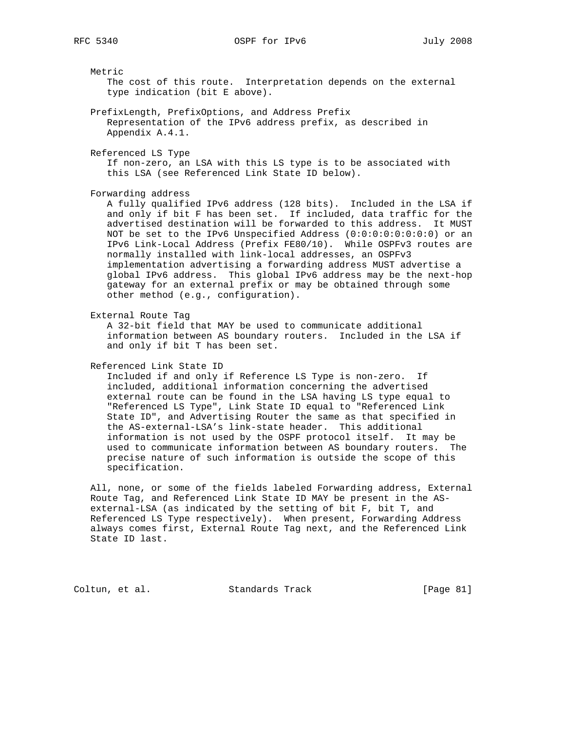Metric
The cost of this route. Interpretation depends on the external type indication (bit E above).

PrefixLength, PrefixOptions, and Address Prefix
Representation of the IPv6 address prefix, as described in Appendix A.4.1.

Referenced LS Type
If non-zero, an LSA with this LS type is to be associated with this LSA (see Referenced Link State ID below).

Forwarding address
A fully qualified IPv6 address (128 bits). Included in the LSA if and only if bit F has been set. If included, data traffic for the advertised destination will be forwarded to this address. It MUST NOT be set to the IPv6 Unspecified Address (0:0:0:0:0:0:0:0) or an IPv6 Link-Local Address (Prefix FE80/10). While OSPFv3 routes are normally installed with link-local addresses, an OSPFv3 implementation advertising a forwarding address MUST advertise a global IPv6 address. This global IPv6 address may be the next-hop gateway for an external prefix or may be obtained through some other method (e.g., configuration).

External Route Tag
A 32-bit field that MAY be used to communicate additional information between AS boundary routers. Included in the LSA if and only if bit T has been set.

Referenced Link State ID
Included if and only if Reference LS Type is non-zero. If included, additional information concerning the advertised external route can be found in the LSA having LS type equal to "Referenced LS Type", Link State ID equal to "Referenced Link State ID", and Advertising Router the same as that specified in the AS-external-LSA's link-state header. This additional information is not used by the OSPF protocol itself. It may be used to communicate information between AS boundary routers. The precise nature of such information is outside the scope of this specification.

All, none, or some of the fields labeled Forwarding address, External Route Tag, and Referenced Link State ID MAY be present in the AS-external-LSA (as indicated by the setting of bit F, bit T, and Referenced LS Type respectively). When present, Forwarding Address always comes first, External Route Tag next, and the Referenced Link State ID last.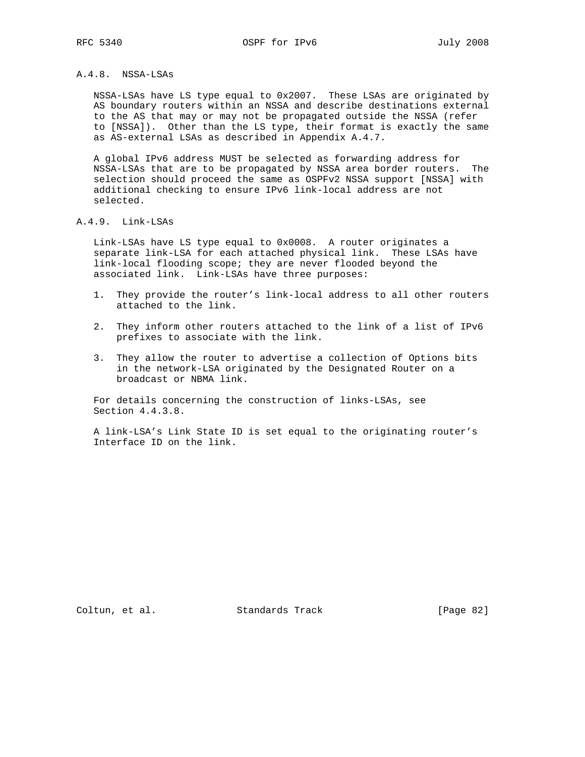### A.4.8. NSSA-LSAs

NSSA-LSAs have LS type equal to 0x2007. These LSAs are originated by AS boundary routers within an NSSA and describe destinations external to the AS that may or may not be propagated outside the NSSA (refer to [NSSA]). Other than the LS type, their format is exactly the same as AS-external LSAs as described in Appendix A.4.7.

A global IPv6 address MUST be selected as forwarding address for NSSA-LSAs that are to be propagated by NSSA area border routers. The selection should proceed the same as OSPFv2 NSSA support [NSSA] with additional checking to ensure IPv6 link-local address are not selected.

### A.4.9. Link-LSAs

Link-LSAs have LS type equal to 0x0008. A router originates a separate link-LSA for each attached physical link. These LSAs have link-local flooding scope; they are never flooded beyond the associated link. Link-LSAs have three purposes:

1. They provide the router's link-local address to all other routers attached to the link.

2. They inform other routers attached to the link of a list of IPv6 prefixes to associate with the link.

3. They allow the router to advertise a collection of Options bits in the network-LSA originated by the Designated Router on a broadcast or NBMA link.

For details concerning the construction of links-LSAs, see Section 4.4.3.8.

A link-LSA's Link State ID is set equal to the originating router's Interface ID on the link.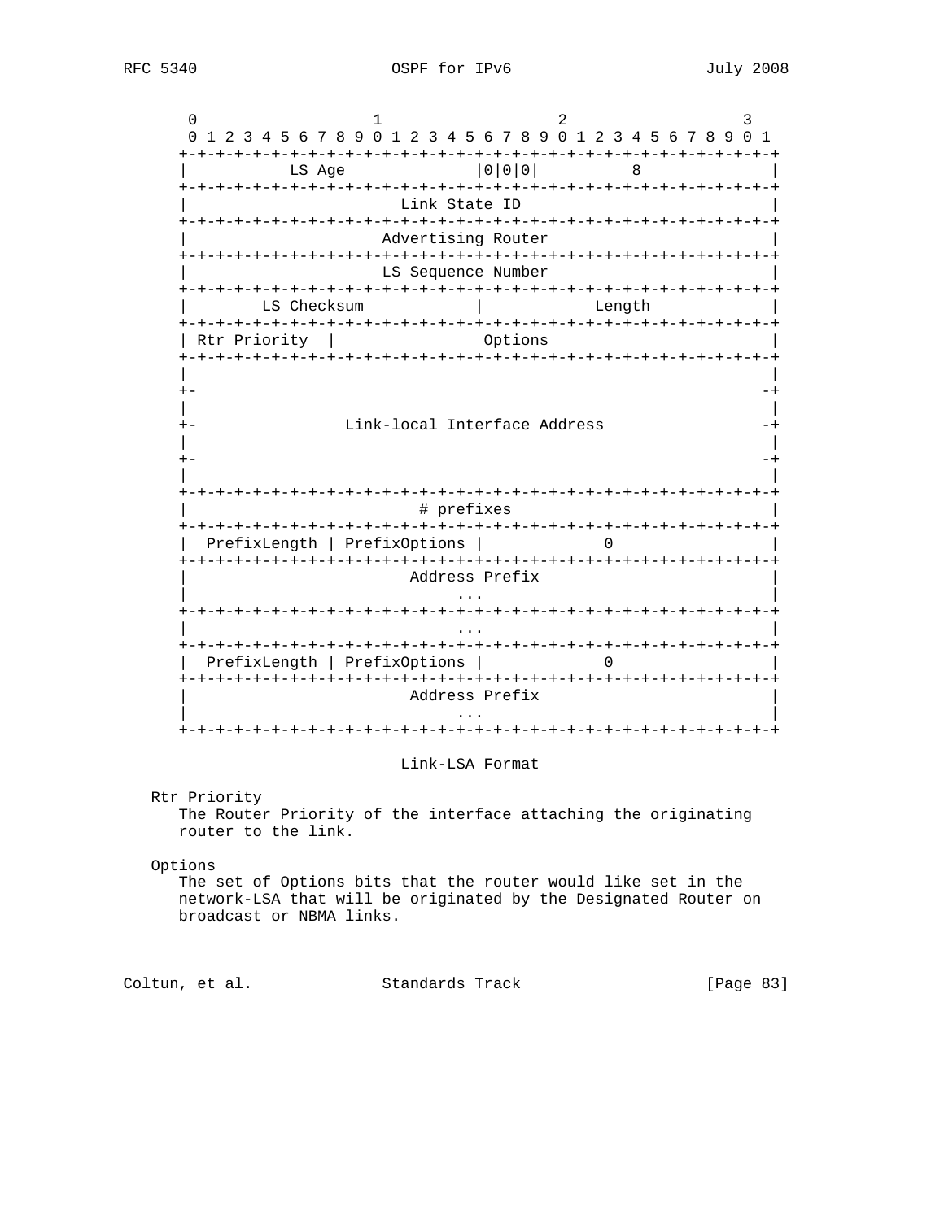```
     0                   1                   2                   3
     0 1 2 3 4 5 6 7 8 9 0 1 2 3 4 5 6 7 8 9 0 1 2 3 4 5 6 7 8 9 0 1
    +-+-+-+-+-+-+-+-+-+-+-+-+-+-+-+-+-+-+-+-+-+-+-+-+-+-+-+-+-+-+-+-+
    |           LS Age             |0|0|0|          8              |
    +-+-+-+-+-+-+-+-+-+-+-+-+-+-+-+-+-+-+-+-+-+-+-+-+-+-+-+-+-+-+-+-+
    |                       Link State ID                           |
    +-+-+-+-+-+-+-+-+-+-+-+-+-+-+-+-+-+-+-+-+-+-+-+-+-+-+-+-+-+-+-+-+
    |                    Advertising Router                         |
    +-+-+-+-+-+-+-+-+-+-+-+-+-+-+-+-+-+-+-+-+-+-+-+-+-+-+-+-+-+-+-+-+
    |                    LS Sequence Number                         |
    +-+-+-+-+-+-+-+-+-+-+-+-+-+-+-+-+-+-+-+-+-+-+-+-+-+-+-+-+-+-+-+-+
    |        LS Checksum           |             Length             |
    +-+-+-+-+-+-+-+-+-+-+-+-+-+-+-+-+-+-+-+-+-+-+-+-+-+-+-+-+-+-+-+-+
    | Rtr Priority  |                Options                        |
    +-+-+-+-+-+-+-+-+-+-+-+-+-+-+-+-+-+-+-+-+-+-+-+-+-+-+-+-+-+-+-+-+
    |                                                               |
    +-                                                             -+
    |                                                               |
    +-                Link-local Interface Address                 -+
    |                                                               |
    +-                                                             -+
    |                                                               |
    +-+-+-+-+-+-+-+-+-+-+-+-+-+-+-+-+-+-+-+-+-+-+-+-+-+-+-+-+-+-+-+-+
    |                         # prefixes                            |
    +-+-+-+-+-+-+-+-+-+-+-+-+-+-+-+-+-+-+-+-+-+-+-+-+-+-+-+-+-+-+-+-+
    |  PrefixLength | PrefixOptions |             0                 |
    +-+-+-+-+-+-+-+-+-+-+-+-+-+-+-+-+-+-+-+-+-+-+-+-+-+-+-+-+-+-+-+-+
    |                        Address Prefix                         |
    |                             ...                               |
    +-+-+-+-+-+-+-+-+-+-+-+-+-+-+-+-+-+-+-+-+-+-+-+-+-+-+-+-+-+-+-+-+
    |                             ...                               |
    +-+-+-+-+-+-+-+-+-+-+-+-+-+-+-+-+-+-+-+-+-+-+-+-+-+-+-+-+-+-+-+-+
    |  PrefixLength | PrefixOptions |             0                 |
    +-+-+-+-+-+-+-+-+-+-+-+-+-+-+-+-+-+-+-+-+-+-+-+-+-+-+-+-+-+-+-+-+
    |                        Address Prefix                         |
    |                             ...                               |
    +-+-+-+-+-+-+-+-+-+-+-+-+-+-+-+-+-+-+-+-+-+-+-+-+-+-+-+-+-+-+-+-+
```

Link-LSA Format

Rtr Priority
The Router Priority of the interface attaching the originating router to the link.

Options
The set of Options bits that the router would like set in the network-LSA that will be originated by the Designated Router on broadcast or NBMA links.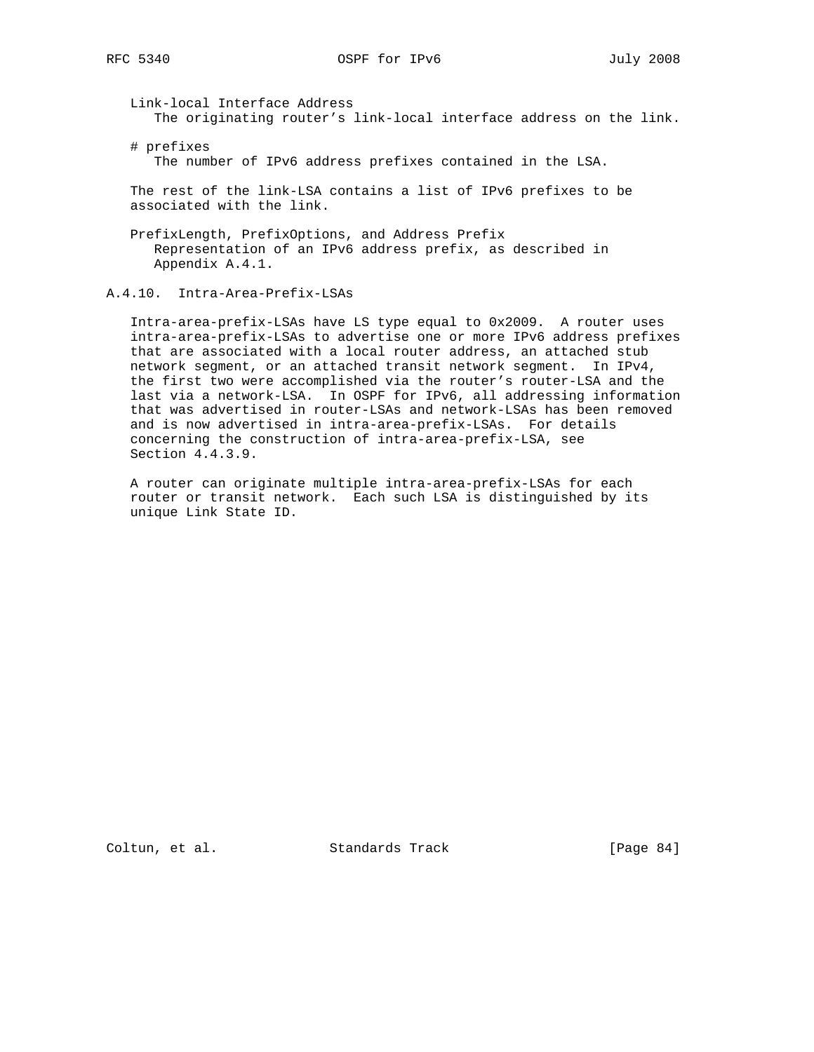Link-local Interface Address
   The originating router's link-local interface address on the link.

# prefixes
   The number of IPv6 address prefixes contained in the LSA.

The rest of the link-LSA contains a list of IPv6 prefixes to be associated with the link.

PrefixLength, PrefixOptions, and Address Prefix
   Representation of an IPv6 address prefix, as described in Appendix A.4.1.

### A.4.10. Intra-Area-Prefix-LSAs

Intra-area-prefix-LSAs have LS type equal to 0x2009. A router uses intra-area-prefix-LSAs to advertise one or more IPv6 address prefixes that are associated with a local router address, an attached stub network segment, or an attached transit network segment. In IPv4, the first two were accomplished via the router's router-LSA and the last via a network-LSA. In OSPF for IPv6, all addressing information that was advertised in router-LSAs and network-LSAs has been removed and is now advertised in intra-area-prefix-LSAs. For details concerning the construction of intra-area-prefix-LSA, see Section 4.4.3.9.

A router can originate multiple intra-area-prefix-LSAs for each router or transit network. Each such LSA is distinguished by its unique Link State ID.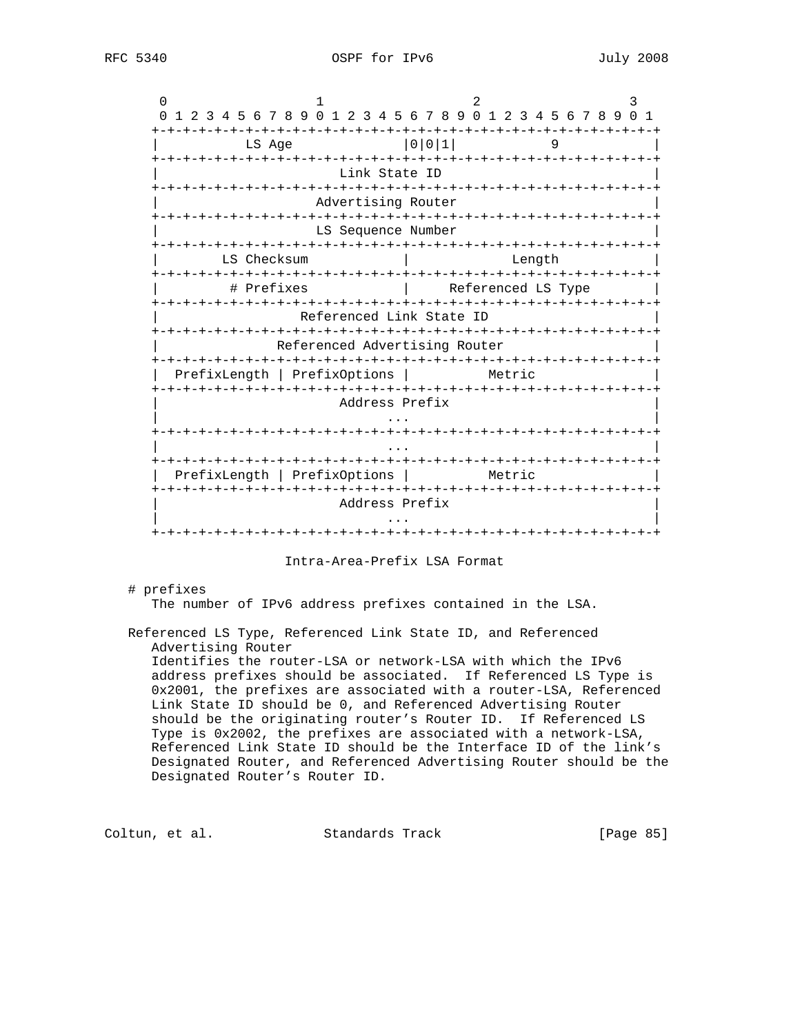```
    0                   1                   2                   3
    0 1 2 3 4 5 6 7 8 9 0 1 2 3 4 5 6 7 8 9 0 1 2 3 4 5 6 7 8 9 0 1
   +-+-+-+-+-+-+-+-+-+-+-+-+-+-+-+-+-+-+-+-+-+-+-+-+-+-+-+-+-+-+-+-+
   |           LS Age              |0|0|1|            9            |
   +-+-+-+-+-+-+-+-+-+-+-+-+-+-+-+-+-+-+-+-+-+-+-+-+-+-+-+-+-+-+-+-+
   |                       Link State ID                           |
   +-+-+-+-+-+-+-+-+-+-+-+-+-+-+-+-+-+-+-+-+-+-+-+-+-+-+-+-+-+-+-+-+
   |                    Advertising Router                         |
   +-+-+-+-+-+-+-+-+-+-+-+-+-+-+-+-+-+-+-+-+-+-+-+-+-+-+-+-+-+-+-+-+
   |                    LS Sequence Number                         |
   +-+-+-+-+-+-+-+-+-+-+-+-+-+-+-+-+-+-+-+-+-+-+-+-+-+-+-+-+-+-+-+-+
   |        LS Checksum            |             Length            |
   +-+-+-+-+-+-+-+-+-+-+-+-+-+-+-+-+-+-+-+-+-+-+-+-+-+-+-+-+-+-+-+-+
   |         # Prefixes            |     Referenced LS Type        |
   +-+-+-+-+-+-+-+-+-+-+-+-+-+-+-+-+-+-+-+-+-+-+-+-+-+-+-+-+-+-+-+-+
   |                  Referenced Link State ID                     |
   +-+-+-+-+-+-+-+-+-+-+-+-+-+-+-+-+-+-+-+-+-+-+-+-+-+-+-+-+-+-+-+-+
   |               Referenced Advertising Router                   |
   +-+-+-+-+-+-+-+-+-+-+-+-+-+-+-+-+-+-+-+-+-+-+-+-+-+-+-+-+-+-+-+-+
   |  PrefixLength | PrefixOptions |          Metric               |
   +-+-+-+-+-+-+-+-+-+-+-+-+-+-+-+-+-+-+-+-+-+-+-+-+-+-+-+-+-+-+-+-+
   |                       Address Prefix                          |
   |                             ...                               |
   +-+-+-+-+-+-+-+-+-+-+-+-+-+-+-+-+-+-+-+-+-+-+-+-+-+-+-+-+-+-+-+-+
   |                             ...                               |
   +-+-+-+-+-+-+-+-+-+-+-+-+-+-+-+-+-+-+-+-+-+-+-+-+-+-+-+-+-+-+-+-+
   |  PrefixLength | PrefixOptions |          Metric               |
   +-+-+-+-+-+-+-+-+-+-+-+-+-+-+-+-+-+-+-+-+-+-+-+-+-+-+-+-+-+-+-+-+
   |                       Address Prefix                          |
   |                             ...                               |
   +-+-+-+-+-+-+-+-+-+-+-+-+-+-+-+-+-+-+-+-+-+-+-+-+-+-+-+-+-+-+-+-+
```

Intra-Area-Prefix LSA Format

\# prefixes
The number of IPv6 address prefixes contained in the LSA.

Referenced LS Type, Referenced Link State ID, and Referenced Advertising Router
Identifies the router-LSA or network-LSA with which the IPv6 address prefixes should be associated. If Referenced LS Type is 0x2001, the prefixes are associated with a router-LSA, Referenced Link State ID should be 0, and Referenced Advertising Router should be the originating router's Router ID. If Referenced LS Type is 0x2002, the prefixes are associated with a network-LSA, Referenced Link State ID should be the Interface ID of the link's Designated Router, and Referenced Advertising Router should be the Designated Router's Router ID.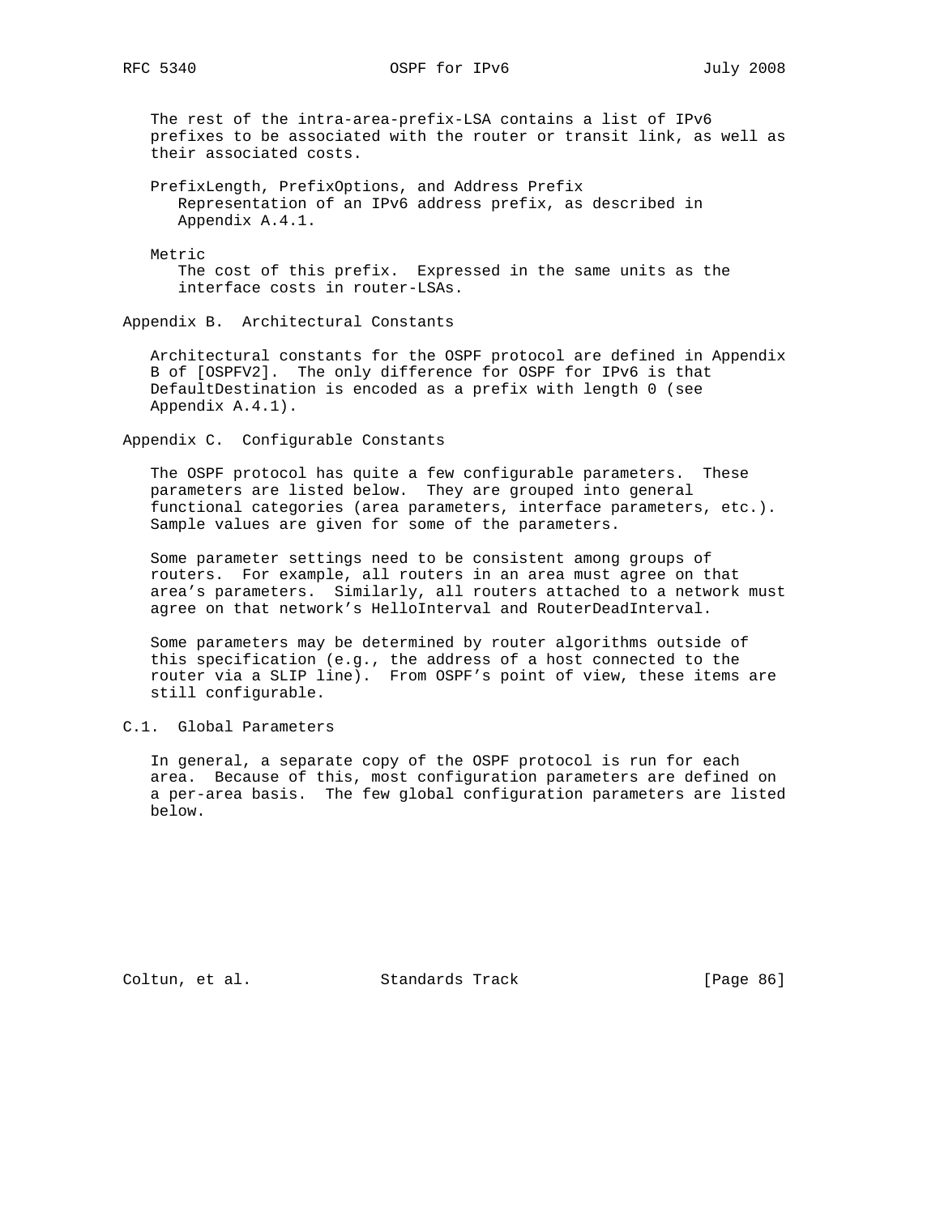The rest of the intra-area-prefix-LSA contains a list of IPv6 prefixes to be associated with the router or transit link, as well as their associated costs.

PrefixLength, PrefixOptions, and Address Prefix
: Representation of an IPv6 address prefix, as described in Appendix A.4.1.

Metric
: The cost of this prefix. Expressed in the same units as the interface costs in router-LSAs.

# Appendix B. Architectural Constants

Architectural constants for the OSPF protocol are defined in Appendix B of [OSPFV2]. The only difference for OSPF for IPv6 is that DefaultDestination is encoded as a prefix with length 0 (see Appendix A.4.1).

# Appendix C. Configurable Constants

The OSPF protocol has quite a few configurable parameters. These parameters are listed below. They are grouped into general functional categories (area parameters, interface parameters, etc.). Sample values are given for some of the parameters.

Some parameter settings need to be consistent among groups of routers. For example, all routers in an area must agree on that area's parameters. Similarly, all routers attached to a network must agree on that network's HelloInterval and RouterDeadInterval.

Some parameters may be determined by router algorithms outside of this specification (e.g., the address of a host connected to the router via a SLIP line). From OSPF's point of view, these items are still configurable.

## C.1. Global Parameters

In general, a separate copy of the OSPF protocol is run for each area. Because of this, most configuration parameters are defined on a per-area basis. The few global configuration parameters are listed below.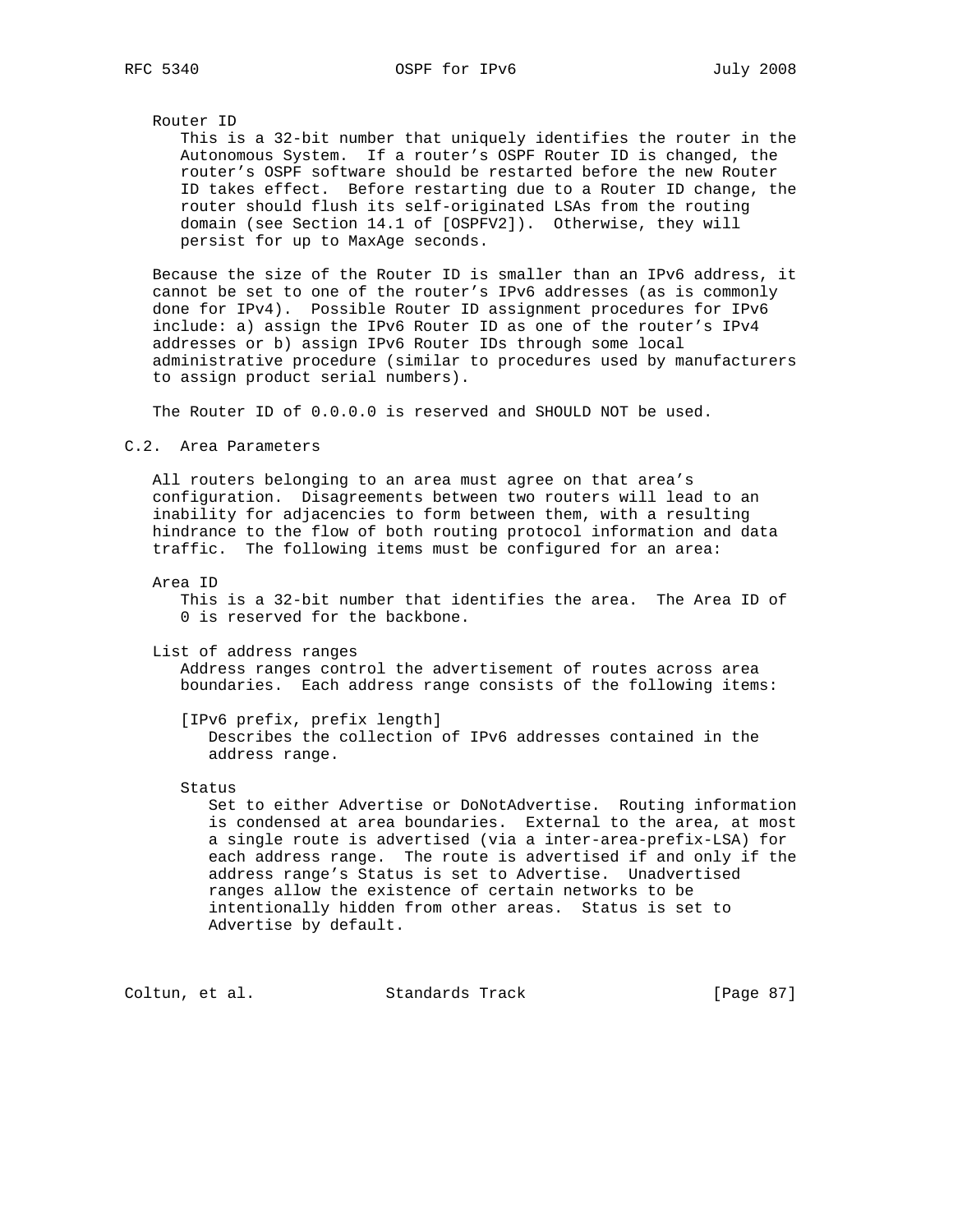Router ID

This is a 32-bit number that uniquely identifies the router in the Autonomous System. If a router's OSPF Router ID is changed, the router's OSPF software should be restarted before the new Router ID takes effect. Before restarting due to a Router ID change, the router should flush its self-originated LSAs from the routing domain (see Section 14.1 of [OSPFV2]). Otherwise, they will persist for up to MaxAge seconds.

Because the size of the Router ID is smaller than an IPv6 address, it cannot be set to one of the router's IPv6 addresses (as is commonly done for IPv4). Possible Router ID assignment procedures for IPv6 include: a) assign the IPv6 Router ID as one of the router's IPv4 addresses or b) assign IPv6 Router IDs through some local administrative procedure (similar to procedures used by manufacturers to assign product serial numbers).

The Router ID of 0.0.0.0 is reserved and SHOULD NOT be used.

## C.2. Area Parameters

All routers belonging to an area must agree on that area's configuration. Disagreements between two routers will lead to an inability for adjacencies to form between them, with a resulting hindrance to the flow of both routing protocol information and data traffic. The following items must be configured for an area:

Area ID

This is a 32-bit number that identifies the area. The Area ID of 0 is reserved for the backbone.

List of address ranges

Address ranges control the advertisement of routes across area boundaries. Each address range consists of the following items:

[IPv6 prefix, prefix length]

Describes the collection of IPv6 addresses contained in the address range.

Status

Set to either Advertise or DoNotAdvertise. Routing information is condensed at area boundaries. External to the area, at most a single route is advertised (via a inter-area-prefix-LSA) for each address range. The route is advertised if and only if the address range's Status is set to Advertise. Unadvertised ranges allow the existence of certain networks to be intentionally hidden from other areas. Status is set to Advertise by default.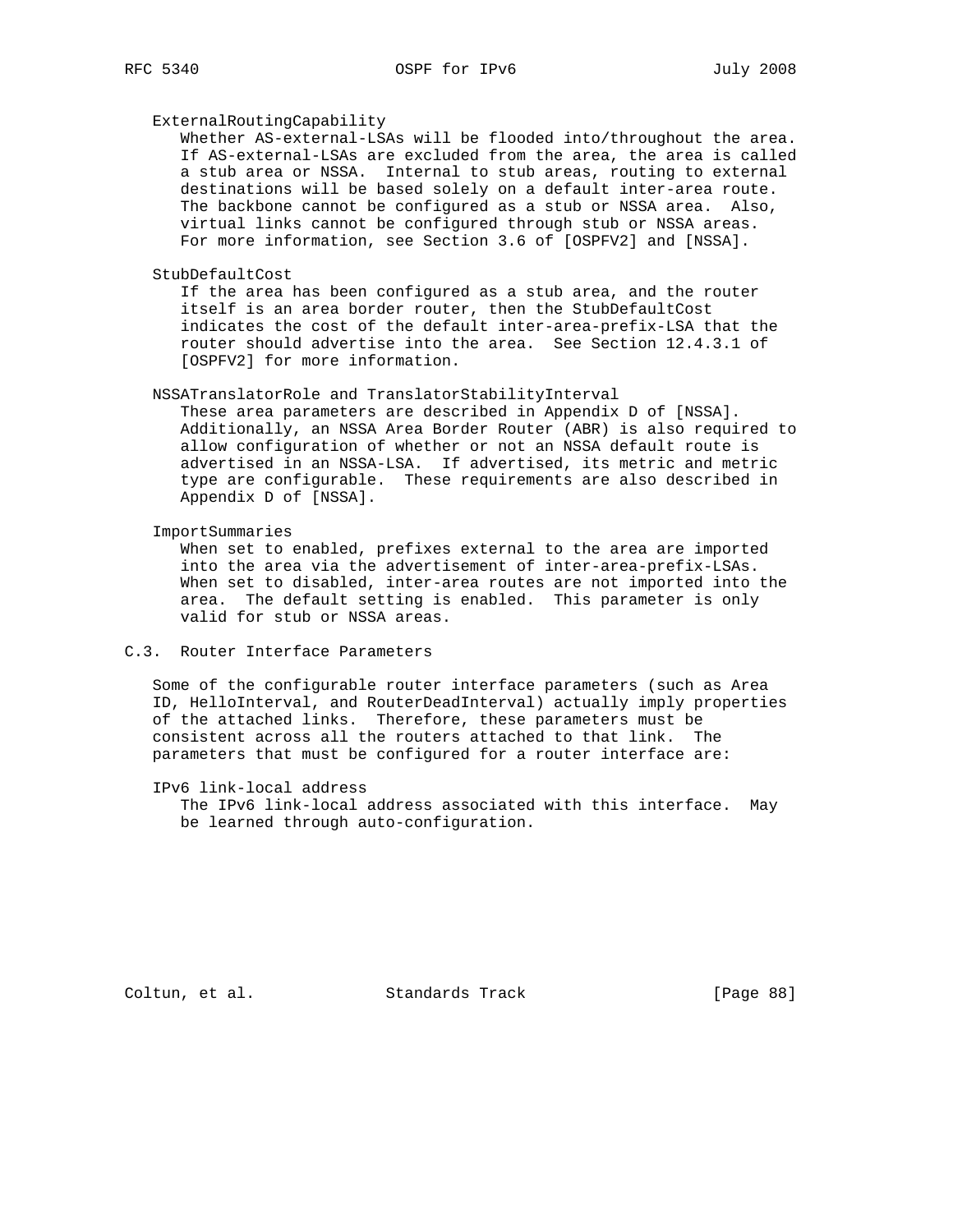ExternalRoutingCapability

Whether AS-external-LSAs will be flooded into/throughout the area. If AS-external-LSAs are excluded from the area, the area is called a stub area or NSSA. Internal to stub areas, routing to external destinations will be based solely on a default inter-area route. The backbone cannot be configured as a stub or NSSA area. Also, virtual links cannot be configured through stub or NSSA areas. For more information, see Section 3.6 of [OSPFV2] and [NSSA].

StubDefaultCost

If the area has been configured as a stub area, and the router itself is an area border router, then the StubDefaultCost indicates the cost of the default inter-area-prefix-LSA that the router should advertise into the area. See Section 12.4.3.1 of [OSPFV2] for more information.

NSSATranslatorRole and TranslatorStabilityInterval

These area parameters are described in Appendix D of [NSSA]. Additionally, an NSSA Area Border Router (ABR) is also required to allow configuration of whether or not an NSSA default route is advertised in an NSSA-LSA. If advertised, its metric and metric type are configurable. These requirements are also described in Appendix D of [NSSA].

ImportSummaries

When set to enabled, prefixes external to the area are imported into the area via the advertisement of inter-area-prefix-LSAs. When set to disabled, inter-area routes are not imported into the area. The default setting is enabled. This parameter is only valid for stub or NSSA areas.

## C.3. Router Interface Parameters

Some of the configurable router interface parameters (such as Area ID, HelloInterval, and RouterDeadInterval) actually imply properties of the attached links. Therefore, these parameters must be consistent across all the routers attached to that link. The parameters that must be configured for a router interface are:

IPv6 link-local address

The IPv6 link-local address associated with this interface. May be learned through auto-configuration.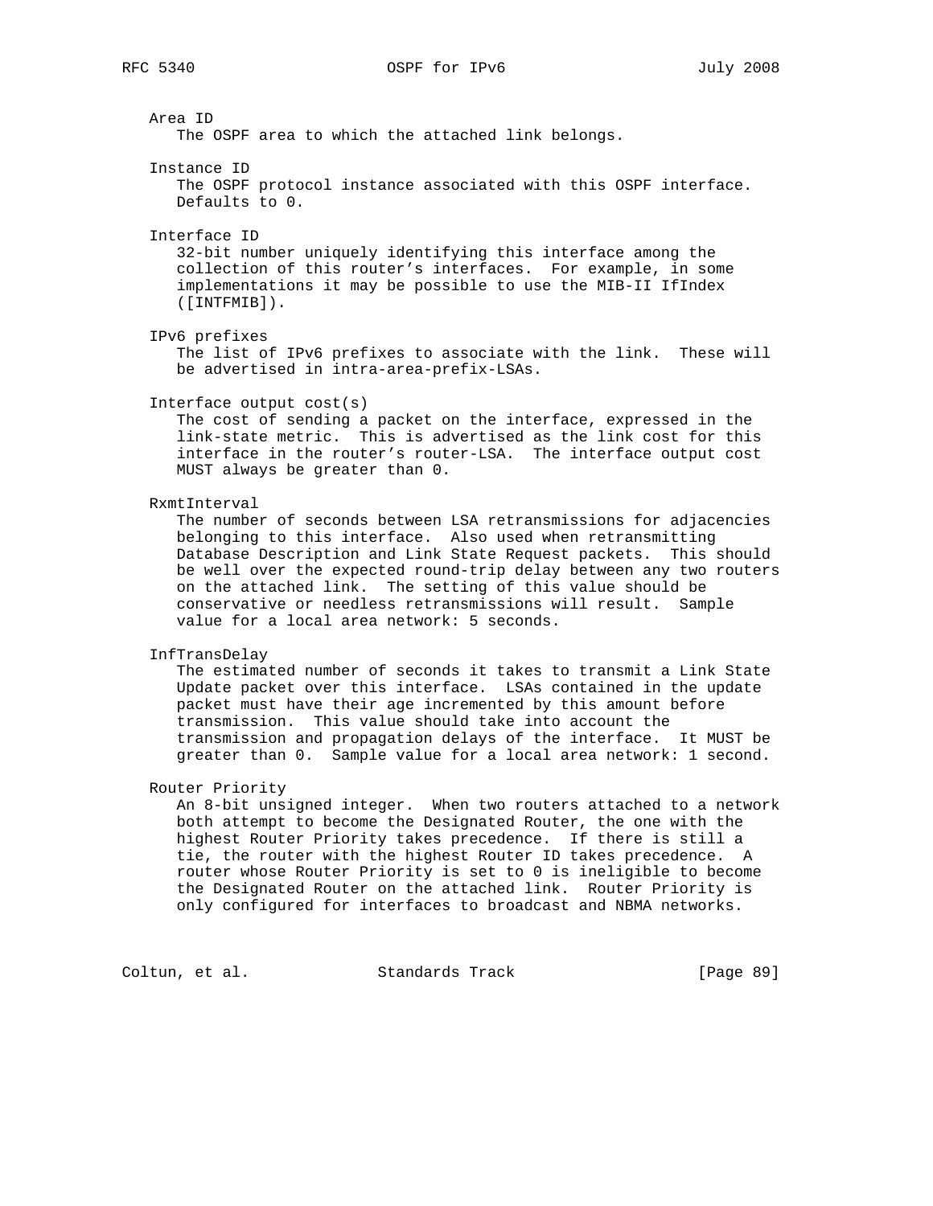Area ID
   The OSPF area to which the attached link belongs.

Instance ID
   The OSPF protocol instance associated with this OSPF interface. Defaults to 0.

Interface ID
   32-bit number uniquely identifying this interface among the collection of this router's interfaces. For example, in some implementations it may be possible to use the MIB-II IfIndex ([INTFMIB]).

IPv6 prefixes
   The list of IPv6 prefixes to associate with the link. These will be advertised in intra-area-prefix-LSAs.

Interface output cost(s)
   The cost of sending a packet on the interface, expressed in the link-state metric. This is advertised as the link cost for this interface in the router's router-LSA. The interface output cost MUST always be greater than 0.

RxmtInterval
   The number of seconds between LSA retransmissions for adjacencies belonging to this interface. Also used when retransmitting Database Description and Link State Request packets. This should be well over the expected round-trip delay between any two routers on the attached link. The setting of this value should be conservative or needless retransmissions will result. Sample value for a local area network: 5 seconds.

InfTransDelay
   The estimated number of seconds it takes to transmit a Link State Update packet over this interface. LSAs contained in the update packet must have their age incremented by this amount before transmission. This value should take into account the transmission and propagation delays of the interface. It MUST be greater than 0. Sample value for a local area network: 1 second.

Router Priority
   An 8-bit unsigned integer. When two routers attached to a network both attempt to become the Designated Router, the one with the highest Router Priority takes precedence. If there is still a tie, the router with the highest Router ID takes precedence. A router whose Router Priority is set to 0 is ineligible to become the Designated Router on the attached link. Router Priority is only configured for interfaces to broadcast and NBMA networks.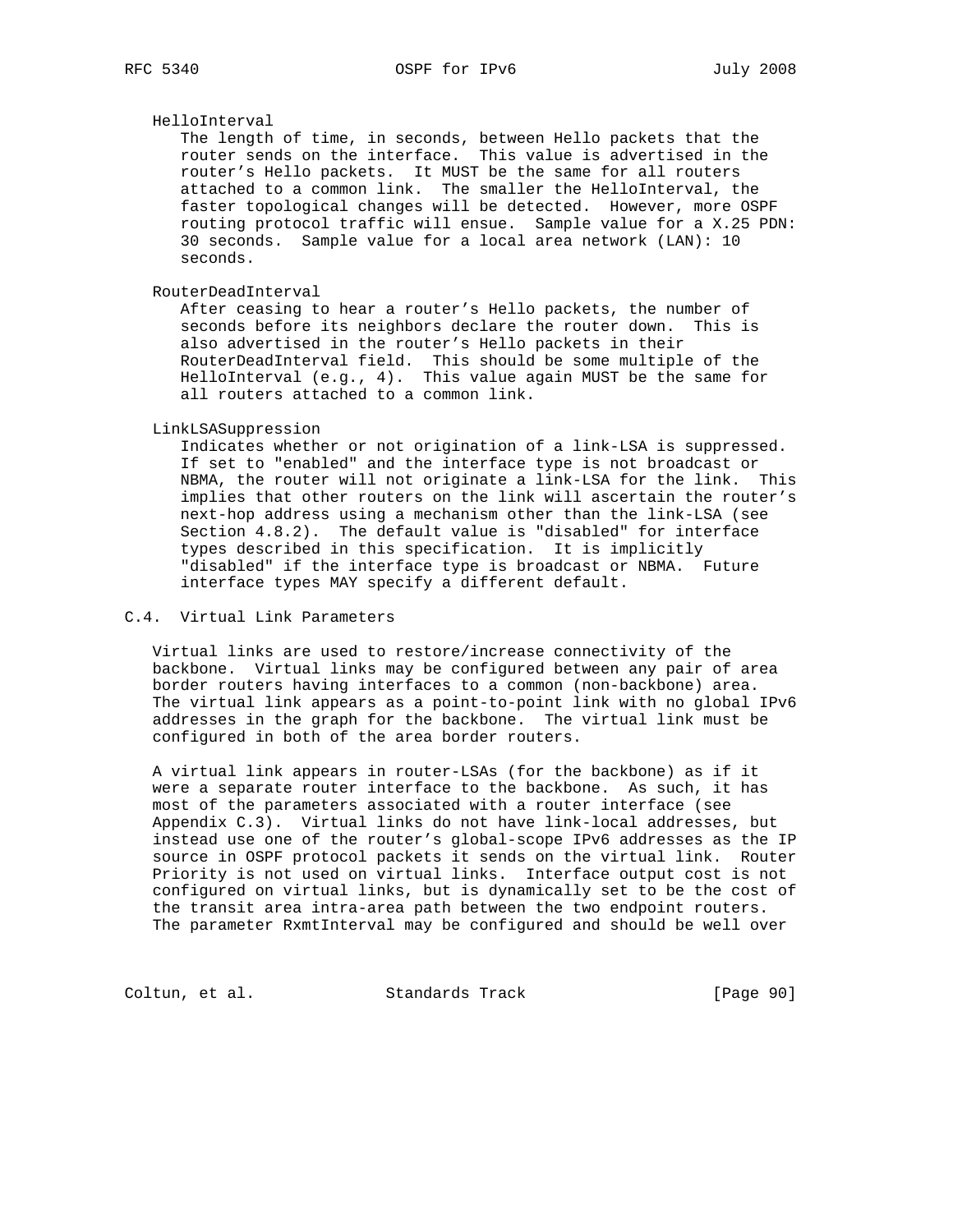HelloInterval

The length of time, in seconds, between Hello packets that the router sends on the interface. This value is advertised in the router's Hello packets. It MUST be the same for all routers attached to a common link. The smaller the HelloInterval, the faster topological changes will be detected. However, more OSPF routing protocol traffic will ensue. Sample value for a X.25 PDN: 30 seconds. Sample value for a local area network (LAN): 10 seconds.

RouterDeadInterval

After ceasing to hear a router's Hello packets, the number of seconds before its neighbors declare the router down. This is also advertised in the router's Hello packets in their RouterDeadInterval field. This should be some multiple of the HelloInterval (e.g., 4). This value again MUST be the same for all routers attached to a common link.

LinkLSASuppression

Indicates whether or not origination of a link-LSA is suppressed. If set to "enabled" and the interface type is not broadcast or NBMA, the router will not originate a link-LSA for the link. This implies that other routers on the link will ascertain the router's next-hop address using a mechanism other than the link-LSA (see Section 4.8.2). The default value is "disabled" for interface types described in this specification. It is implicitly "disabled" if the interface type is broadcast or NBMA. Future interface types MAY specify a different default.

## C.4. Virtual Link Parameters

Virtual links are used to restore/increase connectivity of the backbone. Virtual links may be configured between any pair of area border routers having interfaces to a common (non-backbone) area. The virtual link appears as a point-to-point link with no global IPv6 addresses in the graph for the backbone. The virtual link must be configured in both of the area border routers.

A virtual link appears in router-LSAs (for the backbone) as if it were a separate router interface to the backbone. As such, it has most of the parameters associated with a router interface (see Appendix C.3). Virtual links do not have link-local addresses, but instead use one of the router's global-scope IPv6 addresses as the IP source in OSPF protocol packets it sends on the virtual link. Router Priority is not used on virtual links. Interface output cost is not configured on virtual links, but is dynamically set to be the cost of the transit area intra-area path between the two endpoint routers. The parameter RxmtInterval may be configured and should be well over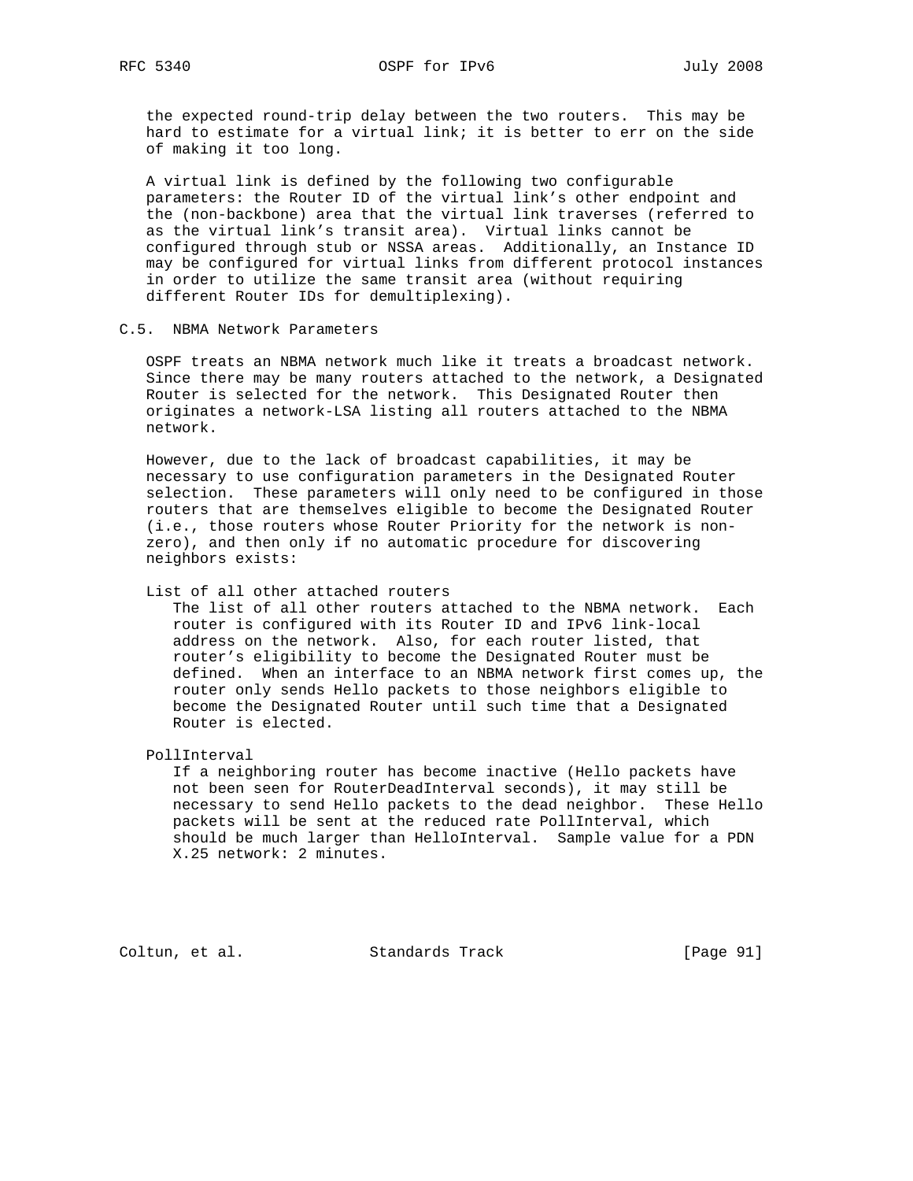the expected round-trip delay between the two routers. This may be hard to estimate for a virtual link; it is better to err on the side of making it too long.

A virtual link is defined by the following two configurable parameters: the Router ID of the virtual link's other endpoint and the (non-backbone) area that the virtual link traverses (referred to as the virtual link's transit area). Virtual links cannot be configured through stub or NSSA areas. Additionally, an Instance ID may be configured for virtual links from different protocol instances in order to utilize the same transit area (without requiring different Router IDs for demultiplexing).

### C.5. NBMA Network Parameters

OSPF treats an NBMA network much like it treats a broadcast network. Since there may be many routers attached to the network, a Designated Router is selected for the network. This Designated Router then originates a network-LSA listing all routers attached to the NBMA network.

However, due to the lack of broadcast capabilities, it may be necessary to use configuration parameters in the Designated Router selection. These parameters will only need to be configured in those routers that are themselves eligible to become the Designated Router (i.e., those routers whose Router Priority for the network is non-zero), and then only if no automatic procedure for discovering neighbors exists:

List of all other attached routers

The list of all other routers attached to the NBMA network. Each router is configured with its Router ID and IPv6 link-local address on the network. Also, for each router listed, that router's eligibility to become the Designated Router must be defined. When an interface to an NBMA network first comes up, the router only sends Hello packets to those neighbors eligible to become the Designated Router until such time that a Designated Router is elected.

PollInterval

If a neighboring router has become inactive (Hello packets have not been seen for RouterDeadInterval seconds), it may still be necessary to send Hello packets to the dead neighbor. These Hello packets will be sent at the reduced rate PollInterval, which should be much larger than HelloInterval. Sample value for a PDN X.25 network: 2 minutes.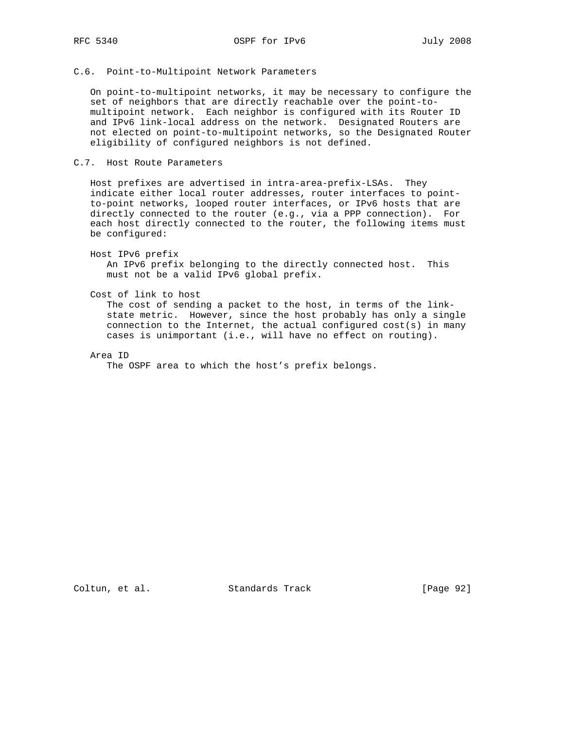## C.6. Point-to-Multipoint Network Parameters

On point-to-multipoint networks, it may be necessary to configure the set of neighbors that are directly reachable over the point-to-multipoint network. Each neighbor is configured with its Router ID and IPv6 link-local address on the network. Designated Routers are not elected on point-to-multipoint networks, so the Designated Router eligibility of configured neighbors is not defined.

## C.7. Host Route Parameters

Host prefixes are advertised in intra-area-prefix-LSAs. They indicate either local router addresses, router interfaces to point-to-point networks, looped router interfaces, or IPv6 hosts that are directly connected to the router (e.g., via a PPP connection). For each host directly connected to the router, the following items must be configured:

Host IPv6 prefix
: An IPv6 prefix belonging to the directly connected host. This must not be a valid IPv6 global prefix.

Cost of link to host
: The cost of sending a packet to the host, in terms of the link-state metric. However, since the host probably has only a single connection to the Internet, the actual configured cost(s) in many cases is unimportant (i.e., will have no effect on routing).

Area ID
: The OSPF area to which the host's prefix belongs.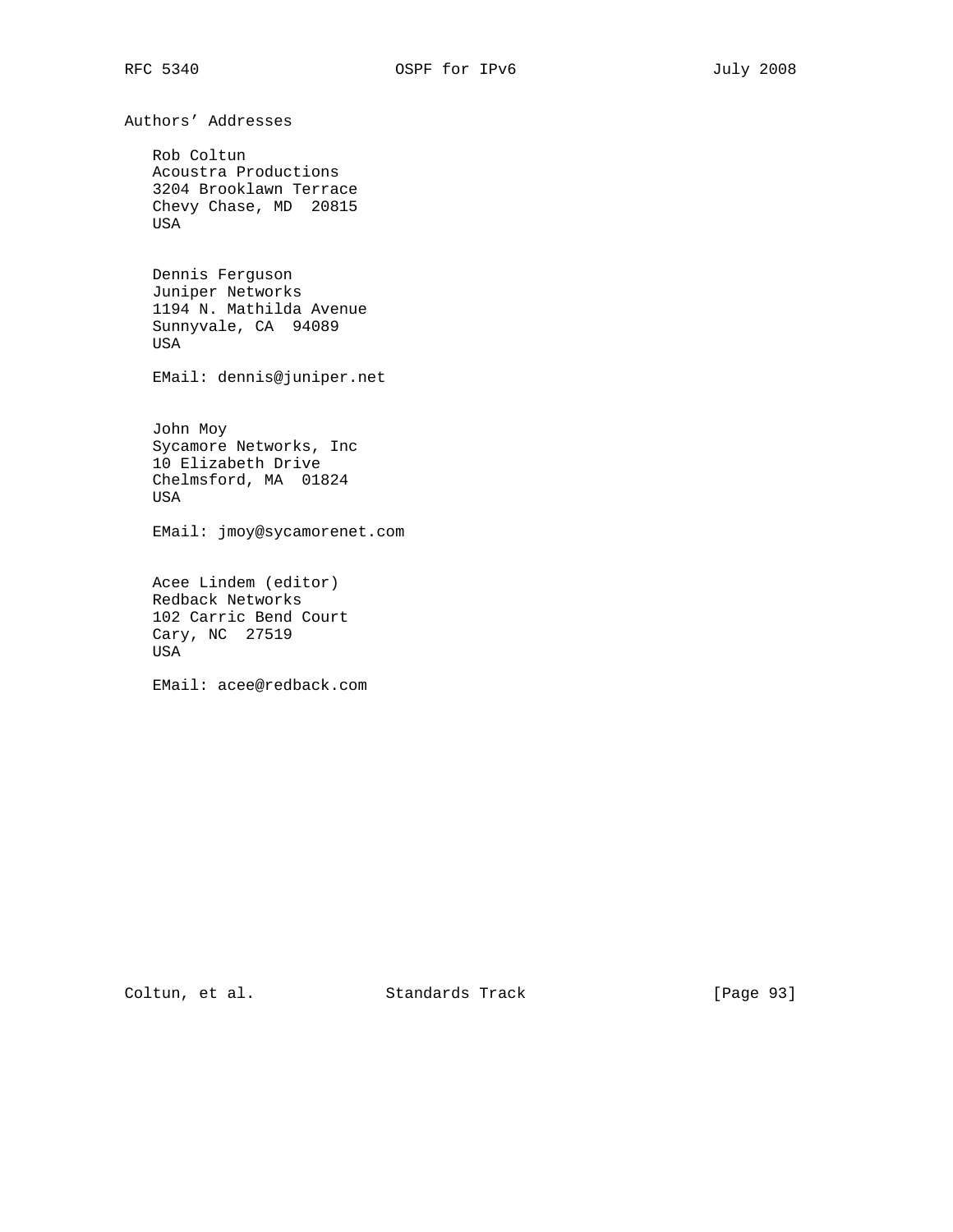## Authors' Addresses

Rob Coltun
Acoustra Productions
3204 Brooklawn Terrace
Chevy Chase, MD 20815
USA

Dennis Ferguson
Juniper Networks
1194 N. Mathilda Avenue
Sunnyvale, CA 94089
USA

EMail: dennis@juniper.net

John Moy
Sycamore Networks, Inc
10 Elizabeth Drive
Chelmsford, MA 01824
USA

EMail: jmoy@sycamorenet.com

Acee Lindem (editor)
Redback Networks
102 Carric Bend Court
Cary, NC 27519
USA

EMail: acee@redback.com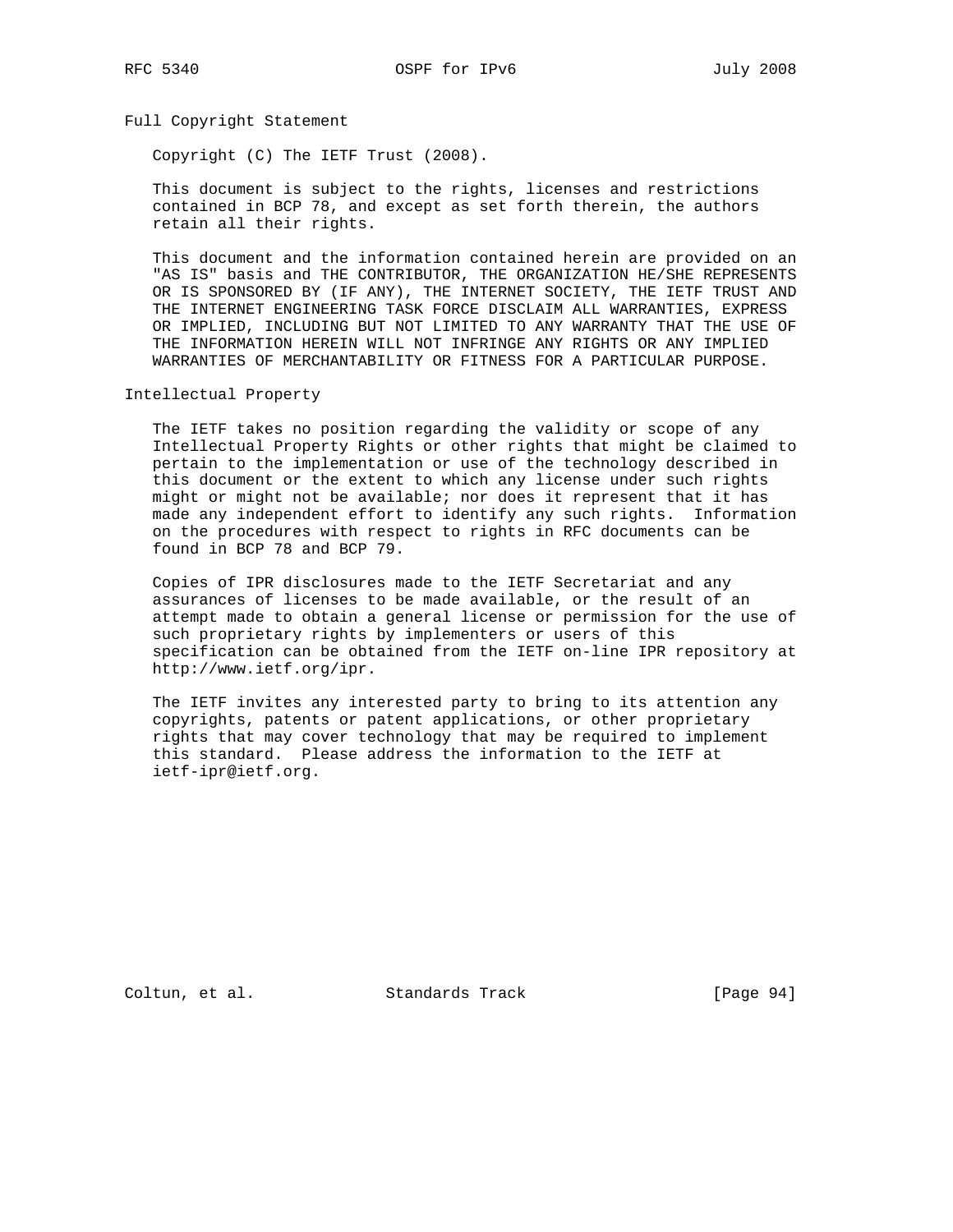## Full Copyright Statement

Copyright (C) The IETF Trust (2008).

This document is subject to the rights, licenses and restrictions contained in BCP 78, and except as set forth therein, the authors retain all their rights.

This document and the information contained herein are provided on an "AS IS" basis and THE CONTRIBUTOR, THE ORGANIZATION HE/SHE REPRESENTS OR IS SPONSORED BY (IF ANY), THE INTERNET SOCIETY, THE IETF TRUST AND THE INTERNET ENGINEERING TASK FORCE DISCLAIM ALL WARRANTIES, EXPRESS OR IMPLIED, INCLUDING BUT NOT LIMITED TO ANY WARRANTY THAT THE USE OF THE INFORMATION HEREIN WILL NOT INFRINGE ANY RIGHTS OR ANY IMPLIED WARRANTIES OF MERCHANTABILITY OR FITNESS FOR A PARTICULAR PURPOSE.

## Intellectual Property

The IETF takes no position regarding the validity or scope of any Intellectual Property Rights or other rights that might be claimed to pertain to the implementation or use of the technology described in this document or the extent to which any license under such rights might or might not be available; nor does it represent that it has made any independent effort to identify any such rights. Information on the procedures with respect to rights in RFC documents can be found in BCP 78 and BCP 79.

Copies of IPR disclosures made to the IETF Secretariat and any assurances of licenses to be made available, or the result of an attempt made to obtain a general license or permission for the use of such proprietary rights by implementers or users of this specification can be obtained from the IETF on-line IPR repository at http://www.ietf.org/ipr.

The IETF invites any interested party to bring to its attention any copyrights, patents or patent applications, or other proprietary rights that may cover technology that may be required to implement this standard. Please address the information to the IETF at ietf-ipr@ietf.org.